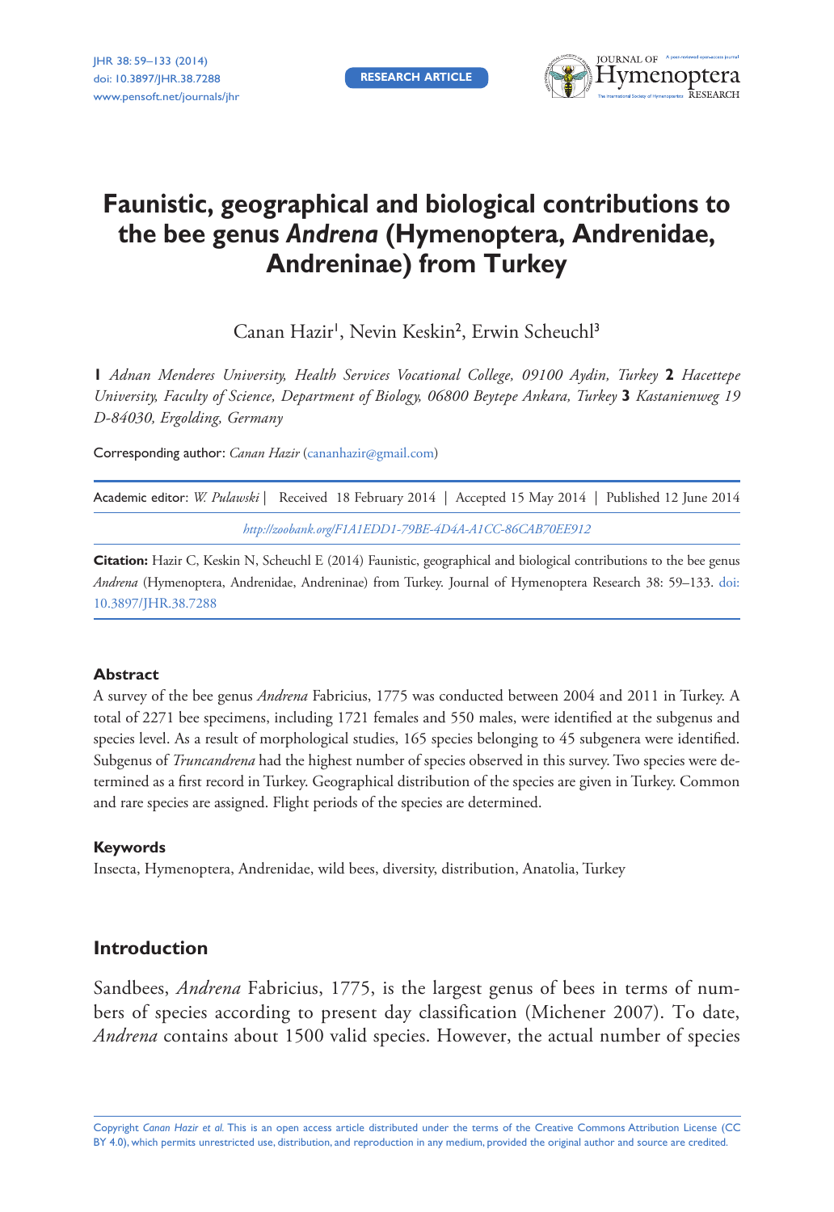RESEARCH ARTICLE

# Faunistic, geographical and biological contributions to the bee genus *Andrena* (Hymenoptera, Andrenidae, Andreninae) from Turkey

Canan Hazir[1], Nevin Keskin[2], Erwin Scheuchl[3]

**1** *Adnan Menderes University, Health Services Vocational College, 09100 Aydin, Turkey* **2** *Hacettepe University, Faculty of Science, Department of Biology, 06800 Beytepe Ankara, Turkey* **3** *Kastanienweg 19 D-84030, Ergolding, Germany*

Corresponding author: *Canan Hazir* (cananhazir@gmail.com)

Academic editor: *W. Pulawski* | Received 18 February 2014 | Accepted 15 May 2014 | Published 12 June 2014

*http://zoobank.org/F1A1EDD1-79BE-4D4A-A1CC-86CAB70EE912*

**Citation:** Hazir C, Keskin N, Scheuchl E (2014) Faunistic, geographical and biological contributions to the bee genus *Andrena* (Hymenoptera, Andrenidae, Andreninae) from Turkey. Journal of Hymenoptera Research 38: 59–133. doi: 10.3897/JHR.38.7288

### Abstract

A survey of the bee genus *Andrena* Fabricius, 1775 was conducted between 2004 and 2011 in Turkey. A total of 2271 bee specimens, including 1721 females and 550 males, were identified at the subgenus and species level. As a result of morphological studies, 165 species belonging to 45 subgenera were identified. Subgenus of *Truncandrena* had the highest number of species observed in this survey. Two species were determined as a first record in Turkey. Geographical distribution of the species are given in Turkey. Common and rare species are assigned. Flight periods of the species are determined.

### Keywords

Insecta, Hymenoptera, Andrenidae, wild bees, diversity, distribution, Anatolia, Turkey

## Introduction

Sandbees, *Andrena* Fabricius, 1775, is the largest genus of bees in terms of numbers of species according to present day classification (Michener 2007). To date, *Andrena* contains about 1500 valid species. However, the actual number of species

Copyright *Canan Hazir et al.* This is an open access article distributed under the terms of the Creative Commons Attribution License (CC BY 4.0), which permits unrestricted use, distribution, and reproduction in any medium, provided the original author and source are credited.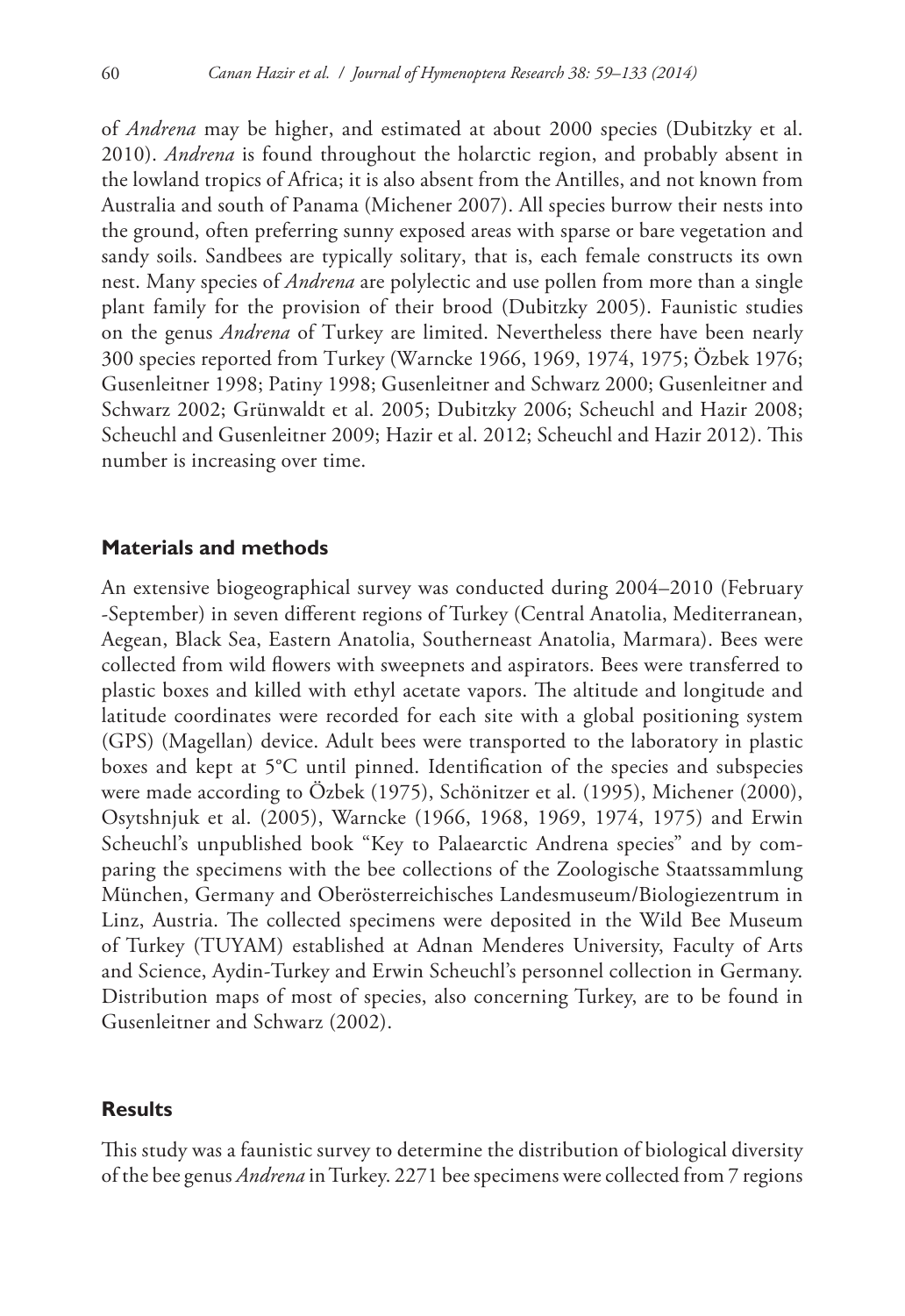of *Andrena* may be higher, and estimated at about 2000 species (Dubitzky et al. 2010). *Andrena* is found throughout the holarctic region, and probably absent in the lowland tropics of Africa; it is also absent from the Antilles, and not known from Australia and south of Panama (Michener 2007). All species burrow their nests into the ground, often preferring sunny exposed areas with sparse or bare vegetation and sandy soils. Sandbees are typically solitary, that is, each female constructs its own nest. Many species of *Andrena* are polylectic and use pollen from more than a single plant family for the provision of their brood (Dubitzky 2005). Faunistic studies on the genus *Andrena* of Turkey are limited. Nevertheless there have been nearly 300 species reported from Turkey (Warncke 1966, 1969, 1974, 1975; Özbek 1976; Gusenleitner 1998; Patiny 1998; Gusenleitner and Schwarz 2000; Gusenleitner and Schwarz 2002; Grünwaldt et al. 2005; Dubitzky 2006; Scheuchl and Hazir 2008; Scheuchl and Gusenleitner 2009; Hazir et al. 2012; Scheuchl and Hazir 2012). This number is increasing over time.

## Materials and methods

An extensive biogeographical survey was conducted during 2004–2010 (February -September) in seven different regions of Turkey (Central Anatolia, Mediterranean, Aegean, Black Sea, Eastern Anatolia, Southerneast Anatolia, Marmara). Bees were collected from wild flowers with sweepnets and aspirators. Bees were transferred to plastic boxes and killed with ethyl acetate vapors. The altitude and longitude and latitude coordinates were recorded for each site with a global positioning system (GPS) (Magellan) device. Adult bees were transported to the laboratory in plastic boxes and kept at 5°C until pinned. Identification of the species and subspecies were made according to Özbek (1975), Schönitzer et al. (1995), Michener (2000), Osytshnjuk et al. (2005), Warncke (1966, 1968, 1969, 1974, 1975) and Erwin Scheuchl's unpublished book "Key to Palaearctic Andrena species" and by comparing the specimens with the bee collections of the Zoologische Staatssammlung München, Germany and Oberösterreichisches Landesmuseum/Biologiezentrum in Linz, Austria. The collected specimens were deposited in the Wild Bee Museum of Turkey (TUYAM) established at Adnan Menderes University, Faculty of Arts and Science, Aydin-Turkey and Erwin Scheuchl's personnel collection in Germany. Distribution maps of most of species, also concerning Turkey, are to be found in Gusenleitner and Schwarz (2002).

## Results

This study was a faunistic survey to determine the distribution of biological diversity of the bee genus *Andrena* in Turkey. 2271 bee specimens were collected from 7 regions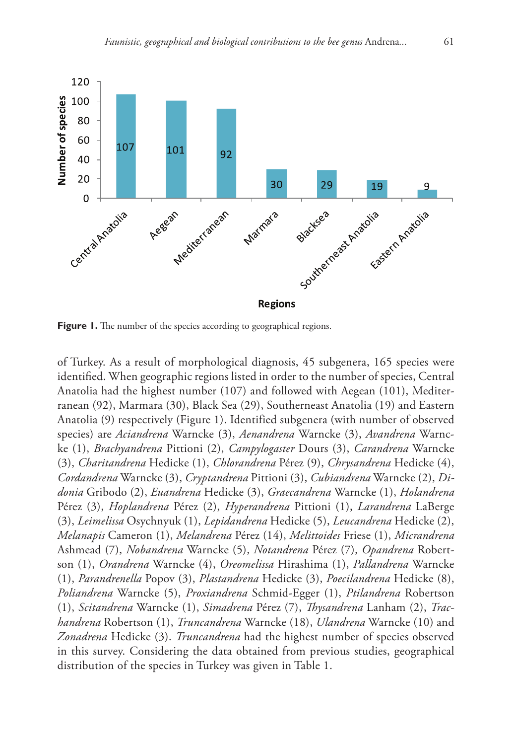**Figure 1.** The number of the species according to geographical regions.

of Turkey. As a result of morphological diagnosis, 45 subgenera, 165 species were identified. When geographic regions listed in order to the number of species, Central Anatolia had the highest number (107) and followed with Aegean (101), Mediterranean (92), Marmara (30), Black Sea (29), Southerneast Anatolia (19) and Eastern Anatolia (9) respectively (Figure 1). Identified subgenera (with number of observed species) are *Aciandrena* Warncke (3), *Aenandrena* Warncke (3), *Avandrena* Warncke (1), *Brachyandrena* Pittioni (2), *Campylogaster* Dours (3), *Carandrena* Warncke (3), *Charitandrena* Hedicke (1), *Chlorandrena* Pérez (9), *Chrysandrena* Hedicke (4), *Cordandrena* Warncke (3), *Cryptandrena* Pittioni (3), *Cubiandrena* Warncke (2), *Didonia* Gribodo (2), *Euandrena* Hedicke (3), *Graecandrena* Warncke (1), *Holandrena* Pérez (3), *Hoplandrena* Pérez (2), *Hyperandrena* Pittioni (1), *Larandrena* LaBerge (3), *Leimelissa* Osychnyuk (1), *Lepidandrena* Hedicke (5), *Leucandrena* Hedicke (2), *Melanapis* Cameron (1), *Melandrena* Pérez (14), *Melittoides* Friese (1), *Micrandrena* Ashmead (7), *Nobandrena* Warncke (5), *Notandrena* Pérez (7), *Opandrena* Robertson (1), *Orandrena* Warncke (4), *Oreomelissa* Hirashima (1), *Pallandrena* Warncke (1), *Parandrenella* Popov (3), *Plastandrena* Hedicke (3), *Poecilandrena* Hedicke (8), *Poliandrena* Warncke (5), *Proxiandrena* Schmid-Egger (1), *Ptilandrena* Robertson (1), *Scitandrena* Warncke (1), *Simadrena* Pérez (7), *Thysandrena* Lanham (2), *Trachandrena* Robertson (1), *Truncandrena* Warncke (18), *Ulandrena* Warncke (10) and *Zonadrena* Hedicke (3). *Truncandrena* had the highest number of species observed in this survey. Considering the data obtained from previous studies, geographical distribution of the species in Turkey was given in Table 1.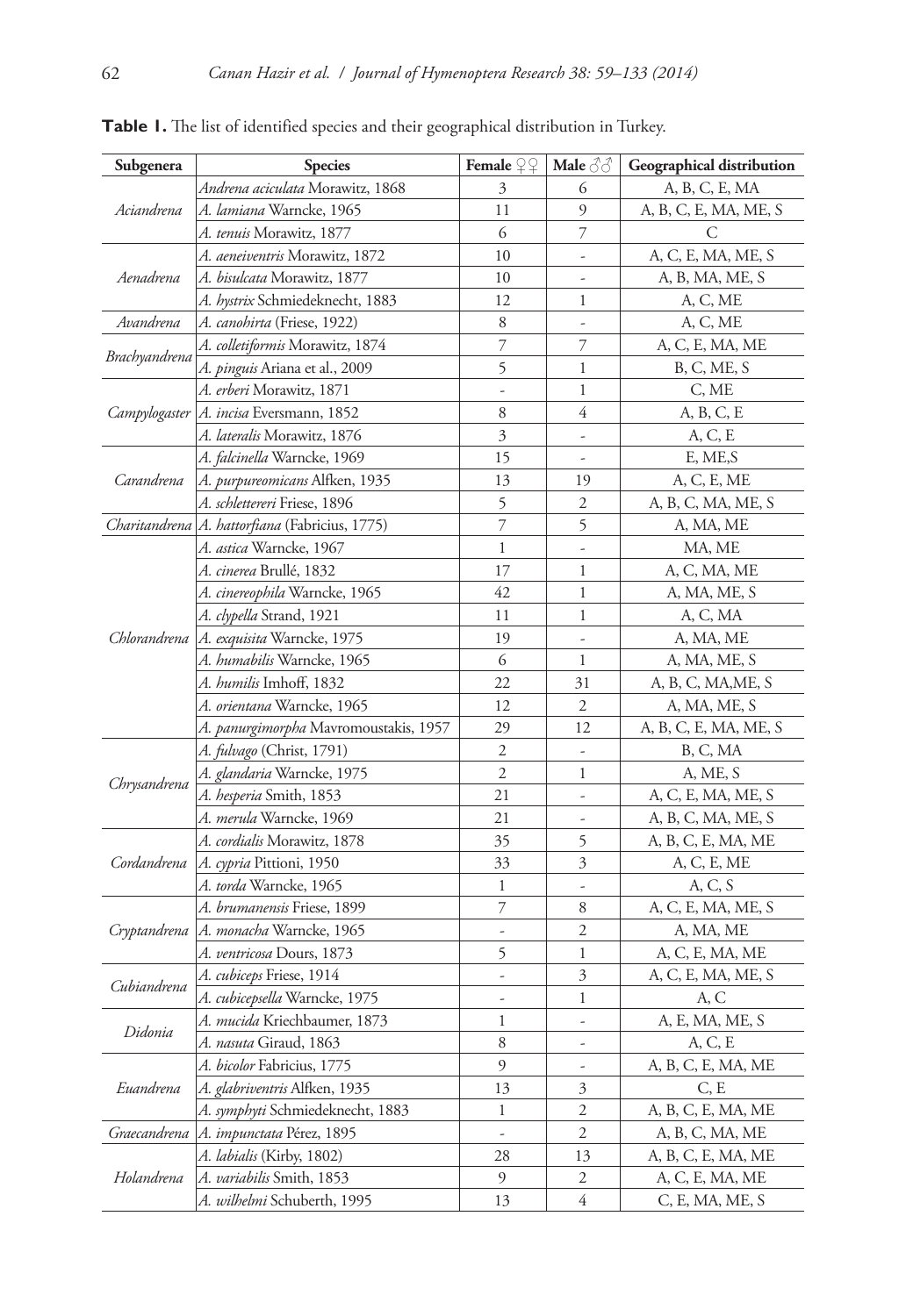**Table 1.** The list of identified species and their geographical distribution in Turkey.

| Subgenera | Species | Female ♀♀ | Male ♂♂ | Geographical distribution |
|---|---|---|---|---|
| *Aciandrena* | *Andrena aciculata* Morawitz, 1868 | 3 | 6 | A, B, C, E, MA |
| | *A. lamiana* Warncke, 1965 | 11 | 9 | A, B, C, E, MA, ME, S |
| | *A. tenuis* Morawitz, 1877 | 6 | 7 | C |
| *Aenadrena* | *A. aeneiventris* Morawitz, 1872 | 10 | - | A, C, E, MA, ME, S |
| | *A. bisulcata* Morawitz, 1877 | 10 | - | A, B, MA, ME, S |
| | *A. hystrix* Schmiedeknecht, 1883 | 12 | 1 | A, C, ME |
| *Avandrena* | *A. canohirta* (Friese, 1922) | 8 | - | A, C, ME |
| *Brachyandrena* | *A. colletiformis* Morawitz, 1874 | 7 | 7 | A, C, E, MA, ME |
| | *A. pinguis* Ariana et al., 2009 | 5 | 1 | B, C, ME, S |
| *Campylogaster* | *A. erberi* Morawitz, 1871 | - | 1 | C, ME |
| | *A. incisa* Eversmann, 1852 | 8 | 4 | A, B, C, E |
| | *A. lateralis* Morawitz, 1876 | 3 | - | A, C, E |
| *Carandrena* | *A. falcinella* Warncke, 1969 | 15 | - | E, ME,S |
| | *A. purpureomicans* Alfken, 1935 | 13 | 19 | A, C, E, ME |
| | *A. schlettereri* Friese, 1896 | 5 | 2 | A, B, C, MA, ME, S |
| *Charitandrena* | *A. hattorfiana* (Fabricius, 1775) | 7 | 5 | A, MA, ME |
| *Chlorandrena* | *A. astica* Warncke, 1967 | 1 | - | MA, ME |
| | *A. cinerea* Brullé, 1832 | 17 | 1 | A, C, MA, ME |
| | *A. cinereophila* Warncke, 1965 | 42 | 1 | A, MA, ME, S |
| | *A. clypella* Strand, 1921 | 11 | 1 | A, C, MA |
| | *A. exquisita* Warncke, 1975 | 19 | - | A, MA, ME |
| | *A. humabilis* Warncke, 1965 | 6 | 1 | A, MA, ME, S |
| | *A. humilis* Imhoff, 1832 | 22 | 31 | A, B, C, MA,ME, S |
| | *A. orientana* Warncke, 1965 | 12 | 2 | A, MA, ME, S |
| | *A. panurgimorpha* Mavromoustakis, 1957 | 29 | 12 | A, B, C, E, MA, ME, S |
| *Chrysandrena* | *A. fulvago* (Christ, 1791) | 2 | - | B, C, MA |
| | *A. glandaria* Warncke, 1975 | 2 | 1 | A, ME, S |
| | *A. hesperia* Smith, 1853 | 21 | - | A, C, E, MA, ME, S |
| | *A. merula* Warncke, 1969 | 21 | - | A, B, C, MA, ME, S |
| *Cordandrena* | *A. cordialis* Morawitz, 1878 | 35 | 5 | A, B, C, E, MA, ME |
| | *A. cypria* Pittioni, 1950 | 33 | 3 | A, C, E, ME |
| | *A. torda* Warncke, 1965 | 1 | - | A, C, S |
| *Cryptandrena* | *A. brumanensis* Friese, 1899 | 7 | 8 | A, C, E, MA, ME, S |
| | *A. monacha* Warncke, 1965 | - | 2 | A, MA, ME |
| | *A. ventricosa* Dours, 1873 | 5 | 1 | A, C, E, MA, ME |
| *Cubiandrena* | *A. cubiceps* Friese, 1914 | - | 3 | A, C, E, MA, ME, S |
| | *A. cubicepsella* Warncke, 1975 | - | 1 | A, C |
| *Didonia* | *A. mucida* Kriechbaumer, 1873 | 1 | - | A, E, MA, ME, S |
| | *A. nasuta* Giraud, 1863 | 8 | - | A, C, E |
| *Euandrena* | *A. bicolor* Fabricius, 1775 | 9 | - | A, B, C, E, MA, ME |
| | *A. glabriventris* Alfken, 1935 | 13 | 3 | C, E |
| | *A. symphyti* Schmiedeknecht, 1883 | 1 | 2 | A, B, C, E, MA, ME |
| *Graecandrena* | *A. impunctata* Pérez, 1895 | - | 2 | A, B, C, MA, ME |
| *Holandrena* | *A. labialis* (Kirby, 1802) | 28 | 13 | A, B, C, E, MA, ME |
| | *A. variabilis* Smith, 1853 | 9 | 2 | A, C, E, MA, ME |
| | *A. wilhelmi* Schuberth, 1995 | 13 | 4 | C, E, MA, ME, S |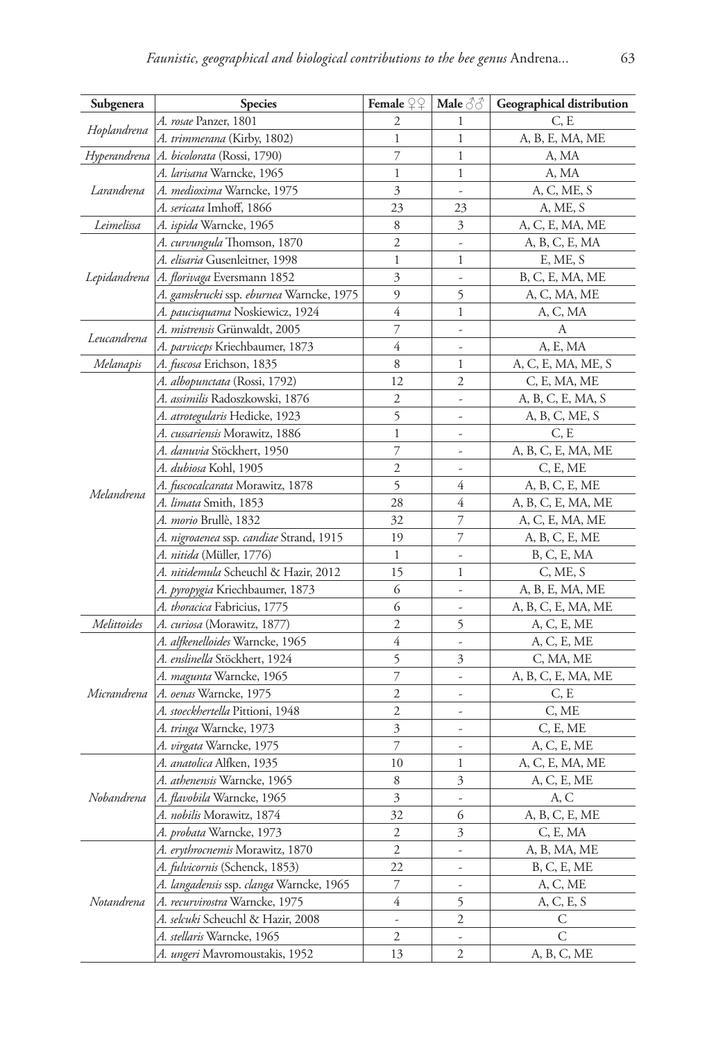| Subgenera | Species | Female ♀♀ | Male ♂♂ | Geographical distribution |
|---|---|---|---|---|
| *Hoplandrena* | *A. rosae* Panzer, 1801 | 2 | 1 | C, E |
| | *A. trimmerana* (Kirby, 1802) | 1 | 1 | A, B, E, MA, ME |
| *Hyperandrena* | *A. bicolorata* (Rossi, 1790) | 7 | 1 | A, MA |
| *Larandrena* | *A. larisana* Warncke, 1965 | 1 | 1 | A, MA |
| | *A. medioxima* Warncke, 1975 | 3 | - | A, C, ME, S |
| | *A. sericata* Imhoff, 1866 | 23 | 23 | A, ME, S |
| *Leimelissa* | *A. ispida* Warncke, 1965 | 8 | 3 | A, C, E, MA, ME |
| *Lepidandrena* | *A. curvungula* Thomson, 1870 | 2 | - | A, B, C, E, MA |
| | *A. elisaria* Gusenleitner, 1998 | 1 | 1 | E, ME, S |
| | *A. florivaga* Eversmann 1852 | 3 | - | B, C, E, MA, ME |
| | *A. gamskrucki* ssp. *eburnea* Warncke, 1975 | 9 | 5 | A, C, MA, ME |
| | *A. paucisquama* Noskiewicz, 1924 | 4 | 1 | A, C, MA |
| *Leucandrena* | *A. mistrensis* Grünwaldt, 2005 | 7 | - | A |
| | *A. parviceps* Kriechbaumer, 1873 | 4 | - | A, E, MA |
| *Melanapis* | *A. fuscosa* Erichson, 1835 | 8 | 1 | A, C, E, MA, ME, S |
| *Melandrena* | *A. albopunctata* (Rossi, 1792) | 12 | 2 | C, E, MA, ME |
| | *A. assimilis* Radoszkowski, 1876 | 2 | - | A, B, C, E, MA, S |
| | *A. atrotegularis* Hedicke, 1923 | 5 | - | A, B, C, ME, S |
| | *A. cussariensis* Morawitz, 1886 | 1 | - | C, E |
| | *A. danuvia* Stöckhert, 1950 | 7 | - | A, B, C, E, MA, ME |
| | *A. dubiosa* Kohl, 1905 | 2 | - | C, E, ME |
| | *A. fuscocalcarata* Morawitz, 1878 | 5 | 4 | A, B, C, E, ME |
| | *A. limata* Smith, 1853 | 28 | 4 | A, B, C, E, MA, ME |
| | *A. morio* Brullè, 1832 | 32 | 7 | A, C, E, MA, ME |
| | *A. nigroaenea* ssp. *candiae* Strand, 1915 | 19 | 7 | A, B, C, E, ME |
| | *A. nitida* (Müller, 1776) | 1 | - | B, C, E, MA |
| | *A. nitidemula* Scheuchl & Hazir, 2012 | 15 | 1 | C, ME, S |
| | *A. pyropygia* Kriechbaumer, 1873 | 6 | - | A, B, E, MA, ME |
| | *A. thoracica* Fabricius, 1775 | 6 | - | A, B, C, E, MA, ME |
| *Melittoides* | *A. curiosa* (Morawitz, 1877) | 2 | 5 | A, C, E, ME |
| *Micrandrena* | *A. alfkenelloides* Warncke, 1965 | 4 | - | A, C, E, ME |
| | *A. enslinella* Stöckhert, 1924 | 5 | 3 | C, MA, ME |
| | *A. magunta* Warncke, 1965 | 7 | - | A, B, C, E, MA, ME |
| | *A. oenas* Warncke, 1975 | 2 | - | C, E |
| | *A. stoeckhertella* Pittioni, 1948 | 2 | - | C, ME |
| | *A. tringa* Warncke, 1973 | 3 | - | C, E, ME |
| | *A. virgata* Warncke, 1975 | 7 | - | A, C, E, ME |
| *Nobandrena* | *A. anatolica* Alfken, 1935 | 10 | 1 | A, C, E, MA, ME |
| | *A. athenensis* Warncke, 1965 | 8 | 3 | A, C, E, ME |
| | *A. flavobila* Warncke, 1965 | 3 | - | A, C |
| | *A. nobilis* Morawitz, 1874 | 32 | 6 | A, B, C, E, ME |
| | *A. probata* Warncke, 1973 | 2 | 3 | C, E, MA |
| *Notandrena* | *A. erythrocnemis* Morawitz, 1870 | 2 | - | A, B, MA, ME |
| | *A. fulvicornis* (Schenck, 1853) | 22 | - | B, C, E, ME |
| | *A. langadensis* ssp. *clanga* Warncke, 1965 | 7 | - | A, C, ME |
| | *A. recurvirostra* Warncke, 1975 | 4 | 5 | A, C, E, S |
| | *A. selcuki* Scheuchl & Hazir, 2008 | - | 2 | C |
| | *A. stellaris* Warncke, 1965 | 2 | - | C |
| | *A. ungeri* Mavromoustakis, 1952 | 13 | 2 | A, B, C, ME |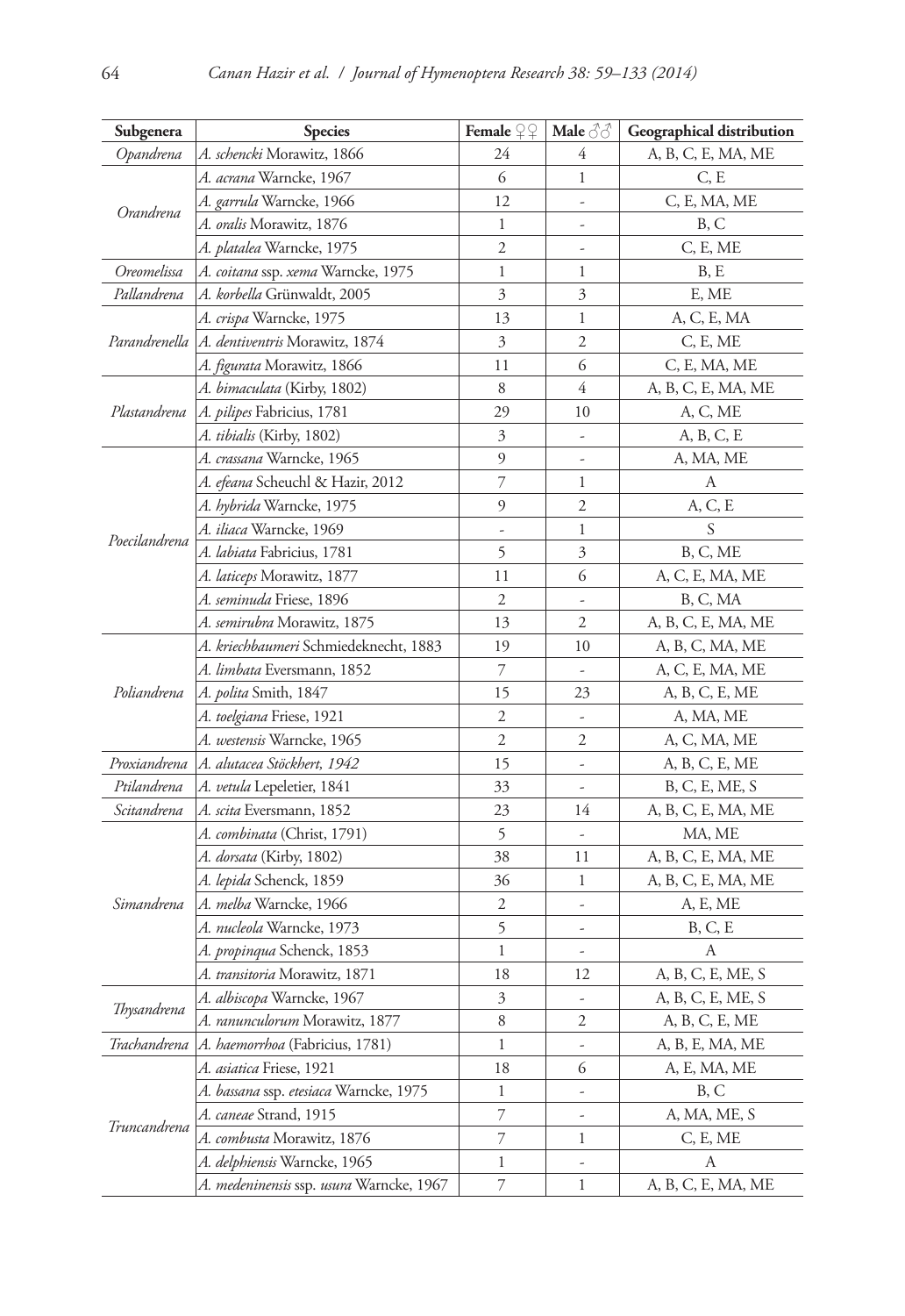| Subgenera | Species | Female ♀♀ | Male ♂♂ | Geographical distribution |
|---|---|---|---|---|
| *Opandrena* | *A. schencki* Morawitz, 1866 | 24 | 4 | A, B, C, E, MA, ME |
| *Orandrena* | *A. acrana* Warncke, 1967 | 6 | 1 | C, E |
| | *A. garrula* Warncke, 1966 | 12 | - | C, E, MA, ME |
| | *A. oralis* Morawitz, 1876 | 1 | - | B, C |
| | *A. platalea* Warncke, 1975 | 2 | - | C, E, ME |
| *Oreomelissa* | *A. coitana* ssp. *xema* Warncke, 1975 | 1 | 1 | B, E |
| *Pallandrena* | *A. korbella* Grünwaldt, 2005 | 3 | 3 | E, ME |
| *Parandrenella* | *A. crispa* Warncke, 1975 | 13 | 1 | A, C, E, MA |
| | *A. dentiventris* Morawitz, 1874 | 3 | 2 | C, E, ME |
| | *A. figurata* Morawitz, 1866 | 11 | 6 | C, E, MA, ME |
| *Plastandrena* | *A. bimaculata* (Kirby, 1802) | 8 | 4 | A, B, C, E, MA, ME |
| | *A. pilipes* Fabricius, 1781 | 29 | 10 | A, C, ME |
| | *A. tibialis* (Kirby, 1802) | 3 | - | A, B, C, E |
| *Poecilandrena* | *A. crassana* Warncke, 1965 | 9 | - | A, MA, ME |
| | *A. efeana* Scheuchl & Hazir, 2012 | 7 | 1 | A |
| | *A. hybrida* Warncke, 1975 | 9 | 2 | A, C, E |
| | *A. iliaca* Warncke, 1969 | - | 1 | S |
| | *A. labiata* Fabricius, 1781 | 5 | 3 | B, C, ME |
| | *A. laticeps* Morawitz, 1877 | 11 | 6 | A, C, E, MA, ME |
| | *A. seminuda* Friese, 1896 | 2 | - | B, C, MA |
| | *A. semirubra* Morawitz, 1875 | 13 | 2 | A, B, C, E, MA, ME |
| *Poliandrena* | *A. kriechbaumeri* Schmiedeknecht, 1883 | 19 | 10 | A, B, C, MA, ME |
| | *A. limbata* Eversmann, 1852 | 7 | - | A, C, E, MA, ME |
| | *A. polita* Smith, 1847 | 15 | 23 | A, B, C, E, ME |
| | *A. toelgiana* Friese, 1921 | 2 | - | A, MA, ME |
| | *A. westensis* Warncke, 1965 | 2 | 2 | A, C, MA, ME |
| *Proxiandrena* | *A. alutacea Stöckhert, 1942* | 15 | - | A, B, C, E, ME |
| *Ptilandrena* | *A. vetula* Lepeletier, 1841 | 33 | - | B, C, E, ME, S |
| *Scitandrena* | *A. scita* Eversmann, 1852 | 23 | 14 | A, B, C, E, MA, ME |
| *Simandrena* | *A. combinata* (Christ, 1791) | 5 | - | MA, ME |
| | *A. dorsata* (Kirby, 1802) | 38 | 11 | A, B, C, E, MA, ME |
| | *A. lepida* Schenck, 1859 | 36 | 1 | A, B, C, E, MA, ME |
| | *A. melba* Warncke, 1966 | 2 | - | A, E, ME |
| | *A. nucleola* Warncke, 1973 | 5 | - | B, C, E |
| | *A. propinqua* Schenck, 1853 | 1 | - | A |
| | *A. transitoria* Morawitz, 1871 | 18 | 12 | A, B, C, E, ME, S |
| *Thysandrena* | *A. albiscopa* Warncke, 1967 | 3 | - | A, B, C, E, ME, S |
| | *A. ranunculorum* Morawitz, 1877 | 8 | 2 | A, B, C, E, ME |
| *Trachandrena* | *A. haemorrhoa* (Fabricius, 1781) | 1 | - | A, B, E, MA, ME |
| *Truncandrena* | *A. asiatica* Friese, 1921 | 18 | 6 | A, E, MA, ME |
| | *A. bassana* ssp. *etesiaca* Warncke, 1975 | 1 | - | B, C |
| | *A. caneae* Strand, 1915 | 7 | - | A, MA, ME, S |
| | *A. combusta* Morawitz, 1876 | 7 | 1 | C, E, ME |
| | *A. delphiensis* Warncke, 1965 | 1 | - | A |
| | *A. medeninensis* ssp. *usura* Warncke, 1967 | 7 | 1 | A, B, C, E, MA, ME |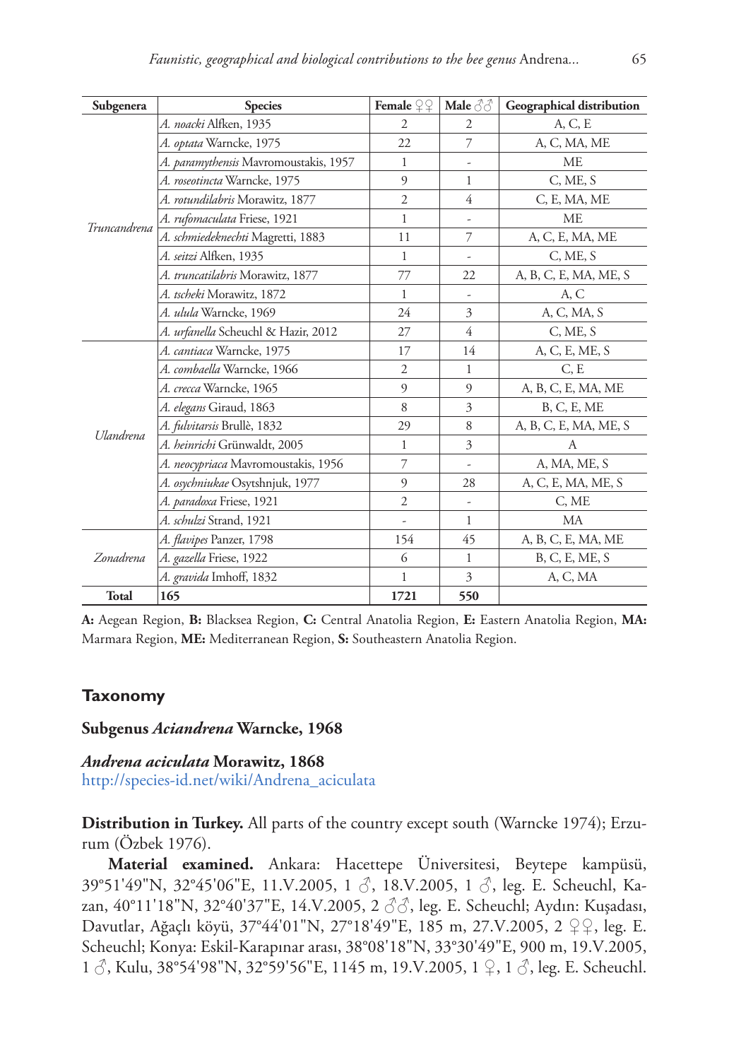| Subgenera | Species | Female ♀♀ | Male ♂♂ | Geographical distribution |
|---|---|---|---|---|
| *Truncandrena* | *A. noacki* Alfken, 1935 | 2 | 2 | A, C, E |
| | *A. optata* Warncke, 1975 | 22 | 7 | A, C, MA, ME |
| | *A. paramythensis* Mavromoustakis, 1957 | 1 | - | ME |
| | *A. roseotincta* Warncke, 1975 | 9 | 1 | C, ME, S |
| | *A. rotundilabris* Morawitz, 1877 | 2 | 4 | C, E, MA, ME |
| | *A. rufomaculata* Friese, 1921 | 1 | - | ME |
| | *A. schmiedeknechti* Magretti, 1883 | 11 | 7 | A, C, E, MA, ME |
| | *A. seitzi* Alfken, 1935 | 1 | - | C, ME, S |
| | *A. truncatilabris* Morawitz, 1877 | 77 | 22 | A, B, C, E, MA, ME, S |
| | *A. tscheki* Morawitz, 1872 | 1 | - | A, C |
| | *A. ulula* Warncke, 1969 | 24 | 3 | A, C, MA, S |
| | *A. urfanella* Scheuchl & Hazir, 2012 | 27 | 4 | C, ME, S |
| *Ulandrena* | *A. cantiaca* Warncke, 1975 | 17 | 14 | A, C, E, ME, S |
| | *A. combaella* Warncke, 1966 | 2 | 1 | C, E |
| | *A. crecca* Warncke, 1965 | 9 | 9 | A, B, C, E, MA, ME |
| | *A. elegans* Giraud, 1863 | 8 | 3 | B, C, E, ME |
| | *A. fulvitarsis* Brullè, 1832 | 29 | 8 | A, B, C, E, MA, ME, S |
| | *A. heinrichi* Grünwaldt, 2005 | 1 | 3 | A |
| | *A. neocypriaca* Mavromoustakis, 1956 | 7 | - | A, MA, ME, S |
| | *A. osychniukae* Osytshnjuk, 1977 | 9 | 28 | A, C, E, MA, ME, S |
| | *A. paradoxa* Friese, 1921 | 2 | - | C, ME |
| | *A. schulzi* Strand, 1921 | - | 1 | MA |
| *Zonadrena* | *A. flavipes* Panzer, 1798 | 154 | 45 | A, B, C, E, MA, ME |
| | *A. gazella* Friese, 1922 | 6 | 1 | B, C, E, ME, S |
| | *A. gravida* Imhoff, 1832 | 1 | 3 | A, C, MA |
| **Total** | **165** | **1721** | **550** | |

**A:** Aegean Region, **B:** Blacksea Region, **C:** Central Anatolia Region, **E:** Eastern Anatolia Region, **MA:** Marmara Region, **ME:** Mediterranean Region, **S:** Southeastern Anatolia Region.

## Taxonomy

### Subgenus *Aciandrena* Warncke, 1968

#### *Andrena aciculata* Morawitz, 1868

http://species-id.net/wiki/Andrena_aciculata

**Distribution in Turkey.** All parts of the country except south (Warncke 1974); Erzurum (Özbek 1976).

**Material examined.** Ankara: Hacettepe Üniversitesi, Beytepe kampüsü, 39°51'49"N, 32°45'06"E, 11.V.2005, 1 ♂, 18.V.2005, 1 ♂, leg. E. Scheuchl, Kazan, 40°11'18"N, 32°40'37"E, 14.V.2005, 2 ♂♂, leg. E. Scheuchl; Aydın: Kuşadası, Davutlar, Ağaçlı köyü, 37°44'01"N, 27°18'49"E, 185 m, 27.V.2005, 2 ♀♀, leg. E. Scheuchl; Konya: Eskil-Karapınar arası, 38°08'18"N, 33°30'49"E, 900 m, 19.V.2005, 1 ♂, Kulu, 38°54'98"N, 32°59'56"E, 1145 m, 19.V.2005, 1 ♀, 1 ♂, leg. E. Scheuchl.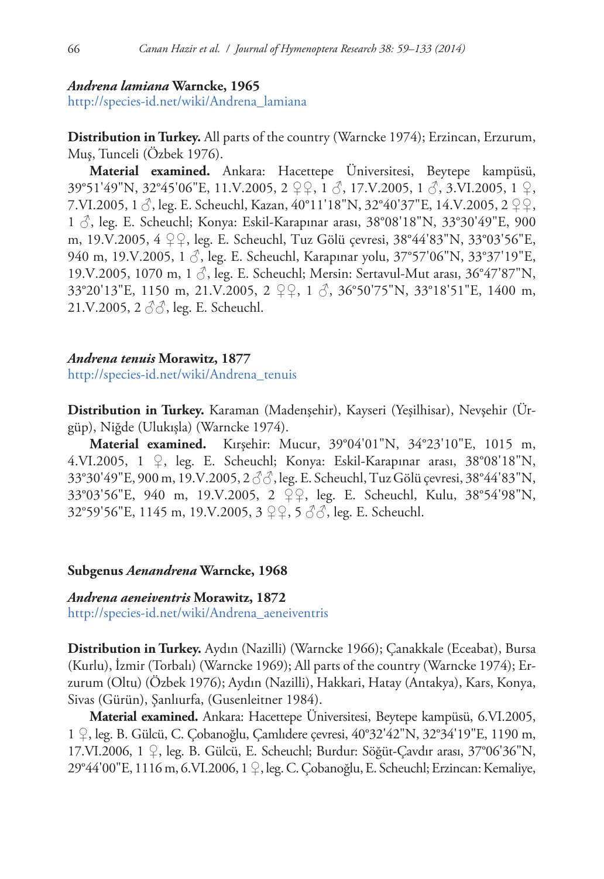***Andrena lamiana* Warncke, 1965**
http://species-id.net/wiki/Andrena_lamiana

**Distribution in Turkey.** All parts of the country (Warncke 1974); Erzincan, Erzurum, Muş, Tunceli (Özbek 1976).

**Material examined.** Ankara: Hacettepe Üniversitesi, Beytepe kampüsü, 39°51'49"N, 32°45'06"E, 11.V.2005, 2 ♀♀, 1 ♂, 17.V.2005, 1 ♂, 3.VI.2005, 1 ♀, 7.VI.2005, 1 ♂, leg. E. Scheuchl, Kazan, 40°11'18"N, 32°40'37"E, 14.V.2005, 2 ♀♀, 1 ♂, leg. E. Scheuchl; Konya: Eskil-Karapınar arası, 38°08'18"N, 33°30'49"E, 900 m, 19.V.2005, 4 ♀♀, leg. E. Scheuchl, Tuz Gölü çevresi, 38°44'83"N, 33°03'56"E, 940 m, 19.V.2005, 1 ♂, leg. E. Scheuchl, Karapınar yolu, 37°57'06"N, 33°37'19"E, 19.V.2005, 1070 m, 1 ♂, leg. E. Scheuchl; Mersin: Sertavul-Mut arası, 36°47'87"N, 33°20'13"E, 1150 m, 21.V.2005, 2 ♀♀, 1 ♂, 36°50'75"N, 33°18'51"E, 1400 m, 21.V.2005, 2 ♂♂, leg. E. Scheuchl.

***Andrena tenuis* Morawitz, 1877**
http://species-id.net/wiki/Andrena_tenuis

**Distribution in Turkey.** Karaman (Madenşehir), Kayseri (Yeşilhisar), Nevşehir (Ürgüp), Niğde (Ulukışla) (Warncke 1974).

**Material examined.** Kırşehir: Mucur, 39°04'01"N, 34°23'10"E, 1015 m, 4.VI.2005, 1 ♀, leg. E. Scheuchl; Konya: Eskil-Karapınar arası, 38°08'18"N, 33°30'49"E, 900 m, 19.V.2005, 2 ♂♂, leg. E. Scheuchl, Tuz Gölü çevresi, 38°44'83"N, 33°03'56"E, 940 m, 19.V.2005, 2 ♀♀, leg. E. Scheuchl, Kulu, 38°54'98"N, 32°59'56"E, 1145 m, 19.V.2005, 3 ♀♀, 5 ♂♂, leg. E. Scheuchl.

**Subgenus *Aenandrena* Warncke, 1968**

***Andrena aeneiventris* Morawitz, 1872**
http://species-id.net/wiki/Andrena_aeneiventris

**Distribution in Turkey.** Aydın (Nazilli) (Warncke 1966); Çanakkale (Eceabat), Bursa (Kurlu), İzmir (Torbalı) (Warncke 1969); All parts of the country (Warncke 1974); Erzurum (Oltu) (Özbek 1976); Aydın (Nazilli), Hakkari, Hatay (Antakya), Kars, Konya, Sivas (Gürün), Şanlıurfa, (Gusenleitner 1984).

**Material examined.** Ankara: Hacettepe Üniversitesi, Beytepe kampüsü, 6.VI.2005, 1 ♀, leg. B. Gülcü, C. Çobanoğlu, Çamlıdere çevresi, 40°32'42"N, 32°34'19"E, 1190 m, 17.VI.2006, 1 ♀, leg. B. Gülcü, E. Scheuchl; Burdur: Söğüt-Çavdır arası, 37°06'36"N, 29°44'00"E, 1116 m, 6.VI.2006, 1 ♀, leg. C. Çobanoğlu, E. Scheuchl; Erzincan: Kemaliye,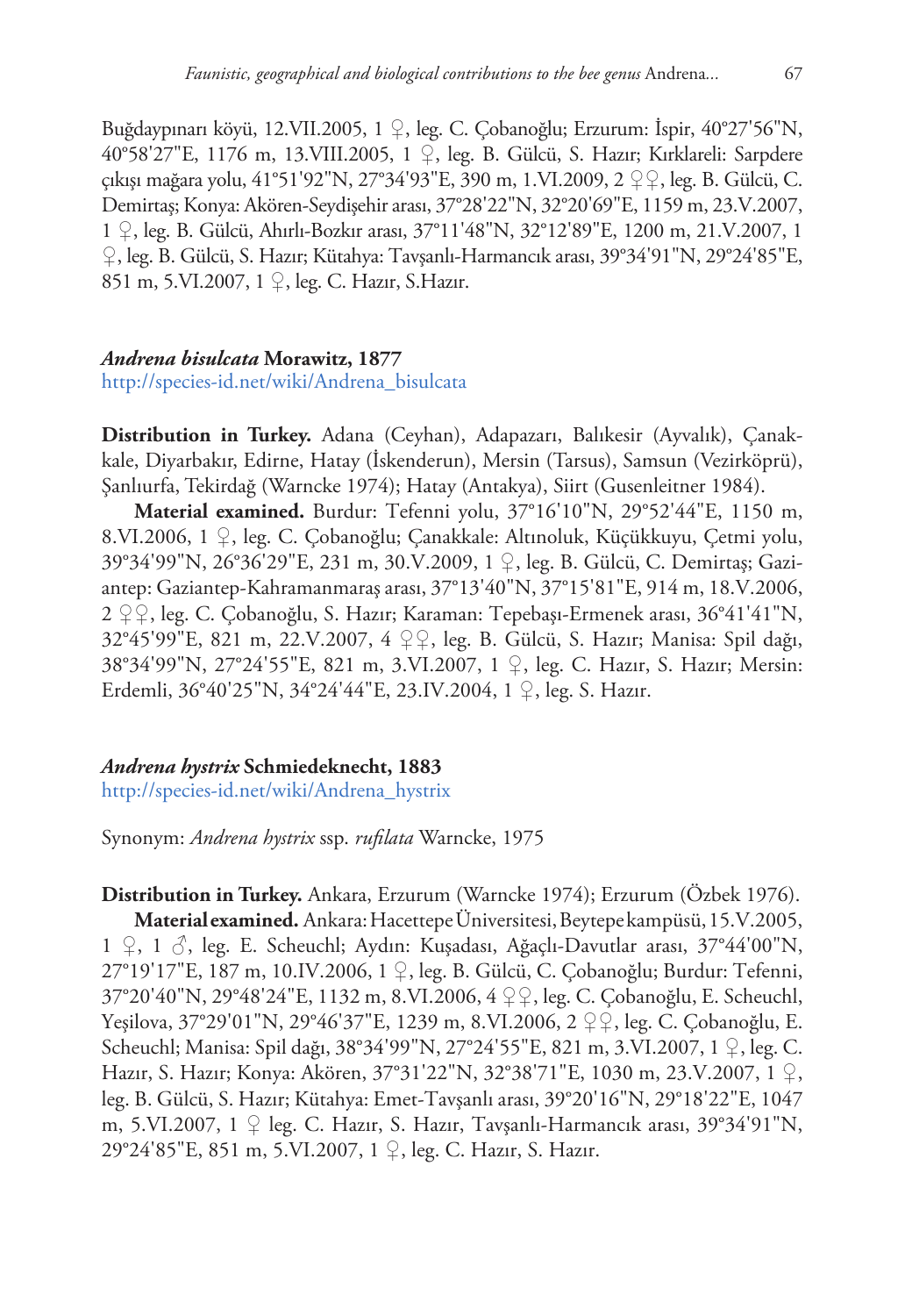Buğdaypınarı köyü, 12.VII.2005, 1 ♀, leg. C. Çobanoğlu; Erzurum: İspir, 40°27'56"N, 40°58'27"E, 1176 m, 13.VIII.2005, 1 ♀, leg. B. Gülcü, S. Hazır; Kırklareli: Sarpdere çıkışı mağara yolu, 41°51'92"N, 27°34'93"E, 390 m, 1.VI.2009, 2 ♀♀, leg. B. Gülcü, C. Demirtaş; Konya: Akören-Seydişehir arası, 37°28'22"N, 32°20'69"E, 1159 m, 23.V.2007, 1 ♀, leg. B. Gülcü, Ahırlı-Bozkır arası, 37°11'48"N, 32°12'89"E, 1200 m, 21.V.2007, 1 ♀, leg. B. Gülcü, S. Hazır; Kütahya: Tavşanlı-Harmancık arası, 39°34'91"N, 29°24'85"E, 851 m, 5.VI.2007, 1 ♀, leg. C. Hazır, S.Hazır.

### *Andrena bisulcata* Morawitz, 1877

http://species-id.net/wiki/Andrena_bisulcata

**Distribution in Turkey.** Adana (Ceyhan), Adapazarı, Balıkesir (Ayvalık), Çanakkale, Diyarbakır, Edirne, Hatay (İskenderun), Mersin (Tarsus), Samsun (Vezirköprü), Şanlıurfa, Tekirdağ (Warncke 1974); Hatay (Antakya), Siirt (Gusenleitner 1984).

**Material examined.** Burdur: Tefenni yolu, 37°16'10"N, 29°52'44"E, 1150 m, 8.VI.2006, 1 ♀, leg. C. Çobanoğlu; Çanakkale: Altınoluk, Küçükkuyu, Çetmi yolu, 39°34'99"N, 26°36'29"E, 231 m, 30.V.2009, 1 ♀, leg. B. Gülcü, C. Demirtaş; Gaziantep: Gaziantep-Kahramanmaraş arası, 37°13'40"N, 37°15'81"E, 914 m, 18.V.2006, 2 ♀♀, leg. C. Çobanoğlu, S. Hazır; Karaman: Tepebaşı-Ermenek arası, 36°41'41"N, 32°45'99"E, 821 m, 22.V.2007, 4 ♀♀, leg. B. Gülcü, S. Hazır; Manisa: Spil dağı, 38°34'99"N, 27°24'55"E, 821 m, 3.VI.2007, 1 ♀, leg. C. Hazır, S. Hazır; Mersin: Erdemli, 36°40'25"N, 34°24'44"E, 23.IV.2004, 1 ♀, leg. S. Hazır.

### *Andrena hystrix* Schmiedeknecht, 1883

http://species-id.net/wiki/Andrena_hystrix

Synonym: *Andrena hystrix* ssp. *rufilata* Warncke, 1975

**Distribution in Turkey.** Ankara, Erzurum (Warncke 1974); Erzurum (Özbek 1976).

**Material examined.** Ankara: Hacettepe Üniversitesi, Beytepe kampüsü, 15.V.2005, 1 ♀, 1 ♂, leg. E. Scheuchl; Aydın: Kuşadası, Ağaçlı-Davutlar arası, 37°44'00"N, 27°19'17"E, 187 m, 10.IV.2006, 1 ♀, leg. B. Gülcü, C. Çobanoğlu; Burdur: Tefenni, 37°20'40"N, 29°48'24"E, 1132 m, 8.VI.2006, 4 ♀♀, leg. C. Çobanoğlu, E. Scheuchl, Yeşilova, 37°29'01"N, 29°46'37"E, 1239 m, 8.VI.2006, 2 ♀♀, leg. C. Çobanoğlu, E. Scheuchl; Manisa: Spil dağı, 38°34'99"N, 27°24'55"E, 821 m, 3.VI.2007, 1 ♀, leg. C. Hazır, S. Hazır; Konya: Akören, 37°31'22"N, 32°38'71"E, 1030 m, 23.V.2007, 1 ♀, leg. B. Gülcü, S. Hazır; Kütahya: Emet-Tavşanlı arası, 39°20'16"N, 29°18'22"E, 1047 m, 5.VI.2007, 1 ♀ leg. C. Hazır, S. Hazır, Tavşanlı-Harmancık arası, 39°34'91"N, 29°24'85"E, 851 m, 5.VI.2007, 1 ♀, leg. C. Hazır, S. Hazır.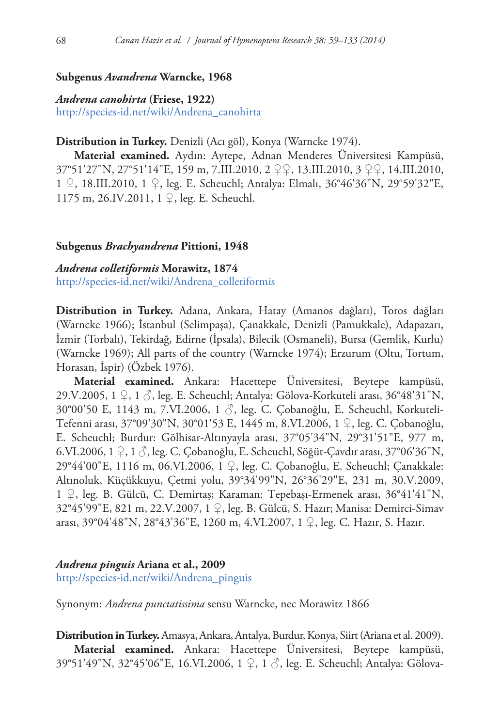### Subgenus *Avandrena* Warncke, 1968

***Andrena canohirta* (Friese, 1922)**
http://species-id.net/wiki/Andrena_canohirta

**Distribution in Turkey.** Denizli (Acı göl), Konya (Warncke 1974).

**Material examined.** Aydın: Aytepe, Adnan Menderes Üniversitesi Kampüsü, 37°51'27"N, 27°51'14"E, 159 m, 7.III.2010, 2 ♀♀, 13.III.2010, 3 ♀♀, 14.III.2010, 1 ♀, 18.III.2010, 1 ♀, leg. E. Scheuchl; Antalya: Elmalı, 36°46'36"N, 29°59'32"E, 1175 m, 26.IV.2011, 1 ♀, leg. E. Scheuchl.

### Subgenus *Brachyandrena* Pittioni, 1948

***Andrena colletiformis* Morawitz, 1874**
http://species-id.net/wiki/Andrena_colletiformis

**Distribution in Turkey.** Adana, Ankara, Hatay (Amanos dağları), Toros dağları (Warncke 1966); İstanbul (Selimpaşa), Çanakkale, Denizli (Pamukkale), Adapazarı, İzmir (Torbalı), Tekirdağ, Edirne (İpsala), Bilecik (Osmaneli), Bursa (Gemlik, Kurlu) (Warncke 1969); All parts of the country (Warncke 1974); Erzurum (Oltu, Tortum, Horasan, İspir) (Özbek 1976).

**Material examined.** Ankara: Hacettepe Üniversitesi, Beytepe kampüsü, 29.V.2005, 1 ♀, 1 ♂, leg. E. Scheuchl; Antalya: Gölova-Korkuteli arası, 36°48'31"N, 30°00'50 E, 1143 m, 7.VI.2006, 1 ♂, leg. C. Çobanoğlu, E. Scheuchl, Korkuteli-Tefenni arası, 37°09'30"N, 30°01'53 E, 1445 m, 8.VI.2006, 1 ♀, leg. C. Çobanoğlu, E. Scheuchl; Burdur: Gölhisar-Altınyayla arası, 37°05'34"N, 29°31'51"E, 977 m, 6.VI.2006, 1 ♀, 1 ♂, leg. C. Çobanoğlu, E. Scheuchl, Söğüt-Çavdır arası, 37°06'36"N, 29°44'00"E, 1116 m, 06.VI.2006, 1 ♀, leg. C. Çobanoğlu, E. Scheuchl; Çanakkale: Altınoluk, Küçükkuyu, Çetmi yolu, 39°34'99"N, 26°36'29"E, 231 m, 30.V.2009, 1 ♀, leg. B. Gülcü, C. Demirtaş; Karaman: Tepebaşı-Ermenek arası, 36°41'41"N, 32°45'99"E, 821 m, 22.V.2007, 1 ♀, leg. B. Gülcü, S. Hazır; Manisa: Demirci-Simav arası, 39°04'48"N, 28°43'36"E, 1260 m, 4.VI.2007, 1 ♀, leg. C. Hazır, S. Hazır.

***Andrena pinguis* Ariana et al., 2009**
http://species-id.net/wiki/Andrena_pinguis

Synonym: *Andrena punctatissima* sensu Warncke, nec Morawitz 1866

**Distribution in Turkey.** Amasya, Ankara, Antalya, Burdur, Konya, Siirt (Ariana et al. 2009).

**Material examined.** Ankara: Hacettepe Üniversitesi, Beytepe kampüsü, 39°51'49"N, 32°45'06"E, 16.VI.2006, 1 ♀, 1 ♂, leg. E. Scheuchl; Antalya: Gölova-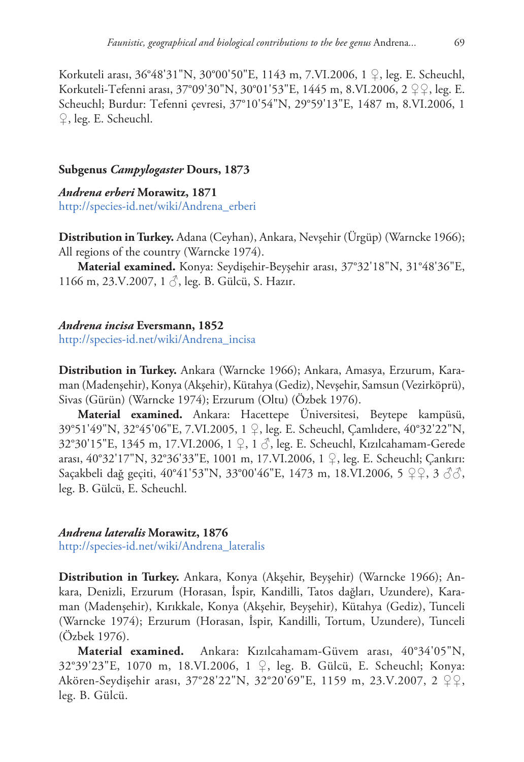Korkuteli arası, 36°48'31"N, 30°00'50"E, 1143 m, 7.VI.2006, 1 ♀, leg. E. Scheuchl, Korkuteli-Tefenni arası, 37°09'30"N, 30°01'53"E, 1445 m, 8.VI.2006, 2 ♀♀, leg. E. Scheuchl; Burdur: Tefenni çevresi, 37°10'54"N, 29°59'13"E, 1487 m, 8.VI.2006, 1 ♀, leg. E. Scheuchl.

### Subgenus *Campylogaster* Dours, 1873

#### *Andrena erberi* Morawitz, 1871

http://species-id.net/wiki/Andrena_erberi

**Distribution in Turkey.** Adana (Ceyhan), Ankara, Nevşehir (Ürgüp) (Warncke 1966); All regions of the country (Warncke 1974).

**Material examined.** Konya: Seydişehir-Beyşehir arası, 37°32'18"N, 31°48'36"E, 1166 m, 23.V.2007, 1 ♂, leg. B. Gülcü, S. Hazır.

#### *Andrena incisa* Eversmann, 1852

http://species-id.net/wiki/Andrena_incisa

**Distribution in Turkey.** Ankara (Warncke 1966); Ankara, Amasya, Erzurum, Karaman (Madenşehir), Konya (Akşehir), Kütahya (Gediz), Nevşehir, Samsun (Vezirköprü), Sivas (Gürün) (Warncke 1974); Erzurum (Oltu) (Özbek 1976).

**Material examined.** Ankara: Hacettepe Üniversitesi, Beytepe kampüsü, 39°51'49"N, 32°45'06"E, 7.VI.2005, 1 ♀, leg. E. Scheuchl, Çamlıdere, 40°32'22"N, 32°30'15"E, 1345 m, 17.VI.2006, 1 ♀, 1 ♂, leg. E. Scheuchl, Kızılcahamam-Gerede arası, 40°32'17"N, 32°36'33"E, 1001 m, 17.VI.2006, 1 ♀, leg. E. Scheuchl; Çankırı: Saçakbeli dağ geçiti, 40°41'53"N, 33°00'46"E, 1473 m, 18.VI.2006, 5 ♀♀, 3 ♂♂, leg. B. Gülcü, E. Scheuchl.

#### *Andrena lateralis* Morawitz, 1876

http://species-id.net/wiki/Andrena_lateralis

**Distribution in Turkey.** Ankara, Konya (Akşehir, Beyşehir) (Warncke 1966); Ankara, Denizli, Erzurum (Horasan, İspir, Kandilli, Tatos dağları, Uzundere), Karaman (Madenşehir), Kırıkkale, Konya (Akşehir, Beyşehir), Kütahya (Gediz), Tunceli (Warncke 1974); Erzurum (Horasan, İspir, Kandilli, Tortum, Uzundere), Tunceli (Özbek 1976).

**Material examined.** Ankara: Kızılcahamam-Güvem arası, 40°34'05"N, 32°39'23"E, 1070 m, 18.VI.2006, 1 ♀, leg. B. Gülcü, E. Scheuchl; Konya: Akören-Seydişehir arası, 37°28'22"N, 32°20'69"E, 1159 m, 23.V.2007, 2 ♀♀, leg. B. Gülcü.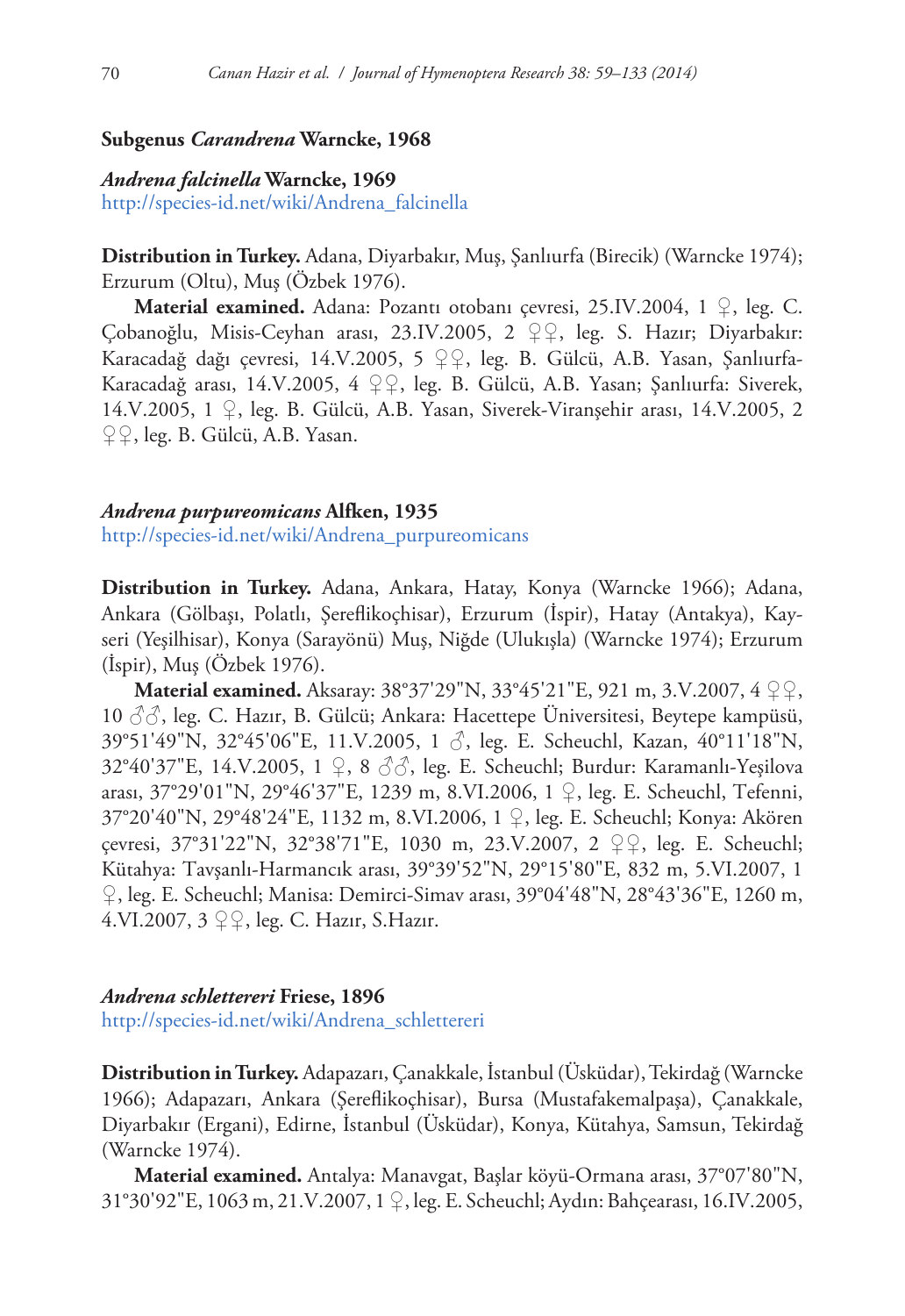### Subgenus *Carandrena* Warncke, 1968

#### *Andrena falcinella* Warncke, 1969

http://species-id.net/wiki/Andrena_falcinella

**Distribution in Turkey.** Adana, Diyarbakır, Muş, Şanlıurfa (Birecik) (Warncke 1974); Erzurum (Oltu), Muş (Özbek 1976).

**Material examined.** Adana: Pozantı otobanı çevresi, 25.IV.2004, 1 ♀, leg. C. Çobanoğlu, Misis-Ceyhan arası, 23.IV.2005, 2 ♀♀, leg. S. Hazır; Diyarbakır: Karacadağ dağı çevresi, 14.V.2005, 5 ♀♀, leg. B. Gülcü, A.B. Yasan, Şanlıurfa-Karacadağ arası, 14.V.2005, 4 ♀♀, leg. B. Gülcü, A.B. Yasan; Şanlıurfa: Siverek, 14.V.2005, 1 ♀, leg. B. Gülcü, A.B. Yasan, Siverek-Viranşehir arası, 14.V.2005, 2 ♀♀, leg. B. Gülcü, A.B. Yasan.

#### *Andrena purpureomicans* Alfken, 1935

http://species-id.net/wiki/Andrena_purpureomicans

**Distribution in Turkey.** Adana, Ankara, Hatay, Konya (Warncke 1966); Adana, Ankara (Gölbaşı, Polatlı, Şereflikoçhisar), Erzurum (İspir), Hatay (Antakya), Kayseri (Yeşilhisar), Konya (Sarayönü) Muş, Niğde (Ulukışla) (Warncke 1974); Erzurum (İspir), Muş (Özbek 1976).

**Material examined.** Aksaray: 38°37'29"N, 33°45'21"E, 921 m, 3.V.2007, 4 ♀♀, 10 ♂♂, leg. C. Hazır, B. Gülcü; Ankara: Hacettepe Üniversitesi, Beytepe kampüsü, 39°51'49"N, 32°45'06"E, 11.V.2005, 1 ♂, leg. E. Scheuchl, Kazan, 40°11'18"N, 32°40'37"E, 14.V.2005, 1 ♀, 8 ♂♂, leg. E. Scheuchl; Burdur: Karamanlı-Yeşilova arası, 37°29'01"N, 29°46'37"E, 1239 m, 8.VI.2006, 1 ♀, leg. E. Scheuchl, Tefenni, 37°20'40"N, 29°48'24"E, 1132 m, 8.VI.2006, 1 ♀, leg. E. Scheuchl; Konya: Akören çevresi, 37°31'22"N, 32°38'71"E, 1030 m, 23.V.2007, 2 ♀♀, leg. E. Scheuchl; Kütahya: Tavşanlı-Harmancık arası, 39°39'52"N, 29°15'80"E, 832 m, 5.VI.2007, 1 ♀, leg. E. Scheuchl; Manisa: Demirci-Simav arası, 39°04'48"N, 28°43'36"E, 1260 m, 4.VI.2007, 3 ♀♀, leg. C. Hazır, S.Hazır.

#### *Andrena schlettereri* Friese, 1896

http://species-id.net/wiki/Andrena_schlettereri

**Distribution in Turkey.** Adapazarı, Çanakkale, İstanbul (Üsküdar), Tekirdağ (Warncke 1966); Adapazarı, Ankara (Şereflikoçhisar), Bursa (Mustafakemalpaşa), Çanakkale, Diyarbakır (Ergani), Edirne, İstanbul (Üsküdar), Konya, Kütahya, Samsun, Tekirdağ (Warncke 1974).

**Material examined.** Antalya: Manavgat, Başlar köyü-Ormana arası, 37°07'80"N, 31°30'92"E, 1063 m, 21.V.2007, 1 ♀, leg. E. Scheuchl; Aydın: Bahçearası, 16.IV.2005,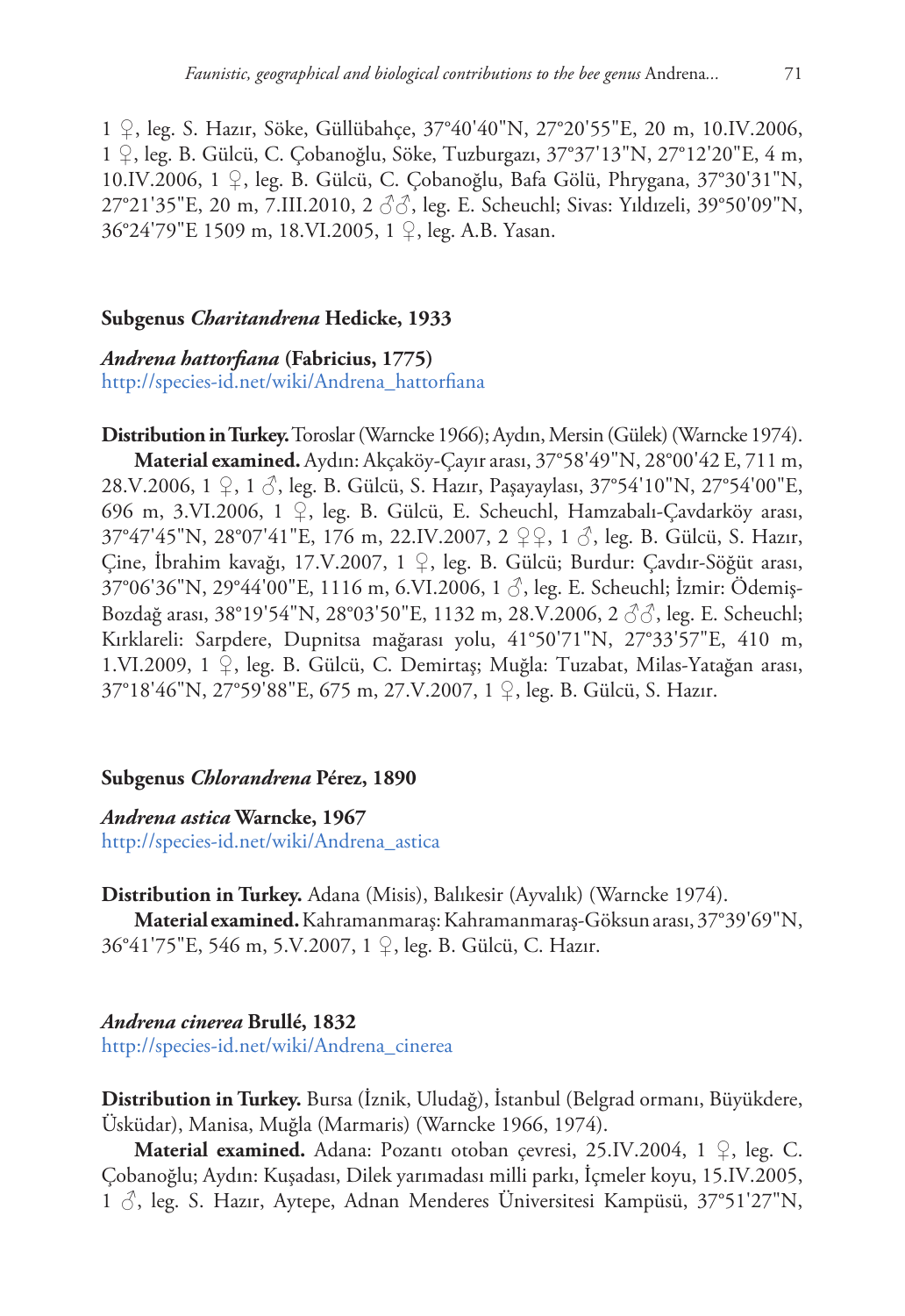1 ♀, leg. S. Hazır, Söke, Güllübahçe, 37°40'40"N, 27°20'55"E, 20 m, 10.IV.2006, 1 ♀, leg. B. Gülcü, C. Çobanoğlu, Söke, Tuzburgazı, 37°37'13"N, 27°12'20"E, 4 m, 10.IV.2006, 1 ♀, leg. B. Gülcü, C. Çobanoğlu, Bafa Gölü, Phrygana, 37°30'31"N, 27°21'35"E, 20 m, 7.III.2010, 2 ♂♂, leg. E. Scheuchl; Sivas: Yıldızeli, 39°50'09"N, 36°24'79"E 1509 m, 18.VI.2005, 1 ♀, leg. A.B. Yasan.

## Subgenus *Charitandrena* Hedicke, 1933

### *Andrena hattorfiana* (Fabricius, 1775)

http://species-id.net/wiki/Andrena_hattorfiana

**Distribution in Turkey.** Toroslar (Warncke 1966); Aydın, Mersin (Gülek) (Warncke 1974).

**Material examined.** Aydın: Akçaköy-Çayır arası, 37°58'49"N, 28°00'42 E, 711 m, 28.V.2006, 1 ♀, 1 ♂, leg. B. Gülcü, S. Hazır, Paşayaylası, 37°54'10"N, 27°54'00"E, 696 m, 3.VI.2006, 1 ♀, leg. B. Gülcü, E. Scheuchl, Hamzabalı-Çavdarköy arası, 37°47'45"N, 28°07'41"E, 176 m, 22.IV.2007, 2 ♀♀, 1 ♂, leg. B. Gülcü, S. Hazır, Çine, İbrahim kavağı, 17.V.2007, 1 ♀, leg. B. Gülcü; Burdur: Çavdır-Söğüt arası, 37°06'36"N, 29°44'00"E, 1116 m, 6.VI.2006, 1 ♂, leg. E. Scheuchl; İzmir: Ödemiş-Bozdağ arası, 38°19'54"N, 28°03'50"E, 1132 m, 28.V.2006, 2 ♂♂, leg. E. Scheuchl; Kırklareli: Sarpdere, Dupnitsa mağarası yolu, 41°50'71"N, 27°33'57"E, 410 m, 1.VI.2009, 1 ♀, leg. B. Gülcü, C. Demirtaş; Muğla: Tuzabat, Milas-Yatağan arası, 37°18'46"N, 27°59'88"E, 675 m, 27.V.2007, 1 ♀, leg. B. Gülcü, S. Hazır.

## Subgenus *Chlorandrena* Pérez, 1890

### *Andrena astica* Warncke, 1967

http://species-id.net/wiki/Andrena_astica

**Distribution in Turkey.** Adana (Misis), Balıkesir (Ayvalık) (Warncke 1974).

**Material examined.** Kahramanmaraş: Kahramanmaraş-Göksun arası, 37°39'69"N, 36°41'75"E, 546 m, 5.V.2007, 1 ♀, leg. B. Gülcü, C. Hazır.

### *Andrena cinerea* Brullé, 1832

http://species-id.net/wiki/Andrena_cinerea

**Distribution in Turkey.** Bursa (İznik, Uludağ), İstanbul (Belgrad ormanı, Büyükdere, Üsküdar), Manisa, Muğla (Marmaris) (Warncke 1966, 1974).

**Material examined.** Adana: Pozantı otoban çevresi, 25.IV.2004, 1 ♀, leg. C. Çobanoğlu; Aydın: Kuşadası, Dilek yarımadası milli parkı, İçmeler koyu, 15.IV.2005, 1 ♂, leg. S. Hazır, Aytepe, Adnan Menderes Üniversitesi Kampüsü, 37°51'27"N,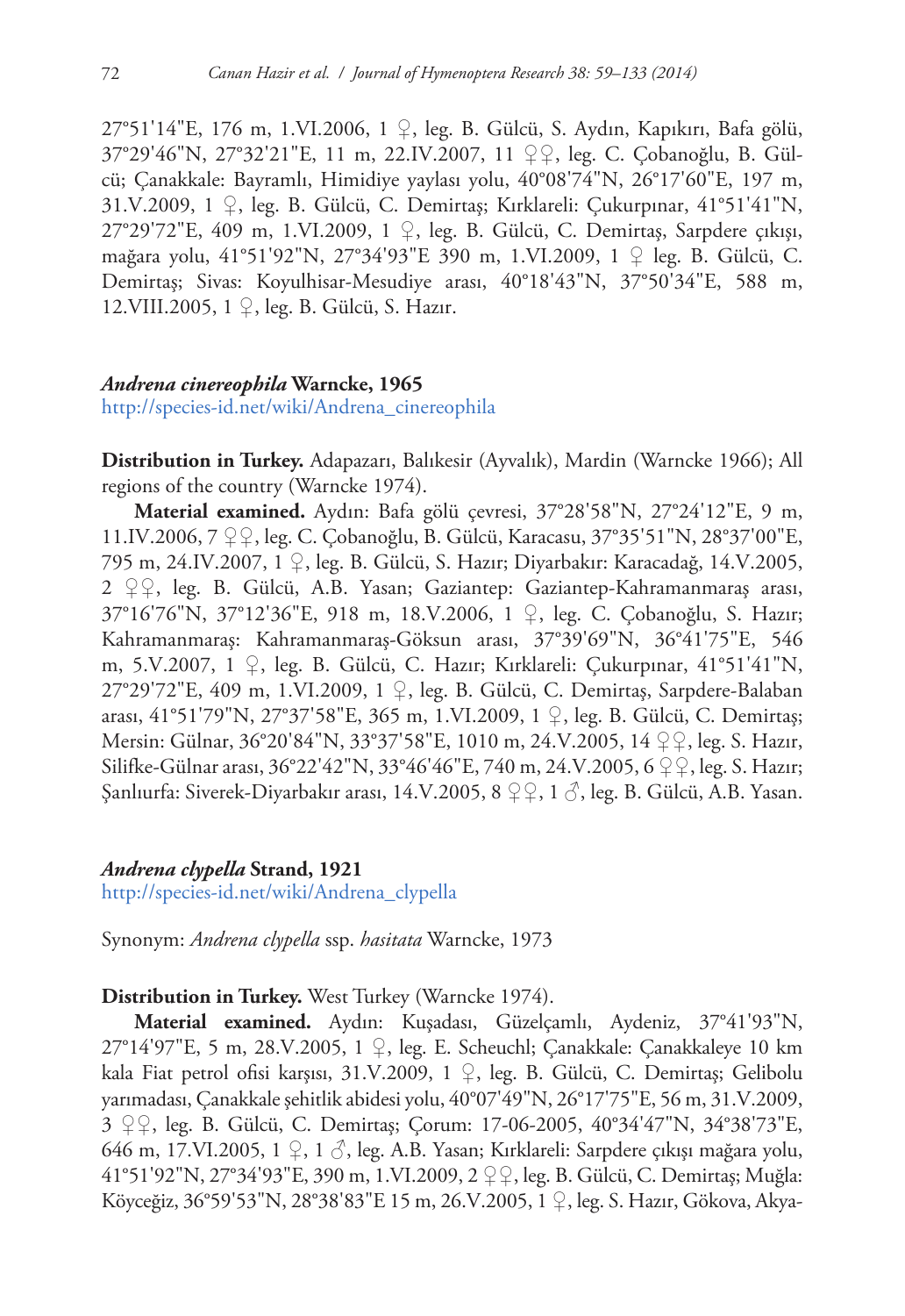27°51'14"E, 176 m, 1.VI.2006, 1 ♀, leg. B. Gülcü, S. Aydın, Kapıkırı, Bafa gölü, 37°29'46"N, 27°32'21"E, 11 m, 22.IV.2007, 11 ♀♀, leg. C. Çobanoğlu, B. Gülcü; Çanakkale: Bayramlı, Himidiye yaylası yolu, 40°08'74"N, 26°17'60"E, 197 m, 31.V.2009, 1 ♀, leg. B. Gülcü, C. Demirtaş; Kırklareli: Çukurpınar, 41°51'41"N, 27°29'72"E, 409 m, 1.VI.2009, 1 ♀, leg. B. Gülcü, C. Demirtaş, Sarpdere çıkışı, mağara yolu, 41°51'92"N, 27°34'93"E 390 m, 1.VI.2009, 1 ♀ leg. B. Gülcü, C. Demirtaş; Sivas: Koyulhisar-Mesudiye arası, 40°18'43"N, 37°50'34"E, 588 m, 12.VIII.2005, 1 ♀, leg. B. Gülcü, S. Hazır.

### *Andrena cinereophila* Warncke, 1965

http://species-id.net/wiki/Andrena_cinereophila

**Distribution in Turkey.** Adapazarı, Balıkesir (Ayvalık), Mardin (Warncke 1966); All regions of the country (Warncke 1974).

**Material examined.** Aydın: Bafa gölü çevresi, 37°28'58"N, 27°24'12"E, 9 m, 11.IV.2006, 7 ♀♀, leg. C. Çobanoğlu, B. Gülcü, Karacasu, 37°35'51"N, 28°37'00"E, 795 m, 24.IV.2007, 1 ♀, leg. B. Gülcü, S. Hazır; Diyarbakır: Karacadağ, 14.V.2005, 2 ♀♀, leg. B. Gülcü, A.B. Yasan; Gaziantep: Gaziantep-Kahramanmaraş arası, 37°16'76"N, 37°12'36"E, 918 m, 18.V.2006, 1 ♀, leg. C. Çobanoğlu, S. Hazır; Kahramanmaraş: Kahramanmaraş-Göksun arası, 37°39'69"N, 36°41'75"E, 546 m, 5.V.2007, 1 ♀, leg. B. Gülcü, C. Hazır; Kırklareli: Çukurpınar, 41°51'41"N, 27°29'72"E, 409 m, 1.VI.2009, 1 ♀, leg. B. Gülcü, C. Demirtaş, Sarpdere-Balaban arası, 41°51'79"N, 27°37'58"E, 365 m, 1.VI.2009, 1 ♀, leg. B. Gülcü, C. Demirtaş; Mersin: Gülnar, 36°20'84"N, 33°37'58"E, 1010 m, 24.V.2005, 14 ♀♀, leg. S. Hazır, Silifke-Gülnar arası, 36°22'42"N, 33°46'46"E, 740 m, 24.V.2005, 6 ♀♀, leg. S. Hazır; Şanlıurfa: Siverek-Diyarbakır arası, 14.V.2005, 8 ♀♀, 1 ♂, leg. B. Gülcü, A.B. Yasan.

### *Andrena clypella* Strand, 1921

http://species-id.net/wiki/Andrena_clypella

Synonym: *Andrena clypella* ssp. *hasitata* Warncke, 1973

**Distribution in Turkey.** West Turkey (Warncke 1974).

**Material examined.** Aydın: Kuşadası, Güzelçamlı, Aydeniz, 37°41'93"N, 27°14'97"E, 5 m, 28.V.2005, 1 ♀, leg. E. Scheuchl; Çanakkale: Çanakkaleye 10 km kala Fiat petrol ofisi karşısı, 31.V.2009, 1 ♀, leg. B. Gülcü, C. Demirtaş; Gelibolu yarımadası, Çanakkale şehitlik abidesi yolu, 40°07'49"N, 26°17'75"E, 56 m, 31.V.2009, 3 ♀♀, leg. B. Gülcü, C. Demirtaş; Çorum: 17-06-2005, 40°34'47"N, 34°38'73"E, 646 m, 17.VI.2005, 1 ♀, 1 ♂, leg. A.B. Yasan; Kırklareli: Sarpdere çıkışı mağara yolu, 41°51'92"N, 27°34'93"E, 390 m, 1.VI.2009, 2 ♀♀, leg. B. Gülcü, C. Demirtaş; Muğla: Köyceğiz, 36°59'53"N, 28°38'83"E 15 m, 26.V.2005, 1 ♀, leg. S. Hazır, Gökova, Akya-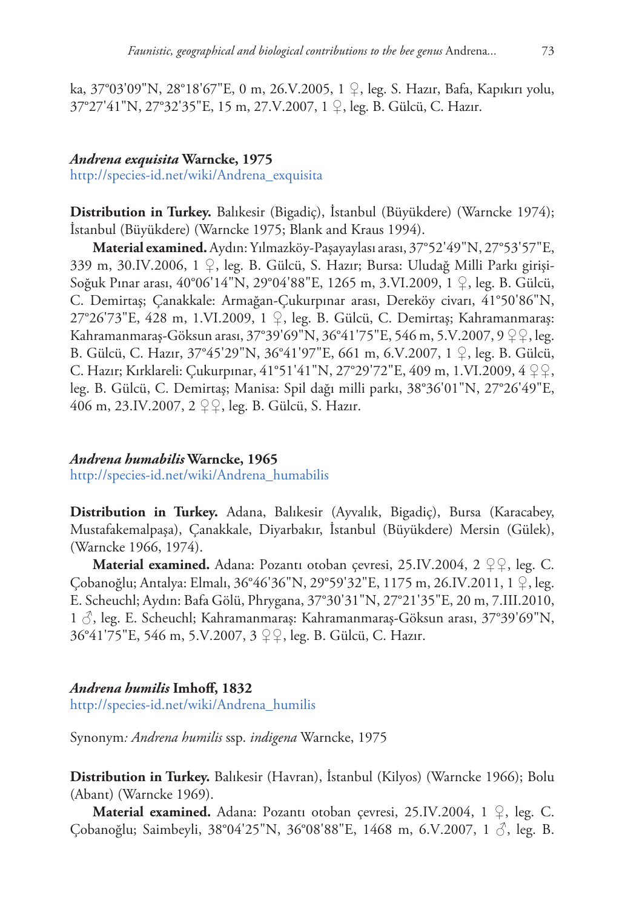ka, 37°03'09"N, 28°18'67"E, 0 m, 26.V.2005, 1 ♀, leg. S. Hazır, Bafa, Kapıkırı yolu, 37°27'41"N, 27°32'35"E, 15 m, 27.V.2007, 1 ♀, leg. B. Gülcü, C. Hazır.

### *Andrena exquisita* Warncke, 1975

http://species-id.net/wiki/Andrena_exquisita

**Distribution in Turkey.** Balıkesir (Bigadiç), İstanbul (Büyükdere) (Warncke 1974); İstanbul (Büyükdere) (Warncke 1975; Blank and Kraus 1994).

**Material examined.** Aydın: Yılmazköy-Paşayaylası arası, 37°52'49"N, 27°53'57"E, 339 m, 30.IV.2006, 1 ♀, leg. B. Gülcü, S. Hazır; Bursa: Uludağ Milli Parkı girişi-Soğuk Pınar arası, 40°06'14"N, 29°04'88"E, 1265 m, 3.VI.2009, 1 ♀, leg. B. Gülcü, C. Demirtaş; Çanakkale: Armağan-Çukurpınar arası, Dereköy civarı, 41°50'86"N, 27°26'73"E, 428 m, 1.VI.2009, 1 ♀, leg. B. Gülcü, C. Demirtaş; Kahramanmaraş: Kahramanmaraş-Göksun arası, 37°39'69"N, 36°41'75"E, 546 m, 5.V.2007, 9 ♀♀, leg. B. Gülcü, C. Hazır, 37°45'29"N, 36°41'97"E, 661 m, 6.V.2007, 1 ♀, leg. B. Gülcü, C. Hazır; Kırklareli: Çukurpınar, 41°51'41"N, 27°29'72"E, 409 m, 1.VI.2009, 4 ♀♀, leg. B. Gülcü, C. Demirtaş; Manisa: Spil dağı milli parkı, 38°36'01"N, 27°26'49"E, 406 m, 23.IV.2007, 2 ♀♀, leg. B. Gülcü, S. Hazır.

### *Andrena humabilis* Warncke, 1965

http://species-id.net/wiki/Andrena_humabilis

**Distribution in Turkey.** Adana, Balıkesir (Ayvalık, Bigadiç), Bursa (Karacabey, Mustafakemalpaşa), Çanakkale, Diyarbakır, İstanbul (Büyükdere) Mersin (Gülek), (Warncke 1966, 1974).

**Material examined.** Adana: Pozantı otoban çevresi, 25.IV.2004, 2 ♀♀, leg. C. Çobanoğlu; Antalya: Elmalı, 36°46'36"N, 29°59'32"E, 1175 m, 26.IV.2011, 1 ♀, leg. E. Scheuchl; Aydın: Bafa Gölü, Phrygana, 37°30'31"N, 27°21'35"E, 20 m, 7.III.2010, 1 ♂, leg. E. Scheuchl; Kahramanmaraş: Kahramanmaraş-Göksun arası, 37°39'69"N, 36°41'75"E, 546 m, 5.V.2007, 3 ♀♀, leg. B. Gülcü, C. Hazır.

### *Andrena humilis* Imhoff, 1832

http://species-id.net/wiki/Andrena_humilis

Synonym*: Andrena humilis* ssp. *indigena* Warncke, 1975

**Distribution in Turkey.** Balıkesir (Havran), İstanbul (Kilyos) (Warncke 1966); Bolu (Abant) (Warncke 1969).

**Material examined.** Adana: Pozantı otoban çevresi, 25.IV.2004, 1 ♀, leg. C. Çobanoğlu; Saimbeyli, 38°04'25"N, 36°08'88"E, 1468 m, 6.V.2007, 1 ♂, leg. B.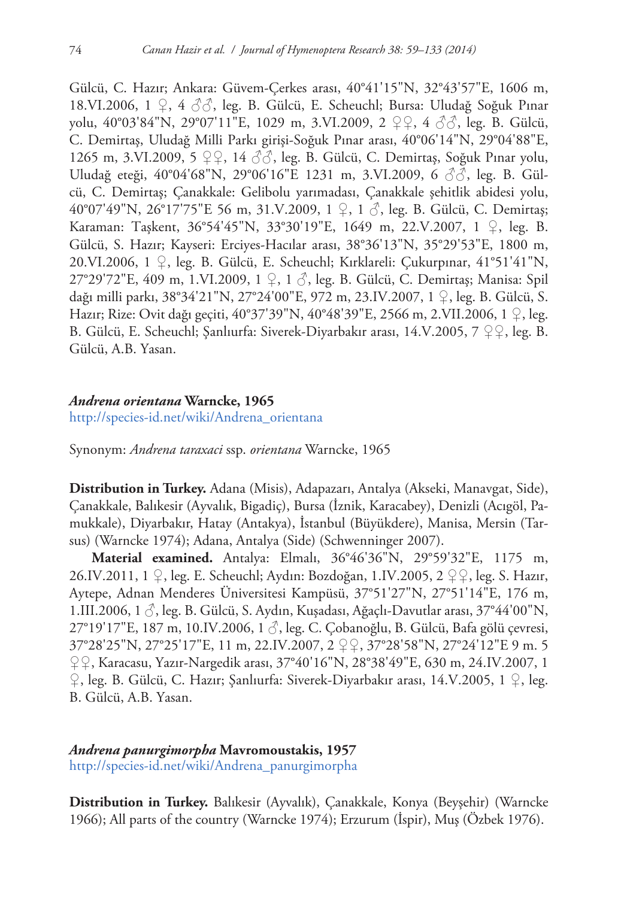Gülcü, C. Hazır; Ankara: Güvem-Çerkes arası, 40°41'15"N, 32°43'57"E, 1606 m, 18.VI.2006, 1 ♀, 4 ♂♂, leg. B. Gülcü, E. Scheuchl; Bursa: Uludağ Soğuk Pınar yolu, 40°03'84"N, 29°07'11"E, 1029 m, 3.VI.2009, 2 ♀♀, 4 ♂♂, leg. B. Gülcü, C. Demirtaş, Uludağ Milli Parkı girişi-Soğuk Pınar arası, 40°06'14"N, 29°04'88"E, 1265 m, 3.VI.2009, 5 ♀♀, 14 ♂♂, leg. B. Gülcü, C. Demirtaş, Soğuk Pınar yolu, Uludağ eteği, 40°04'68"N, 29°06'16"E 1231 m, 3.VI.2009, 6 ♂♂, leg. B. Gülcü, C. Demirtaş; Çanakkale: Gelibolu yarımadası, Çanakkale şehitlik abidesi yolu, 40°07'49"N, 26°17'75"E 56 m, 31.V.2009, 1 ♀, 1 ♂, leg. B. Gülcü, C. Demirtaş; Karaman: Taşkent, 36°54'45"N, 33°30'19"E, 1649 m, 22.V.2007, 1 ♀, leg. B. Gülcü, S. Hazır; Kayseri: Erciyes-Hacılar arası, 38°36'13"N, 35°29'53"E, 1800 m, 20.VI.2006, 1 ♀, leg. B. Gülcü, E. Scheuchl; Kırklareli: Çukurpınar, 41°51'41"N, 27°29'72"E, 409 m, 1.VI.2009, 1 ♀, 1 ♂, leg. B. Gülcü, C. Demirtaş; Manisa: Spil dağı milli parkı, 38°34'21"N, 27°24'00"E, 972 m, 23.IV.2007, 1 ♀, leg. B. Gülcü, S. Hazır; Rize: Ovit dağı geçiti, 40°37'39"N, 40°48'39"E, 2566 m, 2.VII.2006, 1 ♀, leg. B. Gülcü, E. Scheuchl; Şanlıurfa: Siverek-Diyarbakır arası, 14.V.2005, 7 ♀♀, leg. B. Gülcü, A.B. Yasan.

### *Andrena orientana* Warncke, 1965

http://species-id.net/wiki/Andrena_orientana

Synonym: *Andrena taraxaci* ssp. *orientana* Warncke, 1965

**Distribution in Turkey.** Adana (Misis), Adapazarı, Antalya (Akseki, Manavgat, Side), Çanakkale, Balıkesir (Ayvalık, Bigadiç), Bursa (İznik, Karacabey), Denizli (Acıgöl, Pamukkale), Diyarbakır, Hatay (Antakya), İstanbul (Büyükdere), Manisa, Mersin (Tarsus) (Warncke 1974); Adana, Antalya (Side) (Schwenninger 2007).

**Material examined.** Antalya: Elmalı, 36°46'36"N, 29°59'32"E, 1175 m, 26.IV.2011, 1 ♀, leg. E. Scheuchl; Aydın: Bozdoğan, 1.IV.2005, 2 ♀♀, leg. S. Hazır, Aytepe, Adnan Menderes Üniversitesi Kampüsü, 37°51'27"N, 27°51'14"E, 176 m, 1.III.2006, 1 ♂, leg. B. Gülcü, S. Aydın, Kuşadası, Ağaçlı-Davutlar arası, 37°44'00"N, 27°19'17"E, 187 m, 10.IV.2006, 1 ♂, leg. C. Çobanoğlu, B. Gülcü, Bafa gölü çevresi, 37°28'25"N, 27°25'17"E, 11 m, 22.IV.2007, 2 ♀♀, 37°28'58"N, 27°24'12"E 9 m. 5 ♀♀, Karacasu, Yazır-Nargedik arası, 37°40'16"N, 28°38'49"E, 630 m, 24.IV.2007, 1 ♀, leg. B. Gülcü, C. Hazır; Şanlıurfa: Siverek-Diyarbakır arası, 14.V.2005, 1 ♀, leg. B. Gülcü, A.B. Yasan.

### *Andrena panurgimorpha* Mavromoustakis, 1957

http://species-id.net/wiki/Andrena_panurgimorpha

**Distribution in Turkey.** Balıkesir (Ayvalık), Çanakkale, Konya (Beyşehir) (Warncke 1966); All parts of the country (Warncke 1974); Erzurum (İspir), Muş (Özbek 1976).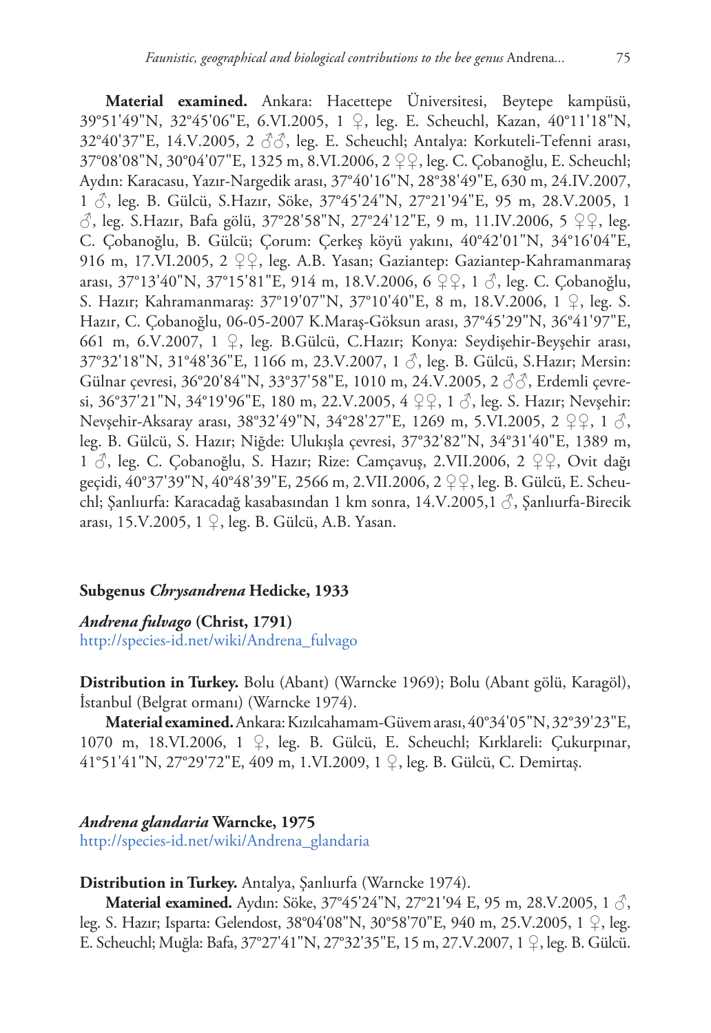**Material examined.** Ankara: Hacettepe Üniversitesi, Beytepe kampüsü, 39°51'49"N, 32°45'06"E, 6.VI.2005, 1 ♀, leg. E. Scheuchl, Kazan, 40°11'18"N, 32°40'37"E, 14.V.2005, 2 ♂♂, leg. E. Scheuchl; Antalya: Korkuteli-Tefenni arası, 37°08'08"N, 30°04'07"E, 1325 m, 8.VI.2006, 2 ♀♀, leg. C. Çobanoğlu, E. Scheuchl; Aydın: Karacasu, Yazır-Nargedik arası, 37°40'16"N, 28°38'49"E, 630 m, 24.IV.2007, 1 ♂, leg. B. Gülcü, S.Hazır, Söke, 37°45'24"N, 27°21'94"E, 95 m, 28.V.2005, 1 ♂, leg. S.Hazır, Bafa gölü, 37°28'58"N, 27°24'12"E, 9 m, 11.IV.2006, 5 ♀♀, leg. C. Çobanoğlu, B. Gülcü; Çorum: Çerkeş köyü yakını, 40°42'01"N, 34°16'04"E, 916 m, 17.VI.2005, 2 ♀♀, leg. A.B. Yasan; Gaziantep: Gaziantep-Kahramanmaraş arası, 37°13'40"N, 37°15'81"E, 914 m, 18.V.2006, 6 ♀♀, 1 ♂, leg. C. Çobanoğlu, S. Hazır; Kahramanmaraş: 37°19'07"N, 37°10'40"E, 8 m, 18.V.2006, 1 ♀, leg. S. Hazır, C. Çobanoğlu, 06-05-2007 K.Maraş-Göksun arası, 37°45'29"N, 36°41'97"E, 661 m, 6.V.2007, 1 ♀, leg. B.Gülcü, C.Hazır; Konya: Seydişehir-Beyşehir arası, 37°32'18"N, 31°48'36"E, 1166 m, 23.V.2007, 1 ♂, leg. B. Gülcü, S.Hazır; Mersin: Gülnar çevresi, 36°20'84"N, 33°37'58"E, 1010 m, 24.V.2005, 2 ♂♂, Erdemli çevresi, 36°37'21"N, 34°19'96"E, 180 m, 22.V.2005, 4 ♀♀, 1 ♂, leg. S. Hazır; Nevşehir: Nevşehir-Aksaray arası, 38°32'49"N, 34°28'27"E, 1269 m, 5.VI.2005, 2 ♀♀, 1 ♂, leg. B. Gülcü, S. Hazır; Niğde: Ulukışla çevresi, 37°32'82"N, 34°31'40"E, 1389 m, 1 ♂, leg. C. Çobanoğlu, S. Hazır; Rize: Camçavuş, 2.VII.2006, 2 ♀♀, Ovit dağı geçidi, 40°37'39"N, 40°48'39"E, 2566 m, 2.VII.2006, 2 ♀♀, leg. B. Gülcü, E. Scheuchl; Şanlıurfa: Karacadağ kasabasından 1 km sonra, 14.V.2005,1 ♂, Şanlıurfa-Birecik arası, 15.V.2005, 1 ♀, leg. B. Gülcü, A.B. Yasan.

### Subgenus *Chrysandrena* Hedicke, 1933

#### *Andrena fulvago* (Christ, 1791)

http://species-id.net/wiki/Andrena_fulvago

**Distribution in Turkey.** Bolu (Abant) (Warncke 1969); Bolu (Abant gölü, Karagöl), İstanbul (Belgrat ormanı) (Warncke 1974).

**Material examined.** Ankara: Kızılcahamam-Güvem arası, 40°34'05"N, 32°39'23"E, 1070 m, 18.VI.2006, 1 ♀, leg. B. Gülcü, E. Scheuchl; Kırklareli: Çukurpınar, 41°51'41"N, 27°29'72"E, 409 m, 1.VI.2009, 1 ♀, leg. B. Gülcü, C. Demirtaş.

#### *Andrena glandaria* Warncke, 1975

http://species-id.net/wiki/Andrena_glandaria

**Distribution in Turkey.** Antalya, Şanlıurfa (Warncke 1974).

**Material examined.** Aydın: Söke, 37°45'24"N, 27°21'94 E, 95 m, 28.V.2005, 1 ♂, leg. S. Hazır; Isparta: Gelendost, 38°04'08"N, 30°58'70"E, 940 m, 25.V.2005, 1 ♀, leg. E. Scheuchl; Muğla: Bafa, 37°27'41"N, 27°32'35"E, 15 m, 27.V.2007, 1 ♀, leg. B. Gülcü.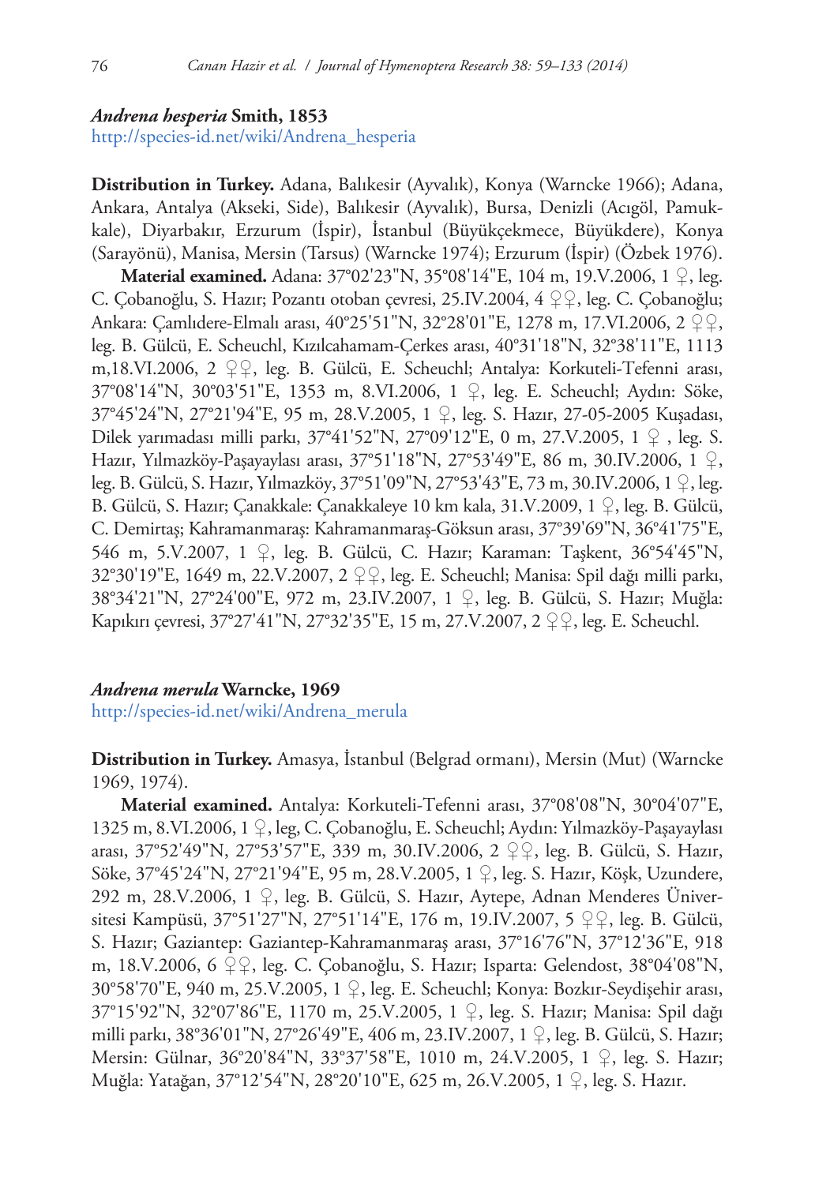### *Andrena hesperia* Smith, 1853

http://species-id.net/wiki/Andrena_hesperia

**Distribution in Turkey.** Adana, Balıkesir (Ayvalık), Konya (Warncke 1966); Adana, Ankara, Antalya (Akseki, Side), Balıkesir (Ayvalık), Bursa, Denizli (Acıgöl, Pamukkale), Diyarbakır, Erzurum (İspir), İstanbul (Büyükçekmece, Büyükdere), Konya (Sarayönü), Manisa, Mersin (Tarsus) (Warncke 1974); Erzurum (İspir) (Özbek 1976).

**Material examined.** Adana: 37°02'23"N, 35°08'14"E, 104 m, 19.V.2006, 1 ♀, leg. C. Çobanoğlu, S. Hazır; Pozantı otoban çevresi, 25.IV.2004, 4 ♀♀, leg. C. Çobanoğlu; Ankara: Çamlıdere-Elmalı arası, 40°25'51"N, 32°28'01"E, 1278 m, 17.VI.2006, 2 ♀♀, leg. B. Gülcü, E. Scheuchl, Kızılcahamam-Çerkes arası, 40°31'18"N, 32°38'11"E, 1113 m,18.VI.2006, 2 ♀♀, leg. B. Gülcü, E. Scheuchl; Antalya: Korkuteli-Tefenni arası, 37°08'14"N, 30°03'51"E, 1353 m, 8.VI.2006, 1 ♀, leg. E. Scheuchl; Aydın: Söke, 37°45'24"N, 27°21'94"E, 95 m, 28.V.2005, 1 ♀, leg. S. Hazır, 27-05-2005 Kuşadası, Dilek yarımadası milli parkı, 37°41'52"N, 27°09'12"E, 0 m, 27.V.2005, 1 ♀ , leg. S. Hazır, Yılmazköy-Paşayaylası arası, 37°51'18"N, 27°53'49"E, 86 m, 30.IV.2006, 1 ♀, leg. B. Gülcü, S. Hazır, Yılmazköy, 37°51'09"N, 27°53'43"E, 73 m, 30.IV.2006, 1 ♀, leg. B. Gülcü, S. Hazır; Çanakkale: Çanakkaleye 10 km kala, 31.V.2009, 1 ♀, leg. B. Gülcü, C. Demirtaş; Kahramanmaraş: Kahramanmaraş-Göksun arası, 37°39'69"N, 36°41'75"E, 546 m, 5.V.2007, 1 ♀, leg. B. Gülcü, C. Hazır; Karaman: Taşkent, 36°54'45"N, 32°30'19"E, 1649 m, 22.V.2007, 2 ♀♀, leg. E. Scheuchl; Manisa: Spil dağı milli parkı, 38°34'21"N, 27°24'00"E, 972 m, 23.IV.2007, 1 ♀, leg. B. Gülcü, S. Hazır; Muğla: Kapıkırı çevresi, 37°27'41"N, 27°32'35"E, 15 m, 27.V.2007, 2 ♀♀, leg. E. Scheuchl.

### *Andrena merula* Warncke, 1969

http://species-id.net/wiki/Andrena_merula

**Distribution in Turkey.** Amasya, İstanbul (Belgrad ormanı), Mersin (Mut) (Warncke 1969, 1974).

**Material examined.** Antalya: Korkuteli-Tefenni arası, 37°08'08"N, 30°04'07"E, 1325 m, 8.VI.2006, 1 ♀, leg, C. Çobanoğlu, E. Scheuchl; Aydın: Yılmazköy-Paşayaylası arası, 37°52'49"N, 27°53'57"E, 339 m, 30.IV.2006, 2 ♀♀, leg. B. Gülcü, S. Hazır, Söke, 37°45'24"N, 27°21'94"E, 95 m, 28.V.2005, 1 ♀, leg. S. Hazır, Köşk, Uzundere, 292 m, 28.V.2006, 1 ♀, leg. B. Gülcü, S. Hazır, Aytepe, Adnan Menderes Üniversitesi Kampüsü, 37°51'27"N, 27°51'14"E, 176 m, 19.IV.2007, 5 ♀♀, leg. B. Gülcü, S. Hazır; Gaziantep: Gaziantep-Kahramanmaraş arası, 37°16'76"N, 37°12'36"E, 918 m, 18.V.2006, 6 ♀♀, leg. C. Çobanoğlu, S. Hazır; Isparta: Gelendost, 38°04'08"N, 30°58'70"E, 940 m, 25.V.2005, 1 ♀, leg. E. Scheuchl; Konya: Bozkır-Seydişehir arası, 37°15'92"N, 32°07'86"E, 1170 m, 25.V.2005, 1 ♀, leg. S. Hazır; Manisa: Spil dağı milli parkı, 38°36'01"N, 27°26'49"E, 406 m, 23.IV.2007, 1 ♀, leg. B. Gülcü, S. Hazır; Mersin: Gülnar, 36°20'84"N, 33°37'58"E, 1010 m, 24.V.2005, 1 ♀, leg. S. Hazır; Muğla: Yatağan, 37°12'54"N, 28°20'10"E, 625 m, 26.V.2005, 1 ♀, leg. S. Hazır.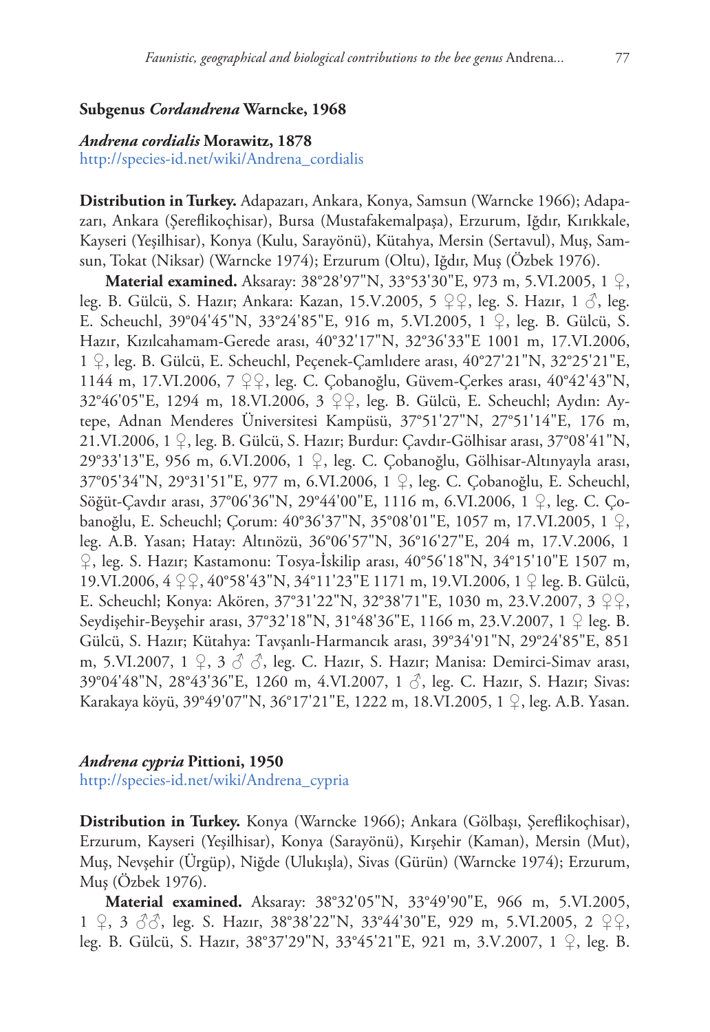### Subgenus *Cordandrena* Warncke, 1968

#### *Andrena cordialis* Morawitz, 1878

http://species-id.net/wiki/Andrena_cordialis

**Distribution in Turkey.** Adapazarı, Ankara, Konya, Samsun (Warncke 1966); Adapazarı, Ankara (Şereflikoçhisar), Bursa (Mustafakemalpaşa), Erzurum, Iğdır, Kırıkkale, Kayseri (Yeşilhisar), Konya (Kulu, Sarayönü), Kütahya, Mersin (Sertavul), Muş, Samsun, Tokat (Niksar) (Warncke 1974); Erzurum (Oltu), Iğdır, Muş (Özbek 1976).

**Material examined.** Aksaray: 38°28'97"N, 33°53'30"E, 973 m, 5.VI.2005, 1 ♀, leg. B. Gülcü, S. Hazır; Ankara: Kazan, 15.V.2005, 5 ♀♀, leg. S. Hazır, 1 ♂, leg. E. Scheuchl, 39°04'45"N, 33°24'85"E, 916 m, 5.VI.2005, 1 ♀, leg. B. Gülcü, S. Hazır, Kızılcahamam-Gerede arası, 40°32'17"N, 32°36'33"E 1001 m, 17.VI.2006, 1 ♀, leg. B. Gülcü, E. Scheuchl, Peçenek-Çamlıdere arası, 40°27'21"N, 32°25'21"E, 1144 m, 17.VI.2006, 7 ♀♀, leg. C. Çobanoğlu, Güvem-Çerkes arası, 40°42'43"N, 32°46'05"E, 1294 m, 18.VI.2006, 3 ♀♀, leg. B. Gülcü, E. Scheuchl; Aydın: Aytepe, Adnan Menderes Üniversitesi Kampüsü, 37°51'27"N, 27°51'14"E, 176 m, 21.VI.2006, 1 ♀, leg. B. Gülcü, S. Hazır; Burdur: Çavdır-Gölhisar arası, 37°08'41"N, 29°33'13"E, 956 m, 6.VI.2006, 1 ♀, leg. C. Çobanoğlu, Gölhisar-Altınyayla arası, 37°05'34"N, 29°31'51"E, 977 m, 6.VI.2006, 1 ♀, leg. C. Çobanoğlu, E. Scheuchl, Söğüt-Çavdır arası, 37°06'36"N, 29°44'00"E, 1116 m, 6.VI.2006, 1 ♀, leg. C. Çobanoğlu, E. Scheuchl; Çorum: 40°36'37"N, 35°08'01"E, 1057 m, 17.VI.2005, 1 ♀, leg. A.B. Yasan; Hatay: Altınözü, 36°06'57"N, 36°16'27"E, 204 m, 17.V.2006, 1 ♀, leg. S. Hazır; Kastamonu: Tosya-İskilip arası, 40°56'18"N, 34°15'10"E 1507 m, 19.VI.2006, 4 ♀♀, 40°58'43"N, 34°11'23"E 1171 m, 19.VI.2006, 1 ♀ leg. B. Gülcü, E. Scheuchl; Konya: Akören, 37°31'22"N, 32°38'71"E, 1030 m, 23.V.2007, 3 ♀♀, Seydişehir-Beyşehir arası, 37°32'18"N, 31°48'36"E, 1166 m, 23.V.2007, 1 ♀ leg. B. Gülcü, S. Hazır; Kütahya: Tavşanlı-Harmancık arası, 39°34'91"N, 29°24'85"E, 851 m, 5.VI.2007, 1 ♀, 3 ♂ ♂, leg. C. Hazır, S. Hazır; Manisa: Demirci-Simav arası, 39°04'48"N, 28°43'36"E, 1260 m, 4.VI.2007, 1 ♂, leg. C. Hazır, S. Hazır; Sivas: Karakaya köyü, 39°49'07"N, 36°17'21"E, 1222 m, 18.VI.2005, 1 ♀, leg. A.B. Yasan.

#### *Andrena cypria* Pittioni, 1950

http://species-id.net/wiki/Andrena_cypria

**Distribution in Turkey.** Konya (Warncke 1966); Ankara (Gölbaşı, Şereflikoçhisar), Erzurum, Kayseri (Yeşilhisar), Konya (Sarayönü), Kırşehir (Kaman), Mersin (Mut), Muş, Nevşehir (Ürgüp), Niğde (Ulukışla), Sivas (Gürün) (Warncke 1974); Erzurum, Muş (Özbek 1976).

**Material examined.** Aksaray: 38°32'05"N, 33°49'90"E, 966 m, 5.VI.2005, 1 ♀, 3 ♂♂, leg. S. Hazır, 38°38'22"N, 33°44'30"E, 929 m, 5.VI.2005, 2 ♀♀, leg. B. Gülcü, S. Hazır, 38°37'29"N, 33°45'21"E, 921 m, 3.V.2007, 1 ♀, leg. B.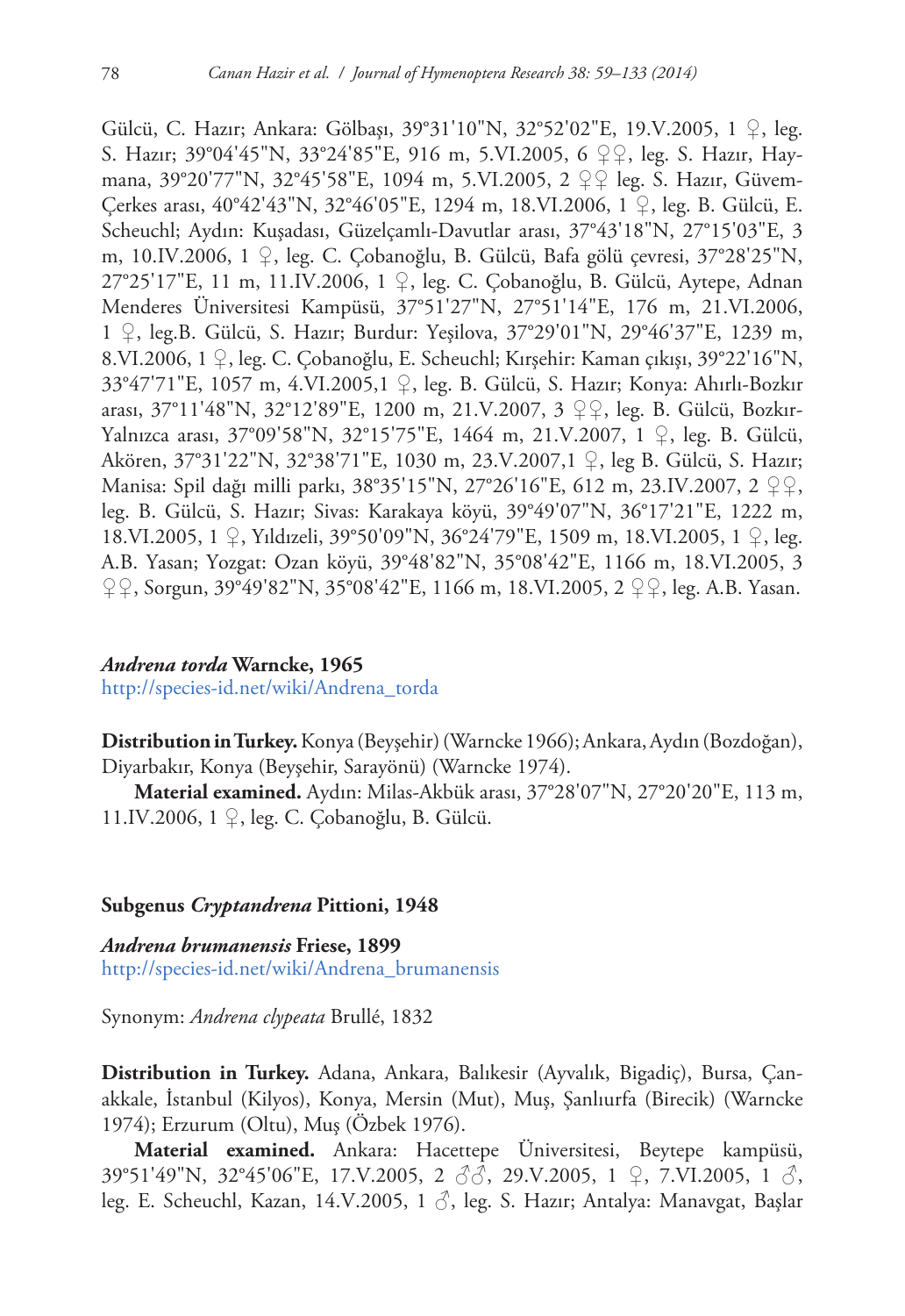Gülcü, C. Hazır; Ankara: Gölbaşı, 39°31'10"N, 32°52'02"E, 19.V.2005, 1 ♀, leg. S. Hazır; 39°04'45"N, 33°24'85"E, 916 m, 5.VI.2005, 6 ♀♀, leg. S. Hazır, Haymana, 39°20'77"N, 32°45'58"E, 1094 m, 5.VI.2005, 2 ♀♀ leg. S. Hazır, Güvem-Çerkes arası, 40°42'43"N, 32°46'05"E, 1294 m, 18.VI.2006, 1 ♀, leg. B. Gülcü, E. Scheuchl; Aydın: Kuşadası, Güzelçamlı-Davutlar arası, 37°43'18"N, 27°15'03"E, 3 m, 10.IV.2006, 1 ♀, leg. C. Çobanoğlu, B. Gülcü, Bafa gölü çevresi, 37°28'25"N, 27°25'17"E, 11 m, 11.IV.2006, 1 ♀, leg. C. Çobanoğlu, B. Gülcü, Aytepe, Adnan Menderes Üniversitesi Kampüsü, 37°51'27"N, 27°51'14"E, 176 m, 21.VI.2006, 1 ♀, leg.B. Gülcü, S. Hazır; Burdur: Yeşilova, 37°29'01"N, 29°46'37"E, 1239 m, 8.VI.2006, 1 ♀, leg. C. Çobanoğlu, E. Scheuchl; Kırşehir: Kaman çıkışı, 39°22'16"N, 33°47'71"E, 1057 m, 4.VI.2005,1 ♀, leg. B. Gülcü, S. Hazır; Konya: Ahırlı-Bozkır arası, 37°11'48"N, 32°12'89"E, 1200 m, 21.V.2007, 3 ♀♀, leg. B. Gülcü, Bozkır-Yalnızca arası, 37°09'58"N, 32°15'75"E, 1464 m, 21.V.2007, 1 ♀, leg. B. Gülcü, Akören, 37°31'22"N, 32°38'71"E, 1030 m, 23.V.2007,1 ♀, leg B. Gülcü, S. Hazır; Manisa: Spil dağı milli parkı, 38°35'15"N, 27°26'16"E, 612 m, 23.IV.2007, 2 ♀♀, leg. B. Gülcü, S. Hazır; Sivas: Karakaya köyü, 39°49'07"N, 36°17'21"E, 1222 m, 18.VI.2005, 1 ♀, Yıldızeli, 39°50'09"N, 36°24'79"E, 1509 m, 18.VI.2005, 1 ♀, leg. A.B. Yasan; Yozgat: Ozan köyü, 39°48'82"N, 35°08'42"E, 1166 m, 18.VI.2005, 3 ♀♀, Sorgun, 39°49'82"N, 35°08'42"E, 1166 m, 18.VI.2005, 2 ♀♀, leg. A.B. Yasan.

### *Andrena torda* Warncke, 1965

http://species-id.net/wiki/Andrena_torda

**Distribution in Turkey.** Konya (Beyşehir) (Warncke 1966); Ankara, Aydın (Bozdoğan), Diyarbakır, Konya (Beyşehir, Sarayönü) (Warncke 1974).

**Material examined.** Aydın: Milas-Akbük arası, 37°28'07"N, 27°20'20"E, 113 m, 11.IV.2006, 1 ♀, leg. C. Çobanoğlu, B. Gülcü.

## Subgenus *Cryptandrena* Pittioni, 1948

### *Andrena brumanensis* Friese, 1899

http://species-id.net/wiki/Andrena_brumanensis

Synonym: *Andrena clypeata* Brullé, 1832

**Distribution in Turkey.** Adana, Ankara, Balıkesir (Ayvalık, Bigadiç), Bursa, Çanakkale, İstanbul (Kilyos), Konya, Mersin (Mut), Muş, Şanlıurfa (Birecik) (Warncke 1974); Erzurum (Oltu), Muş (Özbek 1976).

**Material examined.** Ankara: Hacettepe Üniversitesi, Beytepe kampüsü, 39°51'49"N, 32°45'06"E, 17.V.2005, 2 ♂♂, 29.V.2005, 1 ♀, 7.VI.2005, 1 ♂, leg. E. Scheuchl, Kazan, 14.V.2005, 1 ♂, leg. S. Hazır; Antalya: Manavgat, Başlar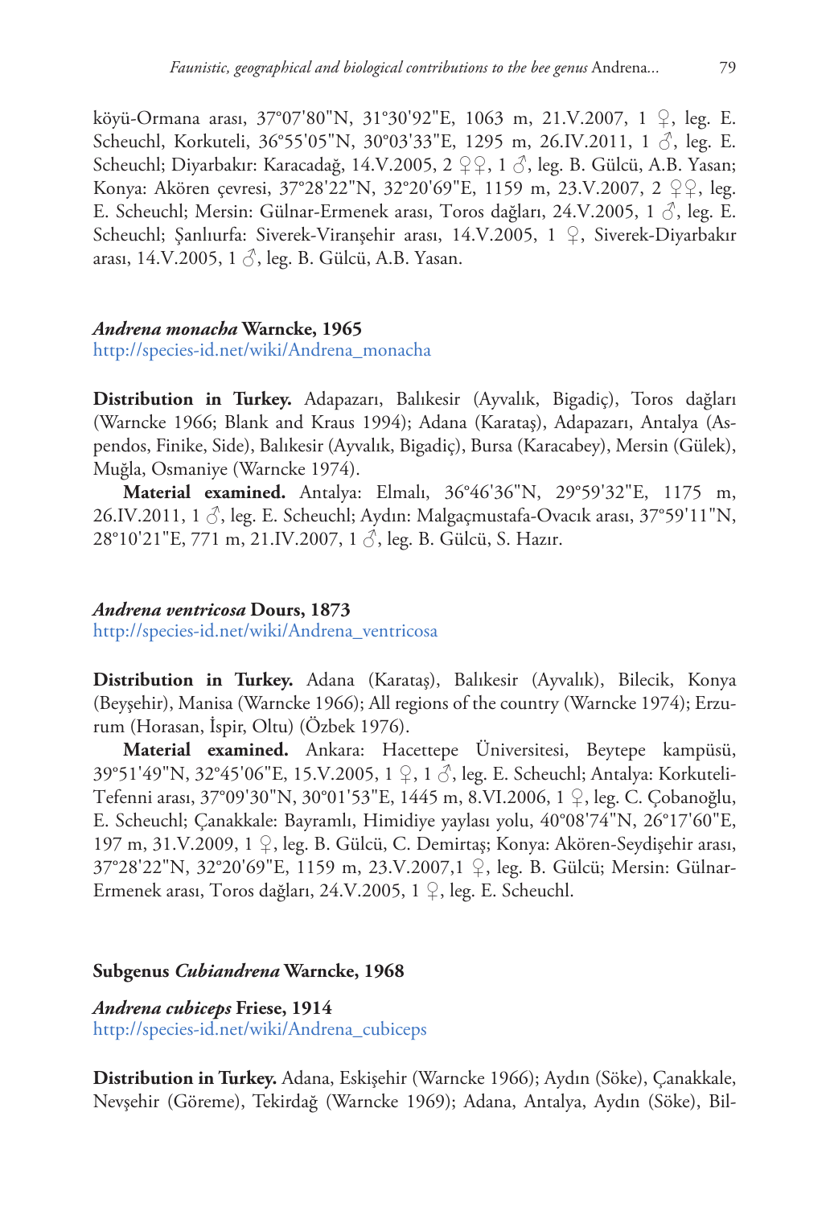köyü-Ormana arası, 37°07'80"N, 31°30'92"E, 1063 m, 21.V.2007, 1 ♀, leg. E. Scheuchl, Korkuteli, 36°55'05"N, 30°03'33"E, 1295 m, 26.IV.2011, 1 ♂, leg. E. Scheuchl; Diyarbakır: Karacadağ, 14.V.2005, 2 ♀♀, 1 ♂, leg. B. Gülcü, A.B. Yasan; Konya: Akören çevresi, 37°28'22"N, 32°20'69"E, 1159 m, 23.V.2007, 2 ♀♀, leg. E. Scheuchl; Mersin: Gülnar-Ermenek arası, Toros dağları, 24.V.2005, 1 ♂, leg. E. Scheuchl; Şanlıurfa: Siverek-Viranşehir arası, 14.V.2005, 1 ♀, Siverek-Diyarbakır arası, 14.V.2005, 1 ♂, leg. B. Gülcü, A.B. Yasan.

### *Andrena monacha* Warncke, 1965

http://species-id.net/wiki/Andrena_monacha

**Distribution in Turkey.** Adapazarı, Balıkesir (Ayvalık, Bigadiç), Toros dağları (Warncke 1966; Blank and Kraus 1994); Adana (Karataş), Adapazarı, Antalya (Aspendos, Finike, Side), Balıkesir (Ayvalık, Bigadiç), Bursa (Karacabey), Mersin (Gülek), Muğla, Osmaniye (Warncke 1974).

**Material examined.** Antalya: Elmalı, 36°46'36"N, 29°59'32"E, 1175 m, 26.IV.2011, 1 ♂, leg. E. Scheuchl; Aydın: Malgaçmustafa-Ovacık arası, 37°59'11"N, 28°10'21"E, 771 m, 21.IV.2007, 1 ♂, leg. B. Gülcü, S. Hazır.

### *Andrena ventricosa* Dours, 1873

http://species-id.net/wiki/Andrena_ventricosa

**Distribution in Turkey.** Adana (Karataş), Balıkesir (Ayvalık), Bilecik, Konya (Beyşehir), Manisa (Warncke 1966); All regions of the country (Warncke 1974); Erzurum (Horasan, İspir, Oltu) (Özbek 1976).

**Material examined.** Ankara: Hacettepe Üniversitesi, Beytepe kampüsü, 39°51'49"N, 32°45'06"E, 15.V.2005, 1 ♀, 1 ♂, leg. E. Scheuchl; Antalya: Korkuteli-Tefenni arası, 37°09'30"N, 30°01'53"E, 1445 m, 8.VI.2006, 1 ♀, leg. C. Çobanoğlu, E. Scheuchl; Çanakkale: Bayramlı, Himidiye yaylası yolu, 40°08'74"N, 26°17'60"E, 197 m, 31.V.2009, 1 ♀, leg. B. Gülcü, C. Demirtaş; Konya: Akören-Seydişehir arası, 37°28'22"N, 32°20'69"E, 1159 m, 23.V.2007,1 ♀, leg. B. Gülcü; Mersin: Gülnar-Ermenek arası, Toros dağları, 24.V.2005, 1 ♀, leg. E. Scheuchl.

## Subgenus *Cubiandrena* Warncke, 1968

### *Andrena cubiceps* Friese, 1914

http://species-id.net/wiki/Andrena_cubiceps

**Distribution in Turkey.** Adana, Eskişehir (Warncke 1966); Aydın (Söke), Çanakkale, Nevşehir (Göreme), Tekirdağ (Warncke 1969); Adana, Antalya, Aydın (Söke), Bil-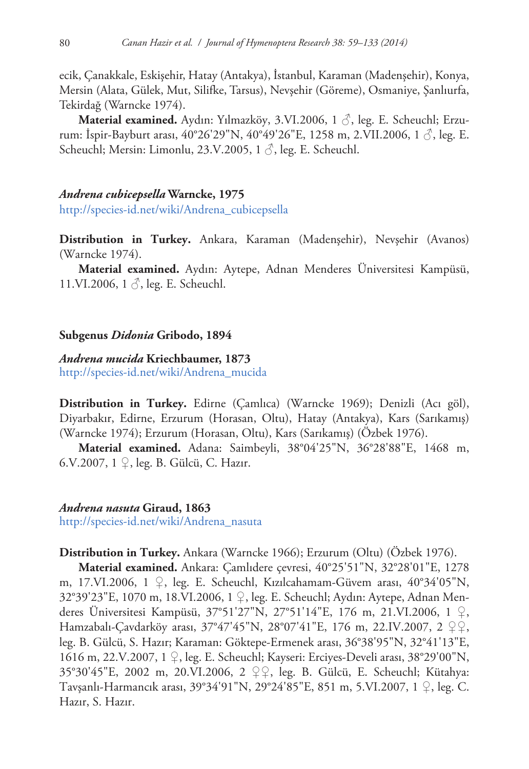ecik, Çanakkale, Eskişehir, Hatay (Antakya), İstanbul, Karaman (Madenşehir), Konya, Mersin (Alata, Gülek, Mut, Silifke, Tarsus), Nevşehir (Göreme), Osmaniye, Şanlıurfa, Tekirdağ (Warncke 1974).

**Material examined.** Aydın: Yılmazköy, 3.VI.2006, 1 ♂, leg. E. Scheuchl; Erzurum: İspir-Bayburt arası, 40°26'29"N, 40°49'26"E, 1258 m, 2.VII.2006, 1 ♂, leg. E. Scheuchl; Mersin: Limonlu, 23.V.2005, 1 ♂, leg. E. Scheuchl.

### *Andrena cubicepsella* Warncke, 1975

http://species-id.net/wiki/Andrena_cubicepsella

**Distribution in Turkey.** Ankara, Karaman (Madenşehir), Nevşehir (Avanos) (Warncke 1974).

**Material examined.** Aydın: Aytepe, Adnan Menderes Üniversitesi Kampüsü, 11.VI.2006, 1 ♂, leg. E. Scheuchl.

## Subgenus *Didonia* Gribodo, 1894

### *Andrena mucida* Kriechbaumer, 1873

http://species-id.net/wiki/Andrena_mucida

**Distribution in Turkey.** Edirne (Çamlıca) (Warncke 1969); Denizli (Acı göl), Diyarbakır, Edirne, Erzurum (Horasan, Oltu), Hatay (Antakya), Kars (Sarıkamış) (Warncke 1974); Erzurum (Horasan, Oltu), Kars (Sarıkamış) (Özbek 1976).

**Material examined.** Adana: Saimbeyli, 38°04'25"N, 36°28'88"E, 1468 m, 6.V.2007, 1 ♀, leg. B. Gülcü, C. Hazır.

### *Andrena nasuta* Giraud, 1863

http://species-id.net/wiki/Andrena_nasuta

**Distribution in Turkey.** Ankara (Warncke 1966); Erzurum (Oltu) (Özbek 1976).

**Material examined.** Ankara: Çamlıdere çevresi, 40°25'51"N, 32°28'01"E, 1278 m, 17.VI.2006, 1 ♀, leg. E. Scheuchl, Kızılcahamam-Güvem arası, 40°34'05"N, 32°39'23"E, 1070 m, 18.VI.2006, 1 ♀, leg. E. Scheuchl; Aydın: Aytepe, Adnan Menderes Üniversitesi Kampüsü, 37°51'27"N, 27°51'14"E, 176 m, 21.VI.2006, 1 ♀, Hamzabalı-Çavdarköy arası, 37°47'45"N, 28°07'41"E, 176 m, 22.IV.2007, 2 ♀♀, leg. B. Gülcü, S. Hazır; Karaman: Göktepe-Ermenek arası, 36°38'95"N, 32°41'13"E, 1616 m, 22.V.2007, 1 ♀, leg. E. Scheuchl; Kayseri: Erciyes-Develi arası, 38°29'00"N, 35°30'45"E, 2002 m, 20.VI.2006, 2 ♀♀, leg. B. Gülcü, E. Scheuchl; Kütahya: Tavşanlı-Harmancık arası, 39°34'91"N, 29°24'85"E, 851 m, 5.VI.2007, 1 ♀, leg. C. Hazır, S. Hazır.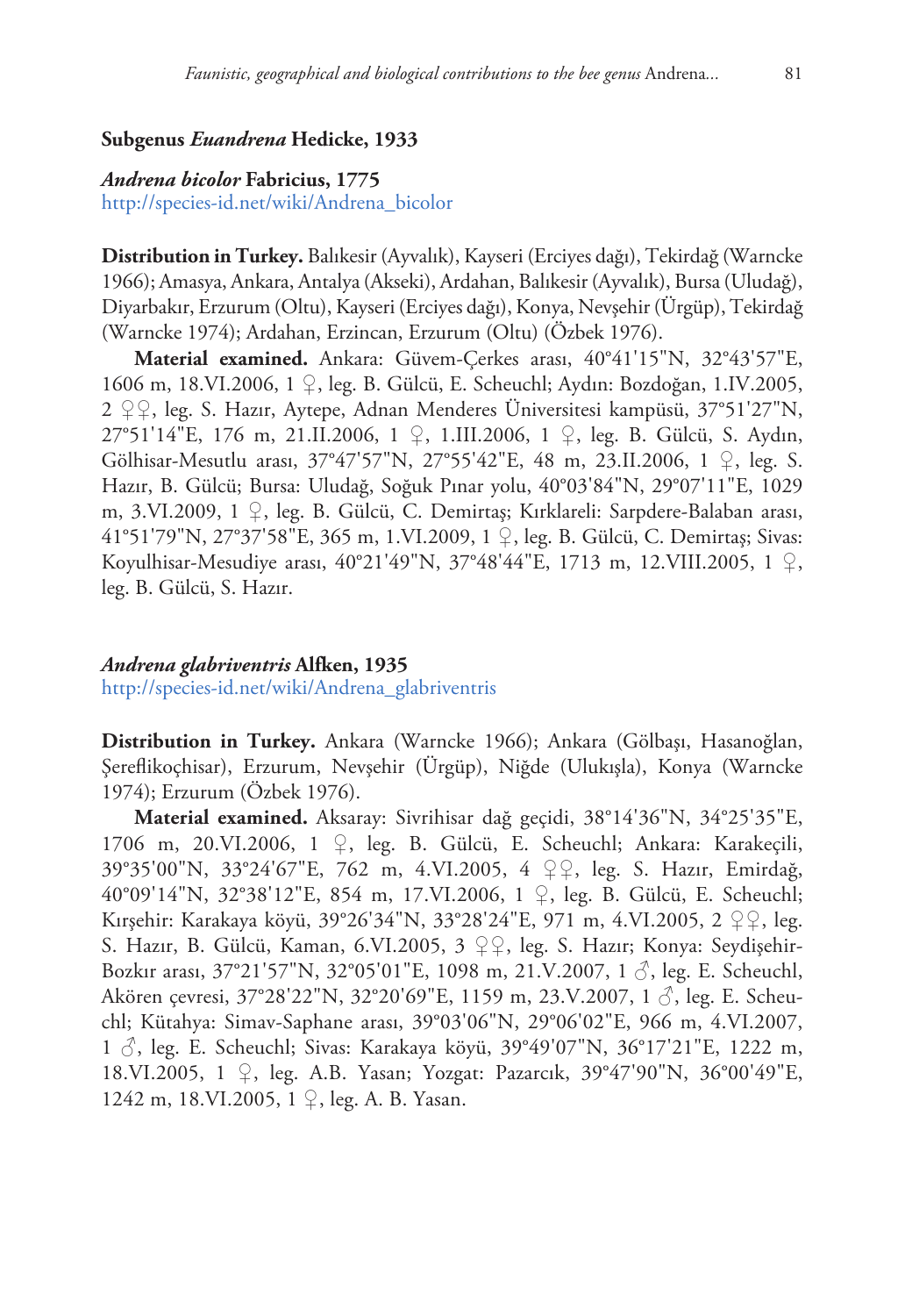### Subgenus *Euandrena* Hedicke, 1933

#### *Andrena bicolor* Fabricius, 1775

http://species-id.net/wiki/Andrena_bicolor

**Distribution in Turkey.** Balıkesir (Ayvalık), Kayseri (Erciyes dağı), Tekirdağ (Warncke 1966); Amasya, Ankara, Antalya (Akseki), Ardahan, Balıkesir (Ayvalık), Bursa (Uludağ), Diyarbakır, Erzurum (Oltu), Kayseri (Erciyes dağı), Konya, Nevşehir (Ürgüp), Tekirdağ (Warncke 1974); Ardahan, Erzincan, Erzurum (Oltu) (Özbek 1976).

**Material examined.** Ankara: Güvem-Çerkes arası, 40°41'15"N, 32°43'57"E, 1606 m, 18.VI.2006, 1 ♀, leg. B. Gülcü, E. Scheuchl; Aydın: Bozdoğan, 1.IV.2005, 2 ♀♀, leg. S. Hazır, Aytepe, Adnan Menderes Üniversitesi kampüsü, 37°51'27"N, 27°51'14"E, 176 m, 21.II.2006, 1 ♀, 1.III.2006, 1 ♀, leg. B. Gülcü, S. Aydın, Gölhisar-Mesutlu arası, 37°47'57"N, 27°55'42"E, 48 m, 23.II.2006, 1 ♀, leg. S. Hazır, B. Gülcü; Bursa: Uludağ, Soğuk Pınar yolu, 40°03'84"N, 29°07'11"E, 1029 m, 3.VI.2009, 1 ♀, leg. B. Gülcü, C. Demirtaş; Kırklareli: Sarpdere-Balaban arası, 41°51'79"N, 27°37'58"E, 365 m, 1.VI.2009, 1 ♀, leg. B. Gülcü, C. Demirtaş; Sivas: Koyulhisar-Mesudiye arası, 40°21'49"N, 37°48'44"E, 1713 m, 12.VIII.2005, 1 ♀, leg. B. Gülcü, S. Hazır.

#### *Andrena glabriventris* Alfken, 1935

http://species-id.net/wiki/Andrena_glabriventris

**Distribution in Turkey.** Ankara (Warncke 1966); Ankara (Gölbaşı, Hasanoğlan, Şereflikoçhisar), Erzurum, Nevşehir (Ürgüp), Niğde (Ulukışla), Konya (Warncke 1974); Erzurum (Özbek 1976).

**Material examined.** Aksaray: Sivrihisar dağ geçidi, 38°14'36"N, 34°25'35"E, 1706 m, 20.VI.2006, 1 ♀, leg. B. Gülcü, E. Scheuchl; Ankara: Karakeçili, 39°35'00"N, 33°24'67"E, 762 m, 4.VI.2005, 4 ♀♀, leg. S. Hazır, Emirdağ, 40°09'14"N, 32°38'12"E, 854 m, 17.VI.2006, 1 ♀, leg. B. Gülcü, E. Scheuchl; Kırşehir: Karakaya köyü, 39°26'34"N, 33°28'24"E, 971 m, 4.VI.2005, 2 ♀♀, leg. S. Hazır, B. Gülcü, Kaman, 6.VI.2005, 3 ♀♀, leg. S. Hazır; Konya: Seydişehir-Bozkır arası, 37°21'57"N, 32°05'01"E, 1098 m, 21.V.2007, 1 ♂, leg. E. Scheuchl, Akören çevresi, 37°28'22"N, 32°20'69"E, 1159 m, 23.V.2007, 1 ♂, leg. E. Scheuchl; Kütahya: Simav-Saphane arası, 39°03'06"N, 29°06'02"E, 966 m, 4.VI.2007, 1 ♂, leg. E. Scheuchl; Sivas: Karakaya köyü, 39°49'07"N, 36°17'21"E, 1222 m, 18.VI.2005, 1 ♀, leg. A.B. Yasan; Yozgat: Pazarcık, 39°47'90"N, 36°00'49"E, 1242 m, 18.VI.2005, 1 ♀, leg. A. B. Yasan.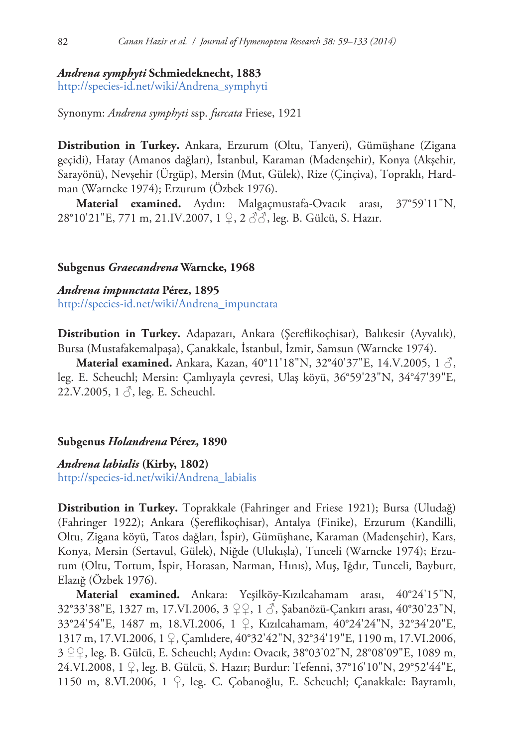### *Andrena symphyti* Schmiedeknecht, 1883

http://species-id.net/wiki/Andrena_symphyti

Synonym: *Andrena symphyti* ssp. *furcata* Friese, 1921

**Distribution in Turkey.** Ankara, Erzurum (Oltu, Tanyeri), Gümüşhane (Zigana geçidi), Hatay (Amanos dağları), İstanbul, Karaman (Madenşehir), Konya (Akşehir, Sarayönü), Nevşehir (Ürgüp), Mersin (Mut, Gülek), Rize (Çinçiva), Topraklı, Hardman (Warncke 1974); Erzurum (Özbek 1976).

**Material examined.** Aydın: Malgaçmustafa-Ovacık arası, 37°59'11"N, 28°10'21"E, 771 m, 21.IV.2007, 1 ♀, 2 ♂♂, leg. B. Gülcü, S. Hazır.

## Subgenus *Graecandrena* Warncke, 1968

### *Andrena impunctata* Pérez, 1895

http://species-id.net/wiki/Andrena_impunctata

**Distribution in Turkey.** Adapazarı, Ankara (Şereflikoçhisar), Balıkesir (Ayvalık), Bursa (Mustafakemalpaşa), Çanakkale, İstanbul, İzmir, Samsun (Warncke 1974).

**Material examined.** Ankara, Kazan, 40°11'18"N, 32°40'37"E, 14.V.2005, 1 ♂, leg. E. Scheuchl; Mersin: Çamlıyayla çevresi, Ulaş köyü, 36°59'23"N, 34°47'39"E, 22.V.2005, 1 ♂, leg. E. Scheuchl.

## Subgenus *Holandrena* Pérez, 1890

### *Andrena labialis* (Kirby, 1802)

http://species-id.net/wiki/Andrena_labialis

**Distribution in Turkey.** Toprakkale (Fahringer and Friese 1921); Bursa (Uludağ) (Fahringer 1922); Ankara (Şereflikoçhisar), Antalya (Finike), Erzurum (Kandilli, Oltu, Zigana köyü, Tatos dağları, İspir), Gümüşhane, Karaman (Madenşehir), Kars, Konya, Mersin (Sertavul, Gülek), Niğde (Ulukışla), Tunceli (Warncke 1974); Erzurum (Oltu, Tortum, İspir, Horasan, Narman, Hınıs), Muş, Iğdır, Tunceli, Bayburt, Elazığ (Özbek 1976).

**Material examined.** Ankara: Yeşilköy-Kızılcahamam arası, 40°24'15"N, 32°33'38"E, 1327 m, 17.VI.2006, 3 ♀♀, 1 ♂, Şabanözü-Çankırı arası, 40°30'23"N, 33°24'54"E, 1487 m, 18.VI.2006, 1 ♀, Kızılcahamam, 40°24'24"N, 32°34'20"E, 1317 m, 17.VI.2006, 1 ♀, Çamlıdere, 40°32'42"N, 32°34'19"E, 1190 m, 17.VI.2006, 3 ♀♀, leg. B. Gülcü, E. Scheuchl; Aydın: Ovacık, 38°03'02"N, 28°08'09"E, 1089 m, 24.VI.2008, 1 ♀, leg. B. Gülcü, S. Hazır; Burdur: Tefenni, 37°16'10"N, 29°52'44"E, 1150 m, 8.VI.2006, 1 ♀, leg. C. Çobanoğlu, E. Scheuchl; Çanakkale: Bayramlı,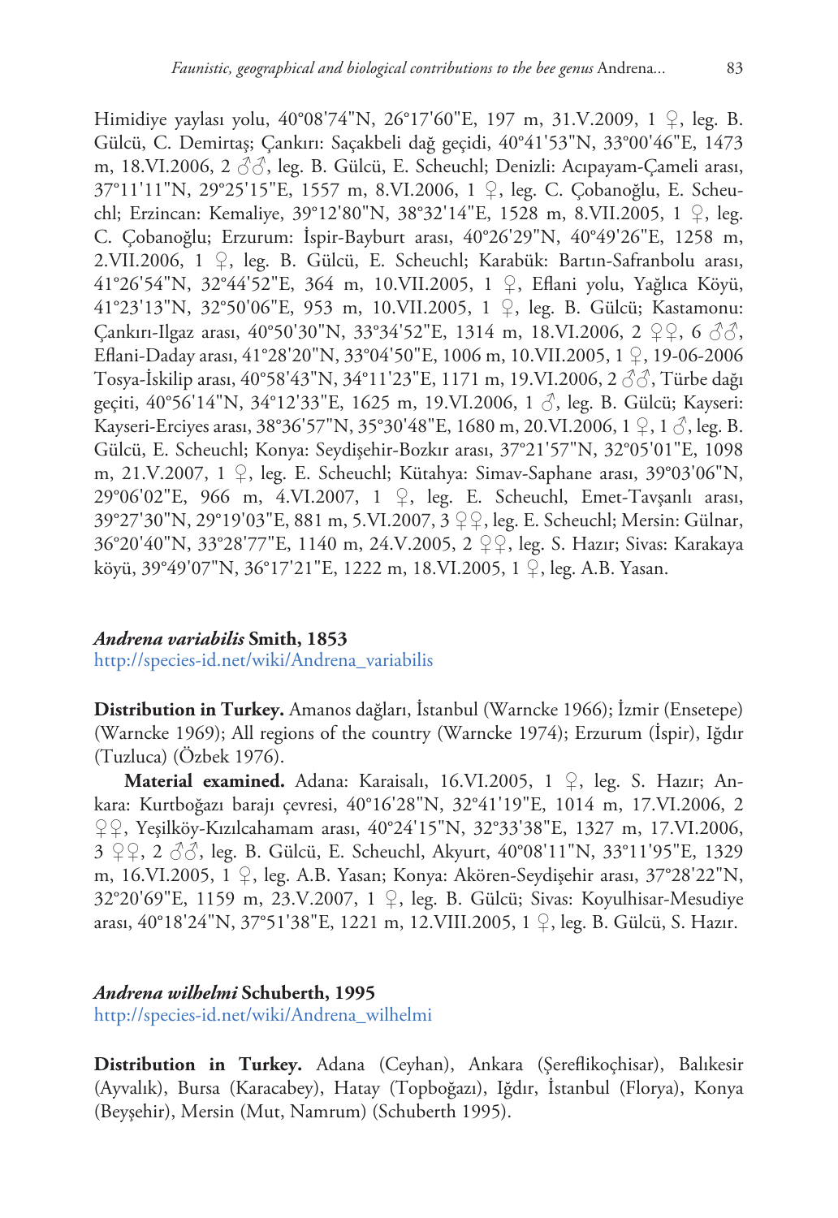Himidiye yaylası yolu, 40°08'74"N, 26°17'60"E, 197 m, 31.V.2009, 1 ♀, leg. B. Gülcü, C. Demirtaş; Çankırı: Saçakbeli dağ geçidi, 40°41'53"N, 33°00'46"E, 1473 m, 18.VI.2006, 2 ♂♂, leg. B. Gülcü, E. Scheuchl; Denizli: Acıpayam-Çameli arası, 37°11'11"N, 29°25'15"E, 1557 m, 8.VI.2006, 1 ♀, leg. C. Çobanoğlu, E. Scheuchl; Erzincan: Kemaliye, 39°12'80"N, 38°32'14"E, 1528 m, 8.VII.2005, 1 ♀, leg. C. Çobanoğlu; Erzurum: İspir-Bayburt arası, 40°26'29"N, 40°49'26"E, 1258 m, 2.VII.2006, 1 ♀, leg. B. Gülcü, E. Scheuchl; Karabük: Bartın-Safranbolu arası, 41°26'54"N, 32°44'52"E, 364 m, 10.VII.2005, 1 ♀, Eflani yolu, Yağlıca Köyü, 41°23'13"N, 32°50'06"E, 953 m, 10.VII.2005, 1 ♀, leg. B. Gülcü; Kastamonu: Çankırı-Ilgaz arası, 40°50'30"N, 33°34'52"E, 1314 m, 18.VI.2006, 2 ♀♀, 6 ♂♂, Eflani-Daday arası, 41°28'20"N, 33°04'50"E, 1006 m, 10.VII.2005, 1 ♀, 19-06-2006 Tosya-İskilip arası, 40°58'43"N, 34°11'23"E, 1171 m, 19.VI.2006, 2 ♂♂, Türbe dağı geçiti, 40°56'14"N, 34°12'33"E, 1625 m, 19.VI.2006, 1 ♂, leg. B. Gülcü; Kayseri: Kayseri-Erciyes arası, 38°36'57"N, 35°30'48"E, 1680 m, 20.VI.2006, 1 ♀, 1 ♂, leg. B. Gülcü, E. Scheuchl; Konya: Seydişehir-Bozkır arası, 37°21'57"N, 32°05'01"E, 1098 m, 21.V.2007, 1 ♀, leg. E. Scheuchl; Kütahya: Simav-Saphane arası, 39°03'06"N, 29°06'02"E, 966 m, 4.VI.2007, 1 ♀, leg. E. Scheuchl, Emet-Tavşanlı arası, 39°27'30"N, 29°19'03"E, 881 m, 5.VI.2007, 3 ♀♀, leg. E. Scheuchl; Mersin: Gülnar, 36°20'40"N, 33°28'77"E, 1140 m, 24.V.2005, 2 ♀♀, leg. S. Hazır; Sivas: Karakaya köyü, 39°49'07"N, 36°17'21"E, 1222 m, 18.VI.2005, 1 ♀, leg. A.B. Yasan.

### *Andrena variabilis* Smith, 1853

http://species-id.net/wiki/Andrena_variabilis

**Distribution in Turkey.** Amanos dağları, İstanbul (Warncke 1966); İzmir (Ensetepe) (Warncke 1969); All regions of the country (Warncke 1974); Erzurum (İspir), Iğdır (Tuzluca) (Özbek 1976).

**Material examined.** Adana: Karaisalı, 16.VI.2005, 1 ♀, leg. S. Hazır; Ankara: Kurtboğazı barajı çevresi, 40°16'28"N, 32°41'19"E, 1014 m, 17.VI.2006, 2 ♀♀, Yeşilköy-Kızılcahamam arası, 40°24'15"N, 32°33'38"E, 1327 m, 17.VI.2006, 3 ♀♀, 2 ♂♂, leg. B. Gülcü, E. Scheuchl, Akyurt, 40°08'11"N, 33°11'95"E, 1329 m, 16.VI.2005, 1 ♀, leg. A.B. Yasan; Konya: Akören-Seydişehir arası, 37°28'22"N, 32°20'69"E, 1159 m, 23.V.2007, 1 ♀, leg. B. Gülcü; Sivas: Koyulhisar-Mesudiye arası, 40°18'24"N, 37°51'38"E, 1221 m, 12.VIII.2005, 1 ♀, leg. B. Gülcü, S. Hazır.

### *Andrena wilhelmi* Schuberth, 1995

http://species-id.net/wiki/Andrena_wilhelmi

**Distribution in Turkey.** Adana (Ceyhan), Ankara (Şereflikoçhisar), Balıkesir (Ayvalık), Bursa (Karacabey), Hatay (Topboğazı), Iğdır, İstanbul (Florya), Konya (Beyşehir), Mersin (Mut, Namrum) (Schuberth 1995).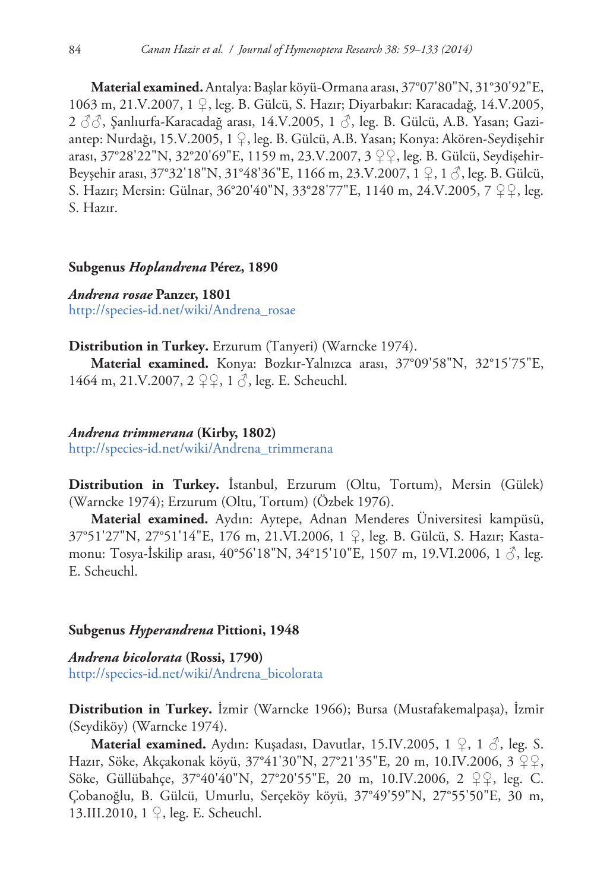**Material examined.** Antalya: Başlar köyü-Ormana arası, 37°07'80"N, 31°30'92"E, 1063 m, 21.V.2007, 1 ♀, leg. B. Gülcü, S. Hazır; Diyarbakır: Karacadağ, 14.V.2005, 2 ♂♂, Şanlıurfa-Karacadağ arası, 14.V.2005, 1 ♂, leg. B. Gülcü, A.B. Yasan; Gaziantep: Nurdağı, 15.V.2005, 1 ♀, leg. B. Gülcü, A.B. Yasan; Konya: Akören-Seydişehir arası, 37°28'22"N, 32°20'69"E, 1159 m, 23.V.2007, 3 ♀♀, leg. B. Gülcü, Seydişehir-Beyşehir arası, 37°32'18"N, 31°48'36"E, 1166 m, 23.V.2007, 1 ♀, 1 ♂, leg. B. Gülcü, S. Hazır; Mersin: Gülnar, 36°20'40"N, 33°28'77"E, 1140 m, 24.V.2005, 7 ♀♀, leg. S. Hazır.

### Subgenus *Hoplandrena* Pérez, 1890

***Andrena rosae* Panzer, 1801**
http://species-id.net/wiki/Andrena_rosae

**Distribution in Turkey.** Erzurum (Tanyeri) (Warncke 1974).

**Material examined.** Konya: Bozkır-Yalnızca arası, 37°09'58"N, 32°15'75"E, 1464 m, 21.V.2007, 2 ♀♀, 1 ♂, leg. E. Scheuchl.

***Andrena trimmerana* (Kirby, 1802)**
http://species-id.net/wiki/Andrena_trimmerana

**Distribution in Turkey.** İstanbul, Erzurum (Oltu, Tortum), Mersin (Gülek) (Warncke 1974); Erzurum (Oltu, Tortum) (Özbek 1976).

**Material examined.** Aydın: Aytepe, Adnan Menderes Üniversitesi kampüsü, 37°51'27"N, 27°51'14"E, 176 m, 21.VI.2006, 1 ♀, leg. B. Gülcü, S. Hazır; Kastamonu: Tosya-İskilip arası, 40°56'18"N, 34°15'10"E, 1507 m, 19.VI.2006, 1 ♂, leg. E. Scheuchl.

### Subgenus *Hyperandrena* Pittioni, 1948

***Andrena bicolorata* (Rossi, 1790)**
http://species-id.net/wiki/Andrena_bicolorata

**Distribution in Turkey.** İzmir (Warncke 1966); Bursa (Mustafakemalpaşa), İzmir (Seydiköy) (Warncke 1974).

**Material examined.** Aydın: Kuşadası, Davutlar, 15.IV.2005, 1 ♀, 1 ♂, leg. S. Hazır, Söke, Akçakonak köyü, 37°41'30"N, 27°21'35"E, 20 m, 10.IV.2006, 3 ♀♀, Söke, Güllübahçe, 37°40'40"N, 27°20'55"E, 20 m, 10.IV.2006, 2 ♀♀, leg. C. Çobanoğlu, B. Gülcü, Umurlu, Serçeköy köyü, 37°49'59"N, 27°55'50"E, 30 m, 13.III.2010, 1 ♀, leg. E. Scheuchl.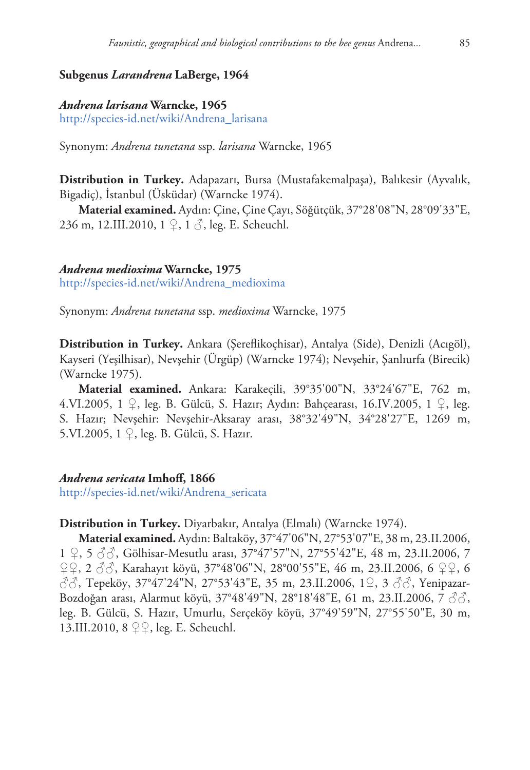### Subgenus *Larandrena* LaBerge, 1964

#### *Andrena larisana* Warncke, 1965

http://species-id.net/wiki/Andrena_larisana

Synonym: *Andrena tunetana* ssp. *larisana* Warncke, 1965

**Distribution in Turkey.** Adapazarı, Bursa (Mustafakemalpaşa), Balıkesir (Ayvalık, Bigadiç), İstanbul (Üsküdar) (Warncke 1974).

**Material examined.** Aydın: Çine, Çine Çayı, Söğütçük, 37°28'08"N, 28°09'33"E, 236 m, 12.III.2010, 1 ♀, 1 ♂, leg. E. Scheuchl.

#### *Andrena medioxima* Warncke, 1975

http://species-id.net/wiki/Andrena_medioxima

Synonym: *Andrena tunetana* ssp. *medioxima* Warncke, 1975

**Distribution in Turkey.** Ankara (Şereflikoçhisar), Antalya (Side), Denizli (Acıgöl), Kayseri (Yeşilhisar), Nevşehir (Ürgüp) (Warncke 1974); Nevşehir, Şanlıurfa (Birecik) (Warncke 1975).

**Material examined.** Ankara: Karakeçili, 39°35'00"N, 33°24'67"E, 762 m, 4.VI.2005, 1 ♀, leg. B. Gülcü, S. Hazır; Aydın: Bahçearası, 16.IV.2005, 1 ♀, leg. S. Hazır; Nevşehir: Nevşehir-Aksaray arası, 38°32'49"N, 34°28'27"E, 1269 m, 5.VI.2005, 1 ♀, leg. B. Gülcü, S. Hazır.

#### *Andrena sericata* Imhoff, 1866

http://species-id.net/wiki/Andrena_sericata

**Distribution in Turkey.** Diyarbakır, Antalya (Elmalı) (Warncke 1974).

**Material examined.** Aydın: Baltaköy, 37°47'06"N, 27°53'07"E, 38 m, 23.II.2006, 1 ♀, 5 ♂♂, Gölhisar-Mesutlu arası, 37°47'57"N, 27°55'42"E, 48 m, 23.II.2006, 7 ♀♀, 2 ♂♂, Karahayıt köyü, 37°48'06"N, 28°00'55"E, 46 m, 23.II.2006, 6 ♀♀, 6 ♂♂, Tepeköy, 37°47'24"N, 27°53'43"E, 35 m, 23.II.2006, 1♀, 3 ♂♂, Yenipazar-Bozdoğan arası, Alarmut köyü, 37°48'49"N, 28°18'48"E, 61 m, 23.II.2006, 7 ♂♂, leg. B. Gülcü, S. Hazır, Umurlu, Serçeköy köyü, 37°49'59"N, 27°55'50"E, 30 m, 13.III.2010, 8 ♀♀, leg. E. Scheuchl.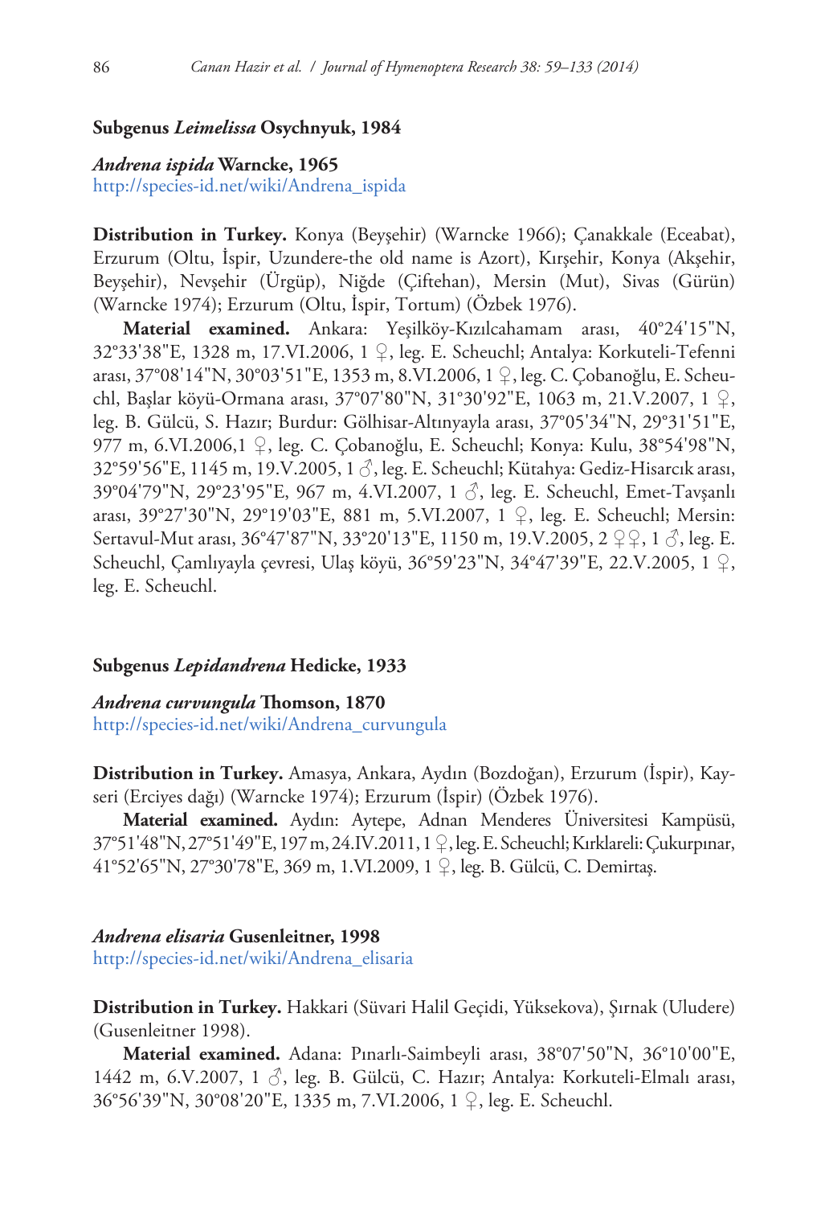### Subgenus *Leimelissa* Osychnyuk, 1984

#### *Andrena ispida* Warncke, 1965

http://species-id.net/wiki/Andrena_ispida

**Distribution in Turkey.** Konya (Beyşehir) (Warncke 1966); Çanakkale (Eceabat), Erzurum (Oltu, İspir, Uzundere-the old name is Azort), Kırşehir, Konya (Akşehir, Beyşehir), Nevşehir (Ürgüp), Niğde (Çiftehan), Mersin (Mut), Sivas (Gürün) (Warncke 1974); Erzurum (Oltu, İspir, Tortum) (Özbek 1976).

**Material examined.** Ankara: Yeşilköy-Kızılcahamam arası, 40°24'15"N, 32°33'38"E, 1328 m, 17.VI.2006, 1 ♀, leg. E. Scheuchl; Antalya: Korkuteli-Tefenni arası, 37°08'14"N, 30°03'51"E, 1353 m, 8.VI.2006, 1 ♀, leg. C. Çobanoğlu, E. Scheuchl, Başlar köyü-Ormana arası, 37°07'80"N, 31°30'92"E, 1063 m, 21.V.2007, 1 ♀, leg. B. Gülcü, S. Hazır; Burdur: Gölhisar-Altınyayla arası, 37°05'34"N, 29°31'51"E, 977 m, 6.VI.2006,1 ♀, leg. C. Çobanoğlu, E. Scheuchl; Konya: Kulu, 38°54'98"N, 32°59'56"E, 1145 m, 19.V.2005, 1 ♂, leg. E. Scheuchl; Kütahya: Gediz-Hisarcık arası, 39°04'79"N, 29°23'95"E, 967 m, 4.VI.2007, 1 ♂, leg. E. Scheuchl, Emet-Tavşanlı arası, 39°27'30"N, 29°19'03"E, 881 m, 5.VI.2007, 1 ♀, leg. E. Scheuchl; Mersin: Sertavul-Mut arası, 36°47'87"N, 33°20'13"E, 1150 m, 19.V.2005, 2 ♀♀, 1 ♂, leg. E. Scheuchl, Çamlıyayla çevresi, Ulaş köyü, 36°59'23"N, 34°47'39"E, 22.V.2005, 1 ♀, leg. E. Scheuchl.

### Subgenus *Lepidandrena* Hedicke, 1933

#### *Andrena curvungula* Thomson, 1870

http://species-id.net/wiki/Andrena_curvungula

**Distribution in Turkey.** Amasya, Ankara, Aydın (Bozdoğan), Erzurum (İspir), Kayseri (Erciyes dağı) (Warncke 1974); Erzurum (İspir) (Özbek 1976).

**Material examined.** Aydın: Aytepe, Adnan Menderes Üniversitesi Kampüsü, 37°51'48"N, 27°51'49"E, 197 m, 24.IV.2011, 1 ♀, leg. E. Scheuchl; Kırklareli: Çukurpınar, 41°52'65"N, 27°30'78"E, 369 m, 1.VI.2009, 1 ♀, leg. B. Gülcü, C. Demirtaş.

#### *Andrena elisaria* Gusenleitner, 1998

http://species-id.net/wiki/Andrena_elisaria

**Distribution in Turkey.** Hakkari (Süvari Halil Geçidi, Yüksekova), Şırnak (Uludere) (Gusenleitner 1998).

**Material examined.** Adana: Pınarlı-Saimbeyli arası, 38°07'50"N, 36°10'00"E, 1442 m, 6.V.2007, 1 ♂, leg. B. Gülcü, C. Hazır; Antalya: Korkuteli-Elmalı arası, 36°56'39"N, 30°08'20"E, 1335 m, 7.VI.2006, 1 ♀, leg. E. Scheuchl.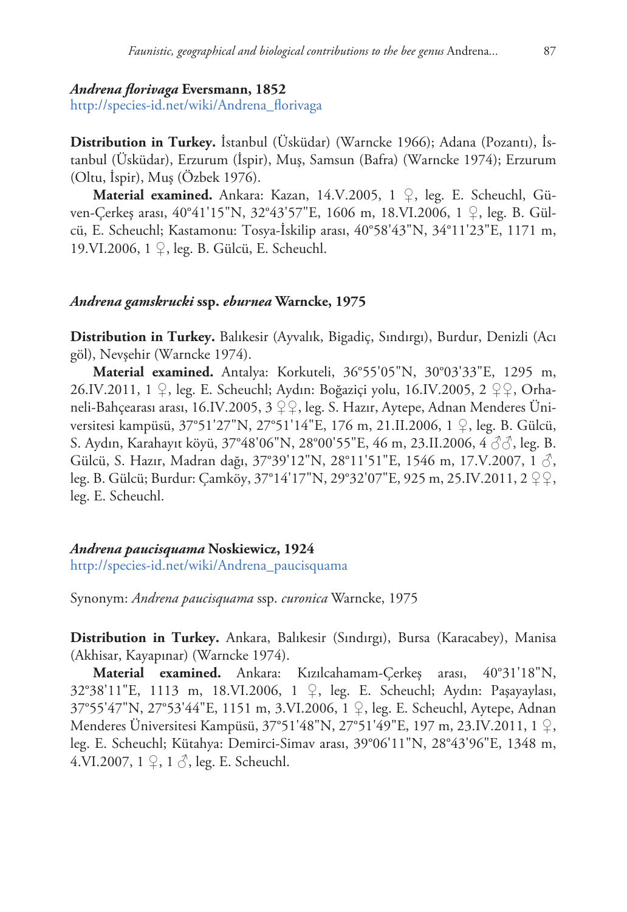***Andrena florivaga* Eversmann, 1852**

http://species-id.net/wiki/Andrena_florivaga

**Distribution in Turkey.** İstanbul (Üsküdar) (Warncke 1966); Adana (Pozantı), İstanbul (Üsküdar), Erzurum (İspir), Muş, Samsun (Bafra) (Warncke 1974); Erzurum (Oltu, İspir), Muş (Özbek 1976).

**Material examined.** Ankara: Kazan, 14.V.2005, 1 ♀, leg. E. Scheuchl, Güven-Çerkeş arası, 40°41'15"N, 32°43'57"E, 1606 m, 18.VI.2006, 1 ♀, leg. B. Gülcü, E. Scheuchl; Kastamonu: Tosya-İskilip arası, 40°58'43"N, 34°11'23"E, 1171 m, 19.VI.2006, 1 ♀, leg. B. Gülcü, E. Scheuchl.

***Andrena gamskrucki* ssp. *eburnea* Warncke, 1975**

**Distribution in Turkey.** Balıkesir (Ayvalık, Bigadiç, Sındırgı), Burdur, Denizli (Acı göl), Nevşehir (Warncke 1974).

**Material examined.** Antalya: Korkuteli, 36°55'05"N, 30°03'33"E, 1295 m, 26.IV.2011, 1 ♀, leg. E. Scheuchl; Aydın: Boğaziçi yolu, 16.IV.2005, 2 ♀♀, Orhaneli-Bahçearası arası, 16.IV.2005, 3 ♀♀, leg. S. Hazır, Aytepe, Adnan Menderes Üniversitesi kampüsü, 37°51'27"N, 27°51'14"E, 176 m, 21.II.2006, 1 ♀, leg. B. Gülcü, S. Aydın, Karahayıt köyü, 37°48'06"N, 28°00'55"E, 46 m, 23.II.2006, 4 ♂♂, leg. B. Gülcü, S. Hazır, Madran dağı, 37°39'12"N, 28°11'51"E, 1546 m, 17.V.2007, 1 ♂, leg. B. Gülcü; Burdur: Çamköy, 37°14'17"N, 29°32'07"E, 925 m, 25.IV.2011, 2 ♀♀, leg. E. Scheuchl.

***Andrena paucisquama* Noskiewicz, 1924**

http://species-id.net/wiki/Andrena_paucisquama

Synonym: *Andrena paucisquama* ssp. *curonica* Warncke, 1975

**Distribution in Turkey.** Ankara, Balıkesir (Sındırgı), Bursa (Karacabey), Manisa (Akhisar, Kayapınar) (Warncke 1974).

**Material examined.** Ankara: Kızılcahamam-Çerkeş arası, 40°31'18"N, 32°38'11"E, 1113 m, 18.VI.2006, 1 ♀, leg. E. Scheuchl; Aydın: Paşayaylası, 37°55'47"N, 27°53'44"E, 1151 m, 3.VI.2006, 1 ♀, leg. E. Scheuchl, Aytepe, Adnan Menderes Üniversitesi Kampüsü, 37°51'48"N, 27°51'49"E, 197 m, 23.IV.2011, 1 ♀, leg. E. Scheuchl; Kütahya: Demirci-Simav arası, 39°06'11"N, 28°43'96"E, 1348 m, 4.VI.2007, 1 ♀, 1 ♂, leg. E. Scheuchl.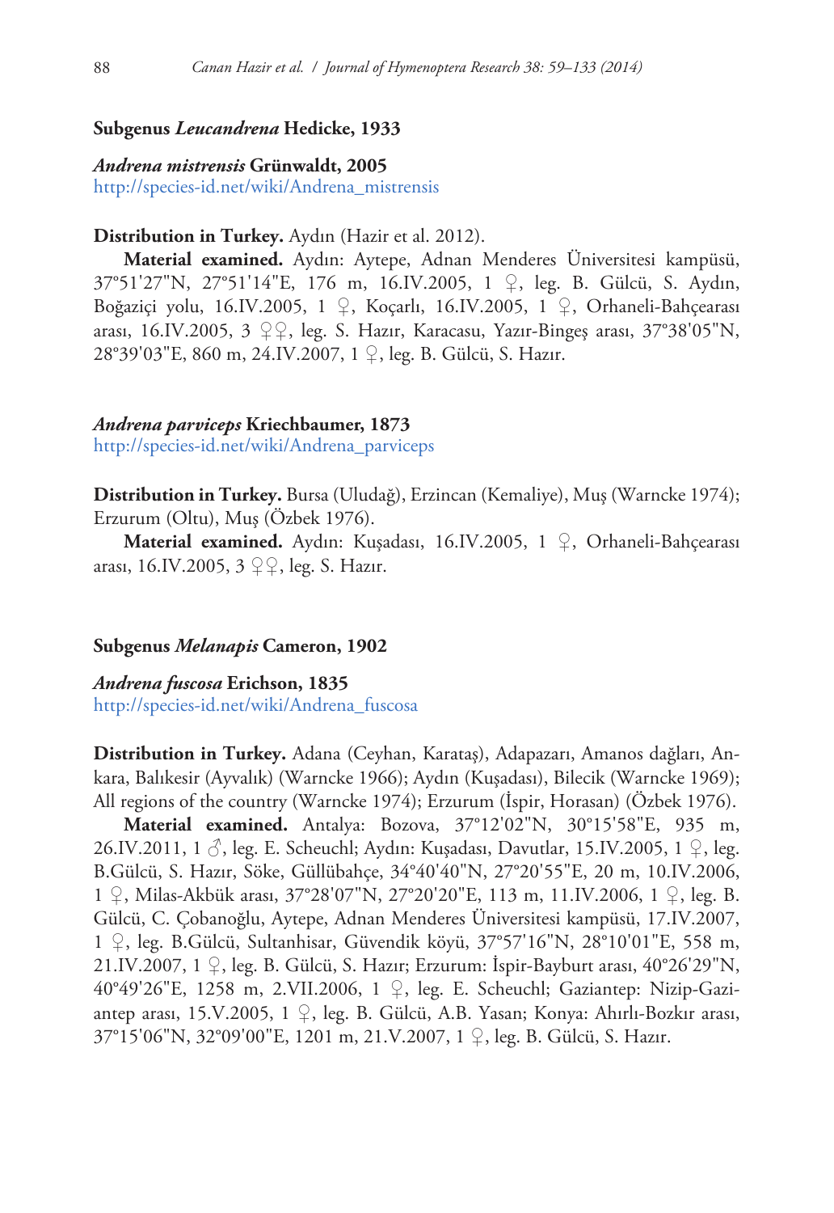### Subgenus *Leucandrena* Hedicke, 1933

#### *Andrena mistrensis* Grünwaldt, 2005

http://species-id.net/wiki/Andrena_mistrensis

**Distribution in Turkey.** Aydın (Hazir et al. 2012).

**Material examined.** Aydın: Aytepe, Adnan Menderes Üniversitesi kampüsü, 37°51'27"N, 27°51'14"E, 176 m, 16.IV.2005, 1 ♀, leg. B. Gülcü, S. Aydın, Boğaziçi yolu, 16.IV.2005, 1 ♀, Koçarlı, 16.IV.2005, 1 ♀, Orhaneli-Bahçearası arası, 16.IV.2005, 3 ♀♀, leg. S. Hazır, Karacasu, Yazır-Bingeş arası, 37°38'05"N, 28°39'03"E, 860 m, 24.IV.2007, 1 ♀, leg. B. Gülcü, S. Hazır.

#### *Andrena parviceps* Kriechbaumer, 1873

http://species-id.net/wiki/Andrena_parviceps

**Distribution in Turkey.** Bursa (Uludağ), Erzincan (Kemaliye), Muş (Warncke 1974); Erzurum (Oltu), Muş (Özbek 1976).

**Material examined.** Aydın: Kuşadası, 16.IV.2005, 1 ♀, Orhaneli-Bahçearası arası, 16.IV.2005, 3 ♀♀, leg. S. Hazır.

### Subgenus *Melanapis* Cameron, 1902

#### *Andrena fuscosa* Erichson, 1835

http://species-id.net/wiki/Andrena_fuscosa

**Distribution in Turkey.** Adana (Ceyhan, Karataş), Adapazarı, Amanos dağları, Ankara, Balıkesir (Ayvalık) (Warncke 1966); Aydın (Kuşadası), Bilecik (Warncke 1969); All regions of the country (Warncke 1974); Erzurum (İspir, Horasan) (Özbek 1976).

**Material examined.** Antalya: Bozova, 37°12'02"N, 30°15'58"E, 935 m, 26.IV.2011, 1 ♂, leg. E. Scheuchl; Aydın: Kuşadası, Davutlar, 15.IV.2005, 1 ♀, leg. B.Gülcü, S. Hazır, Söke, Güllübahçe, 34°40'40"N, 27°20'55"E, 20 m, 10.IV.2006, 1 ♀, Milas-Akbük arası, 37°28'07"N, 27°20'20"E, 113 m, 11.IV.2006, 1 ♀, leg. B. Gülcü, C. Çobanoğlu, Aytepe, Adnan Menderes Üniversitesi kampüsü, 17.IV.2007, 1 ♀, leg. B.Gülcü, Sultanhisar, Güvendik köyü, 37°57'16"N, 28°10'01"E, 558 m, 21.IV.2007, 1 ♀, leg. B. Gülcü, S. Hazır; Erzurum: İspir-Bayburt arası, 40°26'29"N, 40°49'26"E, 1258 m, 2.VII.2006, 1 ♀, leg. E. Scheuchl; Gaziantep: Nizip-Gaziantep arası, 15.V.2005, 1 ♀, leg. B. Gülcü, A.B. Yasan; Konya: Ahırlı-Bozkır arası, 37°15'06"N, 32°09'00"E, 1201 m, 21.V.2007, 1 ♀, leg. B. Gülcü, S. Hazır.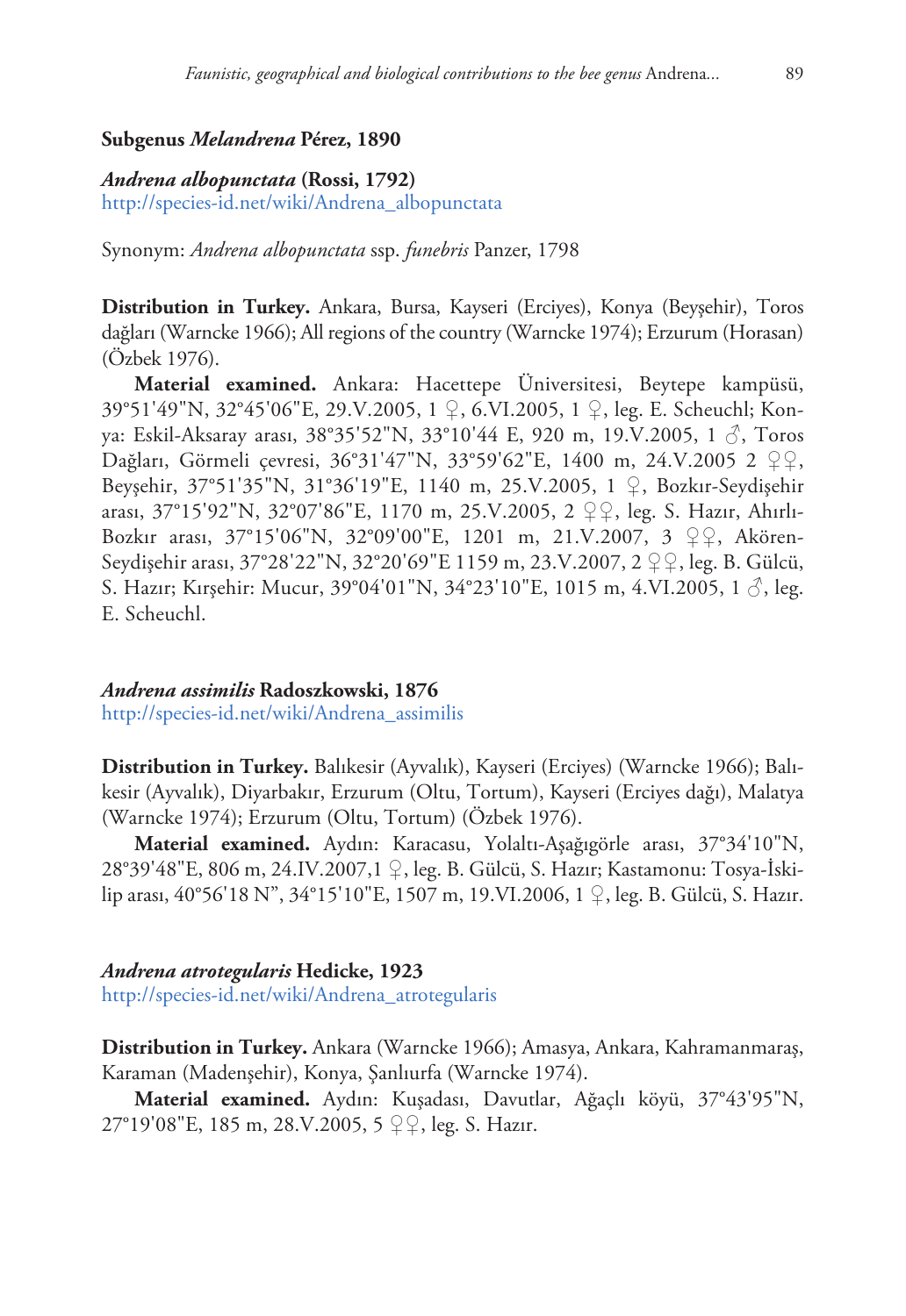### Subgenus *Melandrena* Pérez, 1890

#### *Andrena albopunctata* (Rossi, 1792)

http://species-id.net/wiki/Andrena_albopunctata

Synonym: *Andrena albopunctata* ssp. *funebris* Panzer, 1798

**Distribution in Turkey.** Ankara, Bursa, Kayseri (Erciyes), Konya (Beyşehir), Toros dağları (Warncke 1966); All regions of the country (Warncke 1974); Erzurum (Horasan) (Özbek 1976).

**Material examined.** Ankara: Hacettepe Üniversitesi, Beytepe kampüsü, 39°51'49"N, 32°45'06"E, 29.V.2005, 1 ♀, 6.VI.2005, 1 ♀, leg. E. Scheuchl; Konya: Eskil-Aksaray arası, 38°35'52"N, 33°10'44 E, 920 m, 19.V.2005, 1 ♂, Toros Dağları, Görmeli çevresi, 36°31'47"N, 33°59'62"E, 1400 m, 24.V.2005 2 ♀♀, Beyşehir, 37°51'35"N, 31°36'19"E, 1140 m, 25.V.2005, 1 ♀, Bozkır-Seydişehir arası, 37°15'92"N, 32°07'86"E, 1170 m, 25.V.2005, 2 ♀♀, leg. S. Hazır, Ahırlı-Bozkır arası, 37°15'06"N, 32°09'00"E, 1201 m, 21.V.2007, 3 ♀♀, Akören-Seydişehir arası, 37°28'22"N, 32°20'69"E 1159 m, 23.V.2007, 2 ♀♀, leg. B. Gülcü, S. Hazır; Kırşehir: Mucur, 39°04'01"N, 34°23'10"E, 1015 m, 4.VI.2005, 1 ♂, leg. E. Scheuchl.

#### *Andrena assimilis* Radoszkowski, 1876

http://species-id.net/wiki/Andrena_assimilis

**Distribution in Turkey.** Balıkesir (Ayvalık), Kayseri (Erciyes) (Warncke 1966); Balıkesir (Ayvalık), Diyarbakır, Erzurum (Oltu, Tortum), Kayseri (Erciyes dağı), Malatya (Warncke 1974); Erzurum (Oltu, Tortum) (Özbek 1976).

**Material examined.** Aydın: Karacasu, Yolaltı-Aşağıgörle arası, 37°34'10"N, 28°39'48"E, 806 m, 24.IV.2007,1 ♀, leg. B. Gülcü, S. Hazır; Kastamonu: Tosya-İskilip arası, 40°56'18 N", 34°15'10"E, 1507 m, 19.VI.2006, 1 ♀, leg. B. Gülcü, S. Hazır.

#### *Andrena atrotegularis* Hedicke, 1923

http://species-id.net/wiki/Andrena_atrotegularis

**Distribution in Turkey.** Ankara (Warncke 1966); Amasya, Ankara, Kahramanmaraş, Karaman (Madenşehir), Konya, Şanlıurfa (Warncke 1974).

**Material examined.** Aydın: Kuşadası, Davutlar, Ağaçlı köyü, 37°43'95"N, 27°19'08"E, 185 m, 28.V.2005, 5 ♀♀, leg. S. Hazır.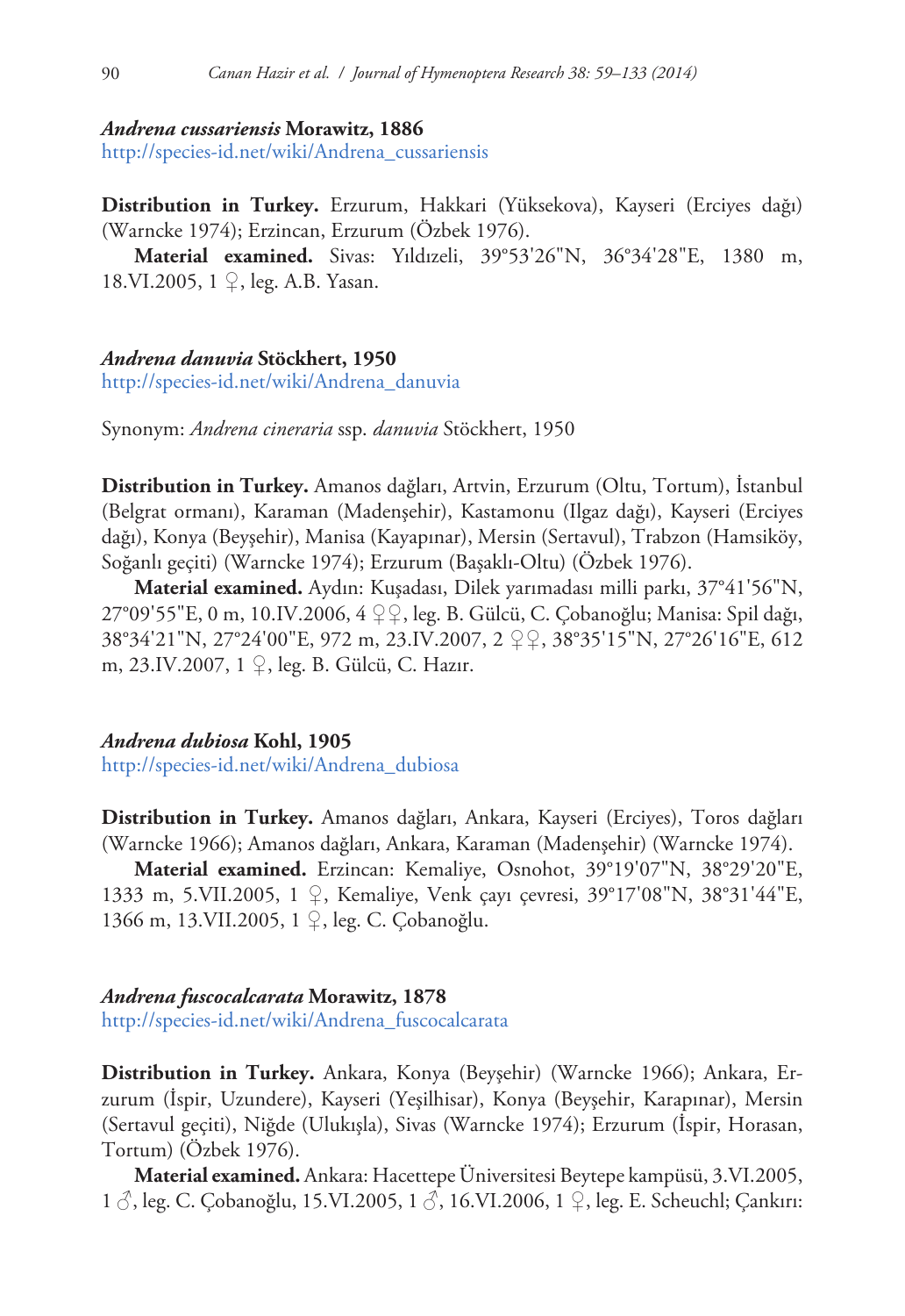***Andrena cussariensis* Morawitz, 1886**
http://species-id.net/wiki/Andrena_cussariensis

**Distribution in Turkey.** Erzurum, Hakkari (Yüksekova), Kayseri (Erciyes dağı) (Warncke 1974); Erzincan, Erzurum (Özbek 1976).

**Material examined.** Sivas: Yıldızeli, 39°53'26"N, 36°34'28"E, 1380 m, 18.VI.2005, 1 ♀, leg. A.B. Yasan.

***Andrena danuvia* Stöckhert, 1950**
http://species-id.net/wiki/Andrena_danuvia

Synonym: *Andrena cineraria* ssp. *danuvia* Stöckhert, 1950

**Distribution in Turkey.** Amanos dağları, Artvin, Erzurum (Oltu, Tortum), İstanbul (Belgrat ormanı), Karaman (Madenşehir), Kastamonu (Ilgaz dağı), Kayseri (Erciyes dağı), Konya (Beyşehir), Manisa (Kayapınar), Mersin (Sertavul), Trabzon (Hamsiköy, Soğanlı geçiti) (Warncke 1974); Erzurum (Başaklı-Oltu) (Özbek 1976).

**Material examined.** Aydın: Kuşadası, Dilek yarımadası milli parkı, 37°41'56"N, 27°09'55"E, 0 m, 10.IV.2006, 4 ♀♀, leg. B. Gülcü, C. Çobanoğlu; Manisa: Spil dağı, 38°34'21"N, 27°24'00"E, 972 m, 23.IV.2007, 2 ♀♀, 38°35'15"N, 27°26'16"E, 612 m, 23.IV.2007, 1 ♀, leg. B. Gülcü, C. Hazır.

***Andrena dubiosa* Kohl, 1905**
http://species-id.net/wiki/Andrena_dubiosa

**Distribution in Turkey.** Amanos dağları, Ankara, Kayseri (Erciyes), Toros dağları (Warncke 1966); Amanos dağları, Ankara, Karaman (Madenşehir) (Warncke 1974).

**Material examined.** Erzincan: Kemaliye, Osnohot, 39°19'07"N, 38°29'20"E, 1333 m, 5.VII.2005, 1 ♀, Kemaliye, Venk çayı çevresi, 39°17'08"N, 38°31'44"E, 1366 m, 13.VII.2005, 1 ♀, leg. C. Çobanoğlu.

***Andrena fuscocalcarata* Morawitz, 1878**
http://species-id.net/wiki/Andrena_fuscocalcarata

**Distribution in Turkey.** Ankara, Konya (Beyşehir) (Warncke 1966); Ankara, Erzurum (İspir, Uzundere), Kayseri (Yeşilhisar), Konya (Beyşehir, Karapınar), Mersin (Sertavul geçiti), Niğde (Ulukışla), Sivas (Warncke 1974); Erzurum (İspir, Horasan, Tortum) (Özbek 1976).

**Material examined.** Ankara: Hacettepe Üniversitesi Beytepe kampüsü, 3.VI.2005, 1 ♂, leg. C. Çobanoğlu, 15.VI.2005, 1 ♂, 16.VI.2006, 1 ♀, leg. E. Scheuchl; Çankırı: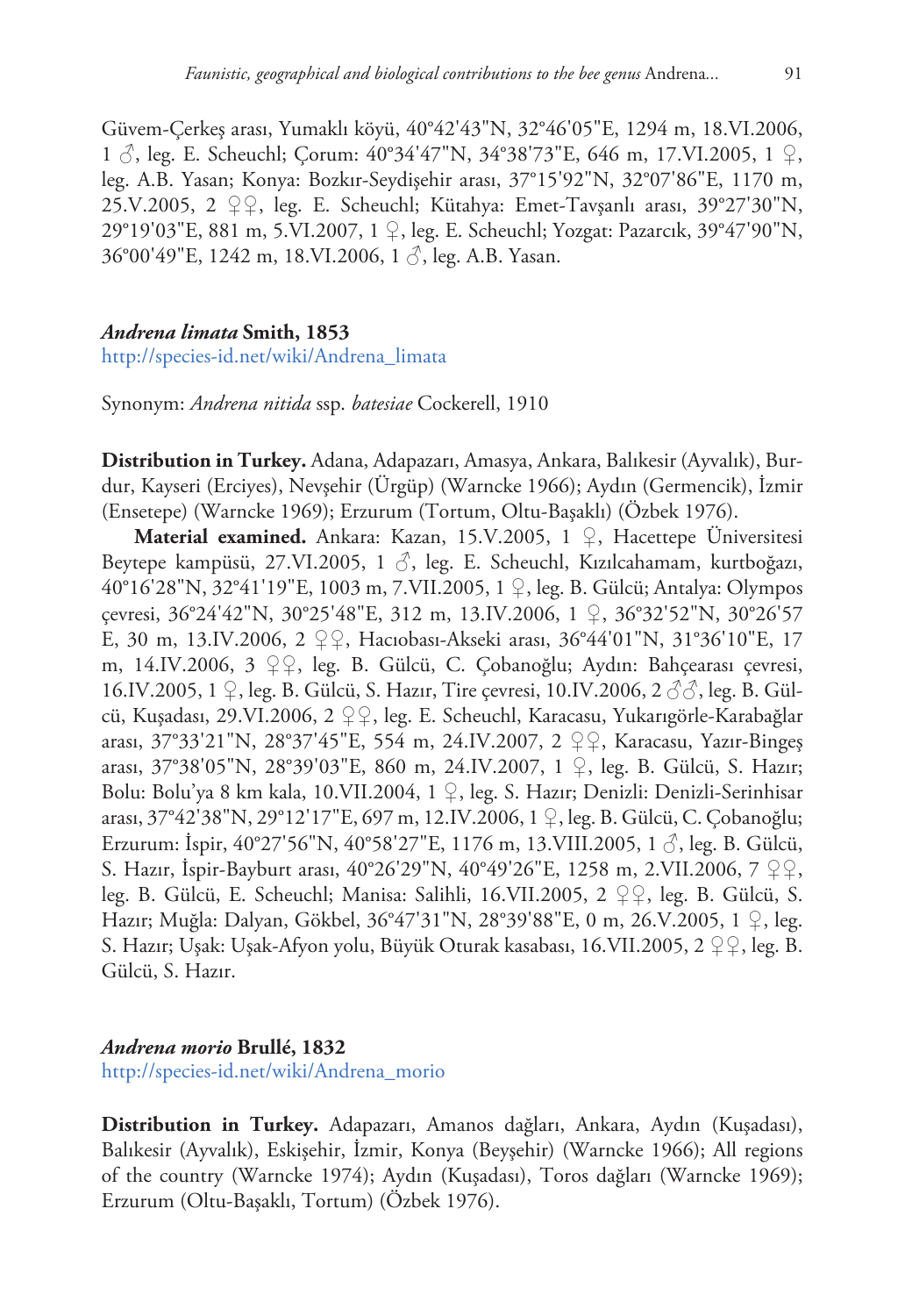Güvem-Çerkeş arası, Yumaklı köyü, 40°42'43"N, 32°46'05"E, 1294 m, 18.VI.2006, 1 ♂, leg. E. Scheuchl; Çorum: 40°34'47"N, 34°38'73"E, 646 m, 17.VI.2005, 1 ♀, leg. A.B. Yasan; Konya: Bozkır-Seydişehir arası, 37°15'92"N, 32°07'86"E, 1170 m, 25.V.2005, 2 ♀♀, leg. E. Scheuchl; Kütahya: Emet-Tavşanlı arası, 39°27'30"N, 29°19'03"E, 881 m, 5.VI.2007, 1 ♀, leg. E. Scheuchl; Yozgat: Pazarcık, 39°47'90"N, 36°00'49"E, 1242 m, 18.VI.2006, 1 ♂, leg. A.B. Yasan.

### *Andrena limata* Smith, 1853

http://species-id.net/wiki/Andrena_limata

Synonym: *Andrena nitida* ssp. *batesiae* Cockerell, 1910

**Distribution in Turkey.** Adana, Adapazarı, Amasya, Ankara, Balıkesir (Ayvalık), Burdur, Kayseri (Erciyes), Nevşehir (Ürgüp) (Warncke 1966); Aydın (Germencik), İzmir (Ensetepe) (Warncke 1969); Erzurum (Tortum, Oltu-Başaklı) (Özbek 1976).

**Material examined.** Ankara: Kazan, 15.V.2005, 1 ♀, Hacettepe Üniversitesi Beytepe kampüsü, 27.VI.2005, 1 ♂, leg. E. Scheuchl, Kızılcahamam, kurtboğazı, 40°16'28"N, 32°41'19"E, 1003 m, 7.VII.2005, 1 ♀, leg. B. Gülcü; Antalya: Olympos çevresi, 36°24'42"N, 30°25'48"E, 312 m, 13.IV.2006, 1 ♀, 36°32'52"N, 30°26'57 E, 30 m, 13.IV.2006, 2 ♀♀, Hacıobası-Akseki arası, 36°44'01"N, 31°36'10"E, 17 m, 14.IV.2006, 3 ♀♀, leg. B. Gülcü, C. Çobanoğlu; Aydın: Bahçearası çevresi, 16.IV.2005, 1 ♀, leg. B. Gülcü, S. Hazır, Tire çevresi, 10.IV.2006, 2 ♂♂, leg. B. Gülcü, Kuşadası, 29.VI.2006, 2 ♀♀, leg. E. Scheuchl, Karacasu, Yukarıgörle-Karabağlar arası, 37°33'21"N, 28°37'45"E, 554 m, 24.IV.2007, 2 ♀♀, Karacasu, Yazır-Bingeş arası, 37°38'05"N, 28°39'03"E, 860 m, 24.IV.2007, 1 ♀, leg. B. Gülcü, S. Hazır; Bolu: Bolu'ya 8 km kala, 10.VII.2004, 1 ♀, leg. S. Hazır; Denizli: Denizli-Serinhisar arası, 37°42'38"N, 29°12'17"E, 697 m, 12.IV.2006, 1 ♀, leg. B. Gülcü, C. Çobanoğlu; Erzurum: İspir, 40°27'56"N, 40°58'27"E, 1176 m, 13.VIII.2005, 1 ♂, leg. B. Gülcü, S. Hazır, İspir-Bayburt arası, 40°26'29"N, 40°49'26"E, 1258 m, 2.VII.2006, 7 ♀♀, leg. B. Gülcü, E. Scheuchl; Manisa: Salihli, 16.VII.2005, 2 ♀♀, leg. B. Gülcü, S. Hazır; Muğla: Dalyan, Gökbel, 36°47'31"N, 28°39'88"E, 0 m, 26.V.2005, 1 ♀, leg. S. Hazır; Uşak: Uşak-Afyon yolu, Büyük Oturak kasabası, 16.VII.2005, 2 ♀♀, leg. B. Gülcü, S. Hazır.

### *Andrena morio* Brullé, 1832

http://species-id.net/wiki/Andrena_morio

**Distribution in Turkey.** Adapazarı, Amanos dağları, Ankara, Aydın (Kuşadası), Balıkesir (Ayvalık), Eskişehir, İzmir, Konya (Beyşehir) (Warncke 1966); All regions of the country (Warncke 1974); Aydın (Kuşadası), Toros dağları (Warncke 1969); Erzurum (Oltu-Başaklı, Tortum) (Özbek 1976).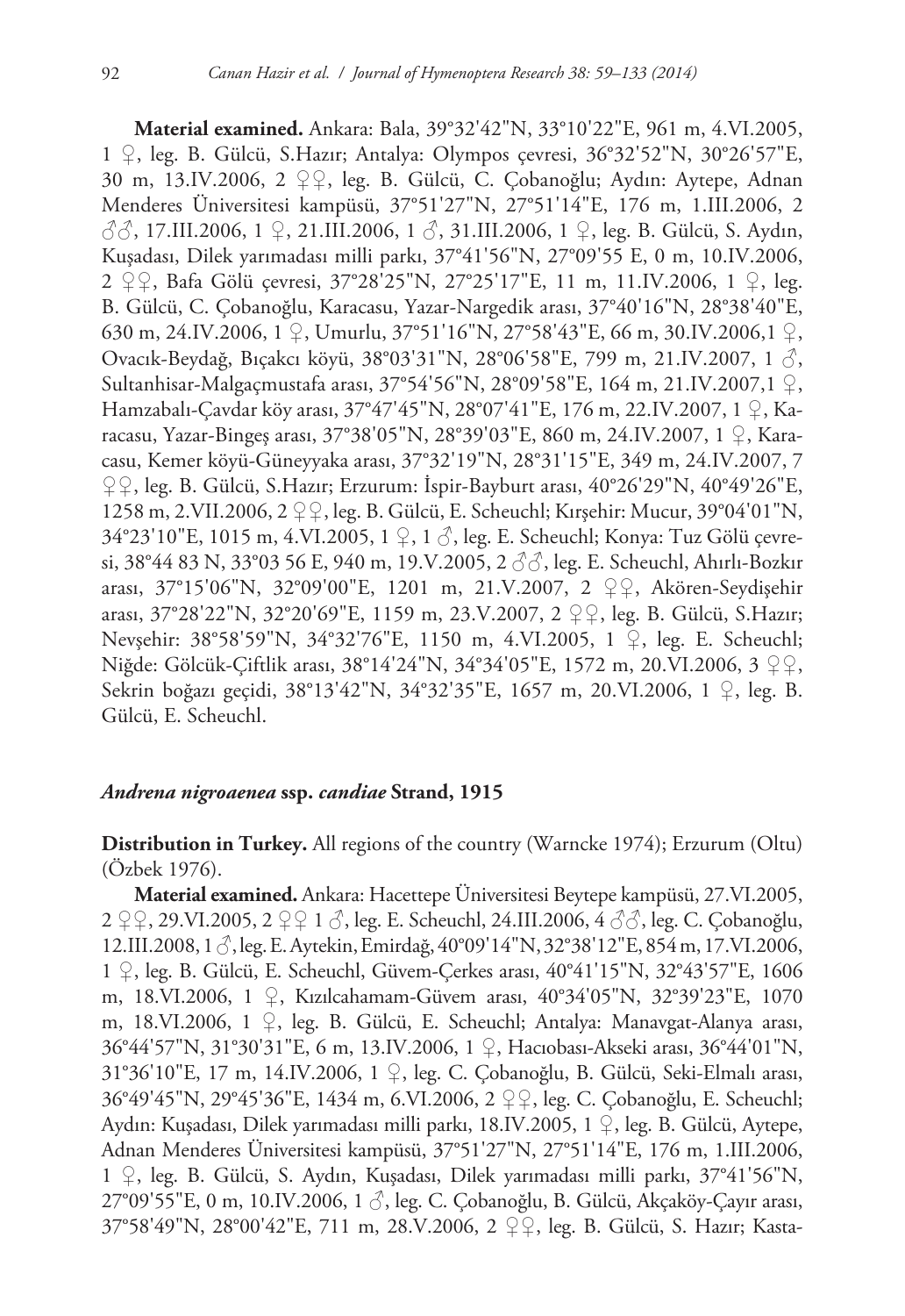**Material examined.** Ankara: Bala, 39°32'42"N, 33°10'22"E, 961 m, 4.VI.2005, 1 ♀, leg. B. Gülcü, S.Hazır; Antalya: Olympos çevresi, 36°32'52"N, 30°26'57"E, 30 m, 13.IV.2006, 2 ♀♀, leg. B. Gülcü, C. Çobanoğlu; Aydın: Aytepe, Adnan Menderes Üniversitesi kampüsü, 37°51'27"N, 27°51'14"E, 176 m, 1.III.2006, 2 ♂♂, 17.III.2006, 1 ♀, 21.III.2006, 1 ♂, 31.III.2006, 1 ♀, leg. B. Gülcü, S. Aydın, Kuşadası, Dilek yarımadası milli parkı, 37°41'56"N, 27°09'55 E, 0 m, 10.IV.2006, 2 ♀♀, Bafa Gölü çevresi, 37°28'25"N, 27°25'17"E, 11 m, 11.IV.2006, 1 ♀, leg. B. Gülcü, C. Çobanoğlu, Karacasu, Yazar-Nargedik arası, 37°40'16"N, 28°38'40"E, 630 m, 24.IV.2006, 1 ♀, Umurlu, 37°51'16"N, 27°58'43"E, 66 m, 30.IV.2006,1 ♀, Ovacık-Beydağ, Bıçakcı köyü, 38°03'31"N, 28°06'58"E, 799 m, 21.IV.2007, 1 ♂, Sultanhisar-Malgaçmustafa arası, 37°54'56"N, 28°09'58"E, 164 m, 21.IV.2007,1 ♀, Hamzabalı-Çavdar köy arası, 37°47'45"N, 28°07'41"E, 176 m, 22.IV.2007, 1 ♀, Karacasu, Yazar-Bingeş arası, 37°38'05"N, 28°39'03"E, 860 m, 24.IV.2007, 1 ♀, Karacasu, Kemer köyü-Güneyyaka arası, 37°32'19"N, 28°31'15"E, 349 m, 24.IV.2007, 7 ♀♀, leg. B. Gülcü, S.Hazır; Erzurum: İspir-Bayburt arası, 40°26'29"N, 40°49'26"E, 1258 m, 2.VII.2006, 2 ♀♀, leg. B. Gülcü, E. Scheuchl; Kırşehir: Mucur, 39°04'01"N, 34°23'10"E, 1015 m, 4.VI.2005, 1 ♀, 1 ♂, leg. E. Scheuchl; Konya: Tuz Gölü çevresi, 38°44 83 N, 33°03 56 E, 940 m, 19.V.2005, 2 ♂♂, leg. E. Scheuchl, Ahırlı-Bozkır arası, 37°15'06"N, 32°09'00"E, 1201 m, 21.V.2007, 2 ♀♀, Akören-Seydişehir arası, 37°28'22"N, 32°20'69"E, 1159 m, 23.V.2007, 2 ♀♀, leg. B. Gülcü, S.Hazır; Nevşehir: 38°58'59"N, 34°32'76"E, 1150 m, 4.VI.2005, 1 ♀, leg. E. Scheuchl; Niğde: Gölcük-Çiftlik arası, 38°14'24"N, 34°34'05"E, 1572 m, 20.VI.2006, 3 ♀♀, Sekrin boğazı geçidi, 38°13'42"N, 34°32'35"E, 1657 m, 20.VI.2006, 1 ♀, leg. B. Gülcü, E. Scheuchl.

### *Andrena nigroaenea* ssp. *candiae* Strand, 1915

**Distribution in Turkey.** All regions of the country (Warncke 1974); Erzurum (Oltu) (Özbek 1976).

**Material examined.** Ankara: Hacettepe Üniversitesi Beytepe kampüsü, 27.VI.2005, 2 ♀♀, 29.VI.2005, 2 ♀♀ 1 ♂, leg. E. Scheuchl, 24.III.2006, 4 ♂♂, leg. C. Çobanoğlu, 12.III.2008, 1 ♂, leg. E. Aytekin, Emirdağ, 40°09'14"N, 32°38'12"E, 854 m, 17.VI.2006, 1 ♀, leg. B. Gülcü, E. Scheuchl, Güvem-Çerkes arası, 40°41'15"N, 32°43'57"E, 1606 m, 18.VI.2006, 1 ♀, Kızılcahamam-Güvem arası, 40°34'05"N, 32°39'23"E, 1070 m, 18.VI.2006, 1 ♀, leg. B. Gülcü, E. Scheuchl; Antalya: Manavgat-Alanya arası, 36°44'57"N, 31°30'31"E, 6 m, 13.IV.2006, 1 ♀, Hacıobası-Akseki arası, 36°44'01"N, 31°36'10"E, 17 m, 14.IV.2006, 1 ♀, leg. C. Çobanoğlu, B. Gülcü, Seki-Elmalı arası, 36°49'45"N, 29°45'36"E, 1434 m, 6.VI.2006, 2 ♀♀, leg. C. Çobanoğlu, E. Scheuchl; Aydın: Kuşadası, Dilek yarımadası milli parkı, 18.IV.2005, 1 ♀, leg. B. Gülcü, Aytepe, Adnan Menderes Üniversitesi kampüsü, 37°51'27"N, 27°51'14"E, 176 m, 1.III.2006, 1 ♀, leg. B. Gülcü, S. Aydın, Kuşadası, Dilek yarımadası milli parkı, 37°41'56"N, 27°09'55"E, 0 m, 10.IV.2006, 1 ♂, leg. C. Çobanoğlu, B. Gülcü, Akçaköy-Çayır arası, 37°58'49"N, 28°00'42"E, 711 m, 28.V.2006, 2 ♀♀, leg. B. Gülcü, S. Hazır; Kasta-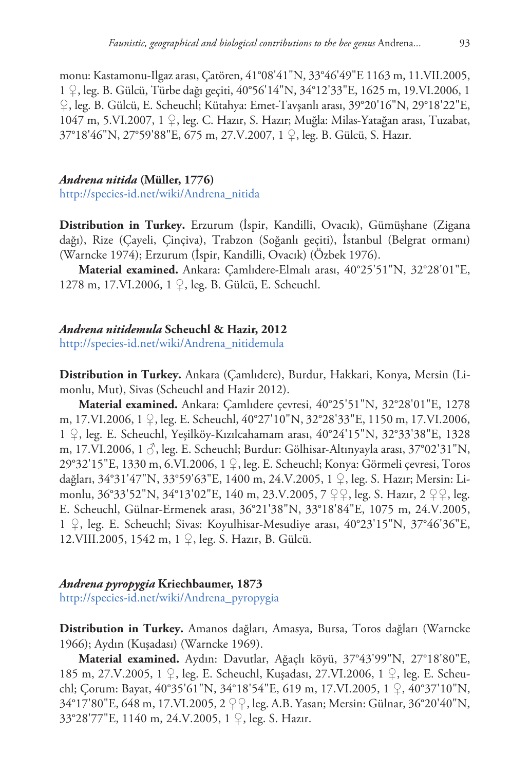monu: Kastamonu-Ilgaz arası, Çatören, 41°08'41"N, 33°46'49"E 1163 m, 11.VII.2005, 1 ♀, leg. B. Gülcü, Türbe dağı geçiti, 40°56'14"N, 34°12'33"E, 1625 m, 19.VI.2006, 1 ♀, leg. B. Gülcü, E. Scheuchl; Kütahya: Emet-Tavşanlı arası, 39°20'16"N, 29°18'22"E, 1047 m, 5.VI.2007, 1 ♀, leg. C. Hazır, S. Hazır; Muğla: Milas-Yatağan arası, Tuzabat, 37°18'46"N, 27°59'88"E, 675 m, 27.V.2007, 1 ♀, leg. B. Gülcü, S. Hazır.

### *Andrena nitida* (Müller, 1776)

http://species-id.net/wiki/Andrena_nitida

**Distribution in Turkey.** Erzurum (İspir, Kandilli, Ovacık), Gümüşhane (Zigana dağı), Rize (Çayeli, Çinçiva), Trabzon (Soğanlı geçiti), İstanbul (Belgrat ormanı) (Warncke 1974); Erzurum (İspir, Kandilli, Ovacık) (Özbek 1976).

**Material examined.** Ankara: Çamlıdere-Elmalı arası, 40°25'51"N, 32°28'01"E, 1278 m, 17.VI.2006, 1 ♀, leg. B. Gülcü, E. Scheuchl.

### *Andrena nitidemula* Scheuchl & Hazir, 2012

http://species-id.net/wiki/Andrena_nitidemula

**Distribution in Turkey.** Ankara (Çamlıdere), Burdur, Hakkari, Konya, Mersin (Limonlu, Mut), Sivas (Scheuchl and Hazir 2012).

**Material examined.** Ankara: Çamlıdere çevresi, 40°25'51"N, 32°28'01"E, 1278 m, 17.VI.2006, 1 ♀, leg. E. Scheuchl, 40°27'10"N, 32°28'33"E, 1150 m, 17.VI.2006, 1 ♀, leg. E. Scheuchl, Yeşilköy-Kızılcahamam arası, 40°24'15"N, 32°33'38"E, 1328 m, 17.VI.2006, 1 ♂, leg. E. Scheuchl; Burdur: Gölhisar-Altınyayla arası, 37°02'31"N, 29°32'15"E, 1330 m, 6.VI.2006, 1 ♀, leg. E. Scheuchl; Konya: Görmeli çevresi, Toros dağları, 34°31'47"N, 33°59'63"E, 1400 m, 24.V.2005, 1 ♀, leg. S. Hazır; Mersin: Limonlu, 36°33'52"N, 34°13'02"E, 140 m, 23.V.2005, 7 ♀♀, leg. S. Hazır, 2 ♀♀, leg. E. Scheuchl, Gülnar-Ermenek arası, 36°21'38"N, 33°18'84"E, 1075 m, 24.V.2005, 1 ♀, leg. E. Scheuchl; Sivas: Koyulhisar-Mesudiye arası, 40°23'15"N, 37°46'36"E, 12.VIII.2005, 1542 m, 1 ♀, leg. S. Hazır, B. Gülcü.

### *Andrena pyropygia* Kriechbaumer, 1873

http://species-id.net/wiki/Andrena_pyropygia

**Distribution in Turkey.** Amanos dağları, Amasya, Bursa, Toros dağları (Warncke 1966); Aydın (Kuşadası) (Warncke 1969).

**Material examined.** Aydın: Davutlar, Ağaçlı köyü, 37°43'99"N, 27°18'80"E, 185 m, 27.V.2005, 1 ♀, leg. E. Scheuchl, Kuşadası, 27.VI.2006, 1 ♀, leg. E. Scheuchl; Çorum: Bayat, 40°35'61"N, 34°18'54"E, 619 m, 17.VI.2005, 1 ♀, 40°37'10"N, 34°17'80"E, 648 m, 17.VI.2005, 2 ♀♀, leg. A.B. Yasan; Mersin: Gülnar, 36°20'40"N, 33°28'77"E, 1140 m, 24.V.2005, 1 ♀, leg. S. Hazır.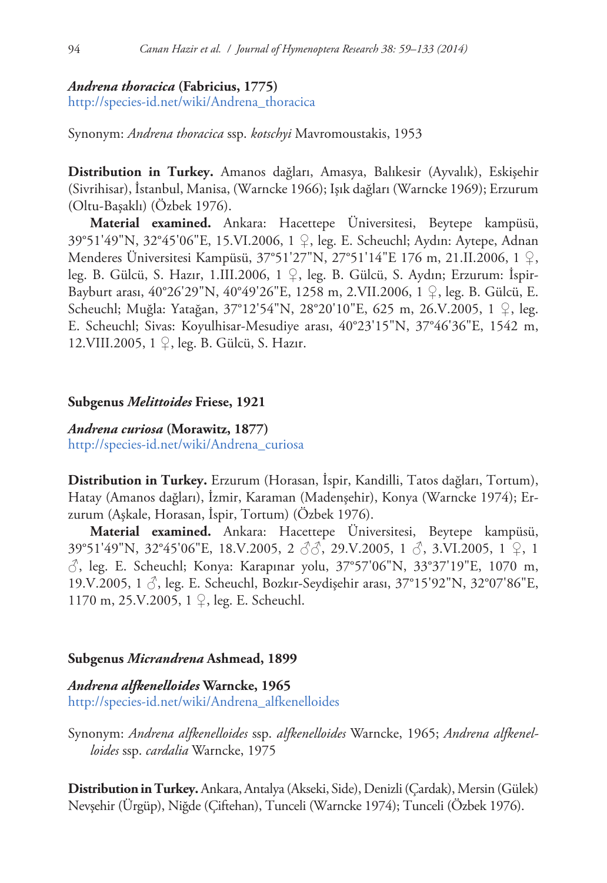***Andrena thoracica* (Fabricius, 1775)**
http://species-id.net/wiki/Andrena_thoracica

Synonym: *Andrena thoracica* ssp. *kotschyi* Mavromoustakis, 1953

**Distribution in Turkey.** Amanos dağları, Amasya, Balıkesir (Ayvalık), Eskişehir (Sivrihisar), İstanbul, Manisa, (Warncke 1966); Işık dağları (Warncke 1969); Erzurum (Oltu-Başaklı) (Özbek 1976).

**Material examined.** Ankara: Hacettepe Üniversitesi, Beytepe kampüsü, 39°51'49"N, 32°45'06"E, 15.VI.2006, 1 ♀, leg. E. Scheuchl; Aydın: Aytepe, Adnan Menderes Üniversitesi Kampüsü, 37°51'27"N, 27°51'14"E 176 m, 21.II.2006, 1 ♀, leg. B. Gülcü, S. Hazır, 1.III.2006, 1 ♀, leg. B. Gülcü, S. Aydın; Erzurum: İspir-Bayburt arası, 40°26'29"N, 40°49'26"E, 1258 m, 2.VII.2006, 1 ♀, leg. B. Gülcü, E. Scheuchl; Muğla: Yatağan, 37°12'54"N, 28°20'10"E, 625 m, 26.V.2005, 1 ♀, leg. E. Scheuchl; Sivas: Koyulhisar-Mesudiye arası, 40°23'15"N, 37°46'36"E, 1542 m, 12.VIII.2005, 1 ♀, leg. B. Gülcü, S. Hazır.

## Subgenus *Melittoides* Friese, 1921

***Andrena curiosa* (Morawitz, 1877)**
http://species-id.net/wiki/Andrena_curiosa

**Distribution in Turkey.** Erzurum (Horasan, İspir, Kandilli, Tatos dağları, Tortum), Hatay (Amanos dağları), İzmir, Karaman (Madenşehir), Konya (Warncke 1974); Erzurum (Aşkale, Horasan, İspir, Tortum) (Özbek 1976).

**Material examined.** Ankara: Hacettepe Üniversitesi, Beytepe kampüsü, 39°51'49"N, 32°45'06"E, 18.V.2005, 2 ♂♂, 29.V.2005, 1 ♂, 3.VI.2005, 1 ♀, 1 ♂, leg. E. Scheuchl; Konya: Karapınar yolu, 37°57'06"N, 33°37'19"E, 1070 m, 19.V.2005, 1 ♂, leg. E. Scheuchl, Bozkır-Seydişehir arası, 37°15'92"N, 32°07'86"E, 1170 m, 25.V.2005, 1 ♀, leg. E. Scheuchl.

## Subgenus *Micrandrena* Ashmead, 1899

***Andrena alfkenelloides* Warncke, 1965**
http://species-id.net/wiki/Andrena_alfkenelloides

Synonym: *Andrena alfkenelloides* ssp. *alfkenelloides* Warncke, 1965; *Andrena alfkenelloides* ssp. *cardalia* Warncke, 1975

**Distribution in Turkey.** Ankara, Antalya (Akseki, Side), Denizli (Çardak), Mersin (Gülek) Nevşehir (Ürgüp), Niğde (Çiftehan), Tunceli (Warncke 1974); Tunceli (Özbek 1976).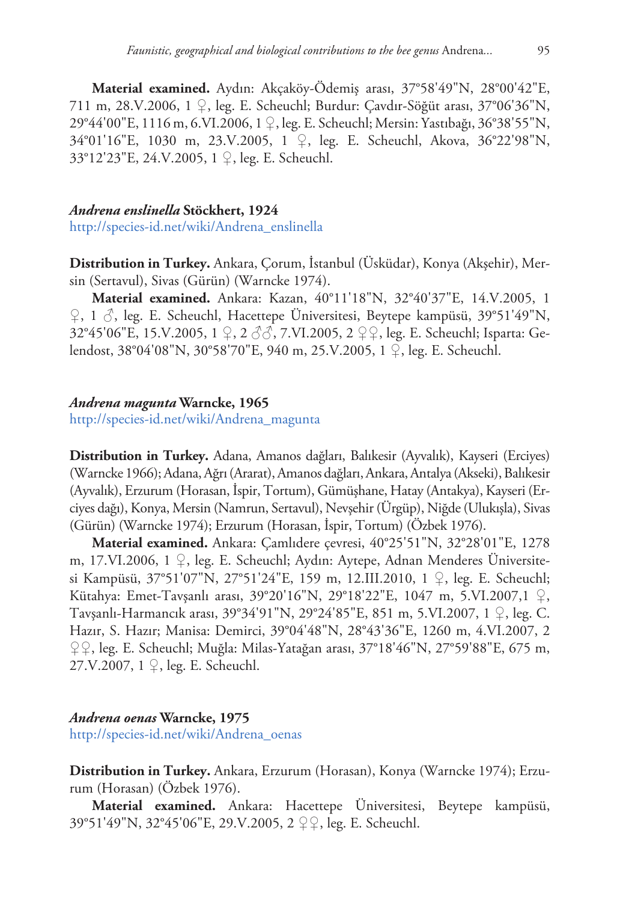**Material examined.** Aydın: Akçaköy-Ödemiş arası, 37°58'49"N, 28°00'42"E, 711 m, 28.V.2006, 1 ♀, leg. E. Scheuchl; Burdur: Çavdır-Söğüt arası, 37°06'36"N, 29°44'00"E, 1116 m, 6.VI.2006, 1 ♀, leg. E. Scheuchl; Mersin: Yastıbağı, 36°38'55"N, 34°01'16"E, 1030 m, 23.V.2005, 1 ♀, leg. E. Scheuchl, Akova, 36°22'98"N, 33°12'23"E, 24.V.2005, 1 ♀, leg. E. Scheuchl.

### *Andrena enslinella* Stöckhert, 1924

http://species-id.net/wiki/Andrena_enslinella

**Distribution in Turkey.** Ankara, Çorum, İstanbul (Üsküdar), Konya (Akşehir), Mersin (Sertavul), Sivas (Gürün) (Warncke 1974).

**Material examined.** Ankara: Kazan, 40°11'18"N, 32°40'37"E, 14.V.2005, 1 ♀, 1 ♂, leg. E. Scheuchl, Hacettepe Üniversitesi, Beytepe kampüsü, 39°51'49"N, 32°45'06"E, 15.V.2005, 1 ♀, 2 ♂♂, 7.VI.2005, 2 ♀♀, leg. E. Scheuchl; Isparta: Gelendost, 38°04'08"N, 30°58'70"E, 940 m, 25.V.2005, 1 ♀, leg. E. Scheuchl.

### *Andrena magunta* Warncke, 1965

http://species-id.net/wiki/Andrena_magunta

**Distribution in Turkey.** Adana, Amanos dağları, Balıkesir (Ayvalık), Kayseri (Erciyes) (Warncke 1966); Adana, Ağrı (Ararat), Amanos dağları, Ankara, Antalya (Akseki), Balıkesir (Ayvalık), Erzurum (Horasan, İspir, Tortum), Gümüşhane, Hatay (Antakya), Kayseri (Erciyes dağı), Konya, Mersin (Namrun, Sertavul), Nevşehir (Ürgüp), Niğde (Ulukışla), Sivas (Gürün) (Warncke 1974); Erzurum (Horasan, İspir, Tortum) (Özbek 1976).

**Material examined.** Ankara: Çamlıdere çevresi, 40°25'51"N, 32°28'01"E, 1278 m, 17.VI.2006, 1 ♀, leg. E. Scheuchl; Aydın: Aytepe, Adnan Menderes Üniversitesi Kampüsü, 37°51'07"N, 27°51'24"E, 159 m, 12.III.2010, 1 ♀, leg. E. Scheuchl; Kütahya: Emet-Tavşanlı arası, 39°20'16"N, 29°18'22"E, 1047 m, 5.VI.2007,1 ♀, Tavşanlı-Harmancık arası, 39°34'91"N, 29°24'85"E, 851 m, 5.VI.2007, 1 ♀, leg. C. Hazır, S. Hazır; Manisa: Demirci, 39°04'48"N, 28°43'36"E, 1260 m, 4.VI.2007, 2 ♀♀, leg. E. Scheuchl; Muğla: Milas-Yatağan arası, 37°18'46"N, 27°59'88"E, 675 m, 27.V.2007, 1 ♀, leg. E. Scheuchl.

### *Andrena oenas* Warncke, 1975

http://species-id.net/wiki/Andrena_oenas

**Distribution in Turkey.** Ankara, Erzurum (Horasan), Konya (Warncke 1974); Erzurum (Horasan) (Özbek 1976).

**Material examined.** Ankara: Hacettepe Üniversitesi, Beytepe kampüsü, 39°51'49"N, 32°45'06"E, 29.V.2005, 2 ♀♀, leg. E. Scheuchl.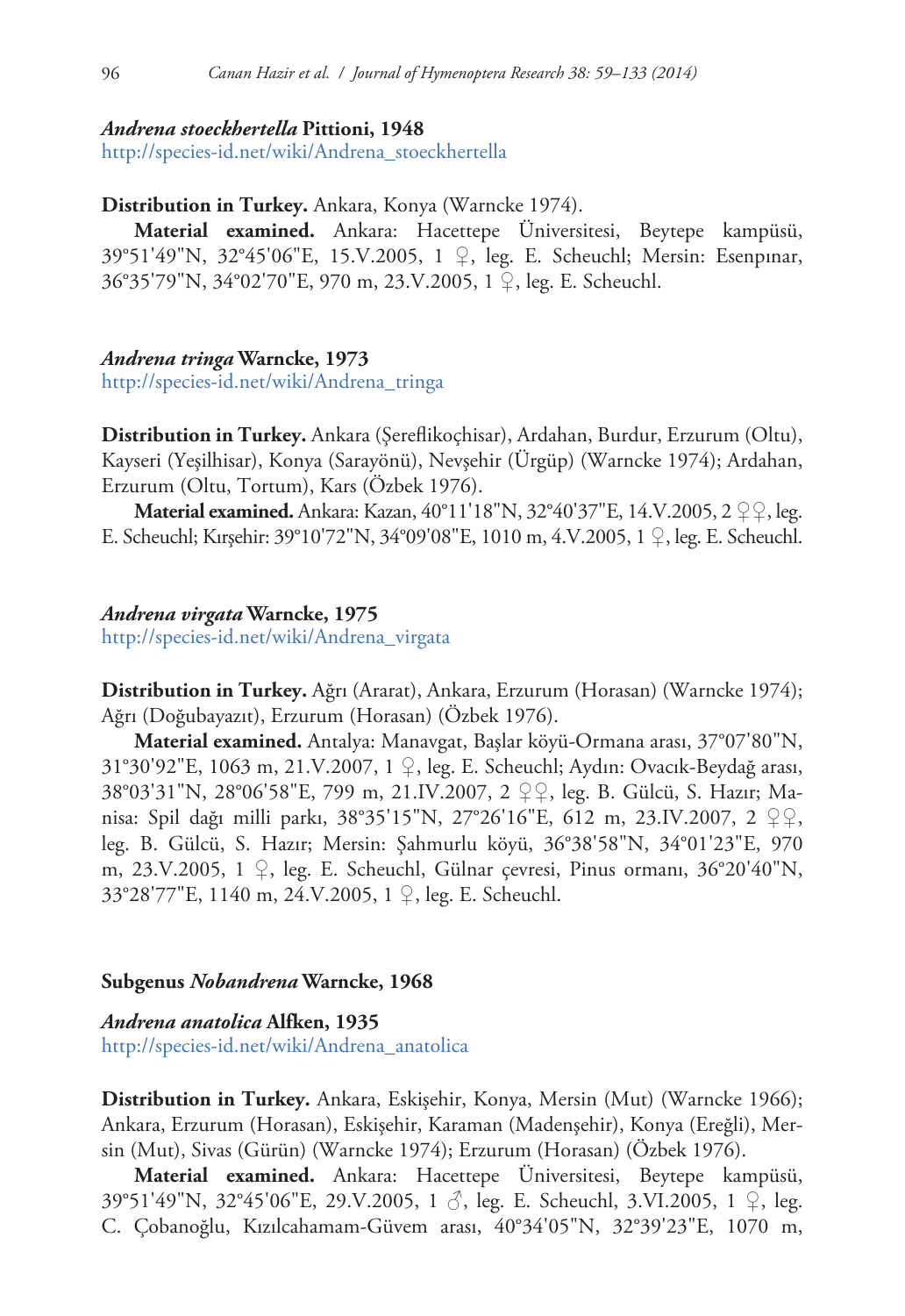***Andrena stoeckhertella* Pittioni, 1948**

http://species-id.net/wiki/Andrena_stoeckhertella

**Distribution in Turkey.** Ankara, Konya (Warncke 1974).

**Material examined.** Ankara: Hacettepe Üniversitesi, Beytepe kampüsü, 39°51'49"N, 32°45'06"E, 15.V.2005, 1 ♀, leg. E. Scheuchl; Mersin: Esenpınar, 36°35'79"N, 34°02'70"E, 970 m, 23.V.2005, 1 ♀, leg. E. Scheuchl.

***Andrena tringa* Warncke, 1973**

http://species-id.net/wiki/Andrena_tringa

**Distribution in Turkey.** Ankara (Şereflikoçhisar), Ardahan, Burdur, Erzurum (Oltu), Kayseri (Yeşilhisar), Konya (Sarayönü), Nevşehir (Ürgüp) (Warncke 1974); Ardahan, Erzurum (Oltu, Tortum), Kars (Özbek 1976).

**Material examined.** Ankara: Kazan, 40°11'18"N, 32°40'37"E, 14.V.2005, 2 ♀♀, leg. E. Scheuchl; Kırşehir: 39°10'72"N, 34°09'08"E, 1010 m, 4.V.2005, 1 ♀, leg. E. Scheuchl.

***Andrena virgata* Warncke, 1975**

http://species-id.net/wiki/Andrena_virgata

**Distribution in Turkey.** Ağrı (Ararat), Ankara, Erzurum (Horasan) (Warncke 1974); Ağrı (Doğubayazıt), Erzurum (Horasan) (Özbek 1976).

**Material examined.** Antalya: Manavgat, Başlar köyü-Ormana arası, 37°07'80"N, 31°30'92"E, 1063 m, 21.V.2007, 1 ♀, leg. E. Scheuchl; Aydın: Ovacık-Beydağ arası, 38°03'31"N, 28°06'58"E, 799 m, 21.IV.2007, 2 ♀♀, leg. B. Gülcü, S. Hazır; Manisa: Spil dağı milli parkı, 38°35'15"N, 27°26'16"E, 612 m, 23.IV.2007, 2 ♀♀, leg. B. Gülcü, S. Hazır; Mersin: Şahmurlu köyü, 36°38'58"N, 34°01'23"E, 970 m, 23.V.2005, 1 ♀, leg. E. Scheuchl, Gülnar çevresi, Pinus ormanı, 36°20'40"N, 33°28'77"E, 1140 m, 24.V.2005, 1 ♀, leg. E. Scheuchl.

## Subgenus *Nobandrena* Warncke, 1968

***Andrena anatolica* Alfken, 1935**

http://species-id.net/wiki/Andrena_anatolica

**Distribution in Turkey.** Ankara, Eskişehir, Konya, Mersin (Mut) (Warncke 1966); Ankara, Erzurum (Horasan), Eskişehir, Karaman (Madenşehir), Konya (Ereğli), Mersin (Mut), Sivas (Gürün) (Warncke 1974); Erzurum (Horasan) (Özbek 1976).

**Material examined.** Ankara: Hacettepe Üniversitesi, Beytepe kampüsü, 39°51'49"N, 32°45'06"E, 29.V.2005, 1 ♂, leg. E. Scheuchl, 3.VI.2005, 1 ♀, leg. C. Çobanoğlu, Kızılcahamam-Güvem arası, 40°34'05"N, 32°39'23"E, 1070 m,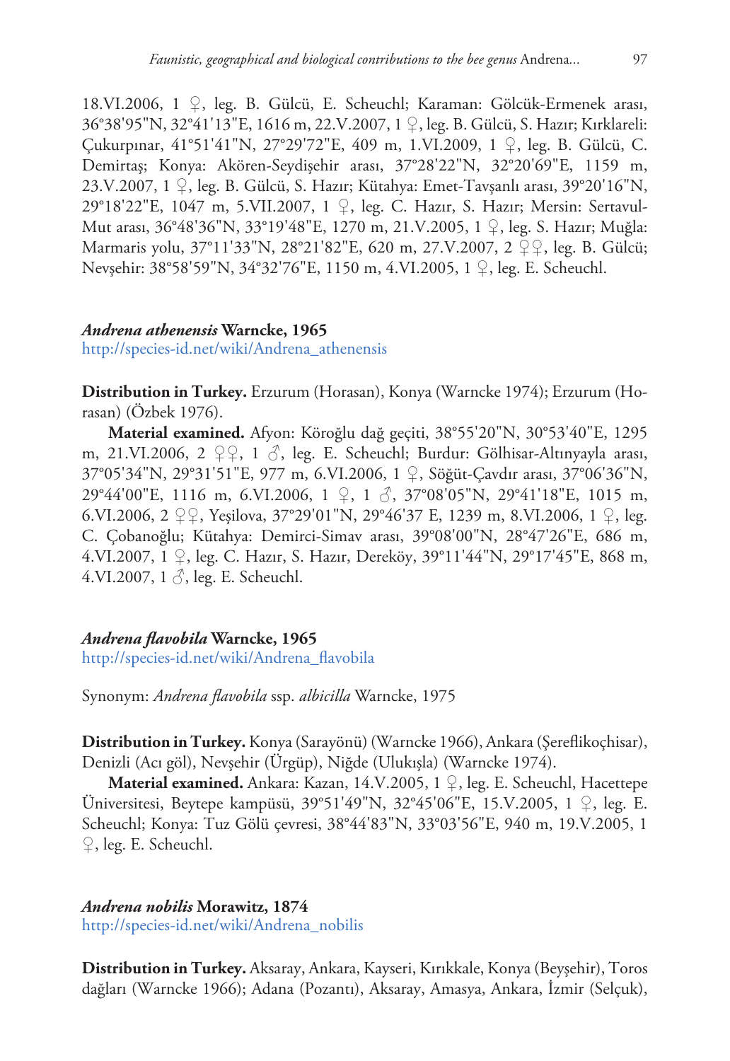18.VI.2006, 1 ♀, leg. B. Gülcü, E. Scheuchl; Karaman: Gölcük-Ermenek arası, 36°38'95"N, 32°41'13"E, 1616 m, 22.V.2007, 1 ♀, leg. B. Gülcü, S. Hazır; Kırklareli: Çukurpınar, 41°51'41"N, 27°29'72"E, 409 m, 1.VI.2009, 1 ♀, leg. B. Gülcü, C. Demirtaş; Konya: Akören-Seydişehir arası, 37°28'22"N, 32°20'69"E, 1159 m, 23.V.2007, 1 ♀, leg. B. Gülcü, S. Hazır; Kütahya: Emet-Tavşanlı arası, 39°20'16"N, 29°18'22"E, 1047 m, 5.VII.2007, 1 ♀, leg. C. Hazır, S. Hazır; Mersin: Sertavul-Mut arası, 36°48'36"N, 33°19'48"E, 1270 m, 21.V.2005, 1 ♀, leg. S. Hazır; Muğla: Marmaris yolu, 37°11'33"N, 28°21'82"E, 620 m, 27.V.2007, 2 ♀♀, leg. B. Gülcü; Nevşehir: 38°58'59"N, 34°32'76"E, 1150 m, 4.VI.2005, 1 ♀, leg. E. Scheuchl.

### *Andrena athenensis* Warncke, 1965

http://species-id.net/wiki/Andrena_athenensis

**Distribution in Turkey.** Erzurum (Horasan), Konya (Warncke 1974); Erzurum (Horasan) (Özbek 1976).

**Material examined.** Afyon: Köroğlu dağ geçiti, 38°55'20"N, 30°53'40"E, 1295 m, 21.VI.2006, 2 ♀♀, 1 ♂, leg. E. Scheuchl; Burdur: Gölhisar-Altınyayla arası, 37°05'34"N, 29°31'51"E, 977 m, 6.VI.2006, 1 ♀, Söğüt-Çavdır arası, 37°06'36"N, 29°44'00"E, 1116 m, 6.VI.2006, 1 ♀, 1 ♂, 37°08'05"N, 29°41'18"E, 1015 m, 6.VI.2006, 2 ♀♀, Yeşilova, 37°29'01"N, 29°46'37 E, 1239 m, 8.VI.2006, 1 ♀, leg. C. Çobanoğlu; Kütahya: Demirci-Simav arası, 39°08'00"N, 28°47'26"E, 686 m, 4.VI.2007, 1 ♀, leg. C. Hazır, S. Hazır, Dereköy, 39°11'44"N, 29°17'45"E, 868 m, 4.VI.2007, 1 ♂, leg. E. Scheuchl.

### *Andrena flavobila* Warncke, 1965

http://species-id.net/wiki/Andrena_flavobila

Synonym: *Andrena flavobila* ssp. *albicilla* Warncke, 1975

**Distribution in Turkey.** Konya (Sarayönü) (Warncke 1966), Ankara (Şereflikoçhisar), Denizli (Acı göl), Nevşehir (Ürgüp), Niğde (Ulukışla) (Warncke 1974).

**Material examined.** Ankara: Kazan, 14.V.2005, 1 ♀, leg. E. Scheuchl, Hacettepe Üniversitesi, Beytepe kampüsü, 39°51'49"N, 32°45'06"E, 15.V.2005, 1 ♀, leg. E. Scheuchl; Konya: Tuz Gölü çevresi, 38°44'83"N, 33°03'56"E, 940 m, 19.V.2005, 1 ♀, leg. E. Scheuchl.

### *Andrena nobilis* Morawitz, 1874

http://species-id.net/wiki/Andrena_nobilis

**Distribution in Turkey.** Aksaray, Ankara, Kayseri, Kırıkkale, Konya (Beyşehir), Toros dağları (Warncke 1966); Adana (Pozantı), Aksaray, Amasya, Ankara, İzmir (Selçuk),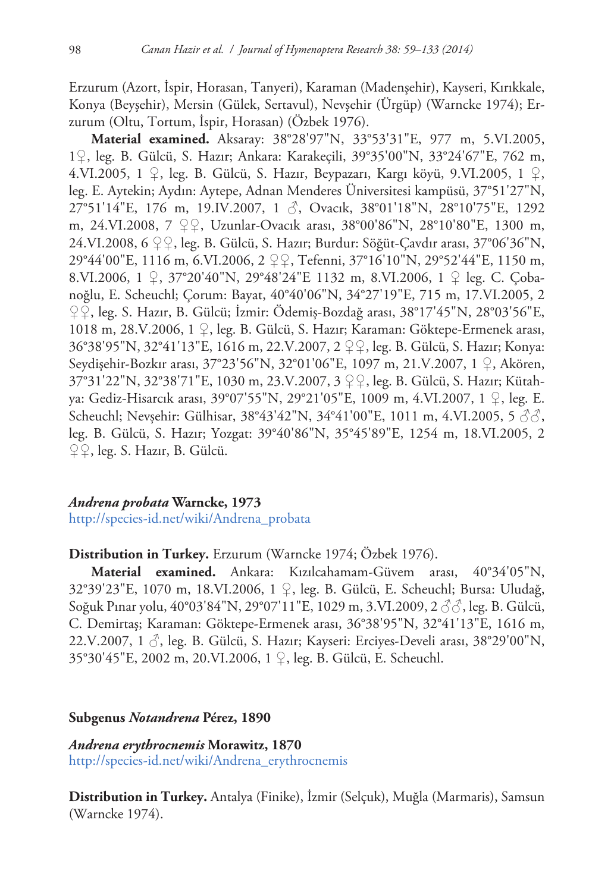Erzurum (Azort, İspir, Horasan, Tanyeri), Karaman (Madenşehir), Kayseri, Kırıkkale, Konya (Beyşehir), Mersin (Gülek, Sertavul), Nevşehir (Ürgüp) (Warncke 1974); Erzurum (Oltu, Tortum, İspir, Horasan) (Özbek 1976).

**Material examined.** Aksaray: 38°28'97"N, 33°53'31"E, 977 m, 5.VI.2005, 1♀, leg. B. Gülcü, S. Hazır; Ankara: Karakeçili, 39°35'00"N, 33°24'67"E, 762 m, 4.VI.2005, 1 ♀, leg. B. Gülcü, S. Hazır, Beypazarı, Kargı köyü, 9.VI.2005, 1 ♀, leg. E. Aytekin; Aydın: Aytepe, Adnan Menderes Üniversitesi kampüsü, 37°51'27"N, 27°51'14"E, 176 m, 19.IV.2007, 1 ♂, Ovacık, 38°01'18"N, 28°10'75"E, 1292 m, 24.VI.2008, 7 ♀♀, Uzunlar-Ovacık arası, 38°00'86"N, 28°10'80"E, 1300 m, 24.VI.2008, 6 ♀♀, leg. B. Gülcü, S. Hazır; Burdur: Söğüt-Çavdır arası, 37°06'36"N, 29°44'00"E, 1116 m, 6.VI.2006, 2 ♀♀, Tefenni, 37°16'10"N, 29°52'44"E, 1150 m, 8.VI.2006, 1 ♀, 37°20'40"N, 29°48'24"E 1132 m, 8.VI.2006, 1 ♀ leg. C. Çobanoğlu, E. Scheuchl; Çorum: Bayat, 40°40'06"N, 34°27'19"E, 715 m, 17.VI.2005, 2 ♀♀, leg. S. Hazır, B. Gülcü; İzmir: Ödemiş-Bozdağ arası, 38°17'45"N, 28°03'56"E, 1018 m, 28.V.2006, 1 ♀, leg. B. Gülcü, S. Hazır; Karaman: Göktepe-Ermenek arası, 36°38'95"N, 32°41'13"E, 1616 m, 22.V.2007, 2 ♀♀, leg. B. Gülcü, S. Hazır; Konya: Seydişehir-Bozkır arası, 37°23'56"N, 32°01'06"E, 1097 m, 21.V.2007, 1 ♀, Akören, 37°31'22"N, 32°38'71"E, 1030 m, 23.V.2007, 3 ♀♀, leg. B. Gülcü, S. Hazır; Kütahya: Gediz-Hisarcık arası, 39°07'55"N, 29°21'05"E, 1009 m, 4.VI.2007, 1 ♀, leg. E. Scheuchl; Nevşehir: Gülhisar, 38°43'42"N, 34°41'00"E, 1011 m, 4.VI.2005, 5 ♂♂, leg. B. Gülcü, S. Hazır; Yozgat: 39°40'86"N, 35°45'89"E, 1254 m, 18.VI.2005, 2 ♀♀, leg. S. Hazır, B. Gülcü.

### *Andrena probata* Warncke, 1973

http://species-id.net/wiki/Andrena_probata

**Distribution in Turkey.** Erzurum (Warncke 1974; Özbek 1976).

**Material examined.** Ankara: Kızılcahamam-Güvem arası, 40°34'05"N, 32°39'23"E, 1070 m, 18.VI.2006, 1 ♀, leg. B. Gülcü, E. Scheuchl; Bursa: Uludağ, Soğuk Pınar yolu, 40°03'84"N, 29°07'11"E, 1029 m, 3.VI.2009, 2 ♂♂, leg. B. Gülcü, C. Demirtaş; Karaman: Göktepe-Ermenek arası, 36°38'95"N, 32°41'13"E, 1616 m, 22.V.2007, 1 ♂, leg. B. Gülcü, S. Hazır; Kayseri: Erciyes-Develi arası, 38°29'00"N, 35°30'45"E, 2002 m, 20.VI.2006, 1 ♀, leg. B. Gülcü, E. Scheuchl.

## Subgenus *Notandrena* Pérez, 1890

### *Andrena erythrocnemis* Morawitz, 1870

http://species-id.net/wiki/Andrena_erythrocnemis

**Distribution in Turkey.** Antalya (Finike), İzmir (Selçuk), Muğla (Marmaris), Samsun (Warncke 1974).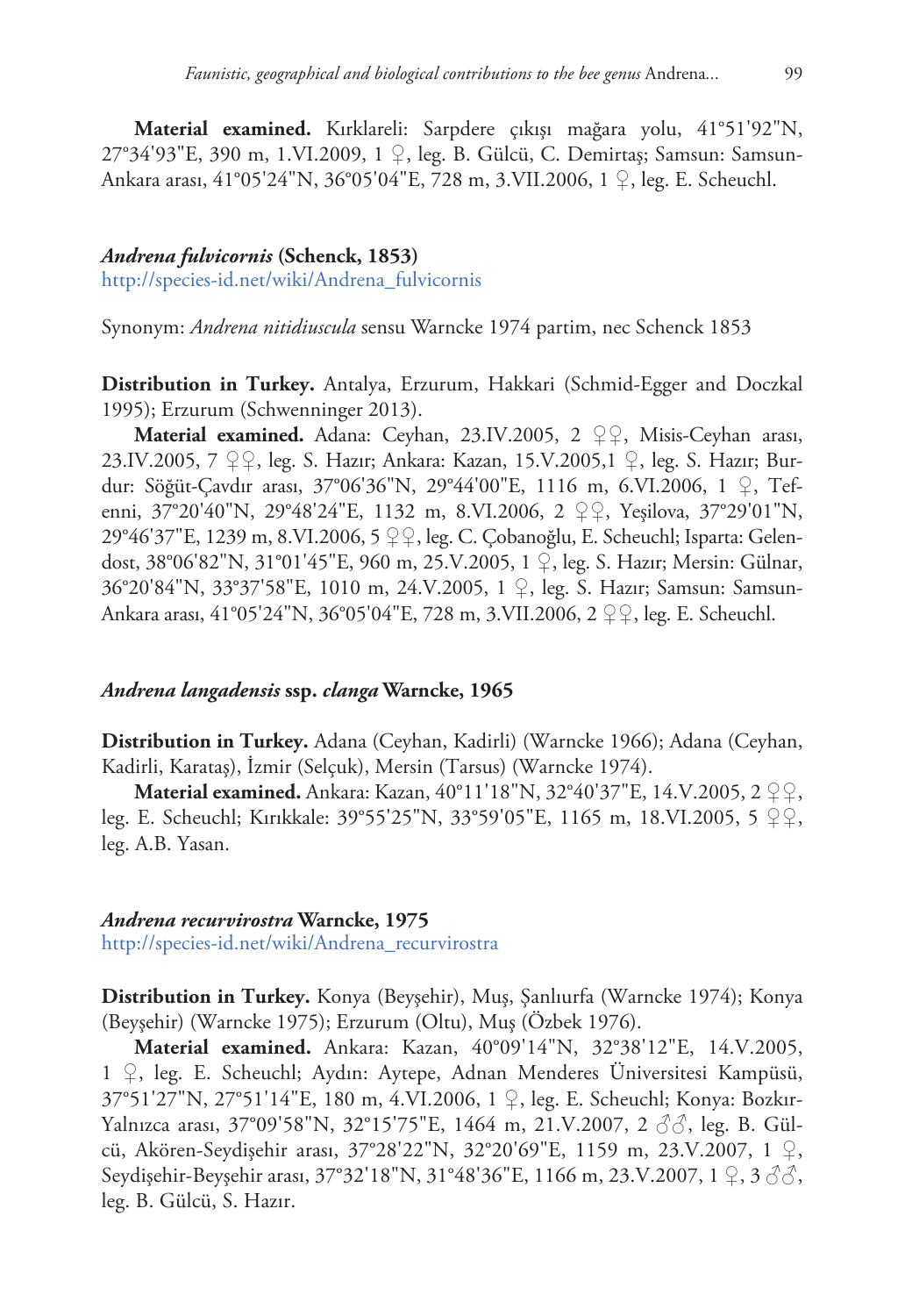**Material examined.** Kırklareli: Sarpdere çıkışı mağara yolu, 41°51'92"N, 27°34'93"E, 390 m, 1.VI.2009, 1 ♀, leg. B. Gülcü, C. Demirtaş; Samsun: Samsun-Ankara arası, 41°05'24"N, 36°05'04"E, 728 m, 3.VII.2006, 1 ♀, leg. E. Scheuchl.

### *Andrena fulvicornis* (Schenck, 1853)

http://species-id.net/wiki/Andrena_fulvicornis

Synonym: *Andrena nitidiuscula* sensu Warncke 1974 partim, nec Schenck 1853

**Distribution in Turkey.** Antalya, Erzurum, Hakkari (Schmid-Egger and Doczkal 1995); Erzurum (Schwenninger 2013).

**Material examined.** Adana: Ceyhan, 23.IV.2005, 2 ♀♀, Misis-Ceyhan arası, 23.IV.2005, 7 ♀♀, leg. S. Hazır; Ankara: Kazan, 15.V.2005,1 ♀, leg. S. Hazır; Burdur: Söğüt-Çavdır arası, 37°06'36"N, 29°44'00"E, 1116 m, 6.VI.2006, 1 ♀, Tefenni, 37°20'40"N, 29°48'24"E, 1132 m, 8.VI.2006, 2 ♀♀, Yeşilova, 37°29'01"N, 29°46'37"E, 1239 m, 8.VI.2006, 5 ♀♀, leg. C. Çobanoğlu, E. Scheuchl; Isparta: Gelendost, 38°06'82"N, 31°01'45"E, 960 m, 25.V.2005, 1 ♀, leg. S. Hazır; Mersin: Gülnar, 36°20'84"N, 33°37'58"E, 1010 m, 24.V.2005, 1 ♀, leg. S. Hazır; Samsun: Samsun-Ankara arası, 41°05'24"N, 36°05'04"E, 728 m, 3.VII.2006, 2 ♀♀, leg. E. Scheuchl.

### *Andrena langadensis* ssp. *clanga* Warncke, 1965

**Distribution in Turkey.** Adana (Ceyhan, Kadirli) (Warncke 1966); Adana (Ceyhan, Kadirli, Karataş), İzmir (Selçuk), Mersin (Tarsus) (Warncke 1974).

**Material examined.** Ankara: Kazan, 40°11'18"N, 32°40'37"E, 14.V.2005, 2 ♀♀, leg. E. Scheuchl; Kırıkkale: 39°55'25"N, 33°59'05"E, 1165 m, 18.VI.2005, 5 ♀♀, leg. A.B. Yasan.

### *Andrena recurvirostra* Warncke, 1975

http://species-id.net/wiki/Andrena_recurvirostra

**Distribution in Turkey.** Konya (Beyşehir), Muş, Şanlıurfa (Warncke 1974); Konya (Beyşehir) (Warncke 1975); Erzurum (Oltu), Muş (Özbek 1976).

**Material examined.** Ankara: Kazan, 40°09'14"N, 32°38'12"E, 14.V.2005, 1 ♀, leg. E. Scheuchl; Aydın: Aytepe, Adnan Menderes Üniversitesi Kampüsü, 37°51'27"N, 27°51'14"E, 180 m, 4.VI.2006, 1 ♀, leg. E. Scheuchl; Konya: Bozkır-Yalnızca arası, 37°09'58"N, 32°15'75"E, 1464 m, 21.V.2007, 2 ♂♂, leg. B. Gülcü, Akören-Seydişehir arası, 37°28'22"N, 32°20'69"E, 1159 m, 23.V.2007, 1 ♀, Seydişehir-Beyşehir arası, 37°32'18"N, 31°48'36"E, 1166 m, 23.V.2007, 1 ♀, 3 ♂♂, leg. B. Gülcü, S. Hazır.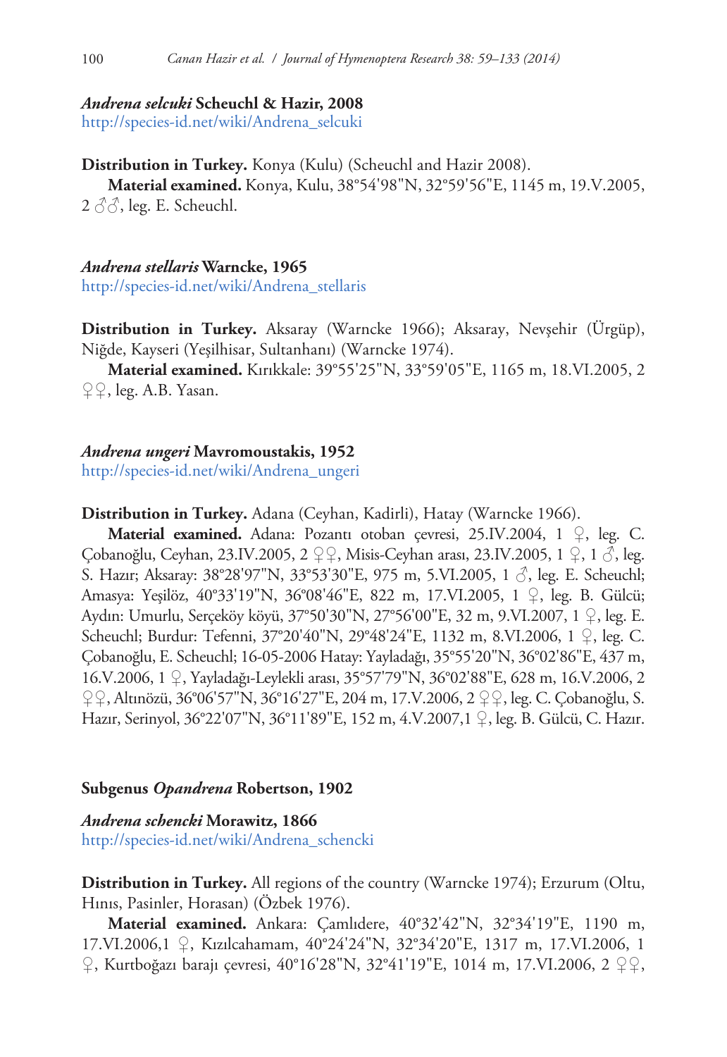**_Andrena selcuki_ Scheuchl & Hazir, 2008**
http://species-id.net/wiki/Andrena_selcuki

**Distribution in Turkey.** Konya (Kulu) (Scheuchl and Hazir 2008).

**Material examined.** Konya, Kulu, 38°54'98"N, 32°59'56"E, 1145 m, 19.V.2005, 2 ♂♂, leg. E. Scheuchl.

**_Andrena stellaris_ Warncke, 1965**
http://species-id.net/wiki/Andrena_stellaris

**Distribution in Turkey.** Aksaray (Warncke 1966); Aksaray, Nevşehir (Ürgüp), Niğde, Kayseri (Yeşilhisar, Sultanhanı) (Warncke 1974).

**Material examined.** Kırıkkale: 39°55'25"N, 33°59'05"E, 1165 m, 18.VI.2005, 2 ♀♀, leg. A.B. Yasan.

**_Andrena ungeri_ Mavromoustakis, 1952**
http://species-id.net/wiki/Andrena_ungeri

**Distribution in Turkey.** Adana (Ceyhan, Kadirli), Hatay (Warncke 1966).

**Material examined.** Adana: Pozantı otoban çevresi, 25.IV.2004, 1 ♀, leg. C. Çobanoğlu, Ceyhan, 23.IV.2005, 2 ♀♀, Misis-Ceyhan arası, 23.IV.2005, 1 ♀, 1 ♂, leg. S. Hazır; Aksaray: 38°28'97"N, 33°53'30"E, 975 m, 5.VI.2005, 1 ♂, leg. E. Scheuchl; Amasya: Yeşilöz, 40°33'19"N, 36°08'46"E, 822 m, 17.VI.2005, 1 ♀, leg. B. Gülcü; Aydın: Umurlu, Serçeköy köyü, 37°50'30"N, 27°56'00"E, 32 m, 9.VI.2007, 1 ♀, leg. E. Scheuchl; Burdur: Tefenni, 37°20'40"N, 29°48'24"E, 1132 m, 8.VI.2006, 1 ♀, leg. C. Çobanoğlu, E. Scheuchl; 16-05-2006 Hatay: Yayladağı, 35°55'20"N, 36°02'86"E, 437 m, 16.V.2006, 1 ♀, Yayladağı-Leylekli arası, 35°57'79"N, 36°02'88"E, 628 m, 16.V.2006, 2 ♀♀, Altınözü, 36°06'57"N, 36°16'27"E, 204 m, 17.V.2006, 2 ♀♀, leg. C. Çobanoğlu, S. Hazır, Serinyol, 36°22'07"N, 36°11'89"E, 152 m, 4.V.2007,1 ♀, leg. B. Gülcü, C. Hazır.

### Subgenus _Opandrena_ Robertson, 1902

**_Andrena schencki_ Morawitz, 1866**
http://species-id.net/wiki/Andrena_schencki

**Distribution in Turkey.** All regions of the country (Warncke 1974); Erzurum (Oltu, Hınıs, Pasinler, Horasan) (Özbek 1976).

**Material examined.** Ankara: Çamlıdere, 40°32'42"N, 32°34'19"E, 1190 m, 17.VI.2006,1 ♀, Kızılcahamam, 40°24'24"N, 32°34'20"E, 1317 m, 17.VI.2006, 1 ♀, Kurtboğazı barajı çevresi, 40°16'28"N, 32°41'19"E, 1014 m, 17.VI.2006, 2 ♀♀,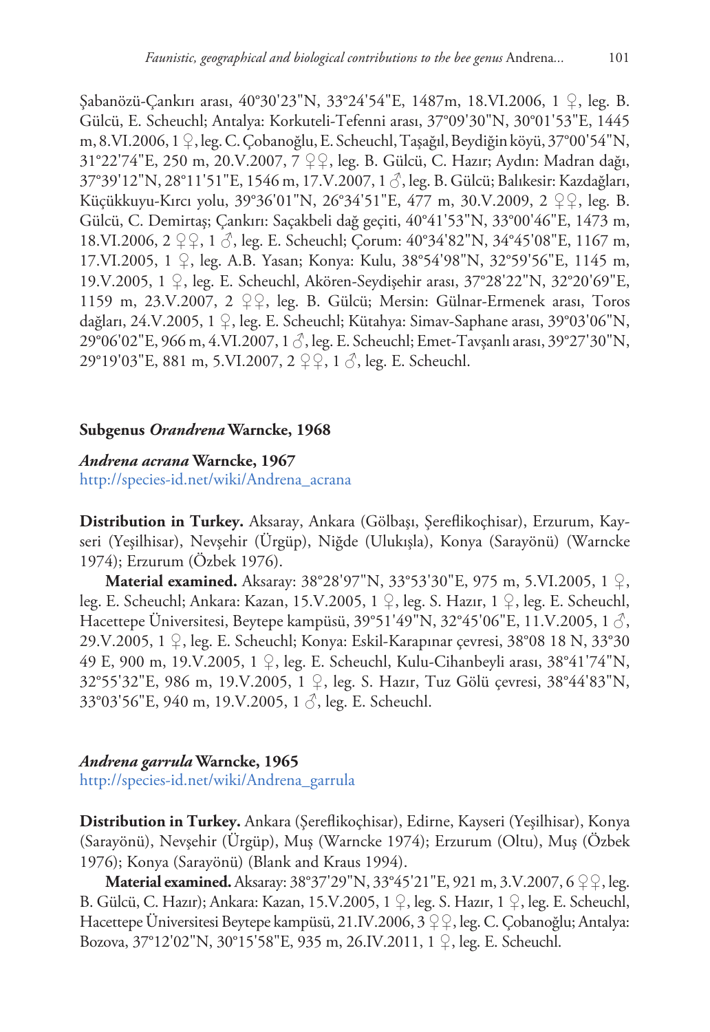Şabanözü-Çankırı arası, 40°30'23"N, 33°24'54"E, 1487m, 18.VI.2006, 1 ♀, leg. B. Gülcü, E. Scheuchl; Antalya: Korkuteli-Tefenni arası, 37°09'30"N, 30°01'53"E, 1445 m, 8.VI.2006, 1 ♀, leg. C. Çobanoğlu, E. Scheuchl, Taşağıl, Beydiğin köyü, 37°00'54"N, 31°22'74"E, 250 m, 20.V.2007, 7 ♀♀, leg. B. Gülcü, C. Hazır; Aydın: Madran dağı, 37°39'12"N, 28°11'51"E, 1546 m, 17.V.2007, 1 ♂, leg. B. Gülcü; Balıkesir: Kazdağları, Küçükkuyu-Kırcı yolu, 39°36'01"N, 26°34'51"E, 477 m, 30.V.2009, 2 ♀♀, leg. B. Gülcü, C. Demirtaş; Çankırı: Saçakbeli dağ geçiti, 40°41'53"N, 33°00'46"E, 1473 m, 18.VI.2006, 2 ♀♀, 1 ♂, leg. E. Scheuchl; Çorum: 40°34'82"N, 34°45'08"E, 1167 m, 17.VI.2005, 1 ♀, leg. A.B. Yasan; Konya: Kulu, 38°54'98"N, 32°59'56"E, 1145 m, 19.V.2005, 1 ♀, leg. E. Scheuchl, Akören-Seydişehir arası, 37°28'22"N, 32°20'69"E, 1159 m, 23.V.2007, 2 ♀♀, leg. B. Gülcü; Mersin: Gülnar-Ermenek arası, Toros dağları, 24.V.2005, 1 ♀, leg. E. Scheuchl; Kütahya: Simav-Saphane arası, 39°03'06"N, 29°06'02"E, 966 m, 4.VI.2007, 1 ♂, leg. E. Scheuchl; Emet-Tavşanlı arası, 39°27'30"N, 29°19'03"E, 881 m, 5.VI.2007, 2 ♀♀, 1 ♂, leg. E. Scheuchl.

### Subgenus *Orandrena* Warncke, 1968

#### *Andrena acrana* Warncke, 1967

http://species-id.net/wiki/Andrena_acrana

**Distribution in Turkey.** Aksaray, Ankara (Gölbaşı, Şereflikoçhisar), Erzurum, Kayseri (Yeşilhisar), Nevşehir (Ürgüp), Niğde (Ulukışla), Konya (Sarayönü) (Warncke 1974); Erzurum (Özbek 1976).

**Material examined.** Aksaray: 38°28'97"N, 33°53'30"E, 975 m, 5.VI.2005, 1 ♀, leg. E. Scheuchl; Ankara: Kazan, 15.V.2005, 1 ♀, leg. S. Hazır, 1 ♀, leg. E. Scheuchl, Hacettepe Üniversitesi, Beytepe kampüsü, 39°51'49"N, 32°45'06"E, 11.V.2005, 1 ♂, 29.V.2005, 1 ♀, leg. E. Scheuchl; Konya: Eskil-Karapınar çevresi, 38°08 18 N, 33°30 49 E, 900 m, 19.V.2005, 1 ♀, leg. E. Scheuchl, Kulu-Cihanbeyli arası, 38°41'74"N, 32°55'32"E, 986 m, 19.V.2005, 1 ♀, leg. S. Hazır, Tuz Gölü çevresi, 38°44'83"N, 33°03'56"E, 940 m, 19.V.2005, 1 ♂, leg. E. Scheuchl.

#### *Andrena garrula* Warncke, 1965

http://species-id.net/wiki/Andrena_garrula

**Distribution in Turkey.** Ankara (Şereflikoçhisar), Edirne, Kayseri (Yeşilhisar), Konya (Sarayönü), Nevşehir (Ürgüp), Muş (Warncke 1974); Erzurum (Oltu), Muş (Özbek 1976); Konya (Sarayönü) (Blank and Kraus 1994).

**Material examined.** Aksaray: 38°37'29"N, 33°45'21"E, 921 m, 3.V.2007, 6 ♀♀, leg. B. Gülcü, C. Hazır); Ankara: Kazan, 15.V.2005, 1 ♀, leg. S. Hazır, 1 ♀, leg. E. Scheuchl, Hacettepe Üniversitesi Beytepe kampüsü, 21.IV.2006, 3 ♀♀, leg. C. Çobanoğlu; Antalya: Bozova, 37°12'02"N, 30°15'58"E, 935 m, 26.IV.2011, 1 ♀, leg. E. Scheuchl.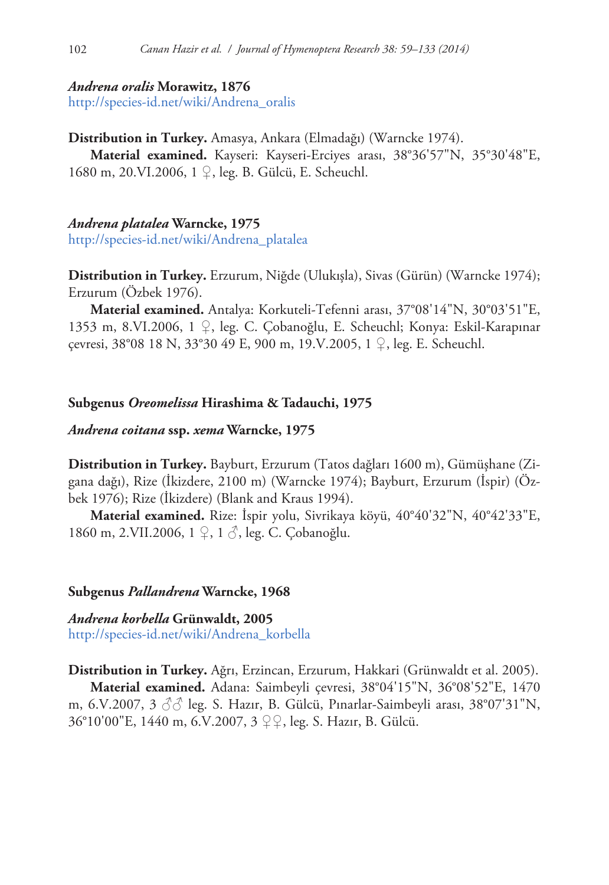***Andrena oralis* Morawitz, 1876**

http://species-id.net/wiki/Andrena_oralis

**Distribution in Turkey.** Amasya, Ankara (Elmadağı) (Warncke 1974).

**Material examined.** Kayseri: Kayseri-Erciyes arası, 38°36'57"N, 35°30'48"E, 1680 m, 20.VI.2006, 1 ♀, leg. B. Gülcü, E. Scheuchl.

***Andrena platalea* Warncke, 1975**

http://species-id.net/wiki/Andrena_platalea

**Distribution in Turkey.** Erzurum, Niğde (Ulukışla), Sivas (Gürün) (Warncke 1974); Erzurum (Özbek 1976).

**Material examined.** Antalya: Korkuteli-Tefenni arası, 37°08'14"N, 30°03'51"E, 1353 m, 8.VI.2006, 1 ♀, leg. C. Çobanoğlu, E. Scheuchl; Konya: Eskil-Karapınar çevresi, 38°08 18 N, 33°30 49 E, 900 m, 19.V.2005, 1 ♀, leg. E. Scheuchl.

**Subgenus *Oreomelissa* Hirashima & Tadauchi, 1975**

***Andrena coitana* ssp. *xema* Warncke, 1975**

**Distribution in Turkey.** Bayburt, Erzurum (Tatos dağları 1600 m), Gümüşhane (Zigana dağı), Rize (İkizdere, 2100 m) (Warncke 1974); Bayburt, Erzurum (İspir) (Özbek 1976); Rize (İkizdere) (Blank and Kraus 1994).

**Material examined.** Rize: İspir yolu, Sivrikaya köyü, 40°40'32"N, 40°42'33"E, 1860 m, 2.VII.2006, 1 ♀, 1 ♂, leg. C. Çobanoğlu.

**Subgenus *Pallandrena* Warncke, 1968**

***Andrena korbella* Grünwaldt, 2005**

http://species-id.net/wiki/Andrena_korbella

**Distribution in Turkey.** Ağrı, Erzincan, Erzurum, Hakkari (Grünwaldt et al. 2005).

**Material examined.** Adana: Saimbeyli çevresi, 38°04'15"N, 36°08'52"E, 1470 m, 6.V.2007, 3 ♂♂ leg. S. Hazır, B. Gülcü, Pınarlar-Saimbeyli arası, 38°07'31"N, 36°10'00"E, 1440 m, 6.V.2007, 3 ♀♀, leg. S. Hazır, B. Gülcü.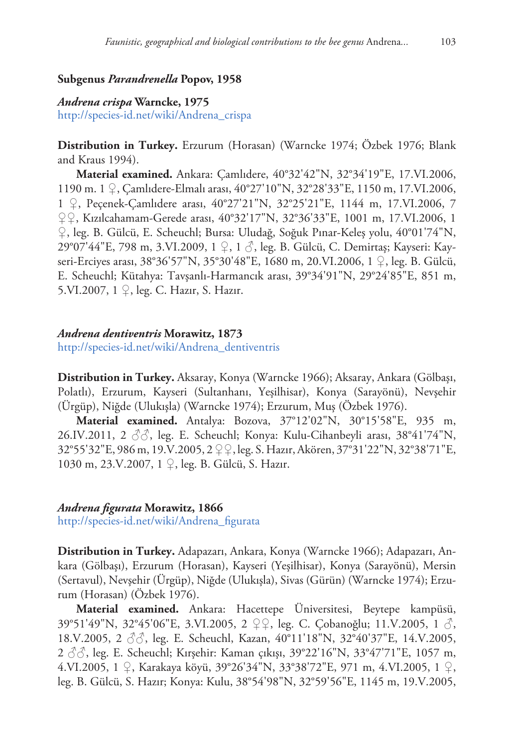### Subgenus *Parandrenella* Popov, 1958

#### *Andrena crispa* Warncke, 1975

http://species-id.net/wiki/Andrena_crispa

**Distribution in Turkey.** Erzurum (Horasan) (Warncke 1974; Özbek 1976; Blank and Kraus 1994).

**Material examined.** Ankara: Çamlıdere, 40°32'42"N, 32°34'19"E, 17.VI.2006, 1190 m. 1 ♀, Çamlıdere-Elmalı arası, 40°27'10"N, 32°28'33"E, 1150 m, 17.VI.2006, 1 ♀, Peçenek-Çamlıdere arası, 40°27'21"N, 32°25'21"E, 1144 m, 17.VI.2006, 7 ♀♀, Kızılcahamam-Gerede arası, 40°32'17"N, 32°36'33"E, 1001 m, 17.VI.2006, 1 ♀, leg. B. Gülcü, E. Scheuchl; Bursa: Uludağ, Soğuk Pınar-Keleş yolu, 40°01'74"N, 29°07'44"E, 798 m, 3.VI.2009, 1 ♀, 1 ♂, leg. B. Gülcü, C. Demirtaş; Kayseri: Kayseri-Erciyes arası, 38°36'57"N, 35°30'48"E, 1680 m, 20.VI.2006, 1 ♀, leg. B. Gülcü, E. Scheuchl; Kütahya: Tavşanlı-Harmancık arası, 39°34'91"N, 29°24'85"E, 851 m, 5.VI.2007, 1 ♀, leg. C. Hazır, S. Hazır.

#### *Andrena dentiventris* Morawitz, 1873

http://species-id.net/wiki/Andrena_dentiventris

**Distribution in Turkey.** Aksaray, Konya (Warncke 1966); Aksaray, Ankara (Gölbaşı, Polatlı), Erzurum, Kayseri (Sultanhanı, Yeşilhisar), Konya (Sarayönü), Nevşehir (Ürgüp), Niğde (Ulukışla) (Warncke 1974); Erzurum, Muş (Özbek 1976).

**Material examined.** Antalya: Bozova, 37°12'02"N, 30°15'58"E, 935 m, 26.IV.2011, 2 ♂♂, leg. E. Scheuchl; Konya: Kulu-Cihanbeyli arası, 38°41'74"N, 32°55'32"E, 986 m, 19.V.2005, 2 ♀♀, leg. S. Hazır, Akören, 37°31'22"N, 32°38'71"E, 1030 m, 23.V.2007, 1 ♀, leg. B. Gülcü, S. Hazır.

#### *Andrena figurata* Morawitz, 1866

http://species-id.net/wiki/Andrena_figurata

**Distribution in Turkey.** Adapazarı, Ankara, Konya (Warncke 1966); Adapazarı, Ankara (Gölbaşı), Erzurum (Horasan), Kayseri (Yeşilhisar), Konya (Sarayönü), Mersin (Sertavul), Nevşehir (Ürgüp), Niğde (Ulukışla), Sivas (Gürün) (Warncke 1974); Erzurum (Horasan) (Özbek 1976).

**Material examined.** Ankara: Hacettepe Üniversitesi, Beytepe kampüsü, 39°51'49"N, 32°45'06"E, 3.VI.2005, 2 ♀♀, leg. C. Çobanoğlu; 11.V.2005, 1 ♂, 18.V.2005, 2 ♂♂, leg. E. Scheuchl, Kazan, 40°11'18"N, 32°40'37"E, 14.V.2005, 2 ♂♂, leg. E. Scheuchl; Kırşehir: Kaman çıkışı, 39°22'16"N, 33°47'71"E, 1057 m, 4.VI.2005, 1 ♀, Karakaya köyü, 39°26'34"N, 33°38'72"E, 971 m, 4.VI.2005, 1 ♀, leg. B. Gülcü, S. Hazır; Konya: Kulu, 38°54'98"N, 32°59'56"E, 1145 m, 19.V.2005,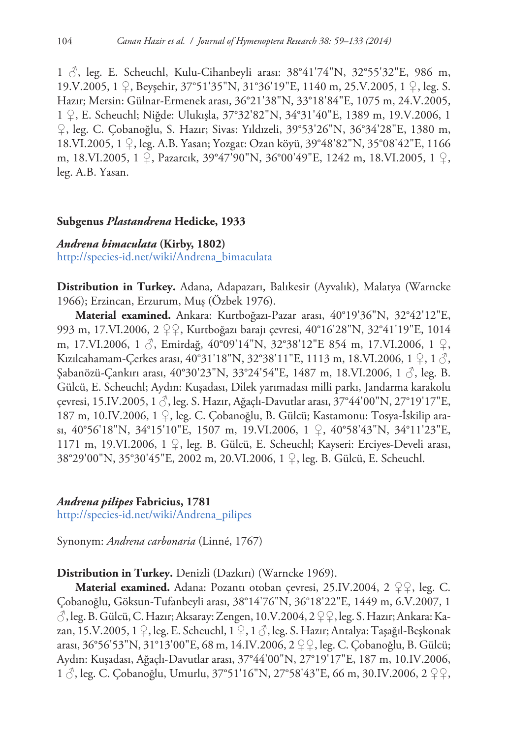1 ♂, leg. E. Scheuchl, Kulu-Cihanbeyli arası: 38°41'74"N, 32°55'32"E, 986 m, 19.V.2005, 1 ♀, Beyşehir, 37°51'35"N, 31°36'19"E, 1140 m, 25.V.2005, 1 ♀, leg. S. Hazır; Mersin: Gülnar-Ermenek arası, 36°21'38"N, 33°18'84"E, 1075 m, 24.V.2005, 1 ♀, E. Scheuchl; Niğde: Ulukışla, 37°32'82"N, 34°31'40"E, 1389 m, 19.V.2006, 1 ♀, leg. C. Çobanoğlu, S. Hazır; Sivas: Yıldızeli, 39°53'26"N, 36°34'28"E, 1380 m, 18.VI.2005, 1 ♀, leg. A.B. Yasan; Yozgat: Ozan köyü, 39°48'82"N, 35°08'42"E, 1166 m, 18.VI.2005, 1 ♀, Pazarcık, 39°47'90"N, 36°00'49"E, 1242 m, 18.VI.2005, 1 ♀, leg. A.B. Yasan.

### Subgenus *Plastandrena* Hedicke, 1933

#### *Andrena bimaculata* (Kirby, 1802)

http://species-id.net/wiki/Andrena_bimaculata

**Distribution in Turkey.** Adana, Adapazarı, Balıkesir (Ayvalık), Malatya (Warncke 1966); Erzincan, Erzurum, Muş (Özbek 1976).

**Material examined.** Ankara: Kurtboğazı-Pazar arası, 40°19'36"N, 32°42'12"E, 993 m, 17.VI.2006, 2 ♀♀, Kurtboğazı barajı çevresi, 40°16'28"N, 32°41'19"E, 1014 m, 17.VI.2006, 1 ♂, Emirdağ, 40°09'14"N, 32°38'12"E 854 m, 17.VI.2006, 1 ♀, Kızılcahamam-Çerkes arası, 40°31'18"N, 32°38'11"E, 1113 m, 18.VI.2006, 1 ♀, 1 ♂, Şabanözü-Çankırı arası, 40°30'23"N, 33°24'54"E, 1487 m, 18.VI.2006, 1 ♂, leg. B. Gülcü, E. Scheuchl; Aydın: Kuşadası, Dilek yarımadası milli parkı, Jandarma karakolu çevresi, 15.IV.2005, 1 ♂, leg. S. Hazır, Ağaçlı-Davutlar arası, 37°44'00"N, 27°19'17"E, 187 m, 10.IV.2006, 1 ♀, leg. C. Çobanoğlu, B. Gülcü; Kastamonu: Tosya-İskilip arası, 40°56'18"N, 34°15'10"E, 1507 m, 19.VI.2006, 1 ♀, 40°58'43"N, 34°11'23"E, 1171 m, 19.VI.2006, 1 ♀, leg. B. Gülcü, E. Scheuchl; Kayseri: Erciyes-Develi arası, 38°29'00"N, 35°30'45"E, 2002 m, 20.VI.2006, 1 ♀, leg. B. Gülcü, E. Scheuchl.

#### *Andrena pilipes* Fabricius, 1781

http://species-id.net/wiki/Andrena_pilipes

Synonym: *Andrena carbonaria* (Linné, 1767)

**Distribution in Turkey.** Denizli (Dazkırı) (Warncke 1969).

**Material examined.** Adana: Pozantı otoban çevresi, 25.IV.2004, 2 ♀♀, leg. C. Çobanoğlu, Göksun-Tufanbeyli arası, 38°14'76"N, 36°18'22"E, 1449 m, 6.V.2007, 1 ♂, leg. B. Gülcü, C. Hazır; Aksaray: Zengen, 10.V.2004, 2 ♀♀, leg. S. Hazır; Ankara: Kazan, 15.V.2005, 1 ♀, leg. E. Scheuchl, 1 ♀, 1 ♂, leg. S. Hazır; Antalya: Taşağıl-Beşkonak arası, 36°56'53"N, 31°13'00"E, 68 m, 14.IV.2006, 2 ♀♀, leg. C. Çobanoğlu, B. Gülcü; Aydın: Kuşadası, Ağaçlı-Davutlar arası, 37°44'00"N, 27°19'17"E, 187 m, 10.IV.2006, 1 ♂, leg. C. Çobanoğlu, Umurlu, 37°51'16"N, 27°58'43"E, 66 m, 30.IV.2006, 2 ♀♀,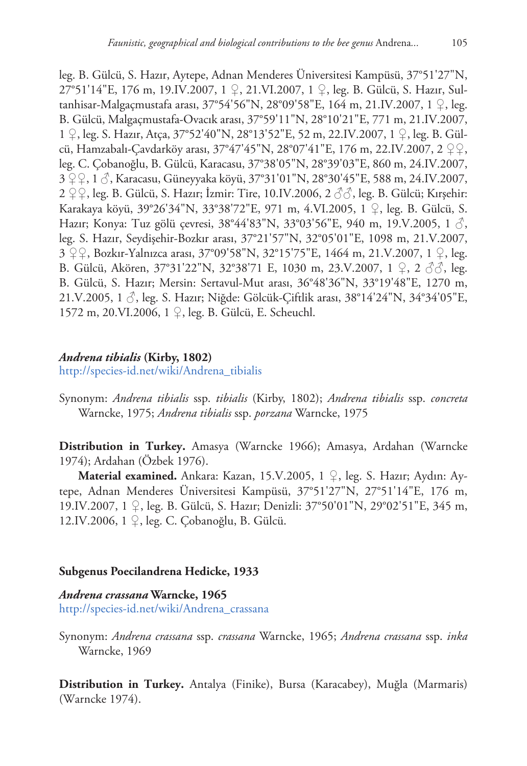leg. B. Gülcü, S. Hazır, Aytepe, Adnan Menderes Üniversitesi Kampüsü, 37°51'27"N, 27°51'14"E, 176 m, 19.IV.2007, 1 ♀, 21.VI.2007, 1 ♀, leg. B. Gülcü, S. Hazır, Sultanhisar-Malgaçmustafa arası, 37°54'56"N, 28°09'58"E, 164 m, 21.IV.2007, 1 ♀, leg. B. Gülcü, Malgaçmustafa-Ovacık arası, 37°59'11"N, 28°10'21"E, 771 m, 21.IV.2007, 1 ♀, leg. S. Hazır, Atça, 37°52'40"N, 28°13'52"E, 52 m, 22.IV.2007, 1 ♀, leg. B. Gülcü, Hamzabalı-Çavdarköy arası, 37°47'45"N, 28°07'41"E, 176 m, 22.IV.2007, 2 ♀♀, leg. C. Çobanoğlu, B. Gülcü, Karacasu, 37°38'05"N, 28°39'03"E, 860 m, 24.IV.2007, 3 ♀♀, 1 ♂, Karacasu, Güneyyaka köyü, 37°31'01"N, 28°30'45"E, 588 m, 24.IV.2007, 2 ♀♀, leg. B. Gülcü, S. Hazır; İzmir: Tire, 10.IV.2006, 2 ♂♂, leg. B. Gülcü; Kırşehir: Karakaya köyü, 39°26'34"N, 33°38'72"E, 971 m, 4.VI.2005, 1 ♀, leg. B. Gülcü, S. Hazır; Konya: Tuz gölü çevresi, 38°44'83"N, 33°03'56"E, 940 m, 19.V.2005, 1 ♂, leg. S. Hazır, Seydişehir-Bozkır arası, 37°21'57"N, 32°05'01"E, 1098 m, 21.V.2007, 3 ♀♀, Bozkır-Yalnızca arası, 37°09'58"N, 32°15'75"E, 1464 m, 21.V.2007, 1 ♀, leg. B. Gülcü, Akören, 37°31'22"N, 32°38'71 E, 1030 m, 23.V.2007, 1 ♀, 2 ♂♂, leg. B. Gülcü, S. Hazır; Mersin: Sertavul-Mut arası, 36°48'36"N, 33°19'48"E, 1270 m, 21.V.2005, 1 ♂, leg. S. Hazır; Niğde: Gölcük-Çiftlik arası, 38°14'24"N, 34°34'05"E, 1572 m, 20.VI.2006, 1 ♀, leg. B. Gülcü, E. Scheuchl.

### *Andrena tibialis* (Kirby, 1802)

http://species-id.net/wiki/Andrena_tibialis

Synonym: *Andrena tibialis* ssp. *tibialis* (Kirby, 1802); *Andrena tibialis* ssp. *concreta* Warncke, 1975; *Andrena tibialis* ssp. *porzana* Warncke, 1975

**Distribution in Turkey.** Amasya (Warncke 1966); Amasya, Ardahan (Warncke 1974); Ardahan (Özbek 1976).

**Material examined.** Ankara: Kazan, 15.V.2005, 1 ♀, leg. S. Hazır; Aydın: Aytepe, Adnan Menderes Üniversitesi Kampüsü, 37°51'27"N, 27°51'14"E, 176 m, 19.IV.2007, 1 ♀, leg. B. Gülcü, S. Hazır; Denizli: 37°50'01"N, 29°02'51"E, 345 m, 12.IV.2006, 1 ♀, leg. C. Çobanoğlu, B. Gülcü.

## Subgenus Poecilandrena Hedicke, 1933

### *Andrena crassana* Warncke, 1965

http://species-id.net/wiki/Andrena_crassana

Synonym: *Andrena crassana* ssp. *crassana* Warncke, 1965; *Andrena crassana* ssp. *inka* Warncke, 1969

**Distribution in Turkey.** Antalya (Finike), Bursa (Karacabey), Muğla (Marmaris) (Warncke 1974).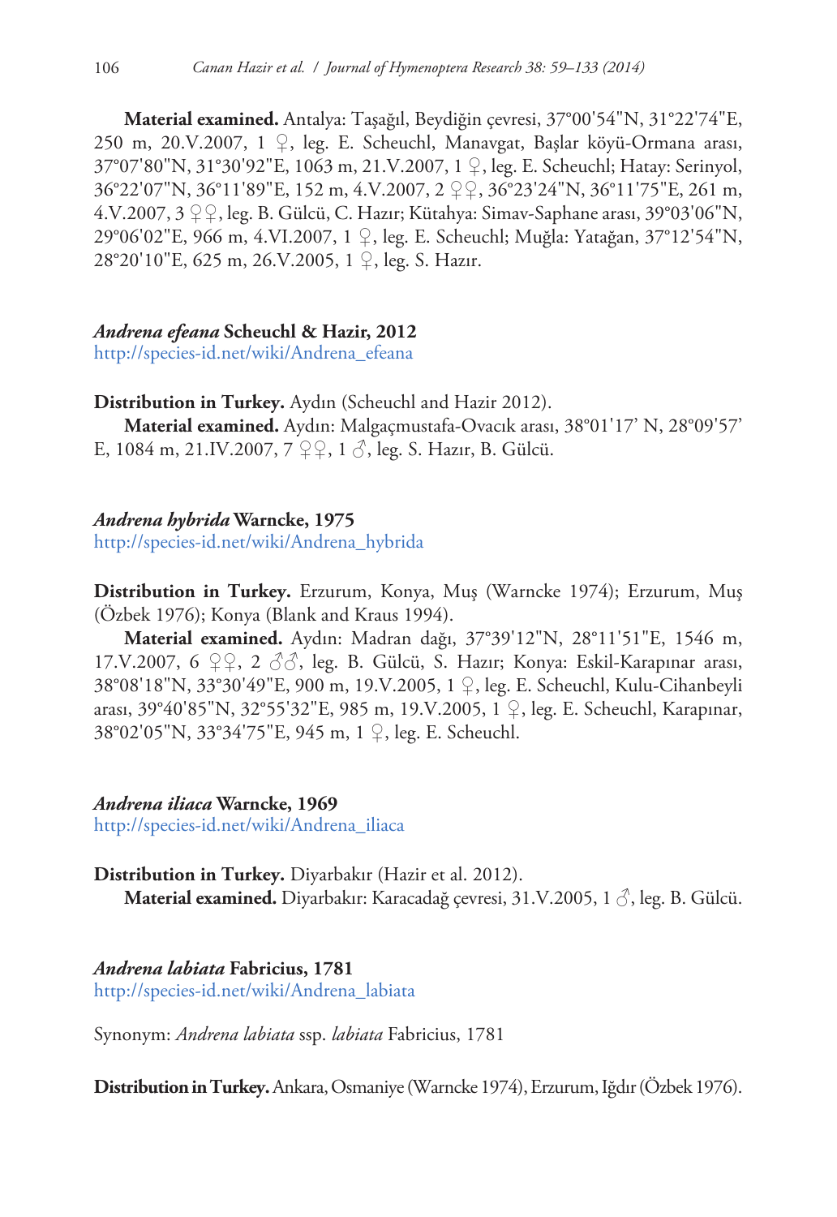**Material examined.** Antalya: Taşağıl, Beydiğin çevresi, 37°00'54"N, 31°22'74"E, 250 m, 20.V.2007, 1 ♀, leg. E. Scheuchl, Manavgat, Başlar köyü-Ormana arası, 37°07'80"N, 31°30'92"E, 1063 m, 21.V.2007, 1 ♀, leg. E. Scheuchl; Hatay: Serinyol, 36°22'07"N, 36°11'89"E, 152 m, 4.V.2007, 2 ♀♀, 36°23'24"N, 36°11'75"E, 261 m, 4.V.2007, 3 ♀♀, leg. B. Gülcü, C. Hazır; Kütahya: Simav-Saphane arası, 39°03'06"N, 29°06'02"E, 966 m, 4.VI.2007, 1 ♀, leg. E. Scheuchl; Muğla: Yatağan, 37°12'54"N, 28°20'10"E, 625 m, 26.V.2005, 1 ♀, leg. S. Hazır.

### *Andrena efeana* Scheuchl & Hazir, 2012

http://species-id.net/wiki/Andrena_efeana

**Distribution in Turkey.** Aydın (Scheuchl and Hazir 2012).

**Material examined.** Aydın: Malgaçmustafa-Ovacık arası, 38°01'17' N, 28°09'57' E, 1084 m, 21.IV.2007, 7 ♀♀, 1 ♂, leg. S. Hazır, B. Gülcü.

### *Andrena hybrida* Warncke, 1975

http://species-id.net/wiki/Andrena_hybrida

**Distribution in Turkey.** Erzurum, Konya, Muş (Warncke 1974); Erzurum, Muş (Özbek 1976); Konya (Blank and Kraus 1994).

**Material examined.** Aydın: Madran dağı, 37°39'12"N, 28°11'51"E, 1546 m, 17.V.2007, 6 ♀♀, 2 ♂♂, leg. B. Gülcü, S. Hazır; Konya: Eskil-Karapınar arası, 38°08'18"N, 33°30'49"E, 900 m, 19.V.2005, 1 ♀, leg. E. Scheuchl, Kulu-Cihanbeyli arası, 39°40'85"N, 32°55'32"E, 985 m, 19.V.2005, 1 ♀, leg. E. Scheuchl, Karapınar, 38°02'05"N, 33°34'75"E, 945 m, 1 ♀, leg. E. Scheuchl.

### *Andrena iliaca* Warncke, 1969

http://species-id.net/wiki/Andrena_iliaca

**Distribution in Turkey.** Diyarbakır (Hazir et al. 2012).

**Material examined.** Diyarbakır: Karacadağ çevresi, 31.V.2005, 1 ♂, leg. B. Gülcü.

### *Andrena labiata* Fabricius, 1781

http://species-id.net/wiki/Andrena_labiata

Synonym: *Andrena labiata* ssp. *labiata* Fabricius, 1781

**Distribution in Turkey.** Ankara, Osmaniye (Warncke 1974), Erzurum, Iğdır (Özbek 1976).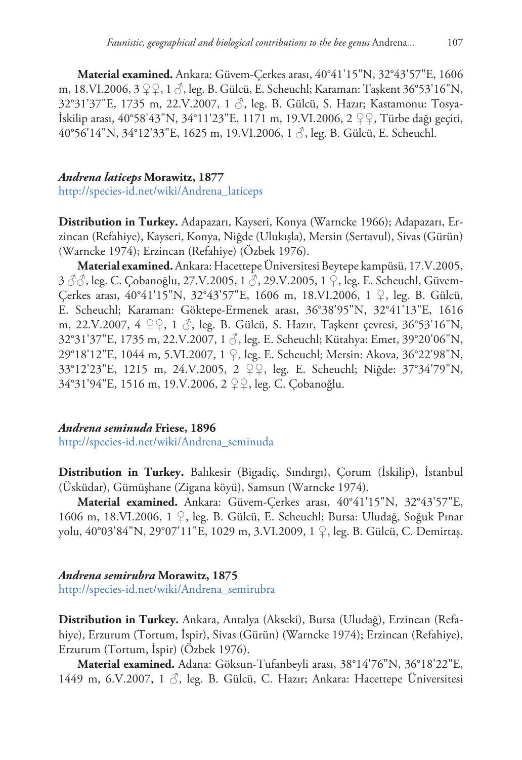**Material examined.** Ankara: Güvem-Çerkes arası, 40°41'15"N, 32°43'57"E, 1606 m, 18.VI.2006, 3 ♀♀, 1 ♂, leg. B. Gülcü, E. Scheuchl; Karaman: Taşkent 36°53'16"N, 32°31'37"E, 1735 m, 22.V.2007, 1 ♂, leg. B. Gülcü, S. Hazır; Kastamonu: Tosya-İskilip arası, 40°58'43"N, 34°11'23"E, 1171 m, 19.VI.2006, 2 ♀♀, Türbe dağı geçiti, 40°56'14"N, 34°12'33"E, 1625 m, 19.VI.2006, 1 ♂, leg. B. Gülcü, E. Scheuchl.

### *Andrena laticeps* Morawitz, 1877

http://species-id.net/wiki/Andrena_laticeps

**Distribution in Turkey.** Adapazarı, Kayseri, Konya (Warncke 1966); Adapazarı, Erzincan (Refahiye), Kayseri, Konya, Niğde (Ulukışla), Mersin (Sertavul), Sivas (Gürün) (Warncke 1974); Erzincan (Refahiye) (Özbek 1976).

**Material examined.** Ankara: Hacettepe Üniversitesi Beytepe kampüsü, 17.V.2005, 3 ♂♂, leg. C. Çobanoğlu, 27.V.2005, 1 ♂, 29.V.2005, 1 ♀, leg. E. Scheuchl, Güvem-Çerkes arası, 40°41'15"N, 32°43'57"E, 1606 m, 18.VI.2006, 1 ♀, leg. B. Gülcü, E. Scheuchl; Karaman: Göktepe-Ermenek arası, 36°38'95"N, 32°41'13"E, 1616 m, 22.V.2007, 4 ♀♀, 1 ♂, leg. B. Gülcü, S. Hazır, Taşkent çevresi, 36°53'16"N, 32°31'37"E, 1735 m, 22.V.2007, 1 ♂, leg. E. Scheuchl; Kütahya: Emet, 39°20'06"N, 29°18'12"E, 1044 m, 5.VI.2007, 1 ♀, leg. E. Scheuchl; Mersin: Akova, 36°22'98"N, 33°12'23"E, 1215 m, 24.V.2005, 2 ♀♀, leg. E. Scheuchl; Niğde: 37°34'79"N, 34°31'94"E, 1516 m, 19.V.2006, 2 ♀♀, leg. C. Çobanoğlu.

### *Andrena seminuda* Friese, 1896

http://species-id.net/wiki/Andrena_seminuda

**Distribution in Turkey.** Balıkesir (Bigadiç, Sındırgı), Çorum (İskilip), İstanbul (Üsküdar), Gümüşhane (Zigana köyü), Samsun (Warncke 1974).

**Material examined.** Ankara: Güvem-Çerkes arası, 40°41'15"N, 32°43'57"E, 1606 m, 18.VI.2006, 1 ♀, leg. B. Gülcü, E. Scheuchl; Bursa: Uludağ, Soğuk Pınar yolu, 40°03'84"N, 29°07'11"E, 1029 m, 3.VI.2009, 1 ♀, leg. B. Gülcü, C. Demirtaş.

### *Andrena semirubra* Morawitz, 1875

http://species-id.net/wiki/Andrena_semirubra

**Distribution in Turkey.** Ankara, Antalya (Akseki), Bursa (Uludağ), Erzincan (Refahiye), Erzurum (Tortum, İspir), Sivas (Gürün) (Warncke 1974); Erzincan (Refahiye), Erzurum (Tortum, İspir) (Özbek 1976).

**Material examined.** Adana: Göksun-Tufanbeyli arası, 38°14'76"N, 36°18'22"E, 1449 m, 6.V.2007, 1 ♂, leg. B. Gülcü, C. Hazır; Ankara: Hacettepe Üniversitesi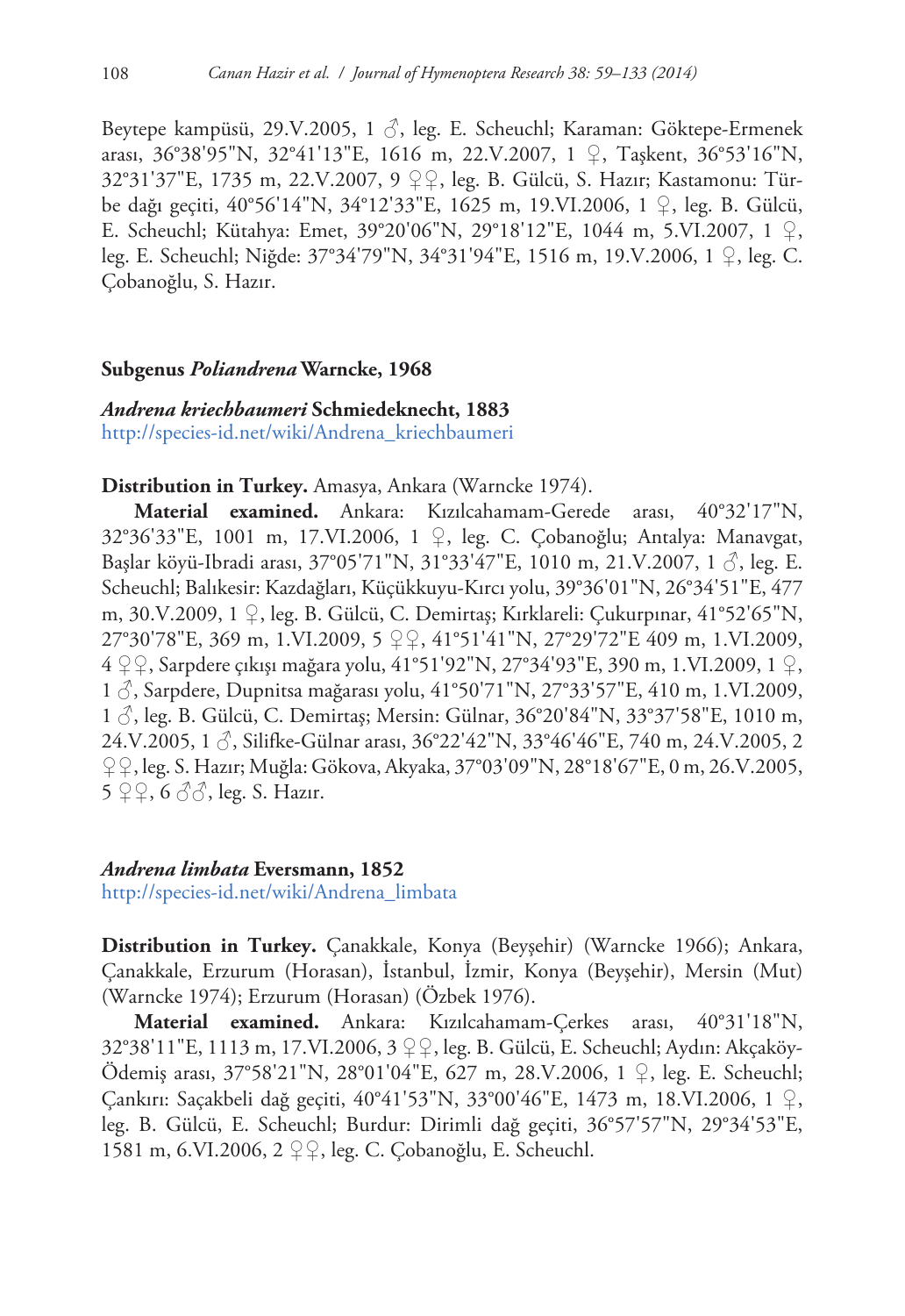Beytepe kampüsü, 29.V.2005, 1 ♂, leg. E. Scheuchl; Karaman: Göktepe-Ermenek arası, 36°38'95"N, 32°41'13"E, 1616 m, 22.V.2007, 1 ♀, Taşkent, 36°53'16"N, 32°31'37"E, 1735 m, 22.V.2007, 9 ♀♀, leg. B. Gülcü, S. Hazır; Kastamonu: Türbe dağı geçiti, 40°56'14"N, 34°12'33"E, 1625 m, 19.VI.2006, 1 ♀, leg. B. Gülcü, E. Scheuchl; Kütahya: Emet, 39°20'06"N, 29°18'12"E, 1044 m, 5.VI.2007, 1 ♀, leg. E. Scheuchl; Niğde: 37°34'79"N, 34°31'94"E, 1516 m, 19.V.2006, 1 ♀, leg. C. Çobanoğlu, S. Hazır.

### Subgenus *Poliandrena* Warncke, 1968

#### *Andrena kriechbaumeri* Schmiedeknecht, 1883

http://species-id.net/wiki/Andrena_kriechbaumeri

**Distribution in Turkey.** Amasya, Ankara (Warncke 1974).

**Material examined.** Ankara: Kızılcahamam-Gerede arası, 40°32'17"N, 32°36'33"E, 1001 m, 17.VI.2006, 1 ♀, leg. C. Çobanoğlu; Antalya: Manavgat, Başlar köyü-Ibradi arası, 37°05'71"N, 31°33'47"E, 1010 m, 21.V.2007, 1 ♂, leg. E. Scheuchl; Balıkesir: Kazdağları, Küçükkuyu-Kırcı yolu, 39°36'01"N, 26°34'51"E, 477 m, 30.V.2009, 1 ♀, leg. B. Gülcü, C. Demirtaş; Kırklareli: Çukurpınar, 41°52'65"N, 27°30'78"E, 369 m, 1.VI.2009, 5 ♀♀, 41°51'41"N, 27°29'72"E 409 m, 1.VI.2009, 4 ♀♀, Sarpdere çıkışı mağara yolu, 41°51'92"N, 27°34'93"E, 390 m, 1.VI.2009, 1 ♀, 1 ♂, Sarpdere, Dupnitsa mağarası yolu, 41°50'71"N, 27°33'57"E, 410 m, 1.VI.2009, 1 ♂, leg. B. Gülcü, C. Demirtaş; Mersin: Gülnar, 36°20'84"N, 33°37'58"E, 1010 m, 24.V.2005, 1 ♂, Silifke-Gülnar arası, 36°22'42"N, 33°46'46"E, 740 m, 24.V.2005, 2 ♀♀, leg. S. Hazır; Muğla: Gökova, Akyaka, 37°03'09"N, 28°18'67"E, 0 m, 26.V.2005, 5 ♀♀, 6 ♂♂, leg. S. Hazır.

#### *Andrena limbata* Eversmann, 1852

http://species-id.net/wiki/Andrena_limbata

**Distribution in Turkey.** Çanakkale, Konya (Beyşehir) (Warncke 1966); Ankara, Çanakkale, Erzurum (Horasan), İstanbul, İzmir, Konya (Beyşehir), Mersin (Mut) (Warncke 1974); Erzurum (Horasan) (Özbek 1976).

**Material examined.** Ankara: Kızılcahamam-Çerkes arası, 40°31'18"N, 32°38'11"E, 1113 m, 17.VI.2006, 3 ♀♀, leg. B. Gülcü, E. Scheuchl; Aydın: Akçaköy-Ödemiş arası, 37°58'21"N, 28°01'04"E, 627 m, 28.V.2006, 1 ♀, leg. E. Scheuchl; Çankırı: Saçakbeli dağ geçiti, 40°41'53"N, 33°00'46"E, 1473 m, 18.VI.2006, 1 ♀, leg. B. Gülcü, E. Scheuchl; Burdur: Dirimli dağ geçiti, 36°57'57"N, 29°34'53"E, 1581 m, 6.VI.2006, 2 ♀♀, leg. C. Çobanoğlu, E. Scheuchl.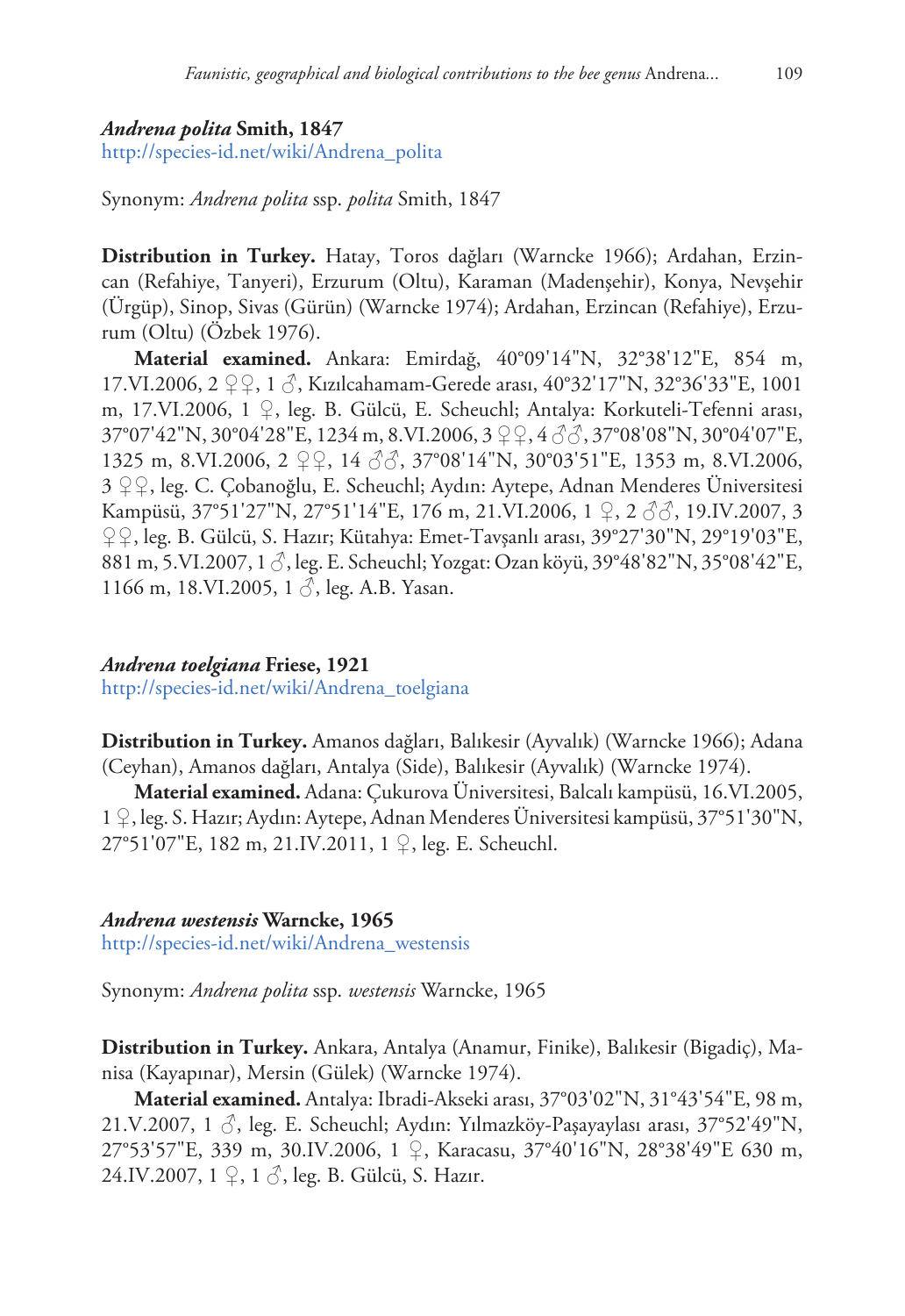### *Andrena polita* Smith, 1847

http://species-id.net/wiki/Andrena_polita

Synonym: *Andrena polita* ssp. *polita* Smith, 1847

**Distribution in Turkey.** Hatay, Toros dağları (Warncke 1966); Ardahan, Erzincan (Refahiye, Tanyeri), Erzurum (Oltu), Karaman (Madenşehir), Konya, Nevşehir (Ürgüp), Sinop, Sivas (Gürün) (Warncke 1974); Ardahan, Erzincan (Refahiye), Erzurum (Oltu) (Özbek 1976).

**Material examined.** Ankara: Emirdağ, 40°09'14"N, 32°38'12"E, 854 m, 17.VI.2006, 2 ♀♀, 1 ♂, Kızılcahamam-Gerede arası, 40°32'17"N, 32°36'33"E, 1001 m, 17.VI.2006, 1 ♀, leg. B. Gülcü, E. Scheuchl; Antalya: Korkuteli-Tefenni arası, 37°07'42"N, 30°04'28"E, 1234 m, 8.VI.2006, 3 ♀♀, 4 ♂♂, 37°08'08"N, 30°04'07"E, 1325 m, 8.VI.2006, 2 ♀♀, 14 ♂♂, 37°08'14"N, 30°03'51"E, 1353 m, 8.VI.2006, 3 ♀♀, leg. C. Çobanoğlu, E. Scheuchl; Aydın: Aytepe, Adnan Menderes Üniversitesi Kampüsü, 37°51'27"N, 27°51'14"E, 176 m, 21.VI.2006, 1 ♀, 2 ♂♂, 19.IV.2007, 3 ♀♀, leg. B. Gülcü, S. Hazır; Kütahya: Emet-Tavşanlı arası, 39°27'30"N, 29°19'03"E, 881 m, 5.VI.2007, 1 ♂, leg. E. Scheuchl; Yozgat: Ozan köyü, 39°48'82"N, 35°08'42"E, 1166 m, 18.VI.2005, 1 ♂, leg. A.B. Yasan.

### *Andrena toelgiana* Friese, 1921

http://species-id.net/wiki/Andrena_toelgiana

**Distribution in Turkey.** Amanos dağları, Balıkesir (Ayvalık) (Warncke 1966); Adana (Ceyhan), Amanos dağları, Antalya (Side), Balıkesir (Ayvalık) (Warncke 1974).

**Material examined.** Adana: Çukurova Üniversitesi, Balcalı kampüsü, 16.VI.2005, 1 ♀, leg. S. Hazır; Aydın: Aytepe, Adnan Menderes Üniversitesi kampüsü, 37°51'30"N, 27°51'07"E, 182 m, 21.IV.2011, 1 ♀, leg. E. Scheuchl.

### *Andrena westensis* Warncke, 1965

http://species-id.net/wiki/Andrena_westensis

Synonym: *Andrena polita* ssp. *westensis* Warncke, 1965

**Distribution in Turkey.** Ankara, Antalya (Anamur, Finike), Balıkesir (Bigadiç), Manisa (Kayapınar), Mersin (Gülek) (Warncke 1974).

**Material examined.** Antalya: Ibradi-Akseki arası, 37°03'02"N, 31°43'54"E, 98 m, 21.V.2007, 1 ♂, leg. E. Scheuchl; Aydın: Yılmazköy-Paşayaylası arası, 37°52'49"N, 27°53'57"E, 339 m, 30.IV.2006, 1 ♀, Karacasu, 37°40'16"N, 28°38'49"E 630 m, 24.IV.2007, 1 ♀, 1 ♂, leg. B. Gülcü, S. Hazır.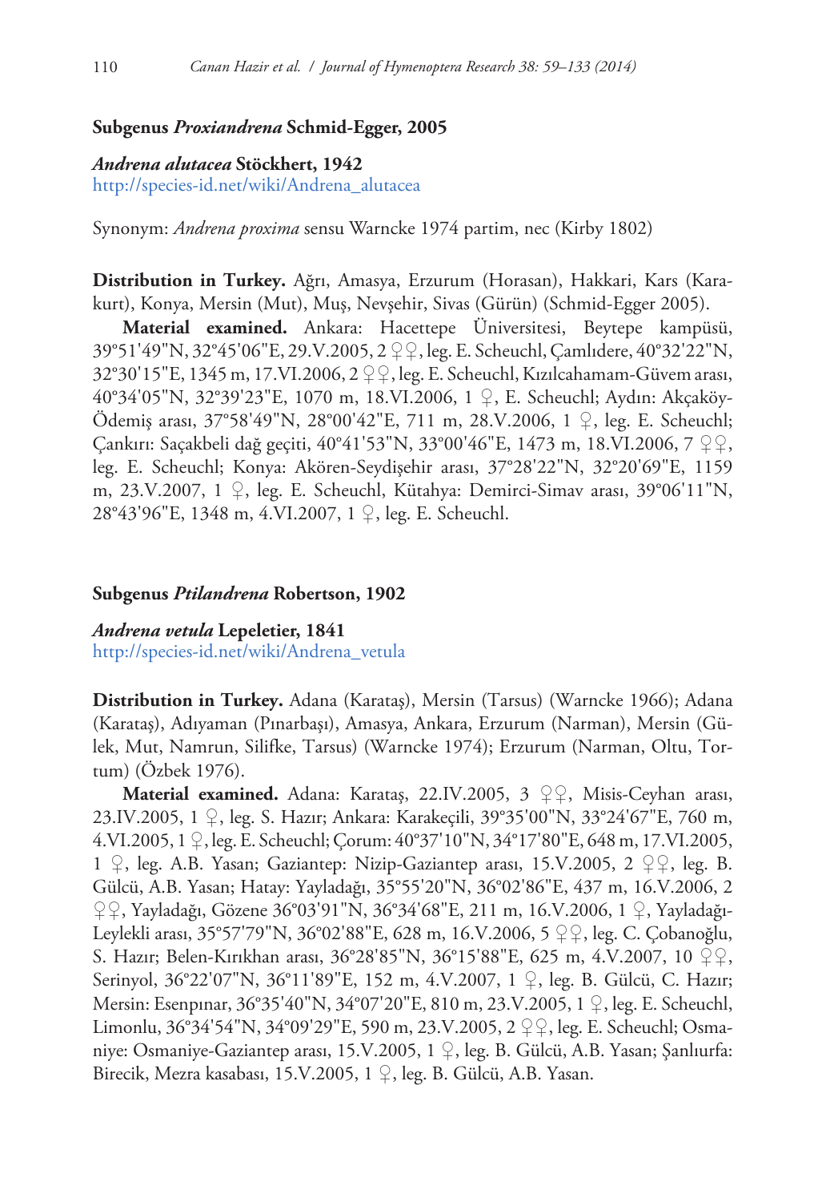### Subgenus *Proxiandrena* Schmid-Egger, 2005

***Andrena alutacea*** **Stöckhert, 1942**
http://species-id.net/wiki/Andrena_alutacea

Synonym: *Andrena proxima* sensu Warncke 1974 partim, nec (Kirby 1802)

**Distribution in Turkey.** Ağrı, Amasya, Erzurum (Horasan), Hakkari, Kars (Karakurt), Konya, Mersin (Mut), Muş, Nevşehir, Sivas (Gürün) (Schmid-Egger 2005).

**Material examined.** Ankara: Hacettepe Üniversitesi, Beytepe kampüsü, 39°51'49"N, 32°45'06"E, 29.V.2005, 2 ♀♀, leg. E. Scheuchl, Çamlıdere, 40°32'22"N, 32°30'15"E, 1345 m, 17.VI.2006, 2 ♀♀, leg. E. Scheuchl, Kızılcahamam-Güvem arası, 40°34'05"N, 32°39'23"E, 1070 m, 18.VI.2006, 1 ♀, E. Scheuchl; Aydın: Akçaköy-Ödemiş arası, 37°58'49"N, 28°00'42"E, 711 m, 28.V.2006, 1 ♀, leg. E. Scheuchl; Çankırı: Saçakbeli dağ geçiti, 40°41'53"N, 33°00'46"E, 1473 m, 18.VI.2006, 7 ♀♀, leg. E. Scheuchl; Konya: Akören-Seydişehir arası, 37°28'22"N, 32°20'69"E, 1159 m, 23.V.2007, 1 ♀, leg. E. Scheuchl, Kütahya: Demirci-Simav arası, 39°06'11"N, 28°43'96"E, 1348 m, 4.VI.2007, 1 ♀, leg. E. Scheuchl.

### Subgenus *Ptilandrena* Robertson, 1902

***Andrena vetula*** **Lepeletier, 1841**
http://species-id.net/wiki/Andrena_vetula

**Distribution in Turkey.** Adana (Karataş), Mersin (Tarsus) (Warncke 1966); Adana (Karataş), Adıyaman (Pınarbaşı), Amasya, Ankara, Erzurum (Narman), Mersin (Gülek, Mut, Namrun, Silifke, Tarsus) (Warncke 1974); Erzurum (Narman, Oltu, Tortum) (Özbek 1976).

**Material examined.** Adana: Karataş, 22.IV.2005, 3 ♀♀, Misis-Ceyhan arası, 23.IV.2005, 1 ♀, leg. S. Hazır; Ankara: Karakeçili, 39°35'00"N, 33°24'67"E, 760 m, 4.VI.2005, 1 ♀, leg. E. Scheuchl; Çorum: 40°37'10"N, 34°17'80"E, 648 m, 17.VI.2005, 1 ♀, leg. A.B. Yasan; Gaziantep: Nizip-Gaziantep arası, 15.V.2005, 2 ♀♀, leg. B. Gülcü, A.B. Yasan; Hatay: Yayladağı, 35°55'20"N, 36°02'86"E, 437 m, 16.V.2006, 2 ♀♀, Yayladağı, Gözene 36°03'91"N, 36°34'68"E, 211 m, 16.V.2006, 1 ♀, Yayladağı-Leylekli arası, 35°57'79"N, 36°02'88"E, 628 m, 16.V.2006, 5 ♀♀, leg. C. Çobanoğlu, S. Hazır; Belen-Kırıkhan arası, 36°28'85"N, 36°15'88"E, 625 m, 4.V.2007, 10 ♀♀, Serinyol, 36°22'07"N, 36°11'89"E, 152 m, 4.V.2007, 1 ♀, leg. B. Gülcü, C. Hazır; Mersin: Esenpınar, 36°35'40"N, 34°07'20"E, 810 m, 23.V.2005, 1 ♀, leg. E. Scheuchl, Limonlu, 36°34'54"N, 34°09'29"E, 590 m, 23.V.2005, 2 ♀♀, leg. E. Scheuchl; Osmaniye: Osmaniye-Gaziantep arası, 15.V.2005, 1 ♀, leg. B. Gülcü, A.B. Yasan; Şanlıurfa: Birecik, Mezra kasabası, 15.V.2005, 1 ♀, leg. B. Gülcü, A.B. Yasan.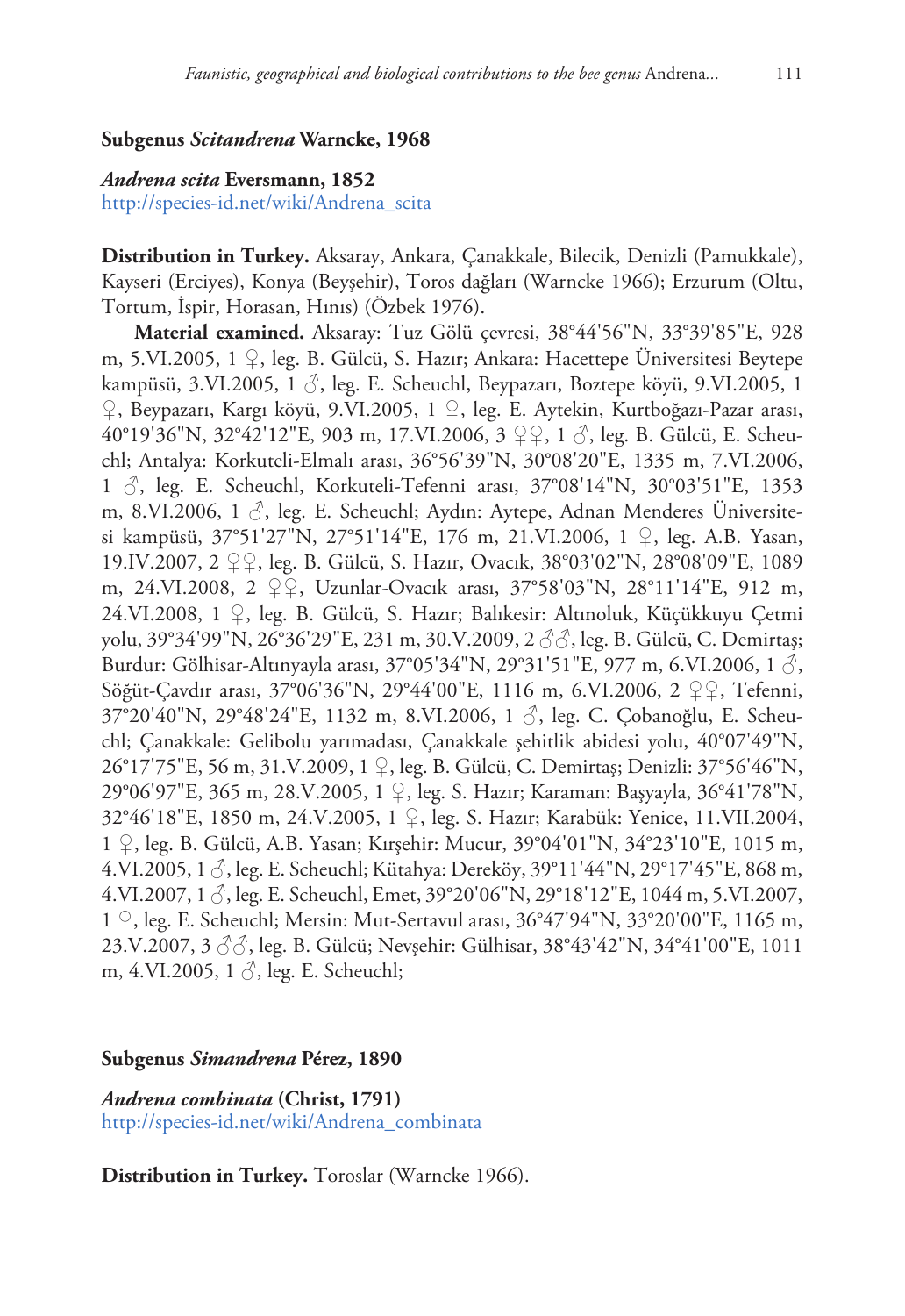### Subgenus *Scitandrena* Warncke, 1968

***Andrena scita*** **Eversmann, 1852**
http://species-id.net/wiki/Andrena_scita

**Distribution in Turkey.** Aksaray, Ankara, Çanakkale, Bilecik, Denizli (Pamukkale), Kayseri (Erciyes), Konya (Beyşehir), Toros dağları (Warncke 1966); Erzurum (Oltu, Tortum, İspir, Horasan, Hınıs) (Özbek 1976).

**Material examined.** Aksaray: Tuz Gölü çevresi, 38°44'56"N, 33°39'85"E, 928 m, 5.VI.2005, 1 ♀, leg. B. Gülcü, S. Hazır; Ankara: Hacettepe Üniversitesi Beytepe kampüsü, 3.VI.2005, 1 ♂, leg. E. Scheuchl, Beypazarı, Boztepe köyü, 9.VI.2005, 1 ♀, Beypazarı, Kargı köyü, 9.VI.2005, 1 ♀, leg. E. Aytekin, Kurtboğazı-Pazar arası, 40°19'36"N, 32°42'12"E, 903 m, 17.VI.2006, 3 ♀♀, 1 ♂, leg. B. Gülcü, E. Scheuchl; Antalya: Korkuteli-Elmalı arası, 36°56'39"N, 30°08'20"E, 1335 m, 7.VI.2006, 1 ♂, leg. E. Scheuchl, Korkuteli-Tefenni arası, 37°08'14"N, 30°03'51"E, 1353 m, 8.VI.2006, 1 ♂, leg. E. Scheuchl; Aydın: Aytepe, Adnan Menderes Üniversitesi kampüsü, 37°51'27"N, 27°51'14"E, 176 m, 21.VI.2006, 1 ♀, leg. A.B. Yasan, 19.IV.2007, 2 ♀♀, leg. B. Gülcü, S. Hazır, Ovacık, 38°03'02"N, 28°08'09"E, 1089 m, 24.VI.2008, 2 ♀♀, Uzunlar-Ovacık arası, 37°58'03"N, 28°11'14"E, 912 m, 24.VI.2008, 1 ♀, leg. B. Gülcü, S. Hazır; Balıkesir: Altınoluk, Küçükkuyu Çetmi yolu, 39°34'99"N, 26°36'29"E, 231 m, 30.V.2009, 2 ♂♂, leg. B. Gülcü, C. Demirtaş; Burdur: Gölhisar-Altınyayla arası, 37°05'34"N, 29°31'51"E, 977 m, 6.VI.2006, 1 ♂, Söğüt-Çavdır arası, 37°06'36"N, 29°44'00"E, 1116 m, 6.VI.2006, 2 ♀♀, Tefenni, 37°20'40"N, 29°48'24"E, 1132 m, 8.VI.2006, 1 ♂, leg. C. Çobanoğlu, E. Scheuchl; Çanakkale: Gelibolu yarımadası, Çanakkale şehitlik abidesi yolu, 40°07'49"N, 26°17'75"E, 56 m, 31.V.2009, 1 ♀, leg. B. Gülcü, C. Demirtaş; Denizli: 37°56'46"N, 29°06'97"E, 365 m, 28.V.2005, 1 ♀, leg. S. Hazır; Karaman: Başyayla, 36°41'78"N, 32°46'18"E, 1850 m, 24.V.2005, 1 ♀, leg. S. Hazır; Karabük: Yenice, 11.VII.2004, 1 ♀, leg. B. Gülcü, A.B. Yasan; Kırşehir: Mucur, 39°04'01"N, 34°23'10"E, 1015 m, 4.VI.2005, 1 ♂, leg. E. Scheuchl; Kütahya: Dereköy, 39°11'44"N, 29°17'45"E, 868 m, 4.VI.2007, 1 ♂, leg. E. Scheuchl, Emet, 39°20'06"N, 29°18'12"E, 1044 m, 5.VI.2007, 1 ♀, leg. E. Scheuchl; Mersin: Mut-Sertavul arası, 36°47'94"N, 33°20'00"E, 1165 m, 23.V.2007, 3 ♂♂, leg. B. Gülcü; Nevşehir: Gülhisar, 38°43'42"N, 34°41'00"E, 1011 m, 4.VI.2005, 1 ♂, leg. E. Scheuchl;

### Subgenus *Simandrena* Pérez, 1890

***Andrena combinata*** **(Christ, 1791)**
http://species-id.net/wiki/Andrena_combinata

**Distribution in Turkey.** Toroslar (Warncke 1966).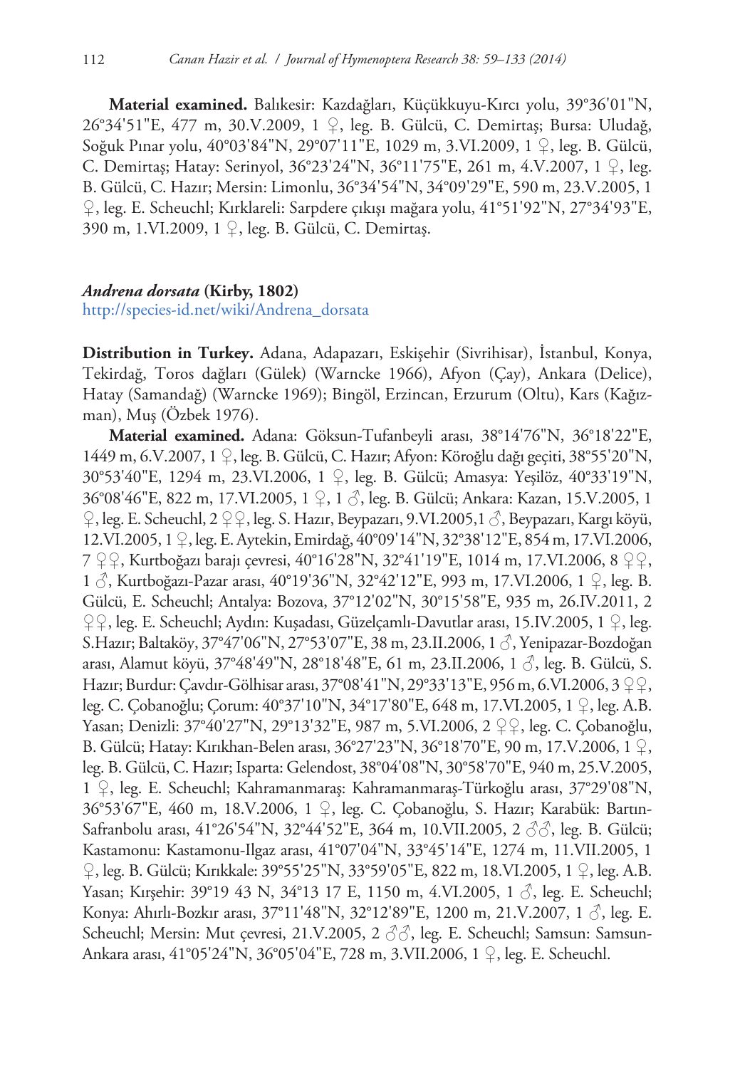**Material examined.** Balıkesir: Kazdağları, Küçükkuyu-Kırcı yolu, 39°36'01"N, 26°34'51"E, 477 m, 30.V.2009, 1 ♀, leg. B. Gülcü, C. Demirtaş; Bursa: Uludağ, Soğuk Pınar yolu, 40°03'84"N, 29°07'11"E, 1029 m, 3.VI.2009, 1 ♀, leg. B. Gülcü, C. Demirtaş; Hatay: Serinyol, 36°23'24"N, 36°11'75"E, 261 m, 4.V.2007, 1 ♀, leg. B. Gülcü, C. Hazır; Mersin: Limonlu, 36°34'54"N, 34°09'29"E, 590 m, 23.V.2005, 1 ♀, leg. E. Scheuchl; Kırklareli: Sarpdere çıkışı mağara yolu, 41°51'92"N, 27°34'93"E, 390 m, 1.VI.2009, 1 ♀, leg. B. Gülcü, C. Demirtaş.

***Andrena dorsata* (Kirby, 1802)**

http://species-id.net/wiki/Andrena_dorsata

**Distribution in Turkey.** Adana, Adapazarı, Eskişehir (Sivrihisar), İstanbul, Konya, Tekirdağ, Toros dağları (Gülek) (Warncke 1966), Afyon (Çay), Ankara (Delice), Hatay (Samandağ) (Warncke 1969); Bingöl, Erzincan, Erzurum (Oltu), Kars (Kağızman), Muş (Özbek 1976).

**Material examined.** Adana: Göksun-Tufanbeyli arası, 38°14'76"N, 36°18'22"E, 1449 m, 6.V.2007, 1 ♀, leg. B. Gülcü, C. Hazır; Afyon: Köroğlu dağı geçiti, 38°55'20"N, 30°53'40"E, 1294 m, 23.VI.2006, 1 ♀, leg. B. Gülcü; Amasya: Yeşilöz, 40°33'19"N, 36°08'46"E, 822 m, 17.VI.2005, 1 ♀, 1 ♂, leg. B. Gülcü; Ankara: Kazan, 15.V.2005, 1 ♀, leg. E. Scheuchl, 2 ♀♀, leg. S. Hazır, Beypazarı, 9.VI.2005,1 ♂, Beypazarı, Kargı köyü, 12.VI.2005, 1 ♀, leg. E. Aytekin, Emirdağ, 40°09'14"N, 32°38'12"E, 854 m, 17.VI.2006, 7 ♀♀, Kurtboğazı barajı çevresi, 40°16'28"N, 32°41'19"E, 1014 m, 17.VI.2006, 8 ♀♀, 1 ♂, Kurtboğazı-Pazar arası, 40°19'36"N, 32°42'12"E, 993 m, 17.VI.2006, 1 ♀, leg. B. Gülcü, E. Scheuchl; Antalya: Bozova, 37°12'02"N, 30°15'58"E, 935 m, 26.IV.2011, 2 ♀♀, leg. E. Scheuchl; Aydın: Kuşadası, Güzelçamlı-Davutlar arası, 15.IV.2005, 1 ♀, leg. S.Hazır; Baltaköy, 37°47'06"N, 27°53'07"E, 38 m, 23.II.2006, 1 ♂, Yenipazar-Bozdoğan arası, Alamut köyü, 37°48'49"N, 28°18'48"E, 61 m, 23.II.2006, 1 ♂, leg. B. Gülcü, S. Hazır; Burdur: Çavdır-Gölhisar arası, 37°08'41"N, 29°33'13"E, 956 m, 6.VI.2006, 3 ♀♀, leg. C. Çobanoğlu; Çorum: 40°37'10"N, 34°17'80"E, 648 m, 17.VI.2005, 1 ♀, leg. A.B. Yasan; Denizli: 37°40'27"N, 29°13'32"E, 987 m, 5.VI.2006, 2 ♀♀, leg. C. Çobanoğlu, B. Gülcü; Hatay: Kırıkhan-Belen arası, 36°27'23"N, 36°18'70"E, 90 m, 17.V.2006, 1 ♀, leg. B. Gülcü, C. Hazır; Isparta: Gelendost, 38°04'08"N, 30°58'70"E, 940 m, 25.V.2005, 1 ♀, leg. E. Scheuchl; Kahramanmaraş: Kahramanmaraş-Türkoğlu arası, 37°29'08"N, 36°53'67"E, 460 m, 18.V.2006, 1 ♀, leg. C. Çobanoğlu, S. Hazır; Karabük: Bartın-Safranbolu arası, 41°26'54"N, 32°44'52"E, 364 m, 10.VII.2005, 2 ♂♂, leg. B. Gülcü; Kastamonu: Kastamonu-Ilgaz arası, 41°07'04"N, 33°45'14"E, 1274 m, 11.VII.2005, 1 ♀, leg. B. Gülcü; Kırıkkale: 39°55'25"N, 33°59'05"E, 822 m, 18.VI.2005, 1 ♀, leg. A.B. Yasan; Kırşehir: 39°19 43 N, 34°13 17 E, 1150 m, 4.VI.2005, 1 ♂, leg. E. Scheuchl; Konya: Ahırlı-Bozkır arası, 37°11'48"N, 32°12'89"E, 1200 m, 21.V.2007, 1 ♂, leg. E. Scheuchl; Mersin: Mut çevresi, 21.V.2005, 2 ♂♂, leg. E. Scheuchl; Samsun: Samsun-Ankara arası, 41°05'24"N, 36°05'04"E, 728 m, 3.VII.2006, 1 ♀, leg. E. Scheuchl.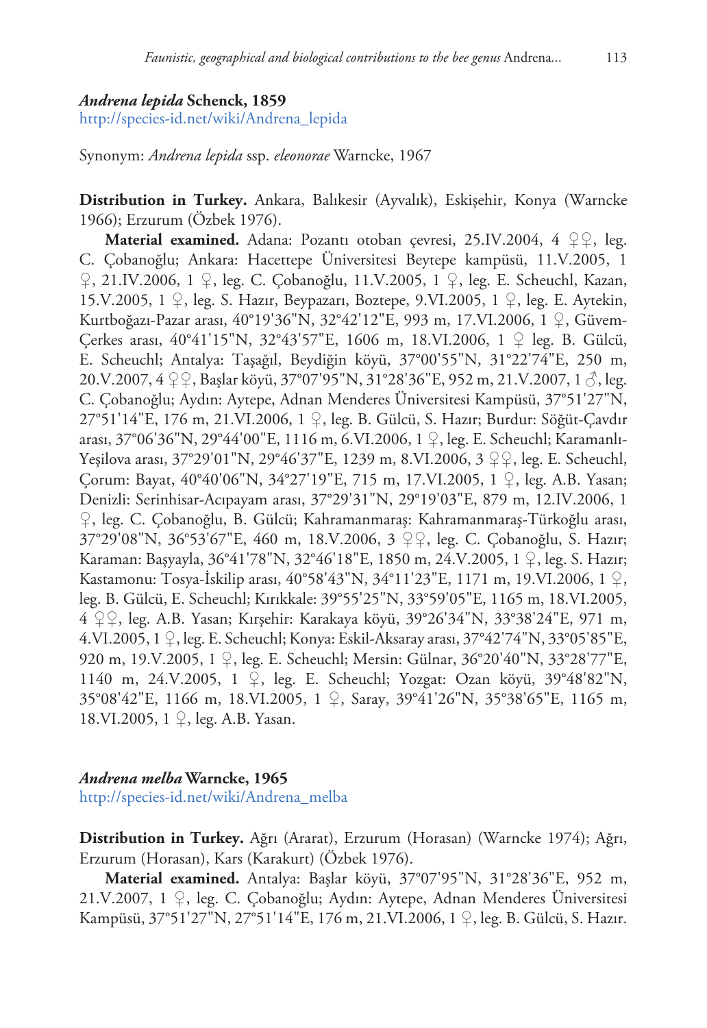### *Andrena lepida* Schenck, 1859

http://species-id.net/wiki/Andrena_lepida

Synonym: *Andrena lepida* ssp. *eleonorae* Warncke, 1967

**Distribution in Turkey.** Ankara, Balıkesir (Ayvalık), Eskişehir, Konya (Warncke 1966); Erzurum (Özbek 1976).

**Material examined.** Adana: Pozantı otoban çevresi, 25.IV.2004, 4 ♀♀, leg. C. Çobanoğlu; Ankara: Hacettepe Üniversitesi Beytepe kampüsü, 11.V.2005, 1 ♀, 21.IV.2006, 1 ♀, leg. C. Çobanoğlu, 11.V.2005, 1 ♀, leg. E. Scheuchl, Kazan, 15.V.2005, 1 ♀, leg. S. Hazır, Beypazarı, Boztepe, 9.VI.2005, 1 ♀, leg. E. Aytekin, Kurtboğazı-Pazar arası, 40°19'36"N, 32°42'12"E, 993 m, 17.VI.2006, 1 ♀, Güvem-Çerkes arası, 40°41'15"N, 32°43'57"E, 1606 m, 18.VI.2006, 1 ♀ leg. B. Gülcü, E. Scheuchl; Antalya: Taşağıl, Beydiğin köyü, 37°00'55"N, 31°22'74"E, 250 m, 20.V.2007, 4 ♀♀, Başlar köyü, 37°07'95"N, 31°28'36"E, 952 m, 21.V.2007, 1 ♂, leg. C. Çobanoğlu; Aydın: Aytepe, Adnan Menderes Üniversitesi Kampüsü, 37°51'27"N, 27°51'14"E, 176 m, 21.VI.2006, 1 ♀, leg. B. Gülcü, S. Hazır; Burdur: Söğüt-Çavdır arası, 37°06'36"N, 29°44'00"E, 1116 m, 6.VI.2006, 1 ♀, leg. E. Scheuchl; Karamanlı-Yeşilova arası, 37°29'01"N, 29°46'37"E, 1239 m, 8.VI.2006, 3 ♀♀, leg. E. Scheuchl, Çorum: Bayat, 40°40'06"N, 34°27'19"E, 715 m, 17.VI.2005, 1 ♀, leg. A.B. Yasan; Denizli: Serinhisar-Acıpayam arası, 37°29'31"N, 29°19'03"E, 879 m, 12.IV.2006, 1 ♀, leg. C. Çobanoğlu, B. Gülcü; Kahramanmaraş: Kahramanmaraş-Türkoğlu arası, 37°29'08"N, 36°53'67"E, 460 m, 18.V.2006, 3 ♀♀, leg. C. Çobanoğlu, S. Hazır; Karaman: Başyayla, 36°41'78"N, 32°46'18"E, 1850 m, 24.V.2005, 1 ♀, leg. S. Hazır; Kastamonu: Tosya-İskilip arası, 40°58'43"N, 34°11'23"E, 1171 m, 19.VI.2006, 1 ♀, leg. B. Gülcü, E. Scheuchl; Kırıkkale: 39°55'25"N, 33°59'05"E, 1165 m, 18.VI.2005, 4 ♀♀, leg. A.B. Yasan; Kırşehir: Karakaya köyü, 39°26'34"N, 33°38'24"E, 971 m, 4.VI.2005, 1 ♀, leg. E. Scheuchl; Konya: Eskil-Aksaray arası, 37°42'74"N, 33°05'85"E, 920 m, 19.V.2005, 1 ♀, leg. E. Scheuchl; Mersin: Gülnar, 36°20'40"N, 33°28'77"E, 1140 m, 24.V.2005, 1 ♀, leg. E. Scheuchl; Yozgat: Ozan köyü, 39°48'82"N, 35°08'42"E, 1166 m, 18.VI.2005, 1 ♀, Saray, 39°41'26"N, 35°38'65"E, 1165 m, 18.VI.2005, 1 ♀, leg. A.B. Yasan.

### *Andrena melba* Warncke, 1965

http://species-id.net/wiki/Andrena_melba

**Distribution in Turkey.** Ağrı (Ararat), Erzurum (Horasan) (Warncke 1974); Ağrı, Erzurum (Horasan), Kars (Karakurt) (Özbek 1976).

**Material examined.** Antalya: Başlar köyü, 37°07'95"N, 31°28'36"E, 952 m, 21.V.2007, 1 ♀, leg. C. Çobanoğlu; Aydın: Aytepe, Adnan Menderes Üniversitesi Kampüsü, 37°51'27"N, 27°51'14"E, 176 m, 21.VI.2006, 1 ♀, leg. B. Gülcü, S. Hazır.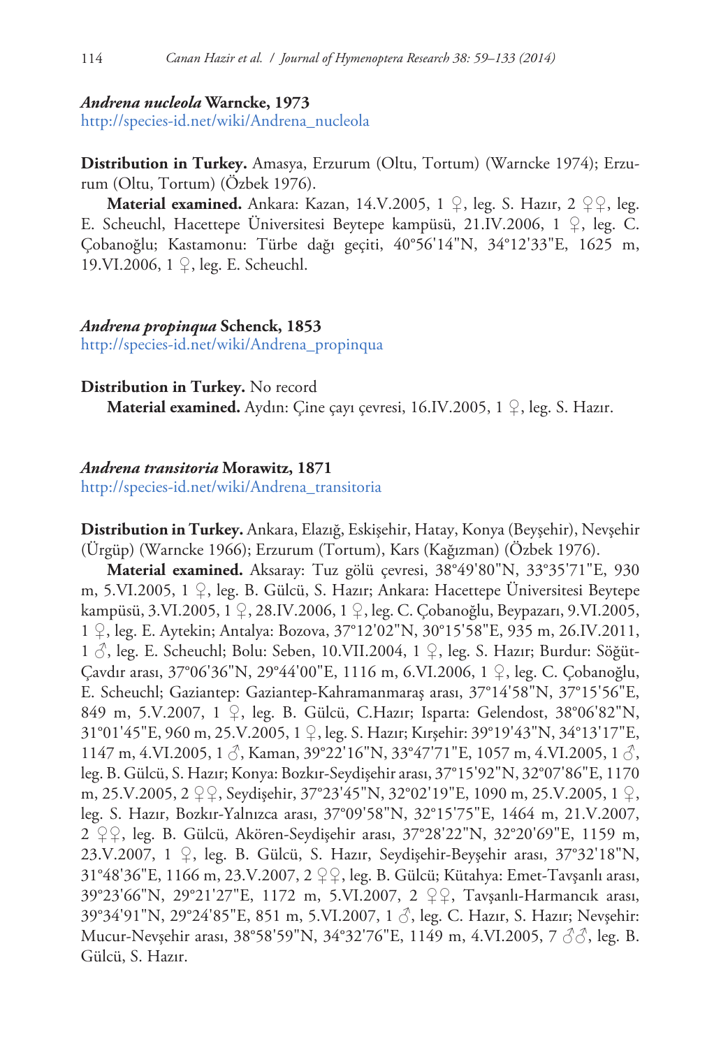### *Andrena nucleola* Warncke, 1973

http://species-id.net/wiki/Andrena_nucleola

**Distribution in Turkey.** Amasya, Erzurum (Oltu, Tortum) (Warncke 1974); Erzurum (Oltu, Tortum) (Özbek 1976).

**Material examined.** Ankara: Kazan, 14.V.2005, 1 ♀, leg. S. Hazır, 2 ♀♀, leg. E. Scheuchl, Hacettepe Üniversitesi Beytepe kampüsü, 21.IV.2006, 1 ♀, leg. C. Çobanoğlu; Kastamonu: Türbe dağı geçiti, 40°56'14"N, 34°12'33"E, 1625 m, 19.VI.2006, 1 ♀, leg. E. Scheuchl.

### *Andrena propinqua* Schenck, 1853

http://species-id.net/wiki/Andrena_propinqua

**Distribution in Turkey.** No record

**Material examined.** Aydın: Çine çayı çevresi, 16.IV.2005, 1 ♀, leg. S. Hazır.

### *Andrena transitoria* Morawitz, 1871

http://species-id.net/wiki/Andrena_transitoria

**Distribution in Turkey.** Ankara, Elazığ, Eskişehir, Hatay, Konya (Beyşehir), Nevşehir (Ürgüp) (Warncke 1966); Erzurum (Tortum), Kars (Kağızman) (Özbek 1976).

**Material examined.** Aksaray: Tuz gölü çevresi, 38°49'80"N, 33°35'71"E, 930 m, 5.VI.2005, 1 ♀, leg. B. Gülcü, S. Hazır; Ankara: Hacettepe Üniversitesi Beytepe kampüsü, 3.VI.2005, 1 ♀, 28.IV.2006, 1 ♀, leg. C. Çobanoğlu, Beypazarı, 9.VI.2005, 1 ♀, leg. E. Aytekin; Antalya: Bozova, 37°12'02"N, 30°15'58"E, 935 m, 26.IV.2011, 1 ♂, leg. E. Scheuchl; Bolu: Seben, 10.VII.2004, 1 ♀, leg. S. Hazır; Burdur: Söğüt-Çavdır arası, 37°06'36"N, 29°44'00"E, 1116 m, 6.VI.2006, 1 ♀, leg. C. Çobanoğlu, E. Scheuchl; Gaziantep: Gaziantep-Kahramanmaraş arası, 37°14'58"N, 37°15'56"E, 849 m, 5.V.2007, 1 ♀, leg. B. Gülcü, C.Hazır; Isparta: Gelendost, 38°06'82"N, 31°01'45"E, 960 m, 25.V.2005, 1 ♀, leg. S. Hazır; Kırşehir: 39°19'43"N, 34°13'17"E, 1147 m, 4.VI.2005, 1 ♂, Kaman, 39°22'16"N, 33°47'71"E, 1057 m, 4.VI.2005, 1 ♂, leg. B. Gülcü, S. Hazır; Konya: Bozkır-Seydişehir arası, 37°15'92"N, 32°07'86"E, 1170 m, 25.V.2005, 2 ♀♀, Seydişehir, 37°23'45"N, 32°02'19"E, 1090 m, 25.V.2005, 1 ♀, leg. S. Hazır, Bozkır-Yalnızca arası, 37°09'58"N, 32°15'75"E, 1464 m, 21.V.2007, 2 ♀♀, leg. B. Gülcü, Akören-Seydişehir arası, 37°28'22"N, 32°20'69"E, 1159 m, 23.V.2007, 1 ♀, leg. B. Gülcü, S. Hazır, Seydişehir-Beyşehir arası, 37°32'18"N, 31°48'36"E, 1166 m, 23.V.2007, 2 ♀♀, leg. B. Gülcü; Kütahya: Emet-Tavşanlı arası, 39°23'66"N, 29°21'27"E, 1172 m, 5.VI.2007, 2 ♀♀, Tavşanlı-Harmancık arası, 39°34'91"N, 29°24'85"E, 851 m, 5.VI.2007, 1 ♂, leg. C. Hazır, S. Hazır; Nevşehir: Mucur-Nevşehir arası, 38°58'59"N, 34°32'76"E, 1149 m, 4.VI.2005, 7 ♂♂, leg. B. Gülcü, S. Hazır.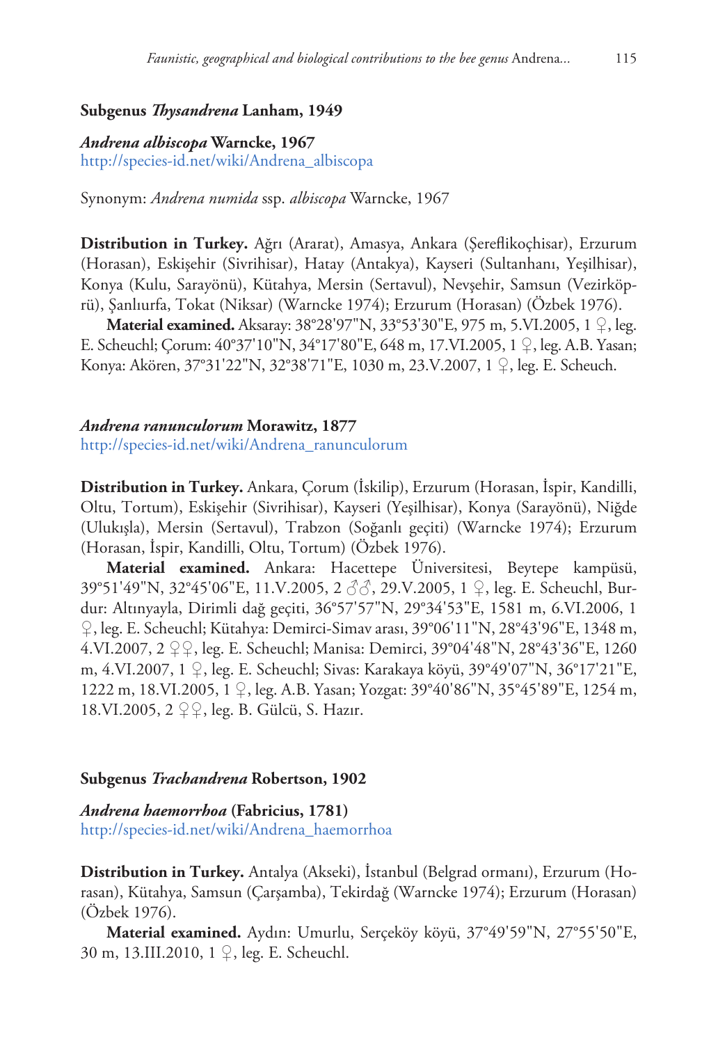### Subgenus *Thysandrena* Lanham, 1949

#### *Andrena albiscopa* Warncke, 1967

http://species-id.net/wiki/Andrena_albiscopa

Synonym: *Andrena numida* ssp. *albiscopa* Warncke, 1967

**Distribution in Turkey.** Ağrı (Ararat), Amasya, Ankara (Şereflikoçhisar), Erzurum (Horasan), Eskişehir (Sivrihisar), Hatay (Antakya), Kayseri (Sultanhanı, Yeşilhisar), Konya (Kulu, Sarayönü), Kütahya, Mersin (Sertavul), Nevşehir, Samsun (Vezirköprü), Şanlıurfa, Tokat (Niksar) (Warncke 1974); Erzurum (Horasan) (Özbek 1976).

**Material examined.** Aksaray: 38°28'97"N, 33°53'30"E, 975 m, 5.VI.2005, 1 ♀, leg. E. Scheuchl; Çorum: 40°37'10"N, 34°17'80"E, 648 m, 17.VI.2005, 1 ♀, leg. A.B. Yasan; Konya: Akören, 37°31'22"N, 32°38'71"E, 1030 m, 23.V.2007, 1 ♀, leg. E. Scheuch.

#### *Andrena ranunculorum* Morawitz, 1877

http://species-id.net/wiki/Andrena_ranunculorum

**Distribution in Turkey.** Ankara, Çorum (İskilip), Erzurum (Horasan, İspir, Kandilli, Oltu, Tortum), Eskişehir (Sivrihisar), Kayseri (Yeşilhisar), Konya (Sarayönü), Niğde (Ulukışla), Mersin (Sertavul), Trabzon (Soğanlı geçiti) (Warncke 1974); Erzurum (Horasan, İspir, Kandilli, Oltu, Tortum) (Özbek 1976).

**Material examined.** Ankara: Hacettepe Üniversitesi, Beytepe kampüsü, 39°51'49"N, 32°45'06"E, 11.V.2005, 2 ♂♂, 29.V.2005, 1 ♀, leg. E. Scheuchl, Burdur: Altınyayla, Dirimli dağ geçiti, 36°57'57"N, 29°34'53"E, 1581 m, 6.VI.2006, 1 ♀, leg. E. Scheuchl; Kütahya: Demirci-Simav arası, 39°06'11"N, 28°43'96"E, 1348 m, 4.VI.2007, 2 ♀♀, leg. E. Scheuchl; Manisa: Demirci, 39°04'48"N, 28°43'36"E, 1260 m, 4.VI.2007, 1 ♀, leg. E. Scheuchl; Sivas: Karakaya köyü, 39°49'07"N, 36°17'21"E, 1222 m, 18.VI.2005, 1 ♀, leg. A.B. Yasan; Yozgat: 39°40'86"N, 35°45'89"E, 1254 m, 18.VI.2005, 2 ♀♀, leg. B. Gülcü, S. Hazır.

### Subgenus *Trachandrena* Robertson, 1902

#### *Andrena haemorrhoa* (Fabricius, 1781)

http://species-id.net/wiki/Andrena_haemorrhoa

**Distribution in Turkey.** Antalya (Akseki), İstanbul (Belgrad ormanı), Erzurum (Horasan), Kütahya, Samsun (Çarşamba), Tekirdağ (Warncke 1974); Erzurum (Horasan) (Özbek 1976).

**Material examined.** Aydın: Umurlu, Serçeköy köyü, 37°49'59"N, 27°55'50"E, 30 m, 13.III.2010, 1 ♀, leg. E. Scheuchl.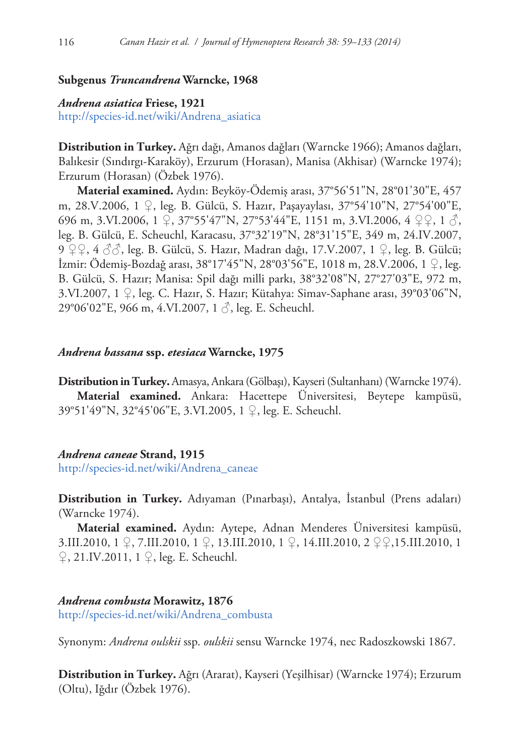### Subgenus *Truncandrena* Warncke, 1968

#### *Andrena asiatica* Friese, 1921

http://species-id.net/wiki/Andrena_asiatica

**Distribution in Turkey.** Ağrı dağı, Amanos dağları (Warncke 1966); Amanos dağları, Balıkesir (Sındırgı-Karaköy), Erzurum (Horasan), Manisa (Akhisar) (Warncke 1974); Erzurum (Horasan) (Özbek 1976).

**Material examined.** Aydın: Beyköy-Ödemiş arası, 37°56'51"N, 28°01'30"E, 457 m, 28.V.2006, 1 ♀, leg. B. Gülcü, S. Hazır, Paşayaylası, 37°54'10"N, 27°54'00"E, 696 m, 3.VI.2006, 1 ♀, 37°55'47"N, 27°53'44"E, 1151 m, 3.VI.2006, 4 ♀♀, 1 ♂, leg. B. Gülcü, E. Scheuchl, Karacasu, 37°32'19"N, 28°31'15"E, 349 m, 24.IV.2007, 9 ♀♀, 4 ♂♂, leg. B. Gülcü, S. Hazır, Madran dağı, 17.V.2007, 1 ♀, leg. B. Gülcü; İzmir: Ödemiş-Bozdağ arası, 38°17'45"N, 28°03'56"E, 1018 m, 28.V.2006, 1 ♀, leg. B. Gülcü, S. Hazır; Manisa: Spil dağı milli parkı, 38°32'08"N, 27°27'03"E, 972 m, 3.VI.2007, 1 ♀, leg. C. Hazır, S. Hazır; Kütahya: Simav-Saphane arası, 39°03'06"N, 29°06'02"E, 966 m, 4.VI.2007, 1 ♂, leg. E. Scheuchl.

#### *Andrena bassana* ssp. *etesiaca* Warncke, 1975

**Distribution in Turkey.** Amasya, Ankara (Gölbaşı), Kayseri (Sultanhanı) (Warncke 1974).

**Material examined.** Ankara: Hacettepe Üniversitesi, Beytepe kampüsü, 39°51'49"N, 32°45'06"E, 3.VI.2005, 1 ♀, leg. E. Scheuchl.

#### *Andrena caneae* Strand, 1915

http://species-id.net/wiki/Andrena_caneae

**Distribution in Turkey.** Adıyaman (Pınarbaşı), Antalya, İstanbul (Prens adaları) (Warncke 1974).

**Material examined.** Aydın: Aytepe, Adnan Menderes Üniversitesi kampüsü, 3.III.2010, 1 ♀, 7.III.2010, 1 ♀, 13.III.2010, 1 ♀, 14.III.2010, 2 ♀♀,15.III.2010, 1 ♀, 21.IV.2011, 1 ♀, leg. E. Scheuchl.

#### *Andrena combusta* Morawitz, 1876

http://species-id.net/wiki/Andrena_combusta

Synonym: *Andrena oulskii* ssp. *oulskii* sensu Warncke 1974, nec Radoszkowski 1867.

**Distribution in Turkey.** Ağrı (Ararat), Kayseri (Yeşilhisar) (Warncke 1974); Erzurum (Oltu), Iğdır (Özbek 1976).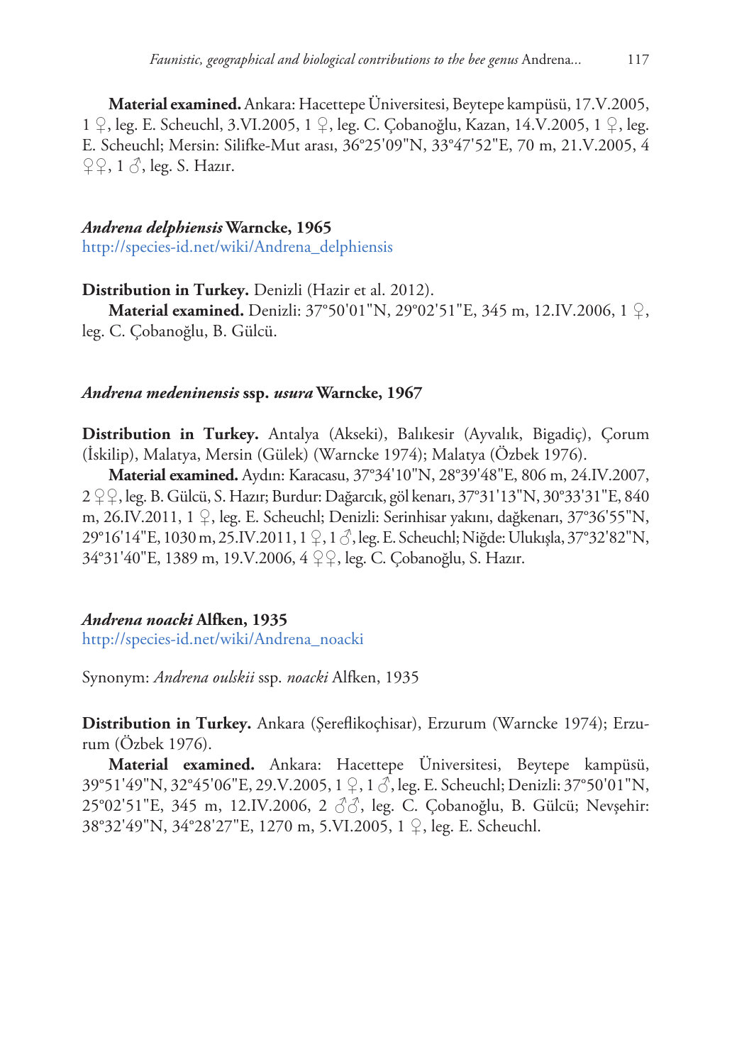**Material examined.** Ankara: Hacettepe Üniversitesi, Beytepe kampüsü, 17.V.2005, 1 ♀, leg. E. Scheuchl, 3.VI.2005, 1 ♀, leg. C. Çobanoğlu, Kazan, 14.V.2005, 1 ♀, leg. E. Scheuchl; Mersin: Silifke-Mut arası, 36°25'09"N, 33°47'52"E, 70 m, 21.V.2005, 4 ♀♀, 1 ♂, leg. S. Hazır.

### *Andrena delphiensis* Warncke, 1965

http://species-id.net/wiki/Andrena_delphiensis

**Distribution in Turkey.** Denizli (Hazir et al. 2012).

**Material examined.** Denizli: 37°50'01"N, 29°02'51"E, 345 m, 12.IV.2006, 1 ♀, leg. C. Çobanoğlu, B. Gülcü.

### *Andrena medeninensis* ssp. *usura* Warncke, 1967

**Distribution in Turkey.** Antalya (Akseki), Balıkesir (Ayvalık, Bigadiç), Çorum (İskilip), Malatya, Mersin (Gülek) (Warncke 1974); Malatya (Özbek 1976).

**Material examined.** Aydın: Karacasu, 37°34'10"N, 28°39'48"E, 806 m, 24.IV.2007, 2 ♀♀, leg. B. Gülcü, S. Hazır; Burdur: Dağarcık, göl kenarı, 37°31'13"N, 30°33'31"E, 840 m, 26.IV.2011, 1 ♀, leg. E. Scheuchl; Denizli: Serinhisar yakını, dağkenarı, 37°36'55"N, 29°16'14"E, 1030 m, 25.IV.2011, 1 ♀, 1 ♂, leg. E. Scheuchl; Niğde: Ulukışla, 37°32'82"N, 34°31'40"E, 1389 m, 19.V.2006, 4 ♀♀, leg. C. Çobanoğlu, S. Hazır.

### *Andrena noacki* Alfken, 1935

http://species-id.net/wiki/Andrena_noacki

Synonym: *Andrena oulskii* ssp. *noacki* Alfken, 1935

**Distribution in Turkey.** Ankara (Şereflikoçhisar), Erzurum (Warncke 1974); Erzurum (Özbek 1976).

**Material examined.** Ankara: Hacettepe Üniversitesi, Beytepe kampüsü, 39°51'49"N, 32°45'06"E, 29.V.2005, 1 ♀, 1 ♂, leg. E. Scheuchl; Denizli: 37°50'01"N, 25°02'51"E, 345 m, 12.IV.2006, 2 ♂♂, leg. C. Çobanoğlu, B. Gülcü; Nevşehir: 38°32'49"N, 34°28'27"E, 1270 m, 5.VI.2005, 1 ♀, leg. E. Scheuchl.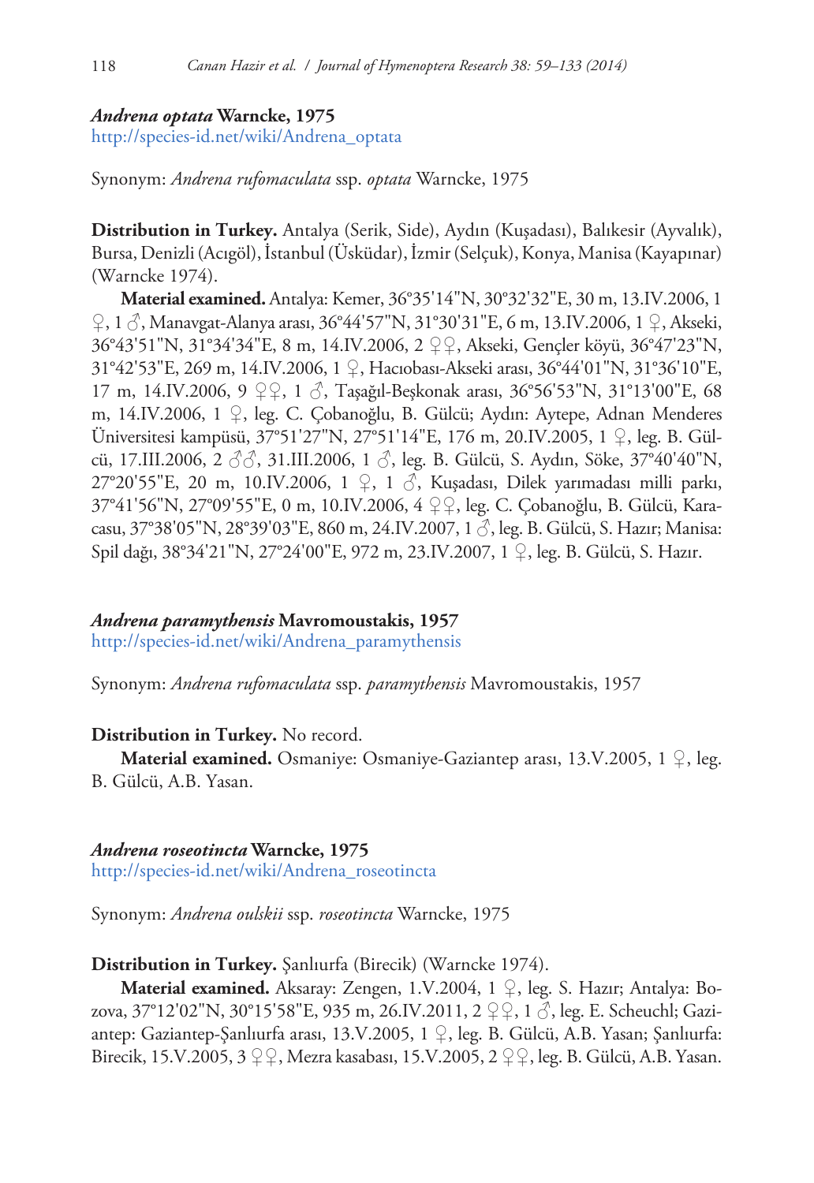***Andrena optata* Warncke, 1975**

http://species-id.net/wiki/Andrena_optata

Synonym: *Andrena rufomaculata* ssp. *optata* Warncke, 1975

**Distribution in Turkey.** Antalya (Serik, Side), Aydın (Kuşadası), Balıkesir (Ayvalık), Bursa, Denizli (Acıgöl), İstanbul (Üsküdar), İzmir (Selçuk), Konya, Manisa (Kayapınar) (Warncke 1974).

**Material examined.** Antalya: Kemer, 36°35'14"N, 30°32'32"E, 30 m, 13.IV.2006, 1 ♀, 1 ♂, Manavgat-Alanya arası, 36°44'57"N, 31°30'31"E, 6 m, 13.IV.2006, 1 ♀, Akseki, 36°43'51"N, 31°34'34"E, 8 m, 14.IV.2006, 2 ♀♀, Akseki, Gençler köyü, 36°47'23"N, 31°42'53"E, 269 m, 14.IV.2006, 1 ♀, Hacıobası-Akseki arası, 36°44'01"N, 31°36'10"E, 17 m, 14.IV.2006, 9 ♀♀, 1 ♂, Taşağıl-Beşkonak arası, 36°56'53"N, 31°13'00"E, 68 m, 14.IV.2006, 1 ♀, leg. C. Çobanoğlu, B. Gülcü; Aydın: Aytepe, Adnan Menderes Üniversitesi kampüsü, 37°51'27"N, 27°51'14"E, 176 m, 20.IV.2005, 1 ♀, leg. B. Gülcü, 17.III.2006, 2 ♂♂, 31.III.2006, 1 ♂, leg. B. Gülcü, S. Aydın, Söke, 37°40'40"N, 27°20'55"E, 20 m, 10.IV.2006, 1 ♀, 1 ♂, Kuşadası, Dilek yarımadası milli parkı, 37°41'56"N, 27°09'55"E, 0 m, 10.IV.2006, 4 ♀♀, leg. C. Çobanoğlu, B. Gülcü, Karacasu, 37°38'05"N, 28°39'03"E, 860 m, 24.IV.2007, 1 ♂, leg. B. Gülcü, S. Hazır; Manisa: Spil dağı, 38°34'21"N, 27°24'00"E, 972 m, 23.IV.2007, 1 ♀, leg. B. Gülcü, S. Hazır.

***Andrena paramythensis* Mavromoustakis, 1957**

http://species-id.net/wiki/Andrena_paramythensis

Synonym: *Andrena rufomaculata* ssp. *paramythensis* Mavromoustakis, 1957

**Distribution in Turkey.** No record.

**Material examined.** Osmaniye: Osmaniye-Gaziantep arası, 13.V.2005, 1 ♀, leg. B. Gülcü, A.B. Yasan.

***Andrena roseotincta* Warncke, 1975**

http://species-id.net/wiki/Andrena_roseotincta

Synonym: *Andrena oulskii* ssp. *roseotincta* Warncke, 1975

**Distribution in Turkey.** Şanlıurfa (Birecik) (Warncke 1974).

**Material examined.** Aksaray: Zengen, 1.V.2004, 1 ♀, leg. S. Hazır; Antalya: Bozova, 37°12'02"N, 30°15'58"E, 935 m, 26.IV.2011, 2 ♀♀, 1 ♂, leg. E. Scheuchl; Gaziantep: Gaziantep-Şanlıurfa arası, 13.V.2005, 1 ♀, leg. B. Gülcü, A.B. Yasan; Şanlıurfa: Birecik, 15.V.2005, 3 ♀♀, Mezra kasabası, 15.V.2005, 2 ♀♀, leg. B. Gülcü, A.B. Yasan.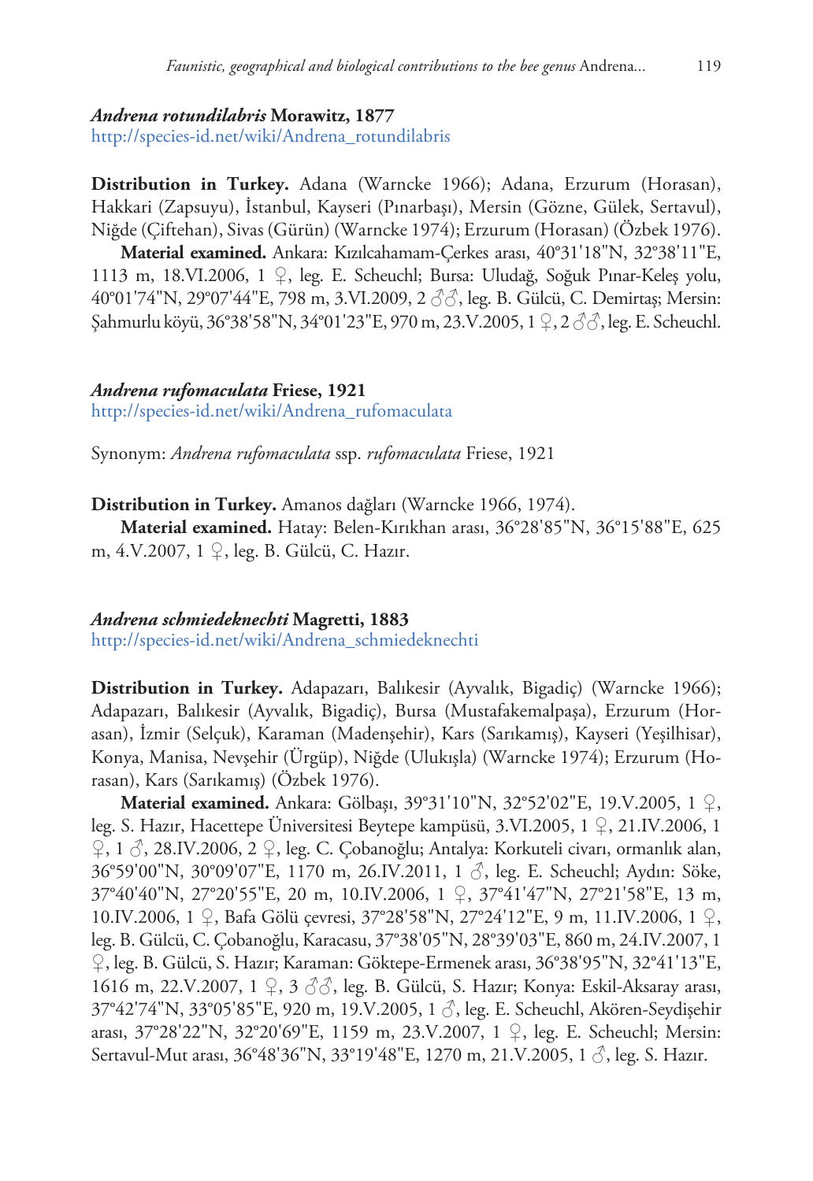### *Andrena rotundilabris* Morawitz, 1877

http://species-id.net/wiki/Andrena_rotundilabris

**Distribution in Turkey.** Adana (Warncke 1966); Adana, Erzurum (Horasan), Hakkari (Zapsuyu), İstanbul, Kayseri (Pınarbaşı), Mersin (Gözne, Gülek, Sertavul), Niğde (Çiftehan), Sivas (Gürün) (Warncke 1974); Erzurum (Horasan) (Özbek 1976).

**Material examined.** Ankara: Kızılcahamam-Çerkes arası, 40°31'18"N, 32°38'11"E, 1113 m, 18.VI.2006, 1 ♀, leg. E. Scheuchl; Bursa: Uludağ, Soğuk Pınar-Keleş yolu, 40°01'74"N, 29°07'44"E, 798 m, 3.VI.2009, 2 ♂♂, leg. B. Gülcü, C. Demirtaş; Mersin: Şahmurlu köyü, 36°38'58"N, 34°01'23"E, 970 m, 23.V.2005, 1 ♀, 2 ♂♂, leg. E. Scheuchl.

### *Andrena rufomaculata* Friese, 1921

http://species-id.net/wiki/Andrena_rufomaculata

Synonym: *Andrena rufomaculata* ssp. *rufomaculata* Friese, 1921

**Distribution in Turkey.** Amanos dağları (Warncke 1966, 1974).

**Material examined.** Hatay: Belen-Kırıkhan arası, 36°28'85"N, 36°15'88"E, 625 m, 4.V.2007, 1 ♀, leg. B. Gülcü, C. Hazır.

### *Andrena schmiedeknechti* Magretti, 1883

http://species-id.net/wiki/Andrena_schmiedeknechti

**Distribution in Turkey.** Adapazarı, Balıkesir (Ayvalık, Bigadiç) (Warncke 1966); Adapazarı, Balıkesir (Ayvalık, Bigadiç), Bursa (Mustafakemalpaşa), Erzurum (Horasan), İzmir (Selçuk), Karaman (Madenşehir), Kars (Sarıkamış), Kayseri (Yeşilhisar), Konya, Manisa, Nevşehir (Ürgüp), Niğde (Ulukışla) (Warncke 1974); Erzurum (Horasan), Kars (Sarıkamış) (Özbek 1976).

**Material examined.** Ankara: Gölbaşı, 39°31'10"N, 32°52'02"E, 19.V.2005, 1 ♀, leg. S. Hazır, Hacettepe Üniversitesi Beytepe kampüsü, 3.VI.2005, 1 ♀, 21.IV.2006, 1 ♀, 1 ♂, 28.IV.2006, 2 ♀, leg. C. Çobanoğlu; Antalya: Korkuteli civarı, ormanlık alan, 36°59'00"N, 30°09'07"E, 1170 m, 26.IV.2011, 1 ♂, leg. E. Scheuchl; Aydın: Söke, 37°40'40"N, 27°20'55"E, 20 m, 10.IV.2006, 1 ♀, 37°41'47"N, 27°21'58"E, 13 m, 10.IV.2006, 1 ♀, Bafa Gölü çevresi, 37°28'58"N, 27°24'12"E, 9 m, 11.IV.2006, 1 ♀, leg. B. Gülcü, C. Çobanoğlu, Karacasu, 37°38'05"N, 28°39'03"E, 860 m, 24.IV.2007, 1 ♀, leg. B. Gülcü, S. Hazır; Karaman: Göktepe-Ermenek arası, 36°38'95"N, 32°41'13"E, 1616 m, 22.V.2007, 1 ♀, 3 ♂♂, leg. B. Gülcü, S. Hazır; Konya: Eskil-Aksaray arası, 37°42'74"N, 33°05'85"E, 920 m, 19.V.2005, 1 ♂, leg. E. Scheuchl, Akören-Seydişehir arası, 37°28'22"N, 32°20'69"E, 1159 m, 23.V.2007, 1 ♀, leg. E. Scheuchl; Mersin: Sertavul-Mut arası, 36°48'36"N, 33°19'48"E, 1270 m, 21.V.2005, 1 ♂, leg. S. Hazır.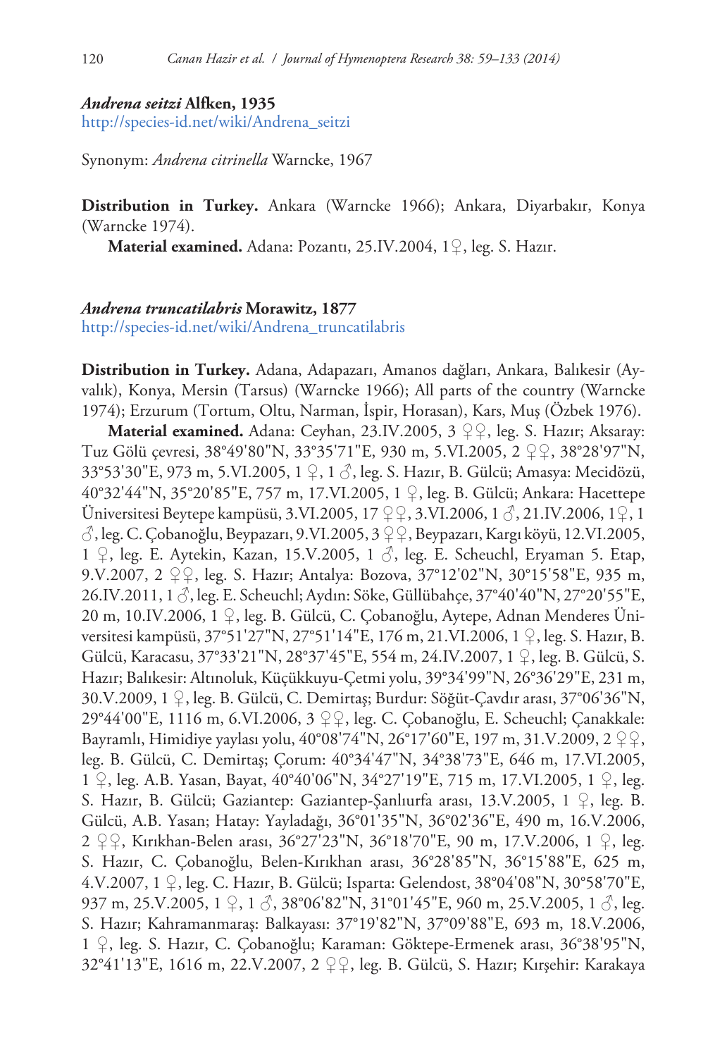### *Andrena seitzi* Alfken, 1935

http://species-id.net/wiki/Andrena_seitzi

Synonym: *Andrena citrinella* Warncke, 1967

**Distribution in Turkey.** Ankara (Warncke 1966); Ankara, Diyarbakır, Konya (Warncke 1974).

**Material examined.** Adana: Pozantı, 25.IV.2004, 1♀, leg. S. Hazır.

### *Andrena truncatilabris* Morawitz, 1877

http://species-id.net/wiki/Andrena_truncatilabris

**Distribution in Turkey.** Adana, Adapazarı, Amanos dağları, Ankara, Balıkesir (Ayvalık), Konya, Mersin (Tarsus) (Warncke 1966); All parts of the country (Warncke 1974); Erzurum (Tortum, Oltu, Narman, İspir, Horasan), Kars, Muş (Özbek 1976).

**Material examined.** Adana: Ceyhan, 23.IV.2005, 3 ♀♀, leg. S. Hazır; Aksaray: Tuz Gölü çevresi, 38°49'80"N, 33°35'71"E, 930 m, 5.VI.2005, 2 ♀♀, 38°28'97"N, 33°53'30"E, 973 m, 5.VI.2005, 1 ♀, 1 ♂, leg. S. Hazır, B. Gülcü; Amasya: Mecidözü, 40°32'44"N, 35°20'85"E, 757 m, 17.VI.2005, 1 ♀, leg. B. Gülcü; Ankara: Hacettepe Üniversitesi Beytepe kampüsü, 3.VI.2005, 17 ♀♀, 3.VI.2006, 1 ♂, 21.IV.2006, 1♀, 1 ♂, leg. C. Çobanoğlu, Beypazarı, 9.VI.2005, 3 ♀♀, Beypazarı, Kargı köyü, 12.VI.2005, 1 ♀, leg. E. Aytekin, Kazan, 15.V.2005, 1 ♂, leg. E. Scheuchl, Eryaman 5. Etap, 9.V.2007, 2 ♀♀, leg. S. Hazır; Antalya: Bozova, 37°12'02"N, 30°15'58"E, 935 m, 26.IV.2011, 1 ♂, leg. E. Scheuchl; Aydın: Söke, Güllübahçe, 37°40'40"N, 27°20'55"E, 20 m, 10.IV.2006, 1 ♀, leg. B. Gülcü, C. Çobanoğlu, Aytepe, Adnan Menderes Üniversitesi kampüsü, 37°51'27"N, 27°51'14"E, 176 m, 21.VI.2006, 1 ♀, leg. S. Hazır, B. Gülcü, Karacasu, 37°33'21"N, 28°37'45"E, 554 m, 24.IV.2007, 1 ♀, leg. B. Gülcü, S. Hazır; Balıkesir: Altınoluk, Küçükkuyu-Çetmi yolu, 39°34'99"N, 26°36'29"E, 231 m, 30.V.2009, 1 ♀, leg. B. Gülcü, C. Demirtaş; Burdur: Söğüt-Çavdır arası, 37°06'36"N, 29°44'00"E, 1116 m, 6.VI.2006, 3 ♀♀, leg. C. Çobanoğlu, E. Scheuchl; Çanakkale: Bayramlı, Himidiye yaylası yolu, 40°08'74"N, 26°17'60"E, 197 m, 31.V.2009, 2 ♀♀, leg. B. Gülcü, C. Demirtaş; Çorum: 40°34'47"N, 34°38'73"E, 646 m, 17.VI.2005, 1 ♀, leg. A.B. Yasan, Bayat, 40°40'06"N, 34°27'19"E, 715 m, 17.VI.2005, 1 ♀, leg. S. Hazır, B. Gülcü; Gaziantep: Gaziantep-Şanlıurfa arası, 13.V.2005, 1 ♀, leg. B. Gülcü, A.B. Yasan; Hatay: Yayladağı, 36°01'35"N, 36°02'36"E, 490 m, 16.V.2006, 2 ♀♀, Kırıkhan-Belen arası, 36°27'23"N, 36°18'70"E, 90 m, 17.V.2006, 1 ♀, leg. S. Hazır, C. Çobanoğlu, Belen-Kırıkhan arası, 36°28'85"N, 36°15'88"E, 625 m, 4.V.2007, 1 ♀, leg. C. Hazır, B. Gülcü; Isparta: Gelendost, 38°04'08"N, 30°58'70"E, 937 m, 25.V.2005, 1 ♀, 1 ♂, 38°06'82"N, 31°01'45"E, 960 m, 25.V.2005, 1 ♂, leg. S. Hazır; Kahramanmaraş: Balkayası: 37°19'82"N, 37°09'88"E, 693 m, 18.V.2006, 1 ♀, leg. S. Hazır, C. Çobanoğlu; Karaman: Göktepe-Ermenek arası, 36°38'95"N, 32°41'13"E, 1616 m, 22.V.2007, 2 ♀♀, leg. B. Gülcü, S. Hazır; Kırşehir: Karakaya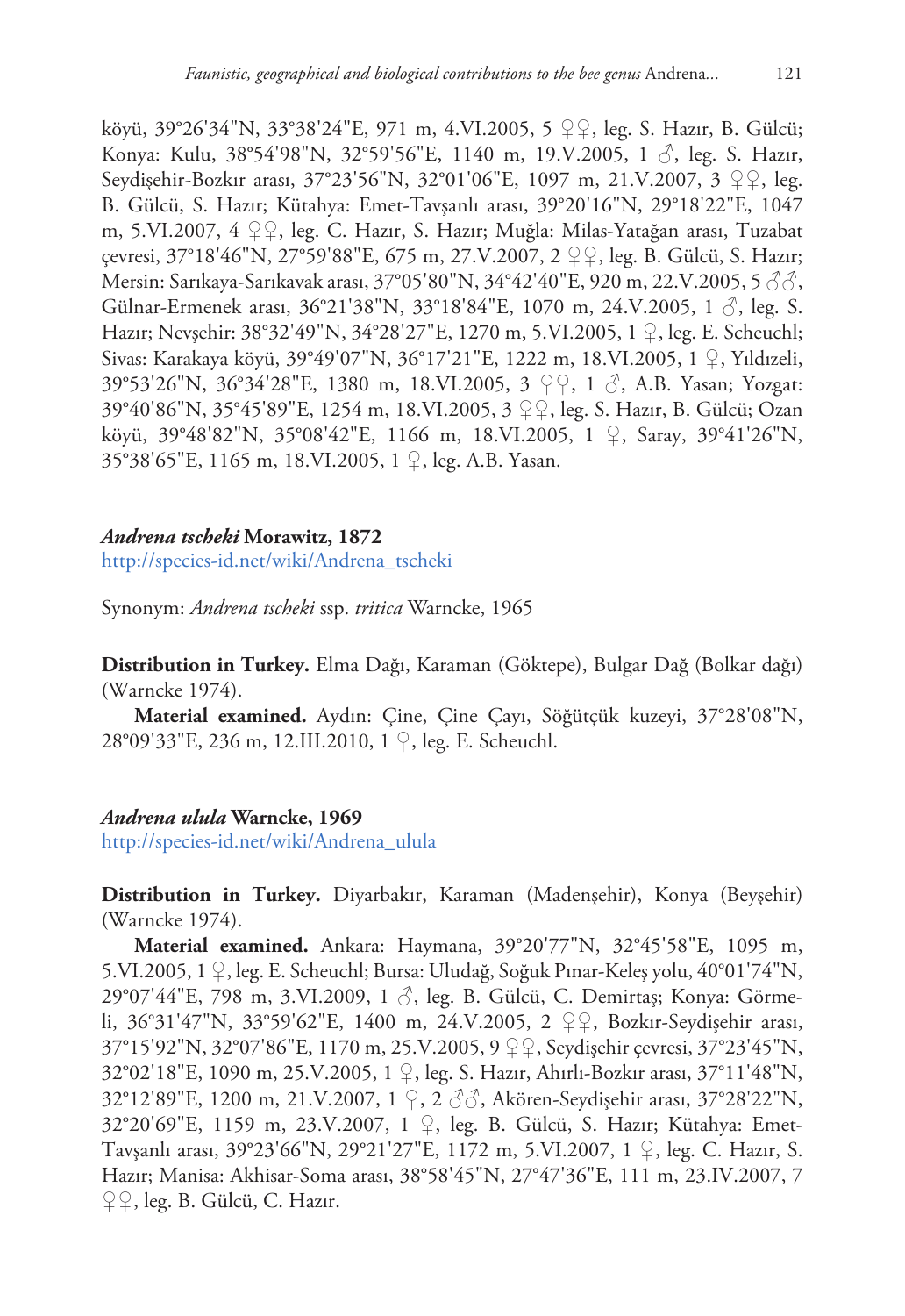köyü, 39°26'34"N, 33°38'24"E, 971 m, 4.VI.2005, 5 ♀♀, leg. S. Hazır, B. Gülcü; Konya: Kulu, 38°54'98"N, 32°59'56"E, 1140 m, 19.V.2005, 1 ♂, leg. S. Hazır, Seydişehir-Bozkır arası, 37°23'56"N, 32°01'06"E, 1097 m, 21.V.2007, 3 ♀♀, leg. B. Gülcü, S. Hazır; Kütahya: Emet-Tavşanlı arası, 39°20'16"N, 29°18'22"E, 1047 m, 5.VI.2007, 4 ♀♀, leg. C. Hazır, S. Hazır; Muğla: Milas-Yatağan arası, Tuzabat çevresi, 37°18'46"N, 27°59'88"E, 675 m, 27.V.2007, 2 ♀♀, leg. B. Gülcü, S. Hazır; Mersin: Sarıkaya-Sarıkavak arası, 37°05'80"N, 34°42'40"E, 920 m, 22.V.2005, 5 ♂♂, Gülnar-Ermenek arası, 36°21'38"N, 33°18'84"E, 1070 m, 24.V.2005, 1 ♂, leg. S. Hazır; Nevşehir: 38°32'49"N, 34°28'27"E, 1270 m, 5.VI.2005, 1 ♀, leg. E. Scheuchl; Sivas: Karakaya köyü, 39°49'07"N, 36°17'21"E, 1222 m, 18.VI.2005, 1 ♀, Yıldızeli, 39°53'26"N, 36°34'28"E, 1380 m, 18.VI.2005, 3 ♀♀, 1 ♂, A.B. Yasan; Yozgat: 39°40'86"N, 35°45'89"E, 1254 m, 18.VI.2005, 3 ♀♀, leg. S. Hazır, B. Gülcü; Ozan köyü, 39°48'82"N, 35°08'42"E, 1166 m, 18.VI.2005, 1 ♀, Saray, 39°41'26"N, 35°38'65"E, 1165 m, 18.VI.2005, 1 ♀, leg. A.B. Yasan.

### *Andrena tscheki* Morawitz, 1872

http://species-id.net/wiki/Andrena_tscheki

Synonym: *Andrena tscheki* ssp. *tritica* Warncke, 1965

**Distribution in Turkey.** Elma Dağı, Karaman (Göktepe), Bulgar Dağ (Bolkar dağı) (Warncke 1974).

**Material examined.** Aydın: Çine, Çine Çayı, Söğütçük kuzeyi, 37°28'08"N, 28°09'33"E, 236 m, 12.III.2010, 1 ♀, leg. E. Scheuchl.

### *Andrena ulula* Warncke, 1969

http://species-id.net/wiki/Andrena_ulula

**Distribution in Turkey.** Diyarbakır, Karaman (Madenşehir), Konya (Beyşehir) (Warncke 1974).

**Material examined.** Ankara: Haymana, 39°20'77"N, 32°45'58"E, 1095 m, 5.VI.2005, 1 ♀, leg. E. Scheuchl; Bursa: Uludağ, Soğuk Pınar-Keleş yolu, 40°01'74"N, 29°07'44"E, 798 m, 3.VI.2009, 1 ♂, leg. B. Gülcü, C. Demirtaş; Konya: Görmeli, 36°31'47"N, 33°59'62"E, 1400 m, 24.V.2005, 2 ♀♀, Bozkır-Seydişehir arası, 37°15'92"N, 32°07'86"E, 1170 m, 25.V.2005, 9 ♀♀, Seydişehir çevresi, 37°23'45"N, 32°02'18"E, 1090 m, 25.V.2005, 1 ♀, leg. S. Hazır, Ahırlı-Bozkır arası, 37°11'48"N, 32°12'89"E, 1200 m, 21.V.2007, 1 ♀, 2 ♂♂, Akören-Seydişehir arası, 37°28'22"N, 32°20'69"E, 1159 m, 23.V.2007, 1 ♀, leg. B. Gülcü, S. Hazır; Kütahya: Emet-Tavşanlı arası, 39°23'66"N, 29°21'27"E, 1172 m, 5.VI.2007, 1 ♀, leg. C. Hazır, S. Hazır; Manisa: Akhisar-Soma arası, 38°58'45"N, 27°47'36"E, 111 m, 23.IV.2007, 7 ♀♀, leg. B. Gülcü, C. Hazır.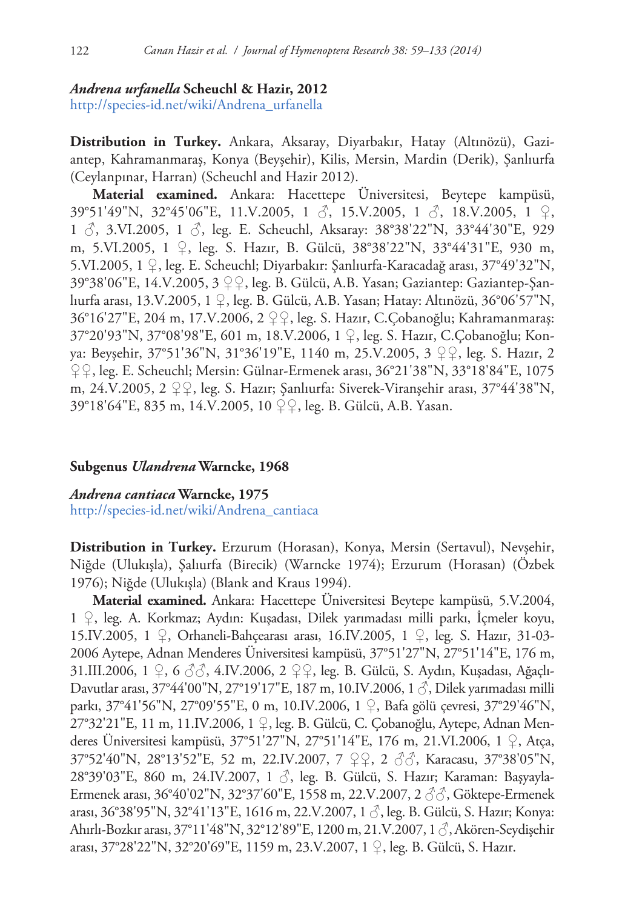### *Andrena urfanella* Scheuchl & Hazir, 2012

http://species-id.net/wiki/Andrena_urfanella

**Distribution in Turkey.** Ankara, Aksaray, Diyarbakır, Hatay (Altınözü), Gaziantep, Kahramanmaraş, Konya (Beyşehir), Kilis, Mersin, Mardin (Derik), Şanlıurfa (Ceylanpınar, Harran) (Scheuchl and Hazir 2012).

**Material examined.** Ankara: Hacettepe Üniversitesi, Beytepe kampüsü, 39°51'49"N, 32°45'06"E, 11.V.2005, 1 ♂, 15.V.2005, 1 ♂, 18.V.2005, 1 ♀, 1 ♂, 3.VI.2005, 1 ♂, leg. E. Scheuchl, Aksaray: 38°38'22"N, 33°44'30"E, 929 m, 5.VI.2005, 1 ♀, leg. S. Hazır, B. Gülcü, 38°38'22"N, 33°44'31"E, 930 m, 5.VI.2005, 1 ♀, leg. E. Scheuchl; Diyarbakır: Şanlıurfa-Karacadağ arası, 37°49'32"N, 39°38'06"E, 14.V.2005, 3 ♀♀, leg. B. Gülcü, A.B. Yasan; Gaziantep: Gaziantep-Şanlıurfa arası, 13.V.2005, 1 ♀, leg. B. Gülcü, A.B. Yasan; Hatay: Altınözü, 36°06'57"N, 36°16'27"E, 204 m, 17.V.2006, 2 ♀♀, leg. S. Hazır, C.Çobanoğlu; Kahramanmaraş: 37°20'93"N, 37°08'98"E, 601 m, 18.V.2006, 1 ♀, leg. S. Hazır, C.Çobanoğlu; Konya: Beyşehir, 37°51'36"N, 31°36'19"E, 1140 m, 25.V.2005, 3 ♀♀, leg. S. Hazır, 2 ♀♀, leg. E. Scheuchl; Mersin: Gülnar-Ermenek arası, 36°21'38"N, 33°18'84"E, 1075 m, 24.V.2005, 2 ♀♀, leg. S. Hazır; Şanlıurfa: Siverek-Viranşehir arası, 37°44'38"N, 39°18'64"E, 835 m, 14.V.2005, 10 ♀♀, leg. B. Gülcü, A.B. Yasan.

## Subgenus *Ulandrena* Warncke, 1968

### *Andrena cantiaca* Warncke, 1975

http://species-id.net/wiki/Andrena_cantiaca

**Distribution in Turkey.** Erzurum (Horasan), Konya, Mersin (Sertavul), Nevşehir, Niğde (Ulukışla), Şalıurfa (Birecik) (Warncke 1974); Erzurum (Horasan) (Özbek 1976); Niğde (Ulukışla) (Blank and Kraus 1994).

**Material examined.** Ankara: Hacettepe Üniversitesi Beytepe kampüsü, 5.V.2004, 1 ♀, leg. A. Korkmaz; Aydın: Kuşadası, Dilek yarımadası milli parkı, İçmeler koyu, 15.IV.2005, 1 ♀, Orhaneli-Bahçearası arası, 16.IV.2005, 1 ♀, leg. S. Hazır, 31-03-2006 Aytepe, Adnan Menderes Üniversitesi kampüsü, 37°51'27"N, 27°51'14"E, 176 m, 31.III.2006, 1 ♀, 6 ♂♂, 4.IV.2006, 2 ♀♀, leg. B. Gülcü, S. Aydın, Kuşadası, Ağaçlı-Davutlar arası, 37°44'00"N, 27°19'17"E, 187 m, 10.IV.2006, 1 ♂, Dilek yarımadası milli parkı, 37°41'56"N, 27°09'55"E, 0 m, 10.IV.2006, 1 ♀, Bafa gölü çevresi, 37°29'46"N, 27°32'21"E, 11 m, 11.IV.2006, 1 ♀, leg. B. Gülcü, C. Çobanoğlu, Aytepe, Adnan Menderes Üniversitesi kampüsü, 37°51'27"N, 27°51'14"E, 176 m, 21.VI.2006, 1 ♀, Atça, 37°52'40"N, 28°13'52"E, 52 m, 22.IV.2007, 7 ♀♀, 2 ♂♂, Karacasu, 37°38'05"N, 28°39'03"E, 860 m, 24.IV.2007, 1 ♂, leg. B. Gülcü, S. Hazır; Karaman: Başyayla-Ermenek arası, 36°40'02"N, 32°37'60"E, 1558 m, 22.V.2007, 2 ♂♂, Göktepe-Ermenek arası, 36°38'95"N, 32°41'13"E, 1616 m, 22.V.2007, 1 ♂, leg. B. Gülcü, S. Hazır; Konya: Ahırlı-Bozkır arası, 37°11'48"N, 32°12'89"E, 1200 m, 21.V.2007, 1 ♂, Akören-Seydişehir arası, 37°28'22"N, 32°20'69"E, 1159 m, 23.V.2007, 1 ♀, leg. B. Gülcü, S. Hazır.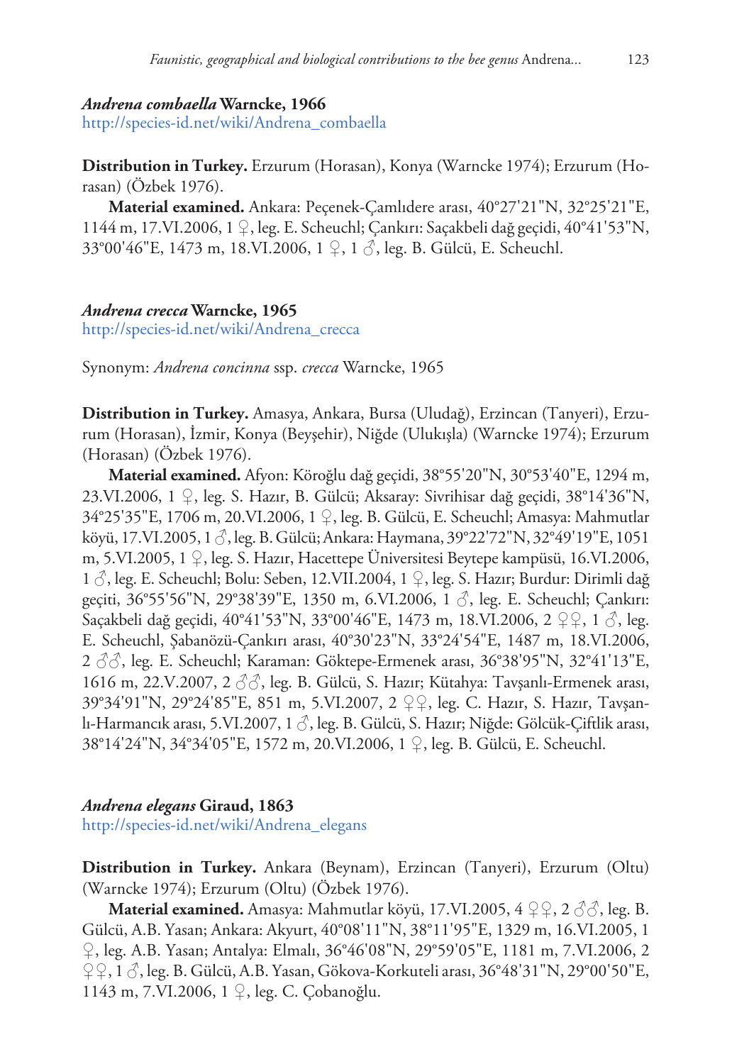### *Andrena combaella* Warncke, 1966

http://species-id.net/wiki/Andrena_combaella

**Distribution in Turkey.** Erzurum (Horasan), Konya (Warncke 1974); Erzurum (Horasan) (Özbek 1976).

**Material examined.** Ankara: Peçenek-Çamlıdere arası, 40°27'21"N, 32°25'21"E, 1144 m, 17.VI.2006, 1 ♀, leg. E. Scheuchl; Çankırı: Saçakbeli dağ geçidi, 40°41'53"N, 33°00'46"E, 1473 m, 18.VI.2006, 1 ♀, 1 ♂, leg. B. Gülcü, E. Scheuchl.

### *Andrena crecca* Warncke, 1965

http://species-id.net/wiki/Andrena_crecca

Synonym: *Andrena concinna* ssp. *crecca* Warncke, 1965

**Distribution in Turkey.** Amasya, Ankara, Bursa (Uludağ), Erzincan (Tanyeri), Erzurum (Horasan), İzmir, Konya (Beyşehir), Niğde (Ulukışla) (Warncke 1974); Erzurum (Horasan) (Özbek 1976).

**Material examined.** Afyon: Köroğlu dağ geçidi, 38°55'20"N, 30°53'40"E, 1294 m, 23.VI.2006, 1 ♀, leg. S. Hazır, B. Gülcü; Aksaray: Sivrihisar dağ geçidi, 38°14'36"N, 34°25'35"E, 1706 m, 20.VI.2006, 1 ♀, leg. B. Gülcü, E. Scheuchl; Amasya: Mahmutlar köyü, 17.VI.2005, 1 ♂, leg. B. Gülcü; Ankara: Haymana, 39°22'72"N, 32°49'19"E, 1051 m, 5.VI.2005, 1 ♀, leg. S. Hazır, Hacettepe Üniversitesi Beytepe kampüsü, 16.VI.2006, 1 ♂, leg. E. Scheuchl; Bolu: Seben, 12.VII.2004, 1 ♀, leg. S. Hazır; Burdur: Dirimli dağ geçiti, 36°55'56"N, 29°38'39"E, 1350 m, 6.VI.2006, 1 ♂, leg. E. Scheuchl; Çankırı: Saçakbeli dağ geçidi, 40°41'53"N, 33°00'46"E, 1473 m, 18.VI.2006, 2 ♀♀, 1 ♂, leg. E. Scheuchl, Şabanözü-Çankırı arası, 40°30'23"N, 33°24'54"E, 1487 m, 18.VI.2006, 2 ♂♂, leg. E. Scheuchl; Karaman: Göktepe-Ermenek arası, 36°38'95"N, 32°41'13"E, 1616 m, 22.V.2007, 2 ♂♂, leg. B. Gülcü, S. Hazır; Kütahya: Tavşanlı-Ermenek arası, 39°34'91"N, 29°24'85"E, 851 m, 5.VI.2007, 2 ♀♀, leg. C. Hazır, S. Hazır, Tavşanlı-Harmancık arası, 5.VI.2007, 1 ♂, leg. B. Gülcü, S. Hazır; Niğde: Gölcük-Çiftlik arası, 38°14'24"N, 34°34'05"E, 1572 m, 20.VI.2006, 1 ♀, leg. B. Gülcü, E. Scheuchl.

### *Andrena elegans* Giraud, 1863

http://species-id.net/wiki/Andrena_elegans

**Distribution in Turkey.** Ankara (Beynam), Erzincan (Tanyeri), Erzurum (Oltu) (Warncke 1974); Erzurum (Oltu) (Özbek 1976).

**Material examined.** Amasya: Mahmutlar köyü, 17.VI.2005, 4 ♀♀, 2 ♂♂, leg. B. Gülcü, A.B. Yasan; Ankara: Akyurt, 40°08'11"N, 38°11'95"E, 1329 m, 16.VI.2005, 1 ♀, leg. A.B. Yasan; Antalya: Elmalı, 36°46'08"N, 29°59'05"E, 1181 m, 7.VI.2006, 2 ♀♀, 1 ♂, leg. B. Gülcü, A.B. Yasan, Gökova-Korkuteli arası, 36°48'31"N, 29°00'50"E, 1143 m, 7.VI.2006, 1 ♀, leg. C. Çobanoğlu.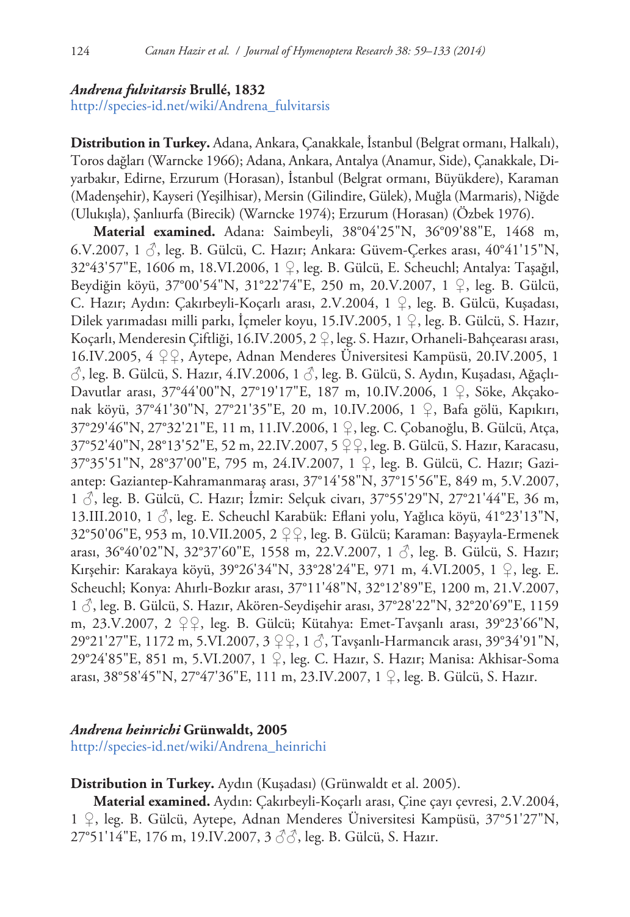### *Andrena fulvitarsis* Brullé, 1832

http://species-id.net/wiki/Andrena_fulvitarsis

**Distribution in Turkey.** Adana, Ankara, Çanakkale, İstanbul (Belgrat ormanı, Halkalı), Toros dağları (Warncke 1966); Adana, Ankara, Antalya (Anamur, Side), Çanakkale, Diyarbakır, Edirne, Erzurum (Horasan), İstanbul (Belgrat ormanı, Büyükdere), Karaman (Madenşehir), Kayseri (Yeşilhisar), Mersin (Gilindire, Gülek), Muğla (Marmaris), Niğde (Ulukışla), Şanlıurfa (Birecik) (Warncke 1974); Erzurum (Horasan) (Özbek 1976).

**Material examined.** Adana: Saimbeyli, 38°04'25"N, 36°09'88"E, 1468 m, 6.V.2007, 1 ♂, leg. B. Gülcü, C. Hazır; Ankara: Güvem-Çerkes arası, 40°41'15"N, 32°43'57"E, 1606 m, 18.VI.2006, 1 ♀, leg. B. Gülcü, E. Scheuchl; Antalya: Taşağıl, Beydiğin köyü, 37°00'54"N, 31°22'74"E, 250 m, 20.V.2007, 1 ♀, leg. B. Gülcü, C. Hazır; Aydın: Çakırbeyli-Koçarlı arası, 2.V.2004, 1 ♀, leg. B. Gülcü, Kuşadası, Dilek yarımadası milli parkı, İçmeler koyu, 15.IV.2005, 1 ♀, leg. B. Gülcü, S. Hazır, Koçarlı, Menderesin Çiftliği, 16.IV.2005, 2 ♀, leg. S. Hazır, Orhaneli-Bahçearası arası, 16.IV.2005, 4 ♀♀, Aytepe, Adnan Menderes Üniversitesi Kampüsü, 20.IV.2005, 1 ♂, leg. B. Gülcü, S. Hazır, 4.IV.2006, 1 ♂, leg. B. Gülcü, S. Aydın, Kuşadası, Ağaçlı-Davutlar arası, 37°44'00"N, 27°19'17"E, 187 m, 10.IV.2006, 1 ♀, Söke, Akçakonak köyü, 37°41'30"N, 27°21'35"E, 20 m, 10.IV.2006, 1 ♀, Bafa gölü, Kapıkırı, 37°29'46"N, 27°32'21"E, 11 m, 11.IV.2006, 1 ♀, leg. C. Çobanoğlu, B. Gülcü, Atça, 37°52'40"N, 28°13'52"E, 52 m, 22.IV.2007, 5 ♀♀, leg. B. Gülcü, S. Hazır, Karacasu, 37°35'51"N, 28°37'00"E, 795 m, 24.IV.2007, 1 ♀, leg. B. Gülcü, C. Hazır; Gaziantep: Gaziantep-Kahramanmaraş arası, 37°14'58"N, 37°15'56"E, 849 m, 5.V.2007, 1 ♂, leg. B. Gülcü, C. Hazır; İzmir: Selçuk civarı, 37°55'29"N, 27°21'44"E, 36 m, 13.III.2010, 1 ♂, leg. E. Scheuchl Karabük: Eflani yolu, Yağlıca köyü, 41°23'13"N, 32°50'06"E, 953 m, 10.VII.2005, 2 ♀♀, leg. B. Gülcü; Karaman: Başyayla-Ermenek arası, 36°40'02"N, 32°37'60"E, 1558 m, 22.V.2007, 1 ♂, leg. B. Gülcü, S. Hazır; Kırşehir: Karakaya köyü, 39°26'34"N, 33°28'24"E, 971 m, 4.VI.2005, 1 ♀, leg. E. Scheuchl; Konya: Ahırlı-Bozkır arası, 37°11'48"N, 32°12'89"E, 1200 m, 21.V.2007, 1 ♂, leg. B. Gülcü, S. Hazır, Akören-Seydişehir arası, 37°28'22"N, 32°20'69"E, 1159 m, 23.V.2007, 2 ♀♀, leg. B. Gülcü; Kütahya: Emet-Tavşanlı arası, 39°23'66"N, 29°21'27"E, 1172 m, 5.VI.2007, 3 ♀♀, 1 ♂, Tavşanlı-Harmancık arası, 39°34'91"N, 29°24'85"E, 851 m, 5.VI.2007, 1 ♀, leg. C. Hazır, S. Hazır; Manisa: Akhisar-Soma arası, 38°58'45"N, 27°47'36"E, 111 m, 23.IV.2007, 1 ♀, leg. B. Gülcü, S. Hazır.

### *Andrena heinrichi* Grünwaldt, 2005

http://species-id.net/wiki/Andrena_heinrichi

**Distribution in Turkey.** Aydın (Kuşadası) (Grünwaldt et al. 2005).

**Material examined.** Aydın: Çakırbeyli-Koçarlı arası, Çine çayı çevresi, 2.V.2004, 1 ♀, leg. B. Gülcü, Aytepe, Adnan Menderes Üniversitesi Kampüsü, 37°51'27"N, 27°51'14"E, 176 m, 19.IV.2007, 3 ♂♂, leg. B. Gülcü, S. Hazır.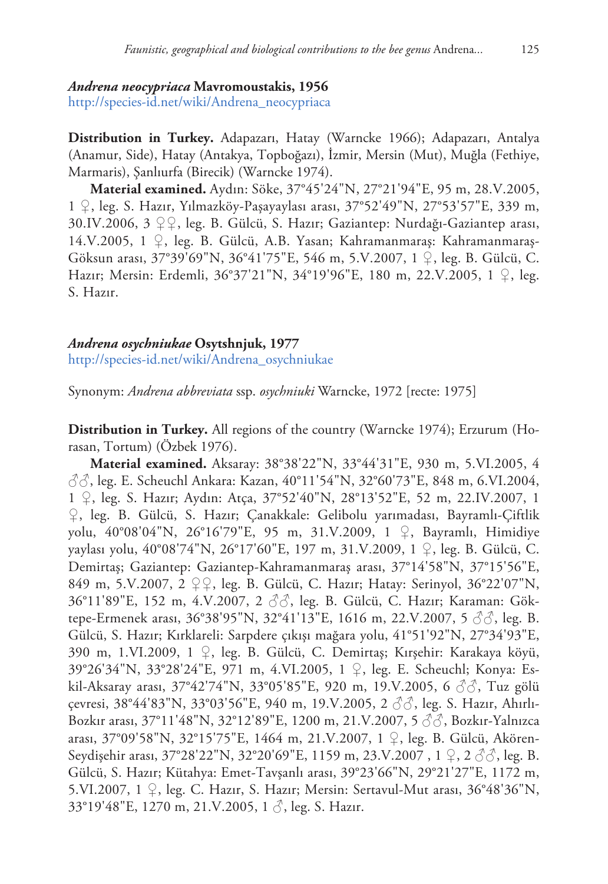### *Andrena neocypriaca* Mavromoustakis, 1956

http://species-id.net/wiki/Andrena_neocypriaca

**Distribution in Turkey.** Adapazarı, Hatay (Warncke 1966); Adapazarı, Antalya (Anamur, Side), Hatay (Antakya, Topboğazı), İzmir, Mersin (Mut), Muğla (Fethiye, Marmaris), Şanlıurfa (Birecik) (Warncke 1974).

**Material examined.** Aydın: Söke, 37°45'24"N, 27°21'94"E, 95 m, 28.V.2005, 1 ♀, leg. S. Hazır, Yılmazköy-Paşayaylası arası, 37°52'49"N, 27°53'57"E, 339 m, 30.IV.2006, 3 ♀♀, leg. B. Gülcü, S. Hazır; Gaziantep: Nurdağı-Gaziantep arası, 14.V.2005, 1 ♀, leg. B. Gülcü, A.B. Yasan; Kahramanmaraş: Kahramanmaraş-Göksun arası, 37°39'69"N, 36°41'75"E, 546 m, 5.V.2007, 1 ♀, leg. B. Gülcü, C. Hazır; Mersin: Erdemli, 36°37'21"N, 34°19'96"E, 180 m, 22.V.2005, 1 ♀, leg. S. Hazır.

### *Andrena osychniukae* Osytshnjuk, 1977

http://species-id.net/wiki/Andrena_osychniukae

Synonym: *Andrena abbreviata* ssp. *osychniuki* Warncke, 1972 [recte: 1975]

**Distribution in Turkey.** All regions of the country (Warncke 1974); Erzurum (Horasan, Tortum) (Özbek 1976).

**Material examined.** Aksaray: 38°38'22"N, 33°44'31"E, 930 m, 5.VI.2005, 4 ♂♂, leg. E. Scheuchl Ankara: Kazan, 40°11'54"N, 32°60'73"E, 848 m, 6.VI.2004, 1 ♀, leg. S. Hazır; Aydın: Atça, 37°52'40"N, 28°13'52"E, 52 m, 22.IV.2007, 1 ♀, leg. B. Gülcü, S. Hazır; Çanakkale: Gelibolu yarımadası, Bayramlı-Çiftlik yolu, 40°08'04"N, 26°16'79"E, 95 m, 31.V.2009, 1 ♀, Bayramlı, Himidiye yaylası yolu, 40°08'74"N, 26°17'60"E, 197 m, 31.V.2009, 1 ♀, leg. B. Gülcü, C. Demirtaş; Gaziantep: Gaziantep-Kahramanmaraş arası, 37°14'58"N, 37°15'56"E, 849 m, 5.V.2007, 2 ♀♀, leg. B. Gülcü, C. Hazır; Hatay: Serinyol, 36°22'07"N, 36°11'89"E, 152 m, 4.V.2007, 2 ♂♂, leg. B. Gülcü, C. Hazır; Karaman: Göktepe-Ermenek arası, 36°38'95"N, 32°41'13"E, 1616 m, 22.V.2007, 5 ♂♂, leg. B. Gülcü, S. Hazır; Kırklareli: Sarpdere çıkışı mağara yolu, 41°51'92"N, 27°34'93"E, 390 m, 1.VI.2009, 1 ♀, leg. B. Gülcü, C. Demirtaş; Kırşehir: Karakaya köyü, 39°26'34"N, 33°28'24"E, 971 m, 4.VI.2005, 1 ♀, leg. E. Scheuchl; Konya: Eskil-Aksaray arası, 37°42'74"N, 33°05'85"E, 920 m, 19.V.2005, 6 ♂♂, Tuz gölü çevresi, 38°44'83"N, 33°03'56"E, 940 m, 19.V.2005, 2 ♂♂, leg. S. Hazır, Ahırlı-Bozkır arası, 37°11'48"N, 32°12'89"E, 1200 m, 21.V.2007, 5 ♂♂, Bozkır-Yalnızca arası, 37°09'58"N, 32°15'75"E, 1464 m, 21.V.2007, 1 ♀, leg. B. Gülcü, Akören-Seydişehir arası, 37°28'22"N, 32°20'69"E, 1159 m, 23.V.2007 , 1 ♀, 2 ♂♂, leg. B. Gülcü, S. Hazır; Kütahya: Emet-Tavşanlı arası, 39°23'66"N, 29°21'27"E, 1172 m, 5.VI.2007, 1 ♀, leg. C. Hazır, S. Hazır; Mersin: Sertavul-Mut arası, 36°48'36"N, 33°19'48"E, 1270 m, 21.V.2005, 1 ♂, leg. S. Hazır.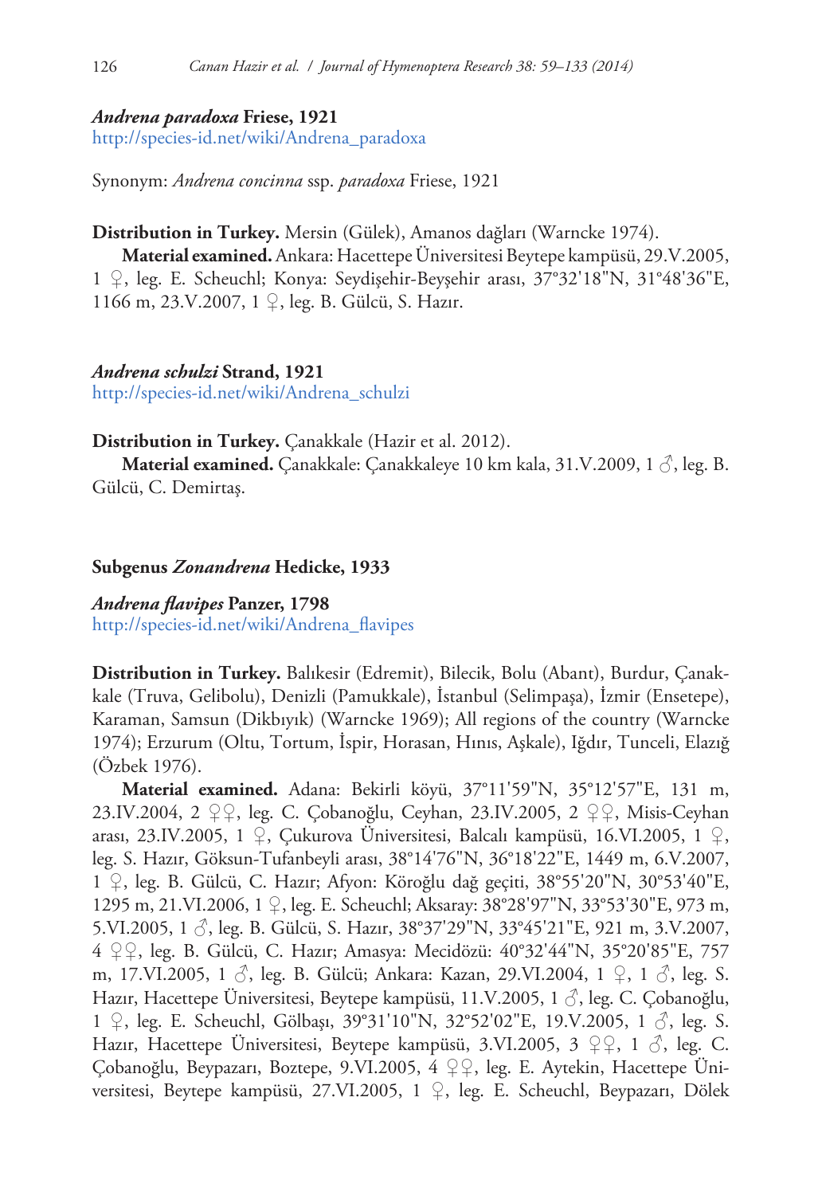### *Andrena paradoxa* Friese, 1921

http://species-id.net/wiki/Andrena_paradoxa

Synonym: *Andrena concinna* ssp. *paradoxa* Friese, 1921

**Distribution in Turkey.** Mersin (Gülek), Amanos dağları (Warncke 1974).

**Material examined.** Ankara: Hacettepe Üniversitesi Beytepe kampüsü, 29.V.2005, 1 ♀, leg. E. Scheuchl; Konya: Seydişehir-Beyşehir arası, 37°32'18"N, 31°48'36"E, 1166 m, 23.V.2007, 1 ♀, leg. B. Gülcü, S. Hazır.

### *Andrena schulzi* Strand, 1921

http://species-id.net/wiki/Andrena_schulzi

**Distribution in Turkey.** Çanakkale (Hazir et al. 2012).

**Material examined.** Çanakkale: Çanakkaleye 10 km kala, 31.V.2009, 1 ♂, leg. B. Gülcü, C. Demirtaş.

## Subgenus *Zonandrena* Hedicke, 1933

### *Andrena flavipes* Panzer, 1798

http://species-id.net/wiki/Andrena_flavipes

**Distribution in Turkey.** Balıkesir (Edremit), Bilecik, Bolu (Abant), Burdur, Çanakkale (Truva, Gelibolu), Denizli (Pamukkale), İstanbul (Selimpaşa), İzmir (Ensetepe), Karaman, Samsun (Dikbıyık) (Warncke 1969); All regions of the country (Warncke 1974); Erzurum (Oltu, Tortum, İspir, Horasan, Hınıs, Aşkale), Iğdır, Tunceli, Elazığ (Özbek 1976).

**Material examined.** Adana: Bekirli köyü, 37°11'59"N, 35°12'57"E, 131 m, 23.IV.2004, 2 ♀♀, leg. C. Çobanoğlu, Ceyhan, 23.IV.2005, 2 ♀♀, Misis-Ceyhan arası, 23.IV.2005, 1 ♀, Çukurova Üniversitesi, Balcalı kampüsü, 16.VI.2005, 1 ♀, leg. S. Hazır, Göksun-Tufanbeyli arası, 38°14'76"N, 36°18'22"E, 1449 m, 6.V.2007, 1 ♀, leg. B. Gülcü, C. Hazır; Afyon: Köroğlu dağ geçiti, 38°55'20"N, 30°53'40"E, 1295 m, 21.VI.2006, 1 ♀, leg. E. Scheuchl; Aksaray: 38°28'97"N, 33°53'30"E, 973 m, 5.VI.2005, 1 ♂, leg. B. Gülcü, S. Hazır, 38°37'29"N, 33°45'21"E, 921 m, 3.V.2007, 4 ♀♀, leg. B. Gülcü, C. Hazır; Amasya: Mecidözü: 40°32'44"N, 35°20'85"E, 757 m, 17.VI.2005, 1 ♂, leg. B. Gülcü; Ankara: Kazan, 29.VI.2004, 1 ♀, 1 ♂, leg. S. Hazır, Hacettepe Üniversitesi, Beytepe kampüsü, 11.V.2005, 1 ♂, leg. C. Çobanoğlu, 1 ♀, leg. E. Scheuchl, Gölbaşı, 39°31'10"N, 32°52'02"E, 19.V.2005, 1 ♂, leg. S. Hazır, Hacettepe Üniversitesi, Beytepe kampüsü, 3.VI.2005, 3 ♀♀, 1 ♂, leg. C. Çobanoğlu, Beypazarı, Boztepe, 9.VI.2005, 4 ♀♀, leg. E. Aytekin, Hacettepe Üniversitesi, Beytepe kampüsü, 27.VI.2005, 1 ♀, leg. E. Scheuchl, Beypazarı, Dölek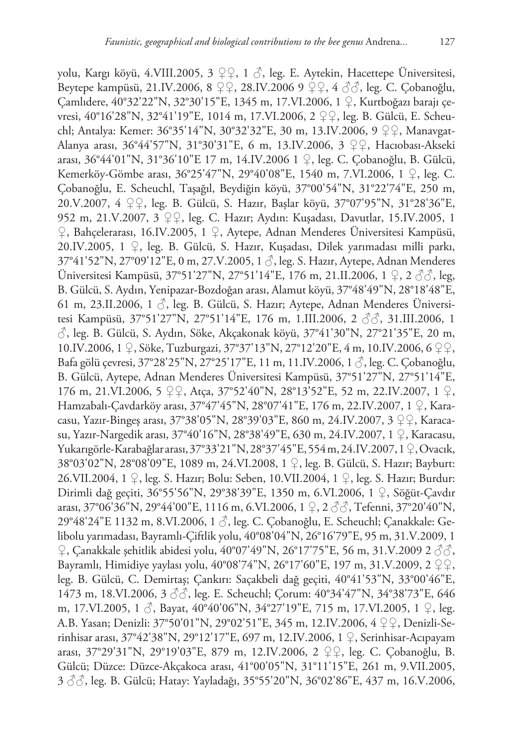yolu, Kargı köyü, 4.VIII.2005, 3 ♀♀, 1 ♂, leg. E. Aytekin, Hacettepe Üniversitesi, Beytepe kampüsü, 21.IV.2006, 8 ♀♀, 28.IV.2006 9 ♀♀, 4 ♂♂, leg. C. Çobanoğlu, Çamlıdere, 40°32'22"N, 32°30'15"E, 1345 m, 17.VI.2006, 1 ♀, Kurtboğazı barajı çevresi, 40°16'28"N, 32°41'19"E, 1014 m, 17.VI.2006, 2 ♀♀, leg. B. Gülcü, E. Scheuchl; Antalya: Kemer: 36°35'14"N, 30°32'32"E, 30 m, 13.IV.2006, 9 ♀♀, Manavgat-Alanya arası, 36°44'57"N, 31°30'31"E, 6 m, 13.IV.2006, 3 ♀♀, Hacıobası-Akseki arası, 36°44'01"N, 31°36'10"E 17 m, 14.IV.2006 1 ♀, leg. C. Çobanoğlu, B. Gülcü, Kemerköy-Gömbe arası, 36°25'47"N, 29°40'08"E, 1540 m, 7.VI.2006, 1 ♀, leg. C. Çobanoğlu, E. Scheuchl, Taşağıl, Beydiğin köyü, 37°00'54"N, 31°22'74"E, 250 m, 20.V.2007, 4 ♀♀, leg. B. Gülcü, S. Hazır, Başlar köyü, 37°07'95"N, 31°28'36"E, 952 m, 21.V.2007, 3 ♀♀, leg. C. Hazır; Aydın: Kuşadası, Davutlar, 15.IV.2005, 1 ♀, Bahçelerarası, 16.IV.2005, 1 ♀, Aytepe, Adnan Menderes Üniversitesi Kampüsü, 20.IV.2005, 1 ♀, leg. B. Gülcü, S. Hazır, Kuşadası, Dilek yarımadası milli parkı, 37°41'52"N, 27°09'12"E, 0 m, 27.V.2005, 1 ♂, leg. S. Hazır, Aytepe, Adnan Menderes Üniversitesi Kampüsü, 37°51'27"N, 27°51'14"E, 176 m, 21.II.2006, 1 ♀, 2 ♂♂, leg, B. Gülcü, S. Aydın, Yenipazar-Bozdoğan arası, Alamut köyü, 37°48'49"N, 28°18'48"E, 61 m, 23.II.2006, 1 ♂, leg. B. Gülcü, S. Hazır; Aytepe, Adnan Menderes Üniversitesi Kampüsü, 37°51'27"N, 27°51'14"E, 176 m, 1.III.2006, 2 ♂♂, 31.III.2006, 1 ♂, leg. B. Gülcü, S. Aydın, Söke, Akçakonak köyü, 37°41'30"N, 27°21'35"E, 20 m, 10.IV.2006, 1 ♀, Söke, Tuzburgazi, 37°37'13"N, 27°12'20"E, 4 m, 10.IV.2006, 6 ♀♀, Bafa gölü çevresi, 37°28'25"N, 27°25'17"E, 11 m, 11.IV.2006, 1 ♂, leg. C. Çobanoğlu, B. Gülcü, Aytepe, Adnan Menderes Üniversitesi Kampüsü, 37°51'27"N, 27°51'14"E, 176 m, 21.VI.2006, 5 ♀♀, Atça, 37°52'40"N, 28°13'52"E, 52 m, 22.IV.2007, 1 ♀, Hamzabalı-Çavdarköy arası, 37°47'45"N, 28°07'41"E, 176 m, 22.IV.2007, 1 ♀, Karacasu, Yazır-Bingeş arası, 37°38'05"N, 28°39'03"E, 860 m, 24.IV.2007, 3 ♀♀, Karacasu, Yazır-Nargedik arası, 37°40'16"N, 28°38'49"E, 630 m, 24.IV.2007, 1 ♀, Karacasu, Yukarıgörle-Karabağlar arası, 37°33'21"N, 28°37'45"E, 554 m, 24.IV.2007, 1 ♀, Ovacık, 38°03'02"N, 28°08'09"E, 1089 m, 24.VI.2008, 1 ♀, leg. B. Gülcü, S. Hazır; Bayburt: 26.VII.2004, 1 ♀, leg. S. Hazır; Bolu: Seben, 10.VII.2004, 1 ♀, leg. S. Hazır; Burdur: Dirimli dağ geçiti, 36°55'56"N, 29°38'39"E, 1350 m, 6.VI.2006, 1 ♀, Söğüt-Çavdır arası, 37°06'36"N, 29°44'00"E, 1116 m, 6.VI.2006, 1 ♀, 2 ♂♂, Tefenni, 37°20'40"N, 29°48'24"E 1132 m, 8.VI.2006, 1 ♂, leg. C. Çobanoğlu, E. Scheuchl; Çanakkale: Gelibolu yarımadası, Bayramlı-Çiftlik yolu, 40°08'04"N, 26°16'79"E, 95 m, 31.V.2009, 1 ♀, Çanakkale şehitlik abidesi yolu, 40°07'49"N, 26°17'75"E, 56 m, 31.V.2009 2 ♂♂, Bayramlı, Himidiye yaylası yolu, 40°08'74"N, 26°17'60"E, 197 m, 31.V.2009, 2 ♀♀, leg. B. Gülcü, C. Demirtaş; Çankırı: Saçakbeli dağ geçiti, 40°41'53"N, 33°00'46"E, 1473 m, 18.VI.2006, 3 ♂♂, leg. E. Scheuchl; Çorum: 40°34'47"N, 34°38'73"E, 646 m, 17.VI.2005, 1 ♂, Bayat, 40°40'06"N, 34°27'19"E, 715 m, 17.VI.2005, 1 ♀, leg. A.B. Yasan; Denizli: 37°50'01"N, 29°02'51"E, 345 m, 12.IV.2006, 4 ♀♀, Denizli-Serinhisar arası, 37°42'38"N, 29°12'17"E, 697 m, 12.IV.2006, 1 ♀, Serinhisar-Acıpayam arası, 37°29'31"N, 29°19'03"E, 879 m, 12.IV.2006, 2 ♀♀, leg. C. Çobanoğlu, B. Gülcü; Düzce: Düzce-Akçakoca arası, 41°00'05"N, 31°11'15"E, 261 m, 9.VII.2005, 3 ♂♂, leg. B. Gülcü; Hatay: Yayladağı, 35°55'20"N, 36°02'86"E, 437 m, 16.V.2006,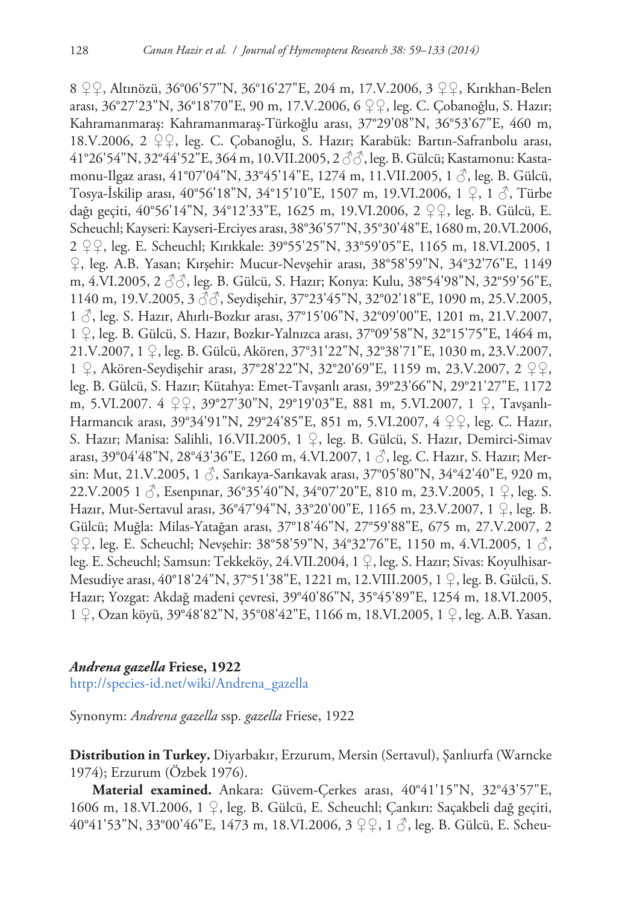8 ♀♀, Altınözü, 36°06'57"N, 36°16'27"E, 204 m, 17.V.2006, 3 ♀♀, Kırıkhan-Belen arası, 36°27'23"N, 36°18'70"E, 90 m, 17.V.2006, 6 ♀♀, leg. C. Çobanoğlu, S. Hazır; Kahramanmaraş: Kahramanmaraş-Türkoğlu arası, 37°29'08"N, 36°53'67"E, 460 m, 18.V.2006, 2 ♀♀, leg. C. Çobanoğlu, S. Hazır; Karabük: Bartın-Safranbolu arası, 41°26'54"N, 32°44'52"E, 364 m, 10.VII.2005, 2 ♂♂, leg. B. Gülcü; Kastamonu: Kastamonu-Ilgaz arası, 41°07'04"N, 33°45'14"E, 1274 m, 11.VII.2005, 1 ♂, leg. B. Gülcü, Tosya-İskilip arası, 40°56'18"N, 34°15'10"E, 1507 m, 19.VI.2006, 1 ♀, 1 ♂, Türbe dağı geçiti, 40°56'14"N, 34°12'33"E, 1625 m, 19.VI.2006, 2 ♀♀, leg. B. Gülcü, E. Scheuchl; Kayseri: Kayseri-Erciyes arası, 38°36'57"N, 35°30'48"E, 1680 m, 20.VI.2006, 2 ♀♀, leg. E. Scheuchl; Kırıkkale: 39°55'25"N, 33°59'05"E, 1165 m, 18.VI.2005, 1 ♀, leg. A.B. Yasan; Kırşehir: Mucur-Nevşehir arası, 38°58'59"N, 34°32'76"E, 1149 m, 4.VI.2005, 2 ♂♂, leg. B. Gülcü, S. Hazır; Konya: Kulu, 38°54'98"N, 32°59'56"E, 1140 m, 19.V.2005, 3 ♂♂, Seydişehir, 37°23'45"N, 32°02'18"E, 1090 m, 25.V.2005, 1 ♂, leg. S. Hazır, Ahırlı-Bozkır arası, 37°15'06"N, 32°09'00"E, 1201 m, 21.V.2007, 1 ♀, leg. B. Gülcü, S. Hazır, Bozkır-Yalnızca arası, 37°09'58"N, 32°15'75"E, 1464 m, 21.V.2007, 1 ♀, leg. B. Gülcü, Akören, 37°31'22"N, 32°38'71"E, 1030 m, 23.V.2007, 1 ♀, Akören-Seydişehir arası, 37°28'22"N, 32°20'69"E, 1159 m, 23.V.2007, 2 ♀♀, leg. B. Gülcü, S. Hazır; Kütahya: Emet-Tavşanlı arası, 39°23'66"N, 29°21'27"E, 1172 m, 5.VI.2007. 4 ♀♀, 39°27'30"N, 29°19'03"E, 881 m, 5.VI.2007, 1 ♀, Tavşanlı-Harmancık arası, 39°34'91"N, 29°24'85"E, 851 m, 5.VI.2007, 4 ♀♀, leg. C. Hazır, S. Hazır; Manisa: Salihli, 16.VII.2005, 1 ♀, leg. B. Gülcü, S. Hazır, Demirci-Simav arası, 39°04'48"N, 28°43'36"E, 1260 m, 4.VI.2007, 1 ♂, leg. C. Hazır, S. Hazır; Mersin: Mut, 21.V.2005, 1 ♂, Sarıkaya-Sarıkavak arası, 37°05'80"N, 34°42'40"E, 920 m, 22.V.2005 1 ♂, Esenpınar, 36°35'40"N, 34°07'20"E, 810 m, 23.V.2005, 1 ♀, leg. S. Hazır, Mut-Sertavul arası, 36°47'94"N, 33°20'00"E, 1165 m, 23.V.2007, 1 ♀, leg. B. Gülcü; Muğla: Milas-Yatağan arası, 37°18'46"N, 27°59'88"E, 675 m, 27.V.2007, 2 ♀♀, leg. E. Scheuchl; Nevşehir: 38°58'59"N, 34°32'76"E, 1150 m, 4.VI.2005, 1 ♂, leg. E. Scheuchl; Samsun: Tekkeköy, 24.VII.2004, 1 ♀, leg. S. Hazır; Sivas: Koyulhisar-Mesudiye arası, 40°18'24"N, 37°51'38"E, 1221 m, 12.VIII.2005, 1 ♀, leg. B. Gülcü, S. Hazır; Yozgat: Akdağ madeni çevresi, 39°40'86"N, 35°45'89"E, 1254 m, 18.VI.2005, 1 ♀, Ozan köyü, 39°48'82"N, 35°08'42"E, 1166 m, 18.VI.2005, 1 ♀, leg. A.B. Yasan.

### ***Andrena gazella*** **Friese, 1922**

http://species-id.net/wiki/Andrena_gazella

Synonym: *Andrena gazella* ssp. *gazella* Friese, 1922

**Distribution in Turkey.** Diyarbakır, Erzurum, Mersin (Sertavul), Şanlıurfa (Warncke 1974); Erzurum (Özbek 1976).

**Material examined.** Ankara: Güvem-Çerkes arası, 40°41'15"N, 32°43'57"E, 1606 m, 18.VI.2006, 1 ♀, leg. B. Gülcü, E. Scheuchl; Çankırı: Saçakbeli dağ geçiti, 40°41'53"N, 33°00'46"E, 1473 m, 18.VI.2006, 3 ♀♀, 1 ♂, leg. B. Gülcü, E. Scheu-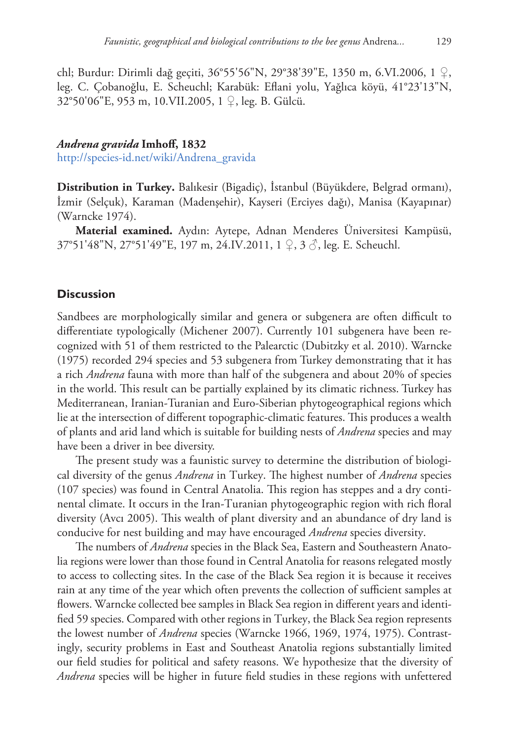chl; Burdur: Dirimli dağ geçiti, 36°55'56"N, 29°38'39"E, 1350 m, 6.VI.2006, 1 ♀, leg. C. Çobanoğlu, E. Scheuchl; Karabük: Eflani yolu, Yağlıca köyü, 41°23'13"N, 32°50'06"E, 953 m, 10.VII.2005, 1 ♀, leg. B. Gülcü.

#### *Andrena gravida* Imhoff, 1832

http://species-id.net/wiki/Andrena_gravida

**Distribution in Turkey.** Balıkesir (Bigadiç), İstanbul (Büyükdere, Belgrad ormanı), İzmir (Selçuk), Karaman (Madenşehir), Kayseri (Erciyes dağı), Manisa (Kayapınar) (Warncke 1974).

**Material examined.** Aydın: Aytepe, Adnan Menderes Üniversitesi Kampüsü, 37°51'48"N, 27°51'49"E, 197 m, 24.IV.2011, 1 ♀, 3 ♂, leg. E. Scheuchl.

## Discussion

Sandbees are morphologically similar and genera or subgenera are often difficult to differentiate typologically (Michener 2007). Currently 101 subgenera have been recognized with 51 of them restricted to the Palearctic (Dubitzky et al. 2010). Warncke (1975) recorded 294 species and 53 subgenera from Turkey demonstrating that it has a rich *Andrena* fauna with more than half of the subgenera and about 20% of species in the world. This result can be partially explained by its climatic richness. Turkey has Mediterranean, Iranian-Turanian and Euro-Siberian phytogeographical regions which lie at the intersection of different topographic-climatic features. This produces a wealth of plants and arid land which is suitable for building nests of *Andrena* species and may have been a driver in bee diversity.

The present study was a faunistic survey to determine the distribution of biological diversity of the genus *Andrena* in Turkey. The highest number of *Andrena* species (107 species) was found in Central Anatolia. This region has steppes and a dry continental climate. It occurs in the Iran-Turanian phytogeographic region with rich floral diversity (Avcı 2005). This wealth of plant diversity and an abundance of dry land is conducive for nest building and may have encouraged *Andrena* species diversity.

The numbers of *Andrena* species in the Black Sea, Eastern and Southeastern Anatolia regions were lower than those found in Central Anatolia for reasons relegated mostly to access to collecting sites. In the case of the Black Sea region it is because it receives rain at any time of the year which often prevents the collection of sufficient samples at flowers. Warncke collected bee samples in Black Sea region in different years and identified 59 species. Compared with other regions in Turkey, the Black Sea region represents the lowest number of *Andrena* species (Warncke 1966, 1969, 1974, 1975). Contrastingly, security problems in East and Southeast Anatolia regions substantially limited our field studies for political and safety reasons. We hypothesize that the diversity of *Andrena* species will be higher in future field studies in these regions with unfettered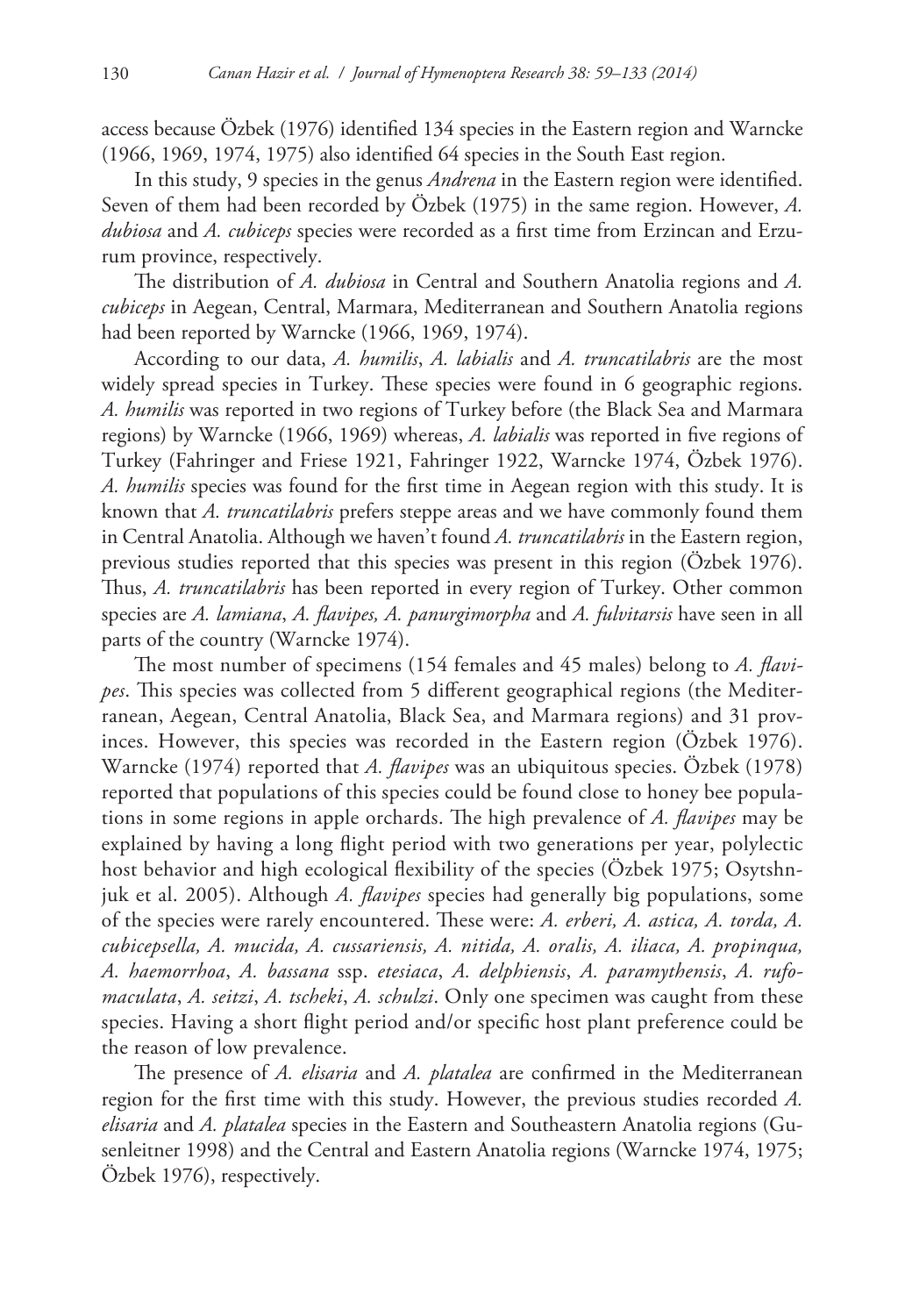access because Özbek (1976) identified 134 species in the Eastern region and Warncke (1966, 1969, 1974, 1975) also identified 64 species in the South East region.

In this study, 9 species in the genus *Andrena* in the Eastern region were identified. Seven of them had been recorded by Özbek (1975) in the same region. However, *A. dubiosa* and *A. cubiceps* species were recorded as a first time from Erzincan and Erzurum province, respectively.

The distribution of *A. dubiosa* in Central and Southern Anatolia regions and *A. cubiceps* in Aegean, Central, Marmara, Mediterranean and Southern Anatolia regions had been reported by Warncke (1966, 1969, 1974).

According to our data, *A. humilis*, *A. labialis* and *A. truncatilabris* are the most widely spread species in Turkey. These species were found in 6 geographic regions. *A. humilis* was reported in two regions of Turkey before (the Black Sea and Marmara regions) by Warncke (1966, 1969) whereas, *A. labialis* was reported in five regions of Turkey (Fahringer and Friese 1921, Fahringer 1922, Warncke 1974, Özbek 1976). *A. humilis* species was found for the first time in Aegean region with this study. It is known that *A. truncatilabris* prefers steppe areas and we have commonly found them in Central Anatolia. Although we haven't found *A. truncatilabris* in the Eastern region, previous studies reported that this species was present in this region (Özbek 1976). Thus, *A. truncatilabris* has been reported in every region of Turkey. Other common species are *A. lamiana*, *A. flavipes, A. panurgimorpha* and *A. fulvitarsis* have seen in all parts of the country (Warncke 1974).

The most number of specimens (154 females and 45 males) belong to *A. flavipes*. This species was collected from 5 different geographical regions (the Mediterranean, Aegean, Central Anatolia, Black Sea, and Marmara regions) and 31 provinces. However, this species was recorded in the Eastern region (Özbek 1976). Warncke (1974) reported that *A. flavipes* was an ubiquitous species. Özbek (1978) reported that populations of this species could be found close to honey bee populations in some regions in apple orchards. The high prevalence of *A. flavipes* may be explained by having a long flight period with two generations per year, polylectic host behavior and high ecological flexibility of the species (Özbek 1975; Osytshnjuk et al. 2005). Although *A. flavipes* species had generally big populations, some of the species were rarely encountered. These were: *A. erberi, A. astica, A. torda, A. cubicepsella, A. mucida, A. cussariensis, A. nitida, A. oralis, A. iliaca, A. propinqua, A. haemorrhoa*, *A. bassana* ssp. *etesiaca*, *A. delphiensis*, *A. paramythensis*, *A. rufomaculata*, *A. seitzi*, *A. tscheki*, *A. schulzi*. Only one specimen was caught from these species. Having a short flight period and/or specific host plant preference could be the reason of low prevalence.

The presence of *A. elisaria* and *A. platalea* are confirmed in the Mediterranean region for the first time with this study. However, the previous studies recorded *A. elisaria* and *A. platalea* species in the Eastern and Southeastern Anatolia regions (Gusenleitner 1998) and the Central and Eastern Anatolia regions (Warncke 1974, 1975; Özbek 1976), respectively.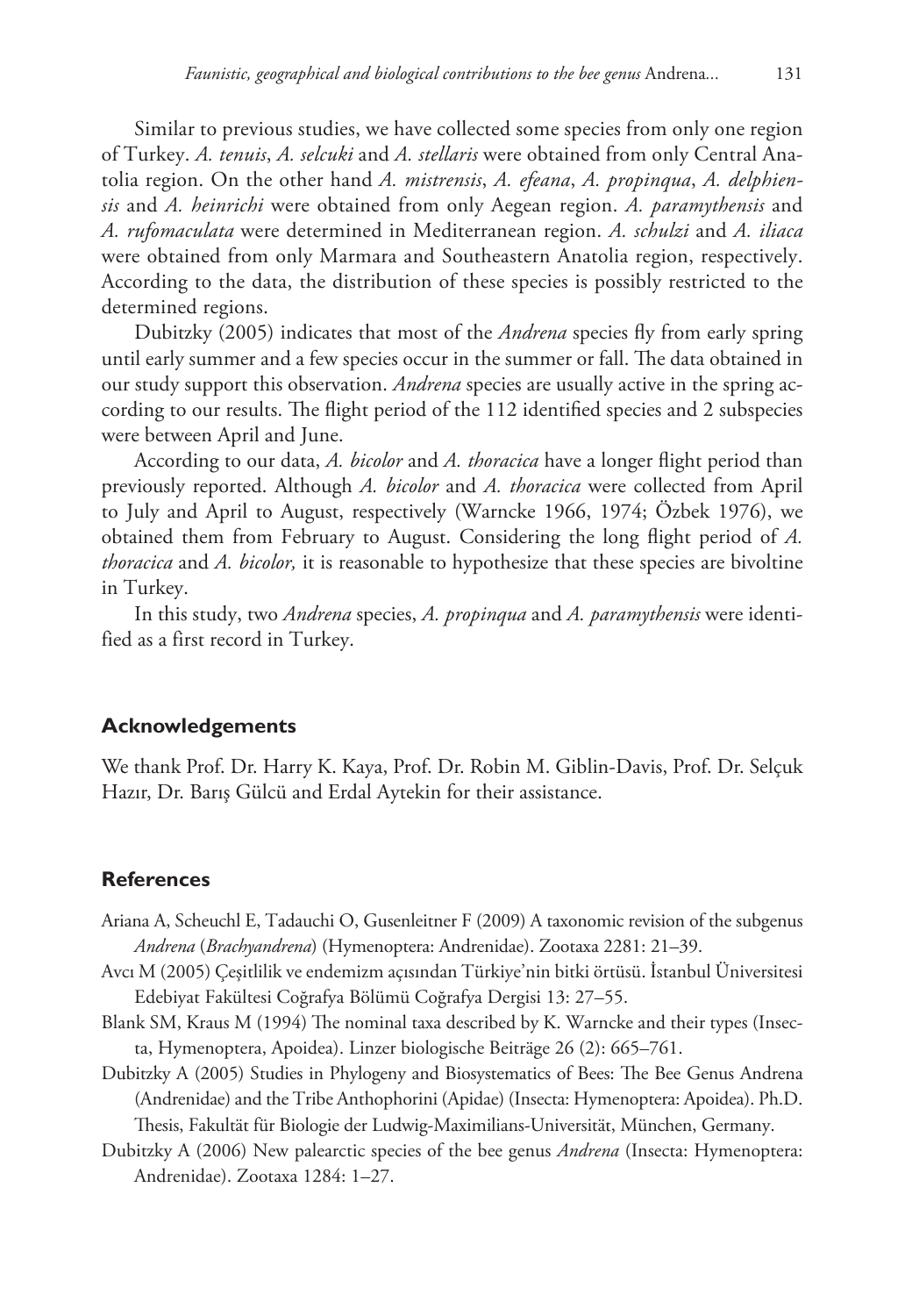Similar to previous studies, we have collected some species from only one region of Turkey. *A. tenuis*, *A. selcuki* and *A. stellaris* were obtained from only Central Anatolia region. On the other hand *A. mistrensis*, *A. efeana*, *A. propinqua*, *A. delphiensis* and *A. heinrichi* were obtained from only Aegean region. *A. paramythensis* and *A. rufomaculata* were determined in Mediterranean region. *A. schulzi* and *A. iliaca* were obtained from only Marmara and Southeastern Anatolia region, respectively. According to the data, the distribution of these species is possibly restricted to the determined regions.

Dubitzky (2005) indicates that most of the *Andrena* species fly from early spring until early summer and a few species occur in the summer or fall. The data obtained in our study support this observation. *Andrena* species are usually active in the spring according to our results. The flight period of the 112 identified species and 2 subspecies were between April and June.

According to our data, *A. bicolor* and *A. thoracica* have a longer flight period than previously reported. Although *A. bicolor* and *A. thoracica* were collected from April to July and April to August, respectively (Warncke 1966, 1974; Özbek 1976), we obtained them from February to August. Considering the long flight period of *A. thoracica* and *A. bicolor,* it is reasonable to hypothesize that these species are bivoltine in Turkey.

In this study, two *Andrena* species, *A. propinqua* and *A. paramythensis* were identified as a first record in Turkey.

## Acknowledgements

We thank Prof. Dr. Harry K. Kaya, Prof. Dr. Robin M. Giblin-Davis, Prof. Dr. Selçuk Hazır, Dr. Barış Gülcü and Erdal Aytekin for their assistance.

## References

Ariana A, Scheuchl E, Tadauchi O, Gusenleitner F (2009) A taxonomic revision of the subgenus *Andrena* (*Brachyandrena*) (Hymenoptera: Andrenidae). Zootaxa 2281: 21–39.

Avcı M (2005) Çeşitlilik ve endemizm açısından Türkiye'nin bitki örtüsü. İstanbul Üniversitesi Edebiyat Fakültesi Coğrafya Bölümü Coğrafya Dergisi 13: 27–55.

Blank SM, Kraus M (1994) The nominal taxa described by K. Warncke and their types (Insecta, Hymenoptera, Apoidea). Linzer biologische Beiträge 26 (2): 665–761.

Dubitzky A (2005) Studies in Phylogeny and Biosystematics of Bees: The Bee Genus Andrena (Andrenidae) and the Tribe Anthophorini (Apidae) (Insecta: Hymenoptera: Apoidea). Ph.D. Thesis, Fakultät für Biologie der Ludwig-Maximilians-Universität, München, Germany.

Dubitzky A (2006) New palearctic species of the bee genus *Andrena* (Insecta: Hymenoptera: Andrenidae). Zootaxa 1284: 1–27.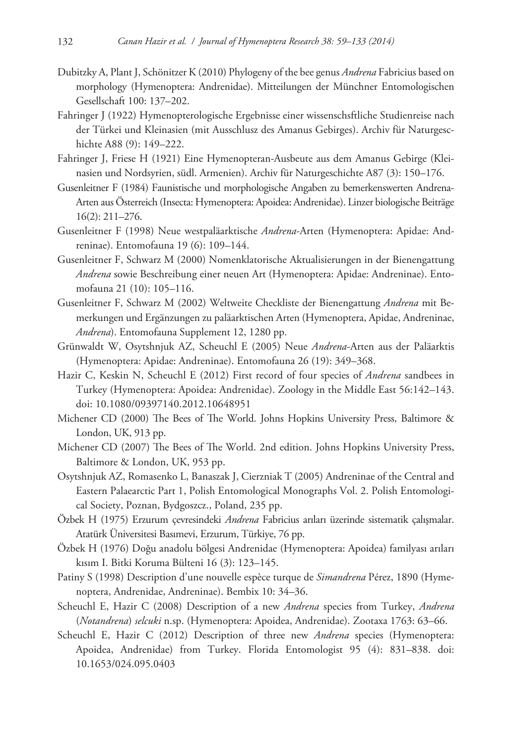Dubitzky A, Plant J, Schönitzer K (2010) Phylogeny of the bee genus *Andrena* Fabricius based on morphology (Hymenoptera: Andrenidae). Mitteilungen der Münchner Entomologischen Gesellschaft 100: 137–202.

Fahringer J (1922) Hymenopterologische Ergebnisse einer wissenschsftliche Studienreise nach der Türkei und Kleinasien (mit Ausschlusz des Amanus Gebirges). Archiv für Naturgeschichte A88 (9): 149–222.

Fahringer J, Friese H (1921) Eine Hymenopteran-Ausbeute aus dem Amanus Gebirge (Kleinasien und Nordsyrien, südl. Armenien). Archiv für Naturgeschichte A87 (3): 150–176.

Gusenleitner F (1984) Faunistische und morphologische Angaben zu bemerkenswerten Andrena-Arten aus Österreich (Insecta: Hymenoptera: Apoidea: Andrenidae). Linzer biologische Beiträge 16(2): 211–276.

Gusenleitner F (1998) Neue westpaläarktische *Andrena*-Arten (Hymenoptera: Apidae: Andreninae). Entomofauna 19 (6): 109–144.

Gusenleitner F, Schwarz M (2000) Nomenklatorische Aktualisierungen in der Bienengattung *Andrena* sowie Beschreibung einer neuen Art (Hymenoptera: Apidae: Andreninae). Entomofauna 21 (10): 105–116.

Gusenleitner F, Schwarz M (2002) Weltweite Checkliste der Bienengattung *Andrena* mit Bemerkungen und Ergänzungen zu paläarktischen Arten (Hymenoptera, Apidae, Andreninae, *Andrena*). Entomofauna Supplement 12, 1280 pp.

Grünwaldt W, Osytshnjuk AZ, Scheuchl E (2005) Neue *Andrena*-Arten aus der Paläarktis (Hymenoptera: Apidae: Andreninae). Entomofauna 26 (19): 349–368.

Hazir C, Keskin N, Scheuchl E (2012) First record of four species of *Andrena* sandbees in Turkey (Hymenoptera: Apoidea: Andrenidae). Zoology in the Middle East 56:142–143. doi: 10.1080/09397140.2012.10648951

Michener CD (2000) The Bees of The World. Johns Hopkins University Press, Baltimore & London, UK, 913 pp.

Michener CD (2007) The Bees of The World. 2nd edition. Johns Hopkins University Press, Baltimore & London, UK, 953 pp.

Osytshnjuk AZ, Romasenko L, Banaszak J, Cierzniak T (2005) Andreninae of the Central and Eastern Palaearctic Part 1, Polish Entomological Monographs Vol. 2. Polish Entomological Society, Poznan, Bydgoszcz., Poland, 235 pp.

Özbek H (1975) Erzurum çevresindeki *Andrena* Fabricius arıları üzerinde sistematik çalışmalar. Atatürk Üniversitesi Basımevi, Erzurum, Türkiye, 76 pp.

Özbek H (1976) Doğu anadolu bölgesi Andrenidae (Hymenoptera: Apoidea) familyası arıları kısım I. Bitki Koruma Bülteni 16 (3): 123–145.

Patiny S (1998) Description d'une nouvelle espèce turque de *Simandrena* Pérez, 1890 (Hymenoptera, Andrenidae, Andreninae). Bembix 10: 34–36.

Scheuchl E, Hazir C (2008) Description of a new *Andrena* species from Turkey, *Andrena* (*Notandrena*) *selcuki* n.sp. (Hymenoptera: Apoidea, Andrenidae). Zootaxa 1763: 63–66.

Scheuchl E, Hazir C (2012) Description of three new *Andrena* species (Hymenoptera: Apoidea, Andrenidae) from Turkey. Florida Entomologist 95 (4): 831–838. doi: 10.1653/024.095.0403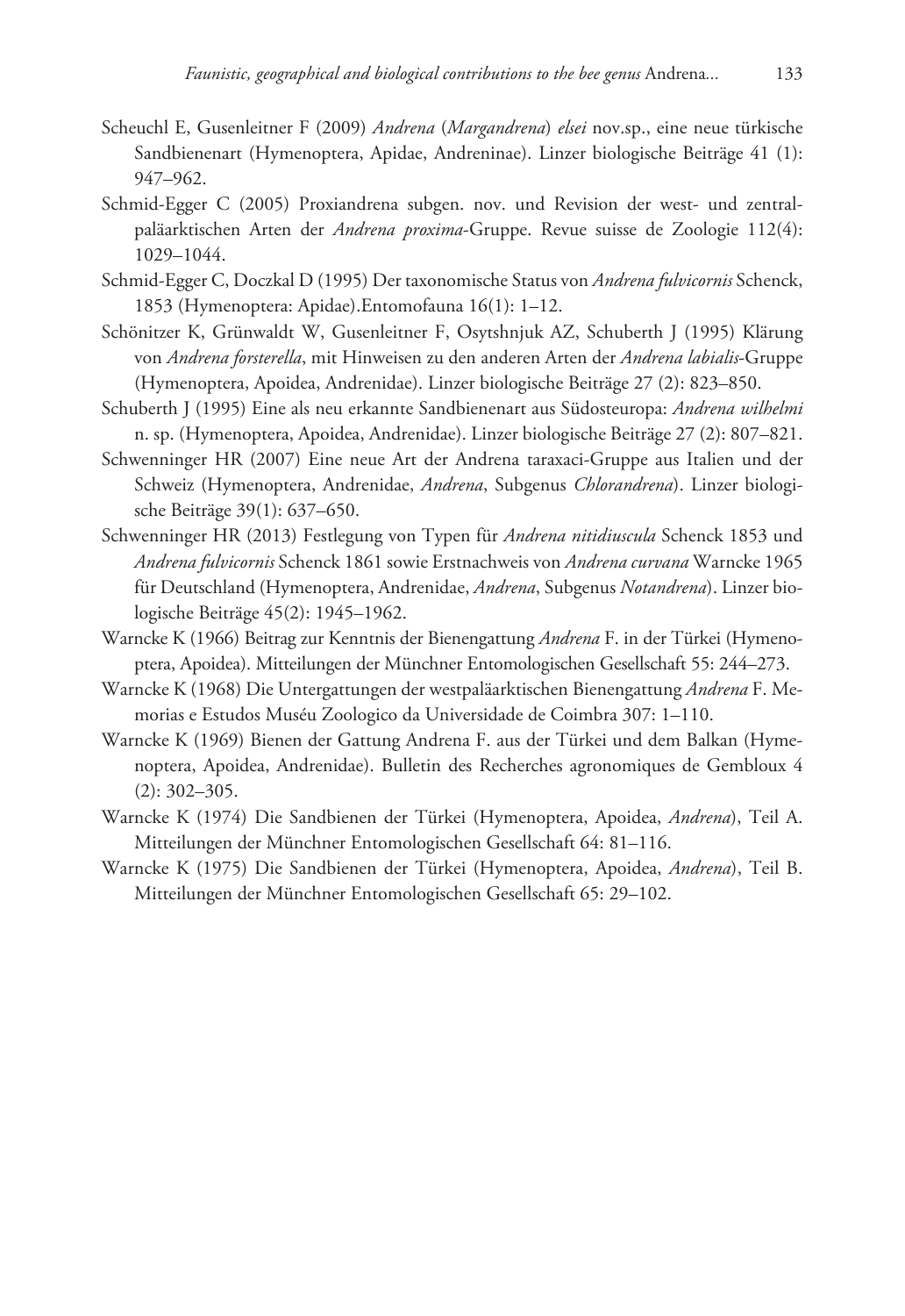Scheuchl E, Gusenleitner F (2009) *Andrena* (*Margandrena*) *elsei* nov.sp., eine neue türkische Sandbienenart (Hymenoptera, Apidae, Andreninae). Linzer biologische Beiträge 41 (1): 947–962.

Schmid-Egger C (2005) Proxiandrena subgen. nov. und Revision der west- und zentralpaläarktischen Arten der *Andrena proxima*-Gruppe. Revue suisse de Zoologie 112(4): 1029–1044.

Schmid-Egger C, Doczkal D (1995) Der taxonomische Status von *Andrena fulvicornis* Schenck, 1853 (Hymenoptera: Apidae).Entomofauna 16(1): 1–12.

Schönitzer K, Grünwaldt W, Gusenleitner F, Osytshnjuk AZ, Schuberth J (1995) Klärung von *Andrena forsterella*, mit Hinweisen zu den anderen Arten der *Andrena labialis*-Gruppe (Hymenoptera, Apoidea, Andrenidae). Linzer biologische Beiträge 27 (2): 823–850.

Schuberth J (1995) Eine als neu erkannte Sandbienenart aus Südosteuropa: *Andrena wilhelmi* n. sp. (Hymenoptera, Apoidea, Andrenidae). Linzer biologische Beiträge 27 (2): 807–821.

Schwenninger HR (2007) Eine neue Art der Andrena taraxaci-Gruppe aus Italien und der Schweiz (Hymenoptera, Andrenidae, *Andrena*, Subgenus *Chlorandrena*). Linzer biologische Beiträge 39(1): 637–650.

Schwenninger HR (2013) Festlegung von Typen für *Andrena nitidiuscula* Schenck 1853 und *Andrena fulvicornis* Schenck 1861 sowie Erstnachweis von *Andrena curvana* Warncke 1965 für Deutschland (Hymenoptera, Andrenidae, *Andrena*, Subgenus *Notandrena*). Linzer biologische Beiträge 45(2): 1945–1962.

Warncke K (1966) Beitrag zur Kenntnis der Bienengattung *Andrena* F. in der Türkei (Hymenoptera, Apoidea). Mitteilungen der Münchner Entomologischen Gesellschaft 55: 244–273.

Warncke K (1968) Die Untergattungen der westpaläarktischen Bienengattung *Andrena* F. Memorias e Estudos Muséu Zoologico da Universidade de Coimbra 307: 1–110.

Warncke K (1969) Bienen der Gattung Andrena F. aus der Türkei und dem Balkan (Hymenoptera, Apoidea, Andrenidae). Bulletin des Recherches agronomiques de Gembloux 4 (2): 302–305.

Warncke K (1974) Die Sandbienen der Türkei (Hymenoptera, Apoidea, *Andrena*), Teil A. Mitteilungen der Münchner Entomologischen Gesellschaft 64: 81–116.

Warncke K (1975) Die Sandbienen der Türkei (Hymenoptera, Apoidea, *Andrena*), Teil B. Mitteilungen der Münchner Entomologischen Gesellschaft 65: 29–102.